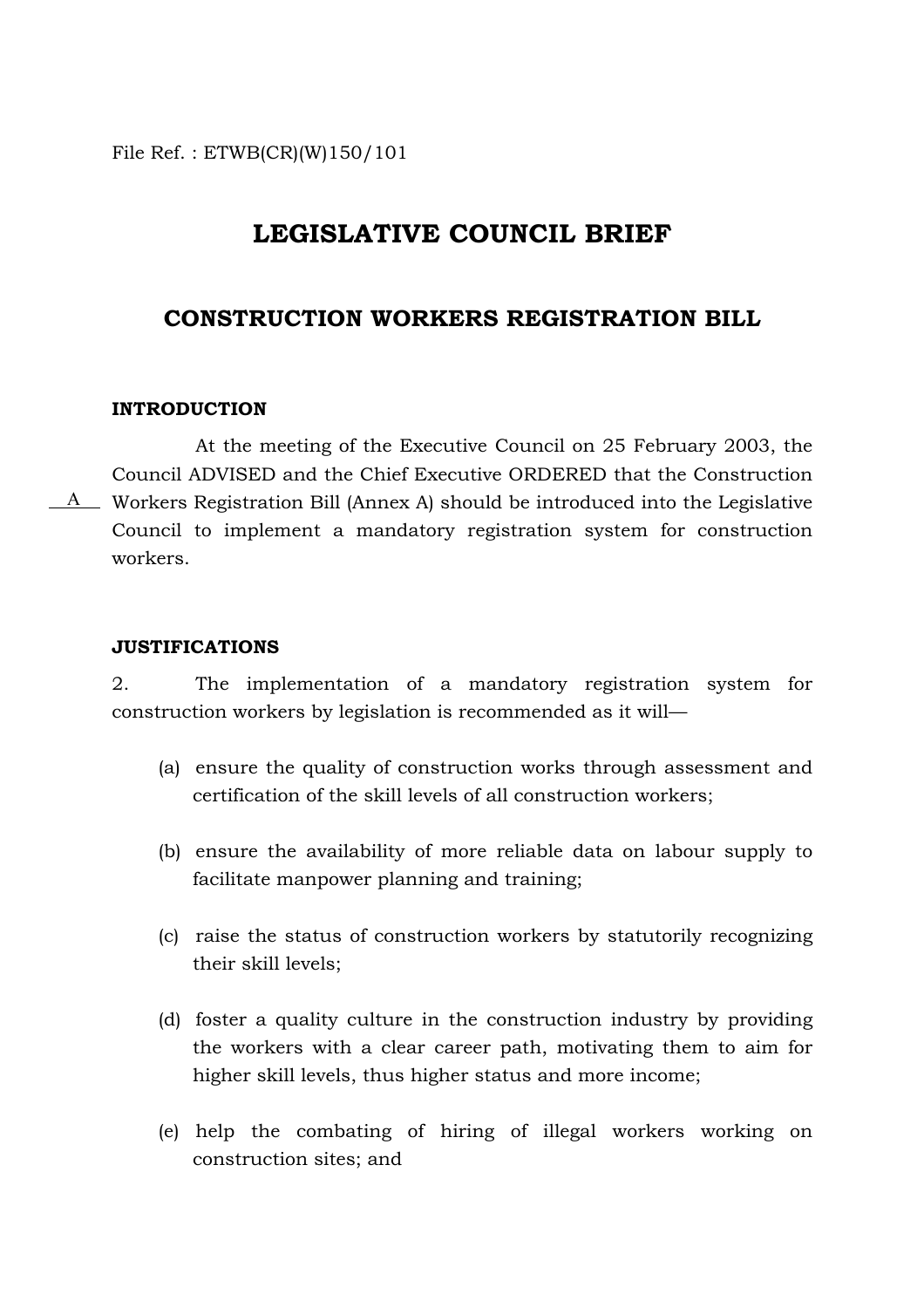File Ref. : ETWB(CR)(W)150/101

# LEGISLATIVE COUNCIL BRIEF

## CONSTRUCTION WORKERS REGISTRATION BILL

### INTRODUCTION

A

At the meeting of the Executive Council on 25 February 2003, the Council ADVISED and the Chief Executive ORDERED that the Construction Workers Registration Bill (Annex A) should be introduced into the Legislative Council to implement a mandatory registration system for construction workers.

### JUSTIFICATIONS

2. The implementation of a mandatory registration system for construction workers by legislation is recommended as it will—

(a) ensure the quality of construction works through assessment and certification of the skill levels of all construction workers;

(b) ensure the availability of more reliable data on labour supply to facilitate manpower planning and training;

(c) raise the status of construction workers by statutorily recognizing their skill levels;

(d) foster a quality culture in the construction industry by providing the workers with a clear career path, motivating them to aim for higher skill levels, thus higher status and more income;

(e) help the combating of hiring of illegal workers working on construction sites; and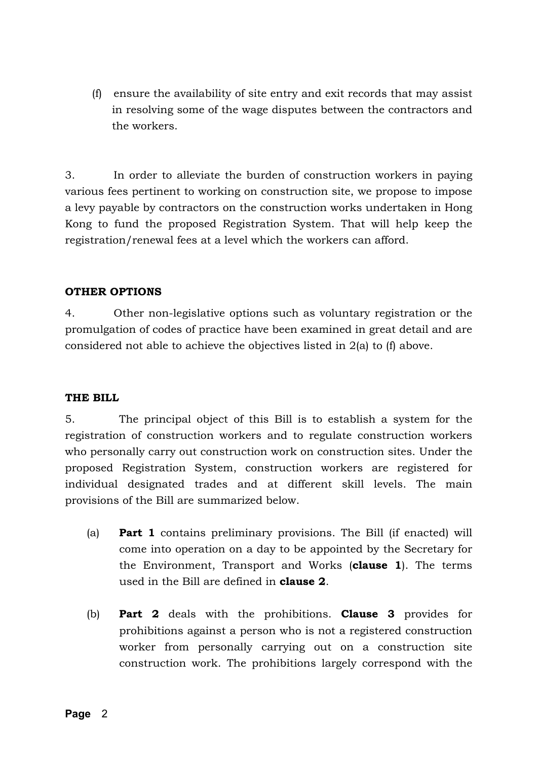(f) ensure the availability of site entry and exit records that may assist in resolving some of the wage disputes between the contractors and the workers.

3. In order to alleviate the burden of construction workers in paying various fees pertinent to working on construction site, we propose to impose a levy payable by contractors on the construction works undertaken in Hong Kong to fund the proposed Registration System. That will help keep the registration/renewal fees at a level which the workers can afford.

**OTHER OPTIONS**

4. Other non-legislative options such as voluntary registration or the promulgation of codes of practice have been examined in great detail and are considered not able to achieve the objectives listed in 2(a) to (f) above.

**THE BILL**

5. The principal object of this Bill is to establish a system for the registration of construction workers and to regulate construction workers who personally carry out construction work on construction sites. Under the proposed Registration System, construction workers are registered for individual designated trades and at different skill levels. The main provisions of the Bill are summarized below.

(a) **Part 1** contains preliminary provisions. The Bill (if enacted) will come into operation on a day to be appointed by the Secretary for the Environment, Transport and Works (**clause 1**). The terms used in the Bill are defined in **clause 2**.

(b) **Part 2** deals with the prohibitions. **Clause 3** provides for prohibitions against a person who is not a registered construction worker from personally carrying out on a construction site construction work. The prohibitions largely correspond with the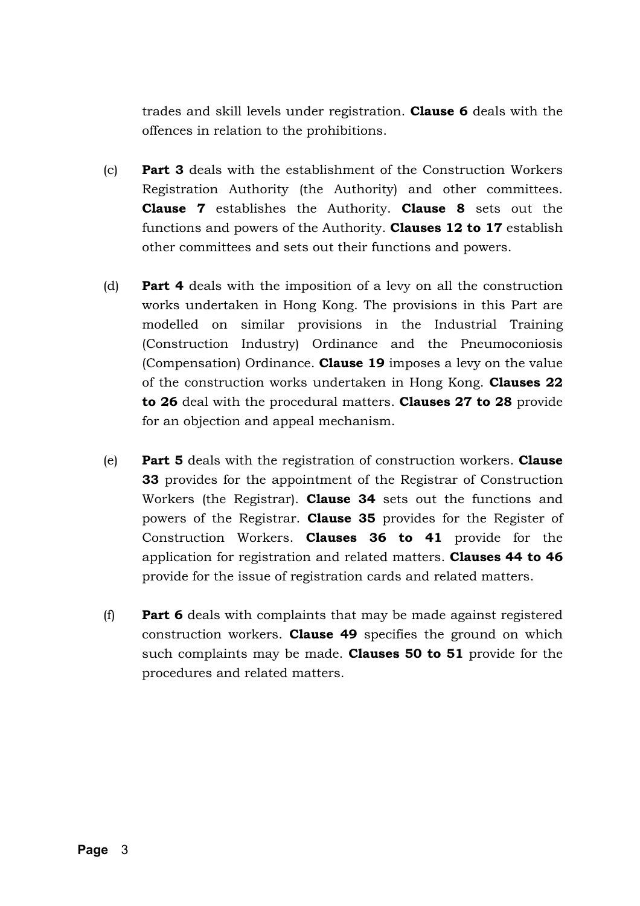trades and skill levels under registration. **Clause 6** deals with the offences in relation to the prohibitions.

(c) **Part 3** deals with the establishment of the Construction Workers Registration Authority (the Authority) and other committees. **Clause 7** establishes the Authority. **Clause 8** sets out the functions and powers of the Authority. **Clauses 12 to 17** establish other committees and sets out their functions and powers.

(d) **Part 4** deals with the imposition of a levy on all the construction works undertaken in Hong Kong. The provisions in this Part are modelled on similar provisions in the Industrial Training (Construction Industry) Ordinance and the Pneumoconiosis (Compensation) Ordinance. **Clause 19** imposes a levy on the value of the construction works undertaken in Hong Kong. **Clauses 22 to 26** deal with the procedural matters. **Clauses 27 to 28** provide for an objection and appeal mechanism.

(e) **Part 5** deals with the registration of construction workers. **Clause 33** provides for the appointment of the Registrar of Construction Workers (the Registrar). **Clause 34** sets out the functions and powers of the Registrar. **Clause 35** provides for the Register of Construction Workers. **Clauses 36 to 41** provide for the application for registration and related matters. **Clauses 44 to 46** provide for the issue of registration cards and related matters.

(f) **Part 6** deals with complaints that may be made against registered construction workers. **Clause 49** specifies the ground on which such complaints may be made. **Clauses 50 to 51** provide for the procedures and related matters.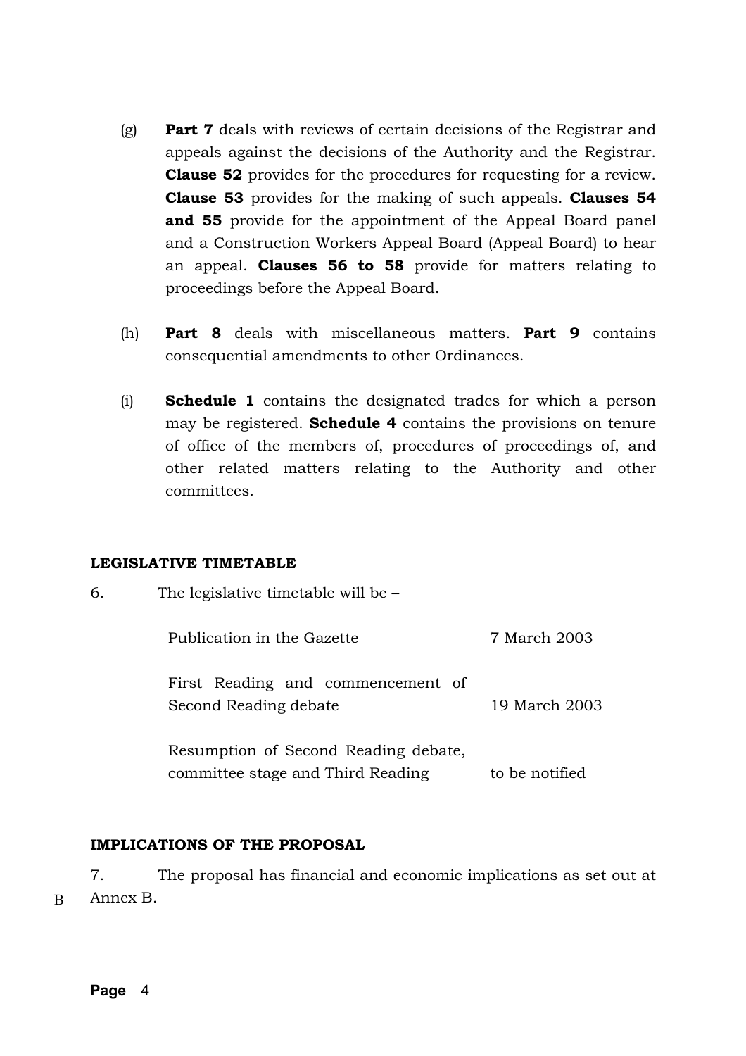(g) **Part 7** deals with reviews of certain decisions of the Registrar and appeals against the decisions of the Authority and the Registrar. **Clause 52** provides for the procedures for requesting for a review. **Clause 53** provides for the making of such appeals. **Clauses 54 and 55** provide for the appointment of the Appeal Board panel and a Construction Workers Appeal Board (Appeal Board) to hear an appeal. **Clauses 56 to 58** provide for matters relating to proceedings before the Appeal Board.

(h) **Part 8** deals with miscellaneous matters. **Part 9** contains consequential amendments to other Ordinances.

(i) **Schedule 1** contains the designated trades for which a person may be registered. **Schedule 4** contains the provisions on tenure of office of the members of, procedures of proceedings of, and other related matters relating to the Authority and other committees.

**LEGISLATIVE TIMETABLE**

6. The legislative timetable will be –

| | |
|---|---|
| Publication in the Gazette | 7 March 2003 |
| First Reading and commencement of Second Reading debate | 19 March 2003 |
| Resumption of Second Reading debate, committee stage and Third Reading | to be notified |

**IMPLICATIONS OF THE PROPOSAL**

7. The proposal has financial and economic implications as set out at Annex B.

B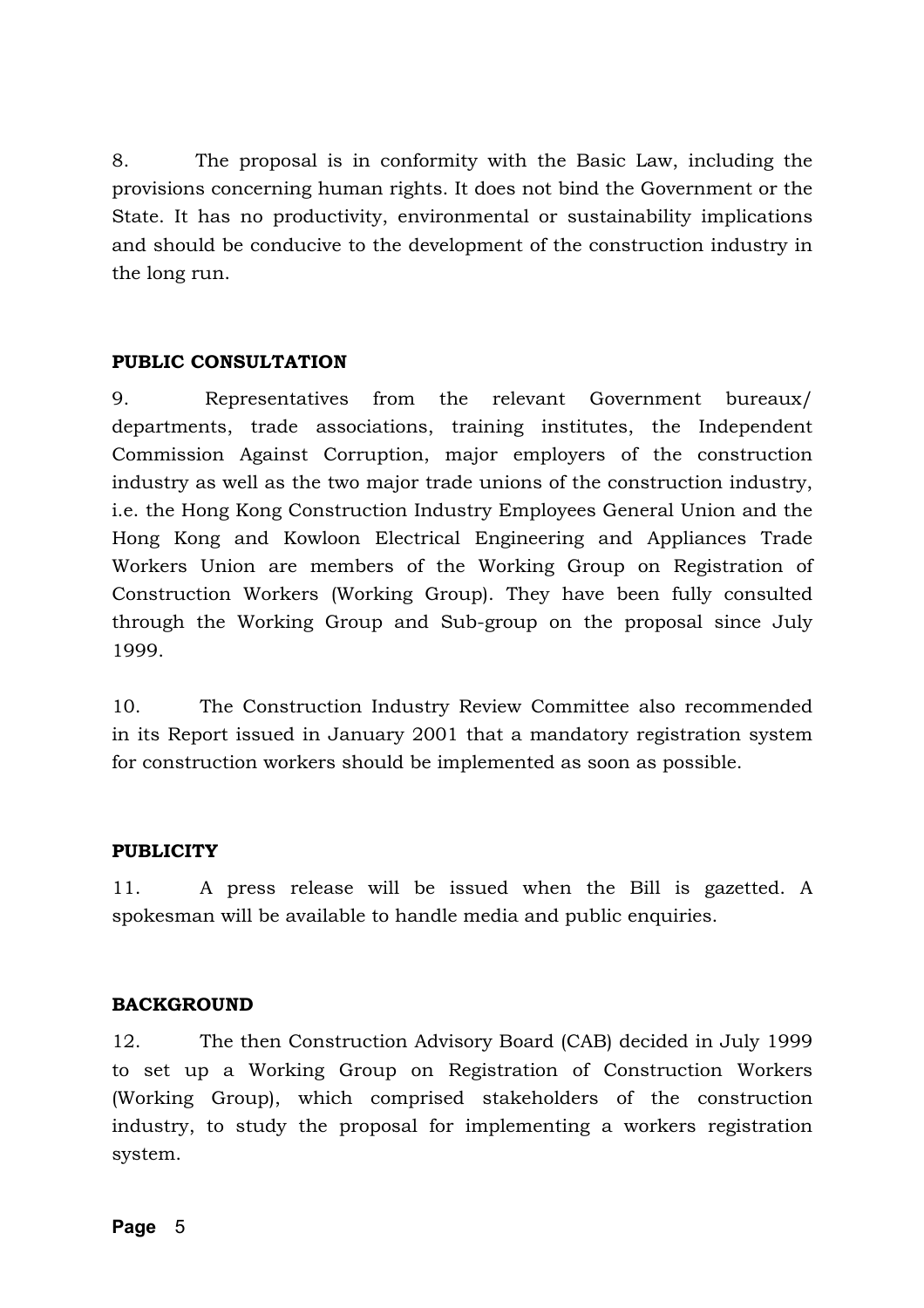8. The proposal is in conformity with the Basic Law, including the provisions concerning human rights. It does not bind the Government or the State. It has no productivity, environmental or sustainability implications and should be conducive to the development of the construction industry in the long run.

**PUBLIC CONSULTATION**

9. Representatives from the relevant Government bureaux/ departments, trade associations, training institutes, the Independent Commission Against Corruption, major employers of the construction industry as well as the two major trade unions of the construction industry, i.e. the Hong Kong Construction Industry Employees General Union and the Hong Kong and Kowloon Electrical Engineering and Appliances Trade Workers Union are members of the Working Group on Registration of Construction Workers (Working Group). They have been fully consulted through the Working Group and Sub-group on the proposal since July 1999.

10. The Construction Industry Review Committee also recommended in its Report issued in January 2001 that a mandatory registration system for construction workers should be implemented as soon as possible.

**PUBLICITY**

11. A press release will be issued when the Bill is gazetted. A spokesman will be available to handle media and public enquiries.

**BACKGROUND**

12. The then Construction Advisory Board (CAB) decided in July 1999 to set up a Working Group on Registration of Construction Workers (Working Group), which comprised stakeholders of the construction industry, to study the proposal for implementing a workers registration system.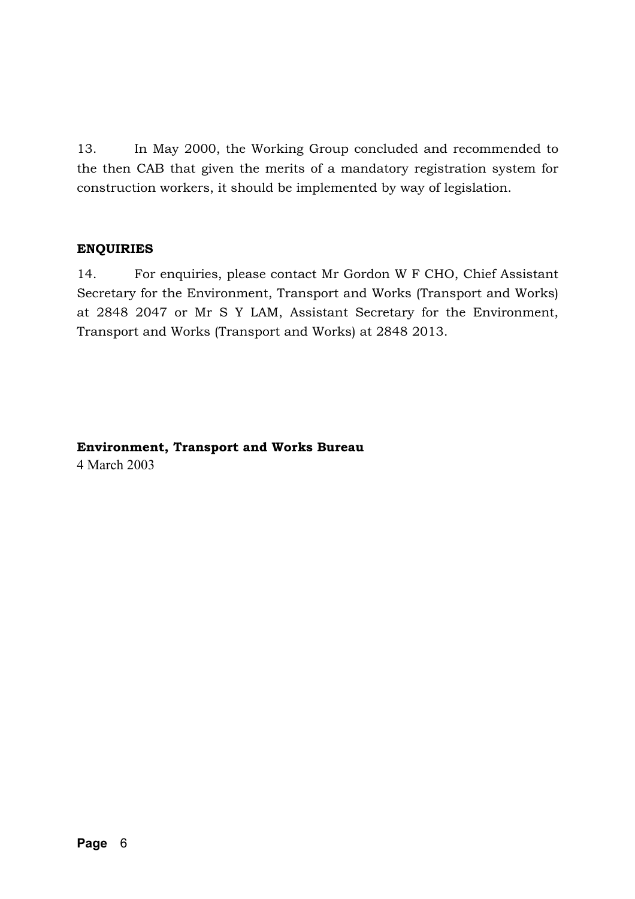13. In May 2000, the Working Group concluded and recommended to the then CAB that given the merits of a mandatory registration system for construction workers, it should be implemented by way of legislation.

**ENQUIRIES**

14. For enquiries, please contact Mr Gordon W F CHO, Chief Assistant Secretary for the Environment, Transport and Works (Transport and Works) at 2848 2047 or Mr S Y LAM, Assistant Secretary for the Environment, Transport and Works (Transport and Works) at 2848 2013.

**Environment, Transport and Works Bureau**
4 March 2003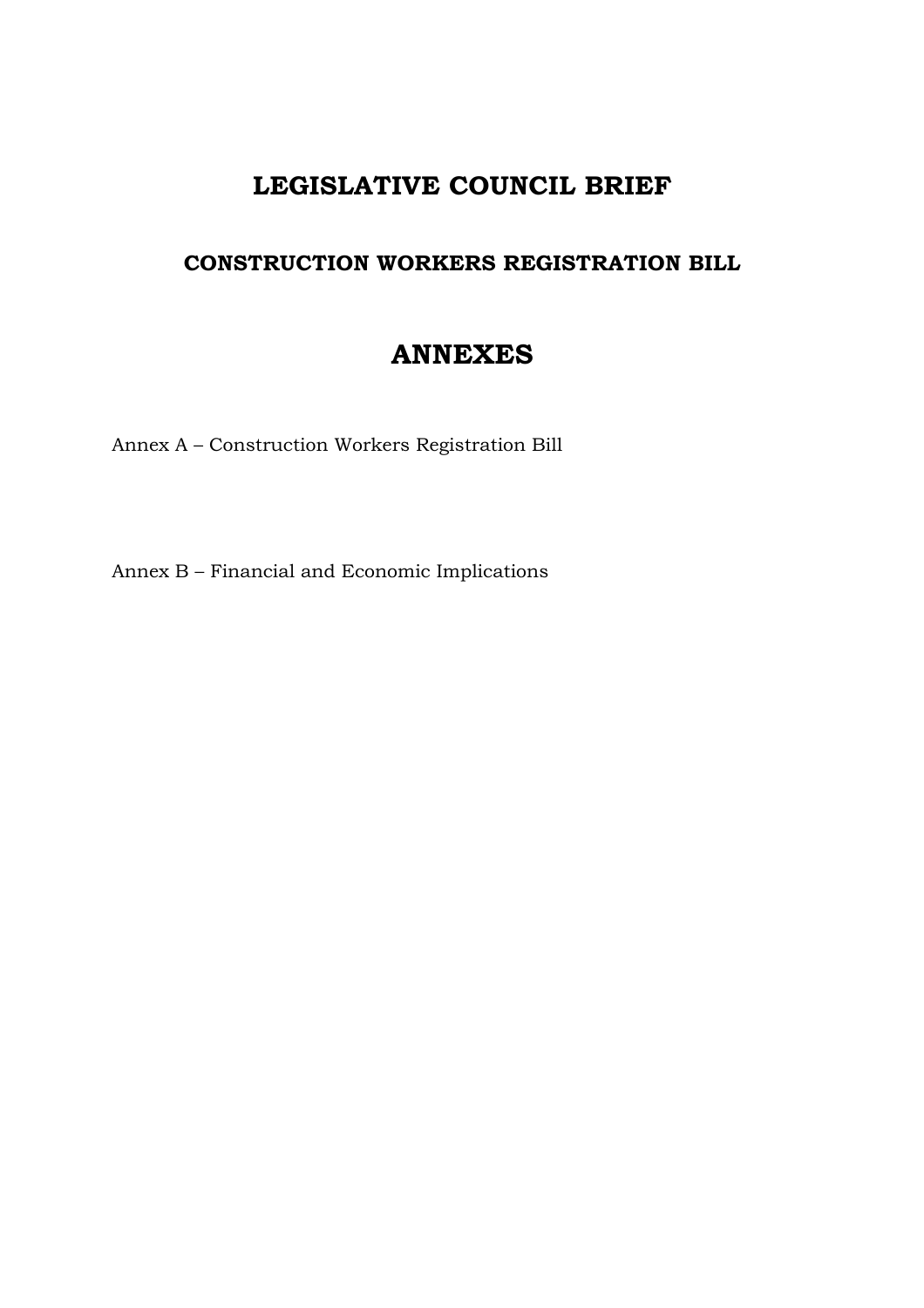# LEGISLATIVE COUNCIL BRIEF

## CONSTRUCTION WORKERS REGISTRATION BILL

# ANNEXES

Annex A – Construction Workers Registration Bill

Annex B – Financial and Economic Implications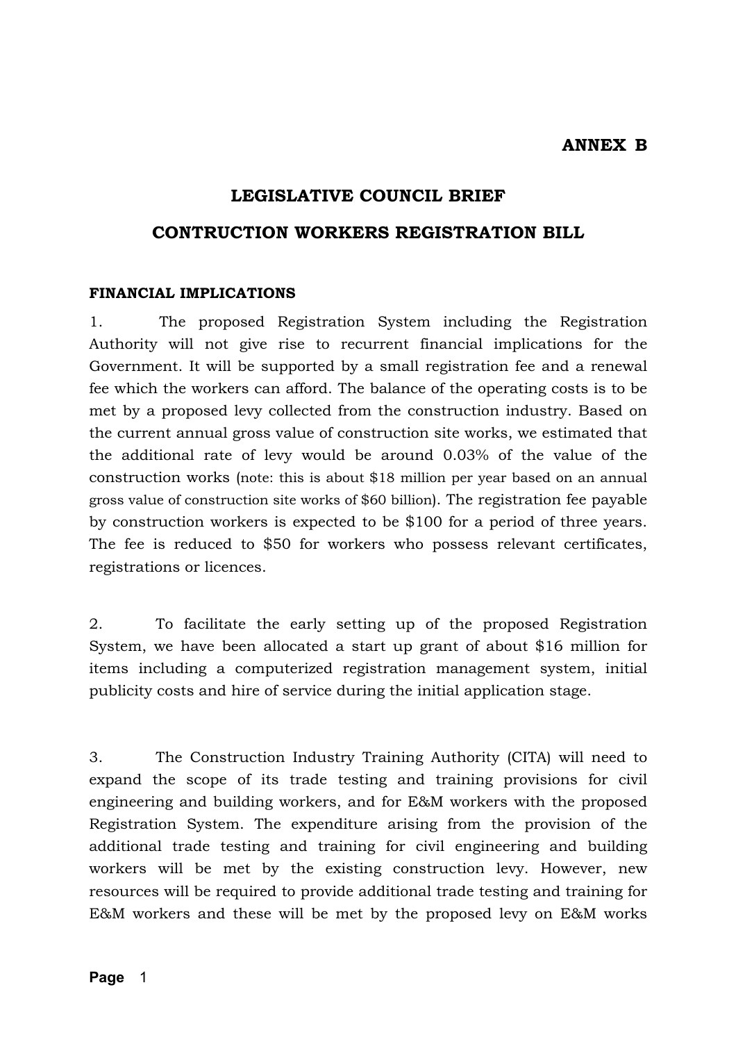**ANNEX B**

## LEGISLATIVE COUNCIL BRIEF

## CONTRUCTION WORKERS REGISTRATION BILL

**FINANCIAL IMPLICATIONS**

1. The proposed Registration System including the Registration Authority will not give rise to recurrent financial implications for the Government. It will be supported by a small registration fee and a renewal fee which the workers can afford. The balance of the operating costs is to be met by a proposed levy collected from the construction industry. Based on the current annual gross value of construction site works, we estimated that the additional rate of levy would be around 0.03% of the value of the construction works (note: this is about $18 million per year based on an annual gross value of construction site works of $60 billion). The registration fee payable by construction workers is expected to be $100 for a period of three years. The fee is reduced to $50 for workers who possess relevant certificates, registrations or licences.

2. To facilitate the early setting up of the proposed Registration System, we have been allocated a start up grant of about $16 million for items including a computerized registration management system, initial publicity costs and hire of service during the initial application stage.

3. The Construction Industry Training Authority (CITA) will need to expand the scope of its trade testing and training provisions for civil engineering and building workers, and for E&M workers with the proposed Registration System. The expenditure arising from the provision of the additional trade testing and training for civil engineering and building workers will be met by the existing construction levy. However, new resources will be required to provide additional trade testing and training for E&M workers and these will be met by the proposed levy on E&M works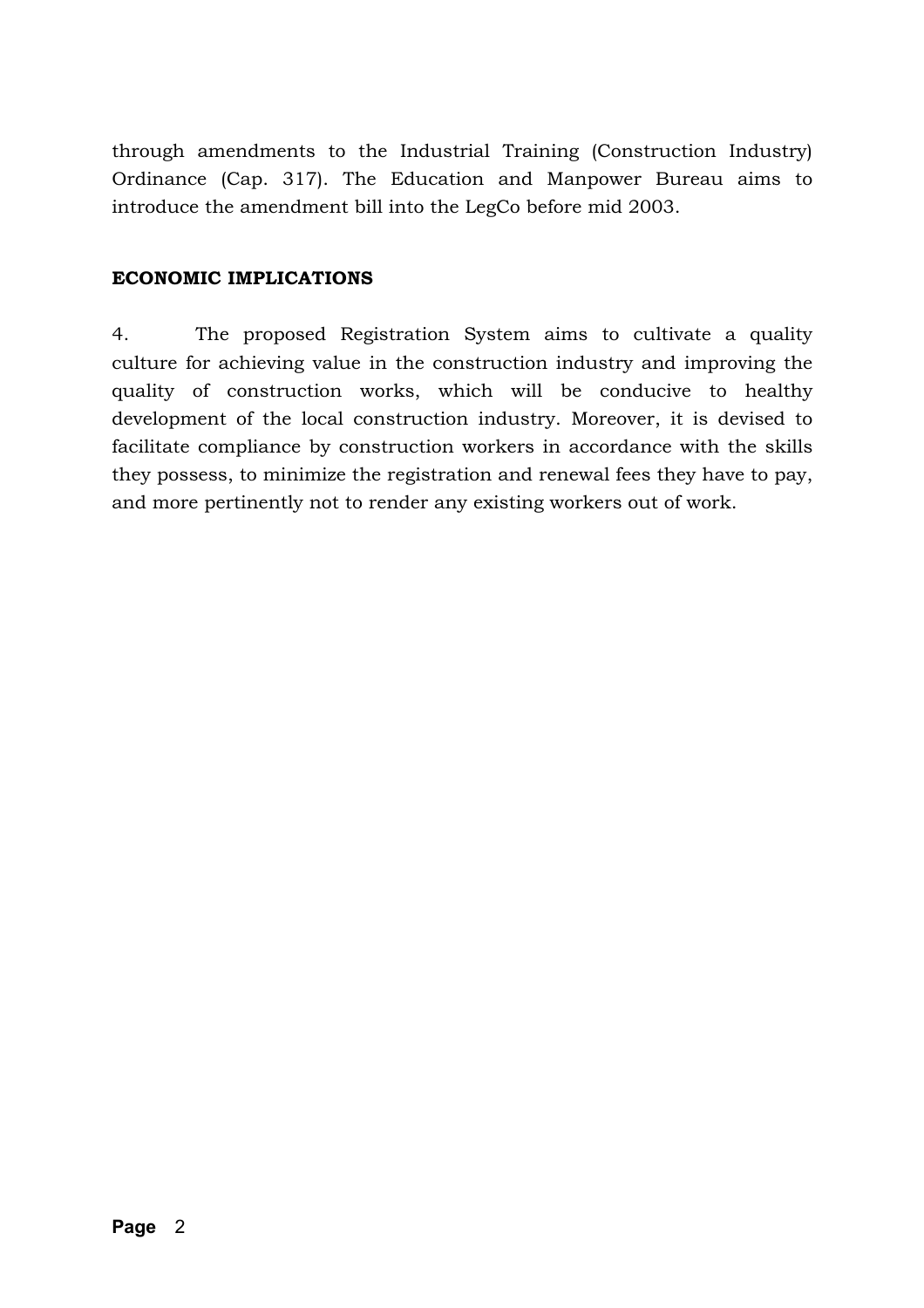through amendments to the Industrial Training (Construction Industry) Ordinance (Cap. 317). The Education and Manpower Bureau aims to introduce the amendment bill into the LegCo before mid 2003.

**ECONOMIC IMPLICATIONS**

4. The proposed Registration System aims to cultivate a quality culture for achieving value in the construction industry and improving the quality of construction works, which will be conducive to healthy development of the local construction industry. Moreover, it is devised to facilitate compliance by construction workers in accordance with the skills they possess, to minimize the registration and renewal fees they have to pay, and more pertinently not to render any existing workers out of work.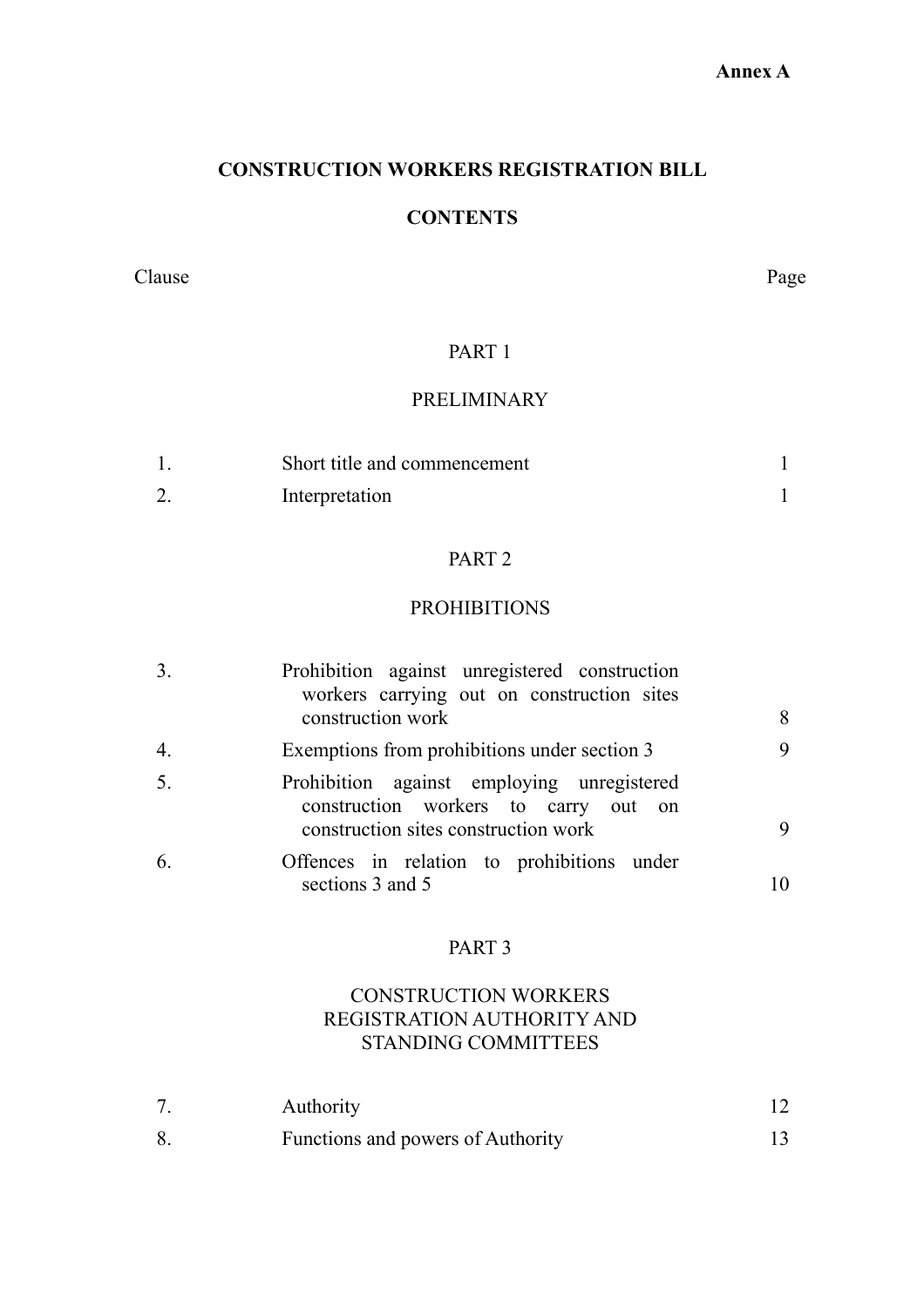**Annex A**

# CONSTRUCTION WORKERS REGISTRATION BILL

## CONTENTS

| Clause | | Page |
|---|---|---|
| | **PART 1** | |
| | **PRELIMINARY** | |
| 1. | Short title and commencement | 1 |
| 2. | Interpretation | 1 |
| | **PART 2** | |
| | **PROHIBITIONS** | |
| 3. | Prohibition against unregistered construction workers carrying out on construction sites construction work | 8 |
| 4. | Exemptions from prohibitions under section 3 | 9 |
| 5. | Prohibition against employing unregistered construction workers to carry out on construction sites construction work | 9 |
| 6. | Offences in relation to prohibitions under sections 3 and 5 | 10 |
| | **PART 3** | |
| | **CONSTRUCTION WORKERS REGISTRATION AUTHORITY AND STANDING COMMITTEES** | |
| 7. | Authority | 12 |
| 8. | Functions and powers of Authority | 13 |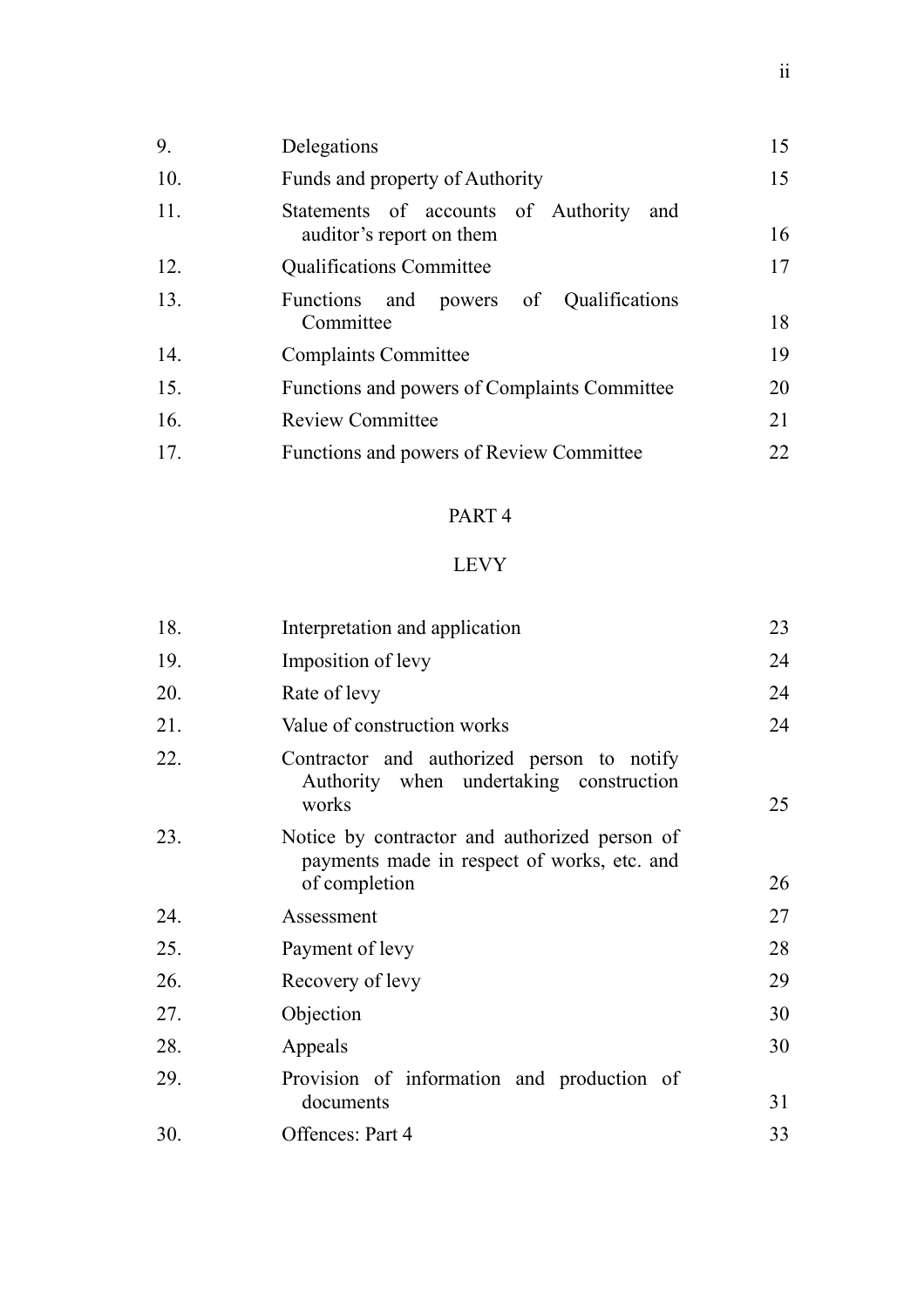| | | |
|---|---|---|
| 9. | Delegations | 15 |
| 10. | Funds and property of Authority | 15 |
| 11. | Statements of accounts of Authority and auditor's report on them | 16 |
| 12. | Qualifications Committee | 17 |
| 13. | Functions and powers of Qualifications Committee | 18 |
| 14. | Complaints Committee | 19 |
| 15. | Functions and powers of Complaints Committee | 20 |
| 16. | Review Committee | 21 |
| 17. | Functions and powers of Review Committee | 22 |

## PART 4

## LEVY

| | | |
|---|---|---|
| 18. | Interpretation and application | 23 |
| 19. | Imposition of levy | 24 |
| 20. | Rate of levy | 24 |
| 21. | Value of construction works | 24 |
| 22. | Contractor and authorized person to notify Authority when undertaking construction works | 25 |
| 23. | Notice by contractor and authorized person of payments made in respect of works, etc. and of completion | 26 |
| 24. | Assessment | 27 |
| 25. | Payment of levy | 28 |
| 26. | Recovery of levy | 29 |
| 27. | Objection | 30 |
| 28. | Appeals | 30 |
| 29. | Provision of information and production of documents | 31 |
| 30. | Offences: Part 4 | 33 |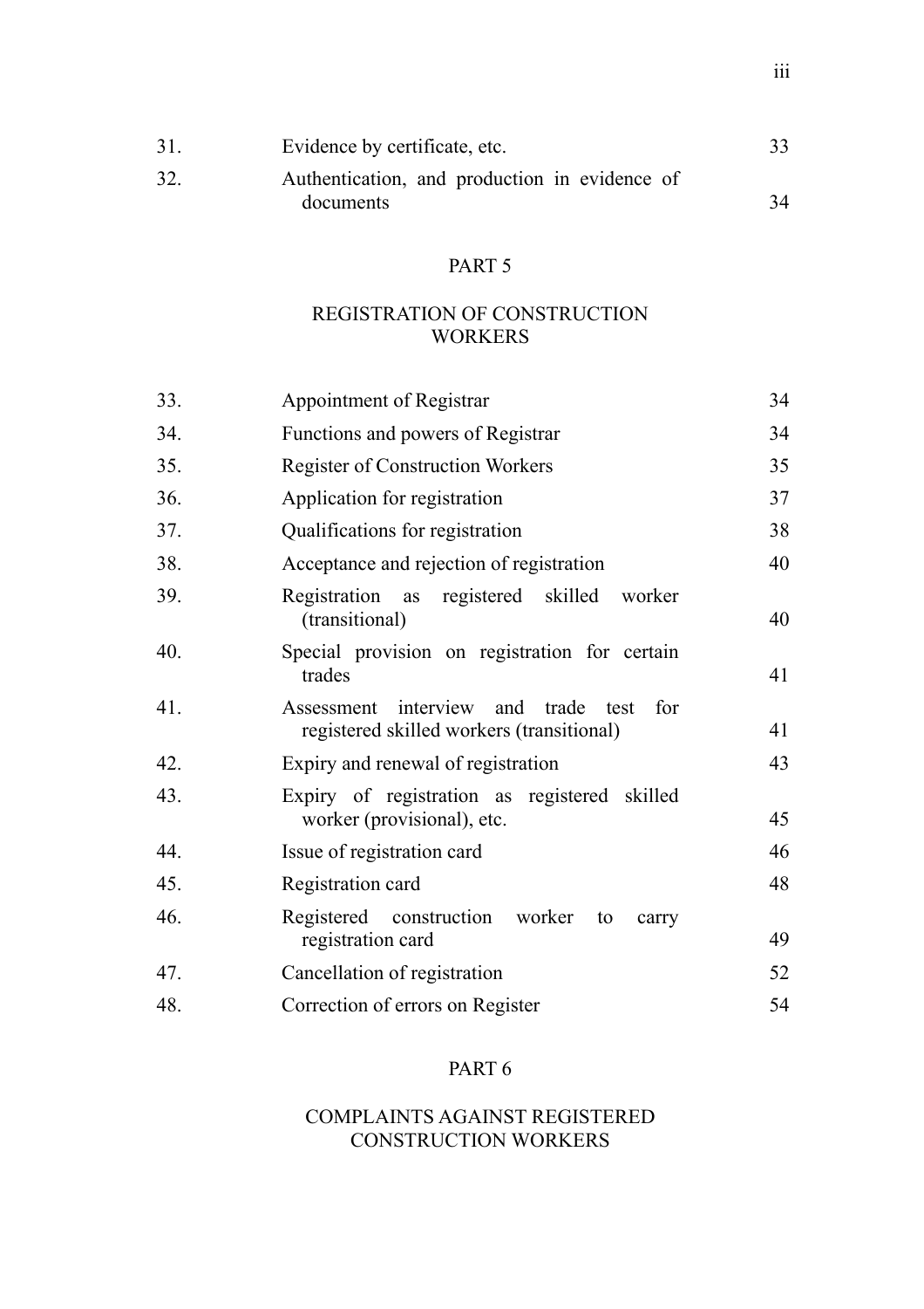| | | |
|---|---|---|
| 31. | Evidence by certificate, etc. | 33 |
| 32. | Authentication, and production in evidence of documents | 34 |

## PART 5

## REGISTRATION OF CONSTRUCTION WORKERS

| | | |
|---|---|---|
| 33. | Appointment of Registrar | 34 |
| 34. | Functions and powers of Registrar | 34 |
| 35. | Register of Construction Workers | 35 |
| 36. | Application for registration | 37 |
| 37. | Qualifications for registration | 38 |
| 38. | Acceptance and rejection of registration | 40 |
| 39. | Registration as registered skilled worker (transitional) | 40 |
| 40. | Special provision on registration for certain trades | 41 |
| 41. | Assessment interview and trade test for registered skilled workers (transitional) | 41 |
| 42. | Expiry and renewal of registration | 43 |
| 43. | Expiry of registration as registered skilled worker (provisional), etc. | 45 |
| 44. | Issue of registration card | 46 |
| 45. | Registration card | 48 |
| 46. | Registered construction worker to carry registration card | 49 |
| 47. | Cancellation of registration | 52 |
| 48. | Correction of errors on Register | 54 |

## PART 6

## COMPLAINTS AGAINST REGISTERED CONSTRUCTION WORKERS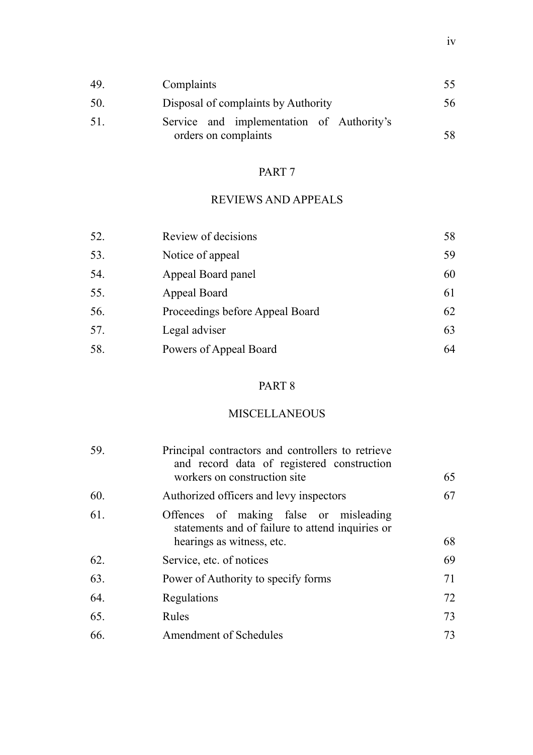| | | |
|---|---|---|
| 49. | Complaints | 55 |
| 50. | Disposal of complaints by Authority | 56 |
| 51. | Service and implementation of Authority's orders on complaints | 58 |

## PART 7

## REVIEWS AND APPEALS

| | | |
|---|---|---|
| 52. | Review of decisions | 58 |
| 53. | Notice of appeal | 59 |
| 54. | Appeal Board panel | 60 |
| 55. | Appeal Board | 61 |
| 56. | Proceedings before Appeal Board | 62 |
| 57. | Legal adviser | 63 |
| 58. | Powers of Appeal Board | 64 |

## PART 8

## MISCELLANEOUS

| | | |
|---|---|---|
| 59. | Principal contractors and controllers to retrieve and record data of registered construction workers on construction site | 65 |
| 60. | Authorized officers and levy inspectors | 67 |
| 61. | Offences of making false or misleading statements and of failure to attend inquiries or hearings as witness, etc. | 68 |
| 62. | Service, etc. of notices | 69 |
| 63. | Power of Authority to specify forms | 71 |
| 64. | Regulations | 72 |
| 65. | Rules | 73 |
| 66. | Amendment of Schedules | 73 |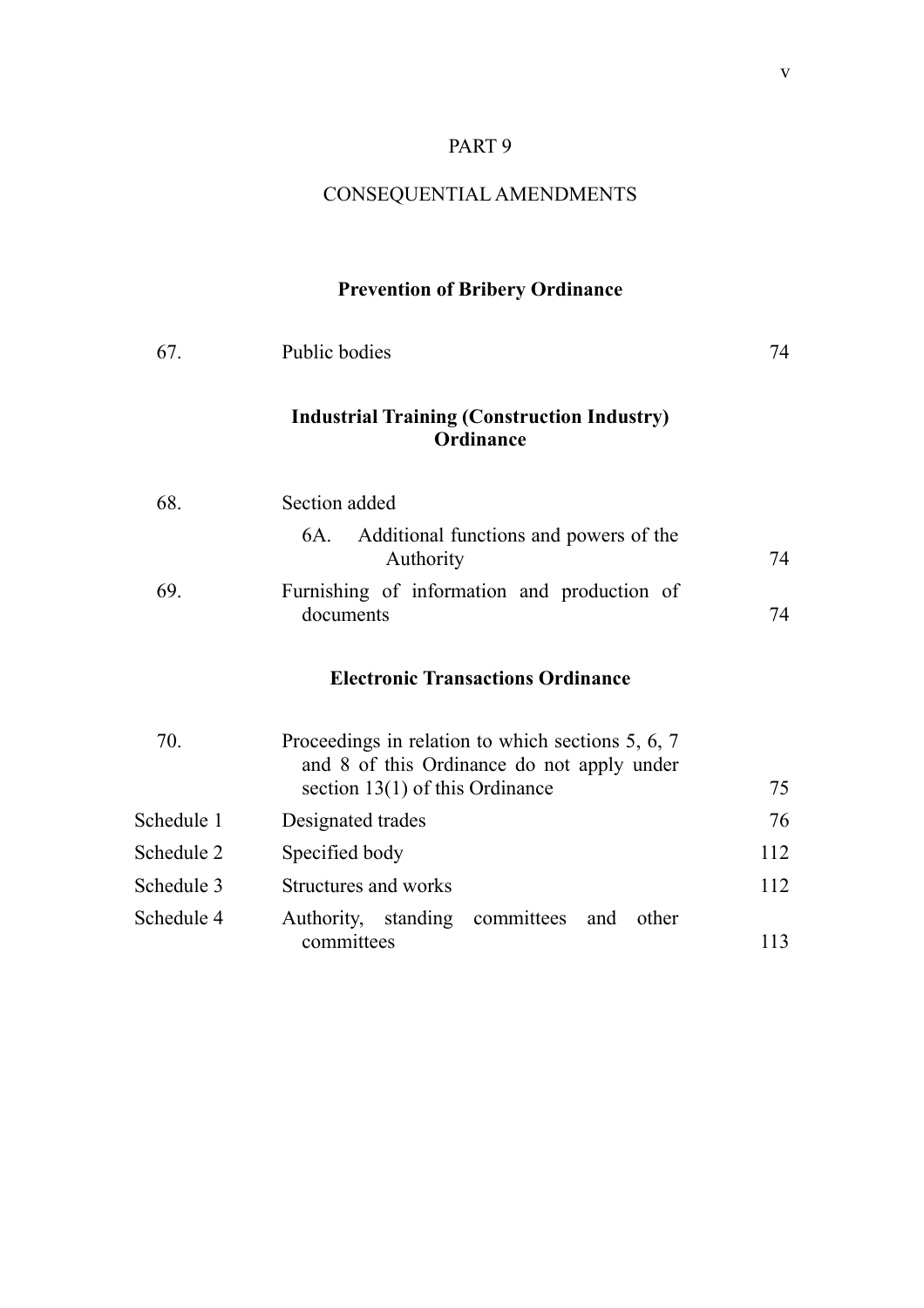PART 9

CONSEQUENTIAL AMENDMENTS

**Prevention of Bribery Ordinance**

| | | |
|---|---|---|
| 67. | Public bodies | 74 |

**Industrial Training (Construction Industry) Ordinance**

| | | |
|---|---|---|
| 68. | Section added | |
| | 6A. Additional functions and powers of the Authority | 74 |
| 69. | Furnishing of information and production of documents | 74 |

**Electronic Transactions Ordinance**

| | | |
|---|---|---|
| 70. | Proceedings in relation to which sections 5, 6, 7 and 8 of this Ordinance do not apply under section 13(1) of this Ordinance | 75 |
| Schedule 1 | Designated trades | 76 |
| Schedule 2 | Specified body | 112 |
| Schedule 3 | Structures and works | 112 |
| Schedule 4 | Authority, standing committees and other committees | 113 |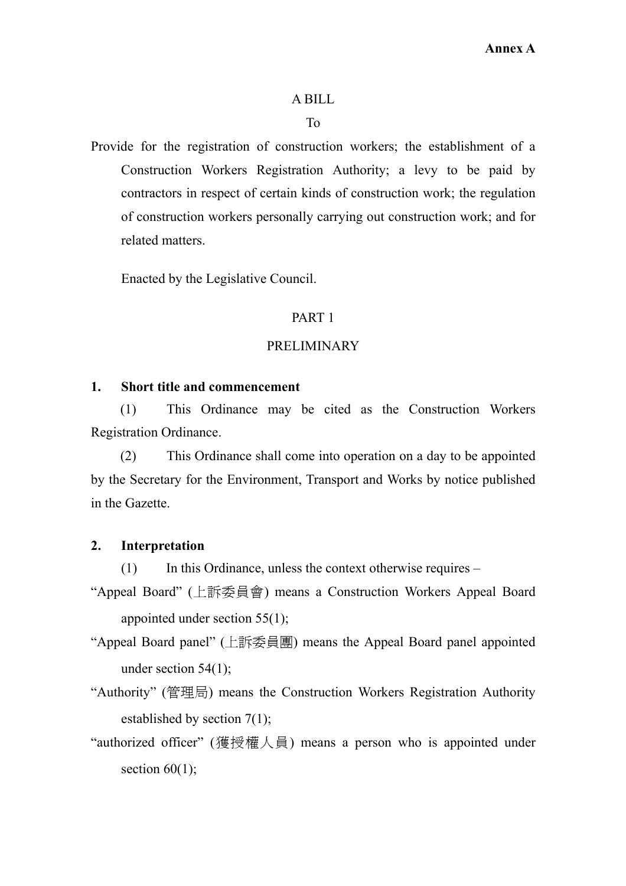**Annex A**

A BILL

To

Provide for the registration of construction workers; the establishment of a Construction Workers Registration Authority; a levy to be paid by contractors in respect of certain kinds of construction work; the regulation of construction workers personally carrying out construction work; and for related matters.

Enacted by the Legislative Council.

PART 1

PRELIMINARY

**1. Short title and commencement**

(1) This Ordinance may be cited as the Construction Workers Registration Ordinance.

(2) This Ordinance shall come into operation on a day to be appointed by the Secretary for the Environment, Transport and Works by notice published in the Gazette.

**2. Interpretation**

(1) In this Ordinance, unless the context otherwise requires –

"Appeal Board" (上訴委員會) means a Construction Workers Appeal Board appointed under section 55(1);

"Appeal Board panel" (上訴委員團) means the Appeal Board panel appointed under section 54(1);

"Authority" (管理局) means the Construction Workers Registration Authority established by section 7(1);

"authorized officer" (獲授權人員) means a person who is appointed under section 60(1);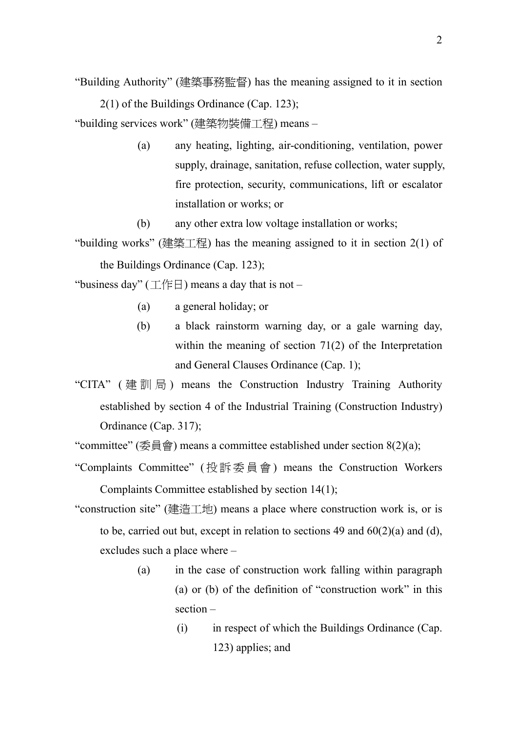"Building Authority" (建築事務監督) has the meaning assigned to it in section 2(1) of the Buildings Ordinance (Cap. 123);

"building services work" (建築物裝備工程) means –

(a) any heating, lighting, air-conditioning, ventilation, power supply, drainage, sanitation, refuse collection, water supply, fire protection, security, communications, lift or escalator installation or works; or

(b) any other extra low voltage installation or works;

"building works" (建築工程) has the meaning assigned to it in section 2(1) of the Buildings Ordinance (Cap. 123);

"business day" (工作日) means a day that is not –

(a) a general holiday; or

(b) a black rainstorm warning day, or a gale warning day, within the meaning of section 71(2) of the Interpretation and General Clauses Ordinance (Cap. 1);

"CITA" (建訓局) means the Construction Industry Training Authority established by section 4 of the Industrial Training (Construction Industry) Ordinance (Cap. 317);

"committee" (委員會) means a committee established under section 8(2)(a);

"Complaints Committee" (投訴委員會) means the Construction Workers Complaints Committee established by section 14(1);

"construction site" (建造工地) means a place where construction work is, or is to be, carried out but, except in relation to sections 49 and 60(2)(a) and (d), excludes such a place where –

(a) in the case of construction work falling within paragraph (a) or (b) of the definition of "construction work" in this section –

(i) in respect of which the Buildings Ordinance (Cap. 123) applies; and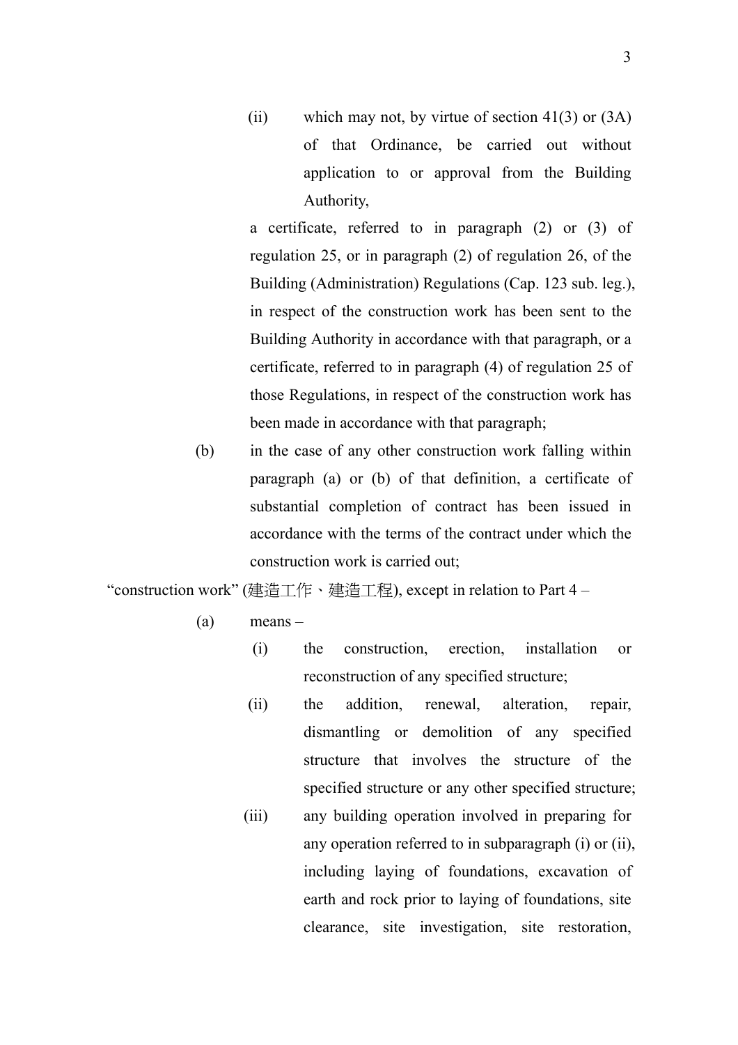(ii) which may not, by virtue of section 41(3) or (3A) of that Ordinance, be carried out without application to or approval from the Building Authority,

a certificate, referred to in paragraph (2) or (3) of regulation 25, or in paragraph (2) of regulation 26, of the Building (Administration) Regulations (Cap. 123 sub. leg.), in respect of the construction work has been sent to the Building Authority in accordance with that paragraph, or a certificate, referred to in paragraph (4) of regulation 25 of those Regulations, in respect of the construction work has been made in accordance with that paragraph;

(b) in the case of any other construction work falling within paragraph (a) or (b) of that definition, a certificate of substantial completion of contract has been issued in accordance with the terms of the contract under which the construction work is carried out;

"construction work" (建造工作、建造工程), except in relation to Part 4 –

(a) means –

(i) the construction, erection, installation or reconstruction of any specified structure;

(ii) the addition, renewal, alteration, repair, dismantling or demolition of any specified structure that involves the structure of the specified structure or any other specified structure;

(iii) any building operation involved in preparing for any operation referred to in subparagraph (i) or (ii), including laying of foundations, excavation of earth and rock prior to laying of foundations, site clearance, site investigation, site restoration,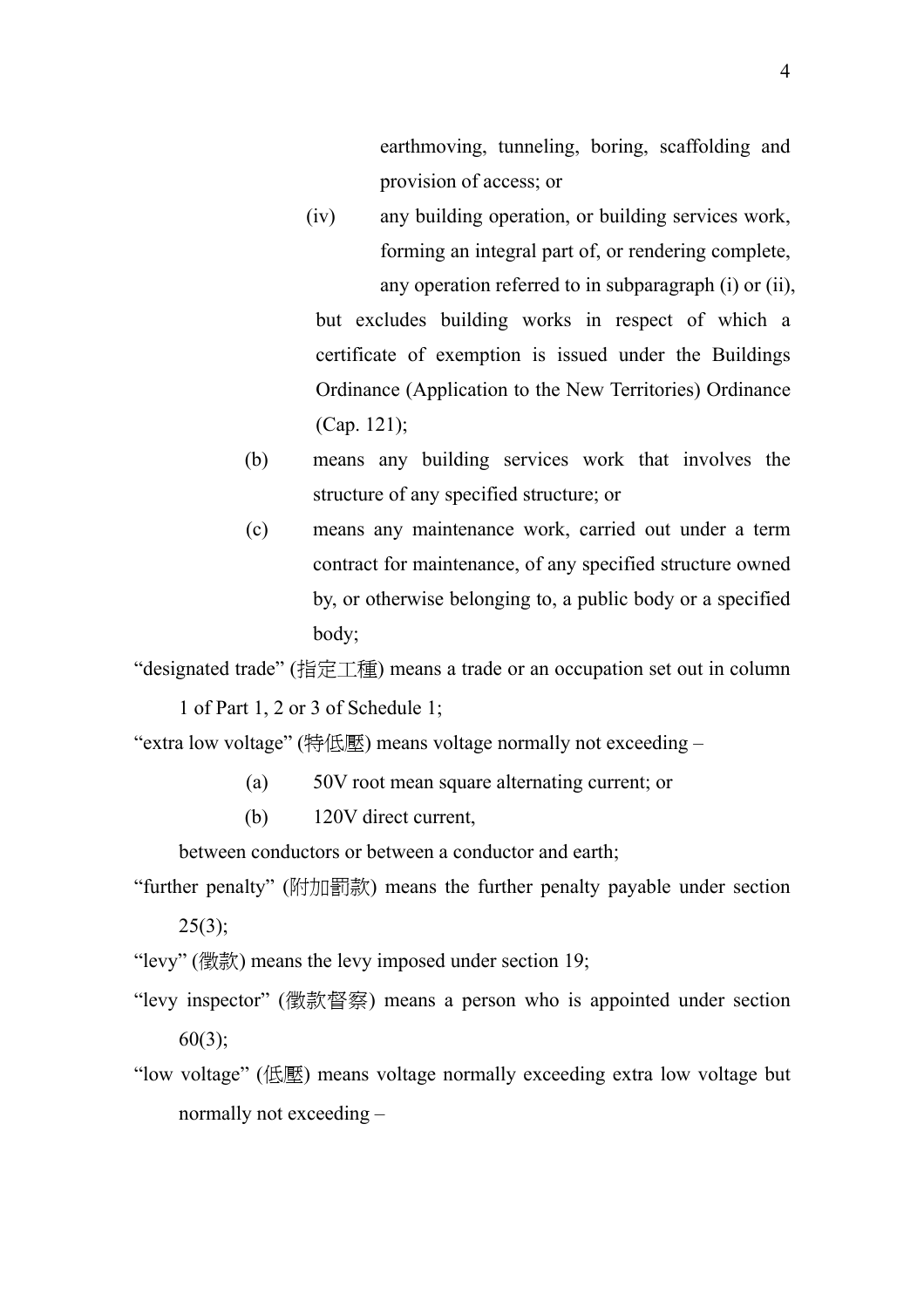earthmoving, tunneling, boring, scaffolding and provision of access; or

(iv) any building operation, or building services work, forming an integral part of, or rendering complete, any operation referred to in subparagraph (i) or (ii),

but excludes building works in respect of which a certificate of exemption is issued under the Buildings Ordinance (Application to the New Territories) Ordinance (Cap. 121);

(b) means any building services work that involves the structure of any specified structure; or

(c) means any maintenance work, carried out under a term contract for maintenance, of any specified structure owned by, or otherwise belonging to, a public body or a specified body;

"designated trade" (指定工種) means a trade or an occupation set out in column 1 of Part 1, 2 or 3 of Schedule 1;

"extra low voltage" (特低壓) means voltage normally not exceeding –

(a) 50V root mean square alternating current; or

(b) 120V direct current,

between conductors or between a conductor and earth;

"further penalty" (附加罰款) means the further penalty payable under section 25(3);

"levy" (徵款) means the levy imposed under section 19;

"levy inspector" (徵款督察) means a person who is appointed under section 60(3);

"low voltage" (低壓) means voltage normally exceeding extra low voltage but normally not exceeding –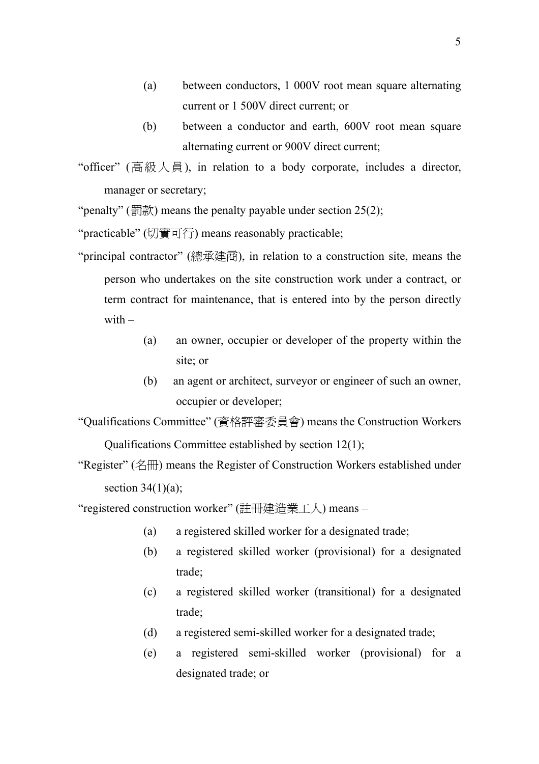(a) between conductors, 1 000V root mean square alternating current or 1 500V direct current; or

(b) between a conductor and earth, 600V root mean square alternating current or 900V direct current;

"officer" (高級人員), in relation to a body corporate, includes a director, manager or secretary;

"penalty" (罰款) means the penalty payable under section 25(2);

"practicable" (切實可行) means reasonably practicable;

"principal contractor" (總承建商), in relation to a construction site, means the person who undertakes on the site construction work under a contract, or term contract for maintenance, that is entered into by the person directly with –

(a) an owner, occupier or developer of the property within the site; or

(b) an agent or architect, surveyor or engineer of such an owner, occupier or developer;

"Qualifications Committee" (資格評審委員會) means the Construction Workers Qualifications Committee established by section 12(1);

"Register" (名冊) means the Register of Construction Workers established under section 34(1)(a);

"registered construction worker" (註冊建造業工人) means –

(a) a registered skilled worker for a designated trade;

(b) a registered skilled worker (provisional) for a designated trade;

(c) a registered skilled worker (transitional) for a designated trade;

(d) a registered semi-skilled worker for a designated trade;

(e) a registered semi-skilled worker (provisional) for a designated trade; or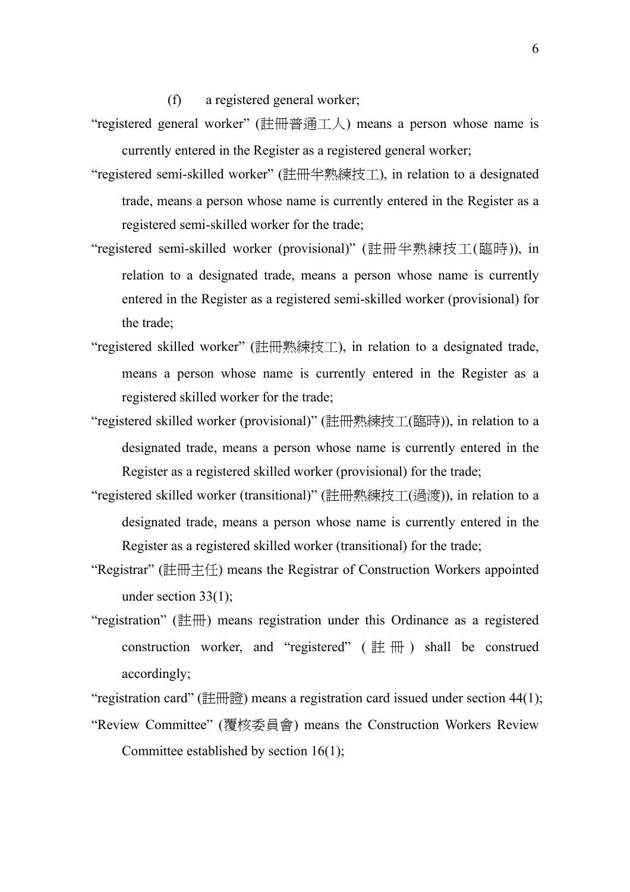(f) a registered general worker;

"registered general worker" (註冊普通工人) means a person whose name is currently entered in the Register as a registered general worker;

"registered semi-skilled worker" (註冊半熟練技工), in relation to a designated trade, means a person whose name is currently entered in the Register as a registered semi-skilled worker for the trade;

"registered semi-skilled worker (provisional)" (註冊半熟練技工(臨時)), in relation to a designated trade, means a person whose name is currently entered in the Register as a registered semi-skilled worker (provisional) for the trade;

"registered skilled worker" (註冊熟練技工), in relation to a designated trade, means a person whose name is currently entered in the Register as a registered skilled worker for the trade;

"registered skilled worker (provisional)" (註冊熟練技工(臨時)), in relation to a designated trade, means a person whose name is currently entered in the Register as a registered skilled worker (provisional) for the trade;

"registered skilled worker (transitional)" (註冊熟練技工(過渡)), in relation to a designated trade, means a person whose name is currently entered in the Register as a registered skilled worker (transitional) for the trade;

"Registrar" (註冊主任) means the Registrar of Construction Workers appointed under section 33(1);

"registration" (註冊) means registration under this Ordinance as a registered construction worker, and "registered" (註冊) shall be construed accordingly;

"registration card" (註冊證) means a registration card issued under section 44(1);

"Review Committee" (覆核委員會) means the Construction Workers Review Committee established by section 16(1);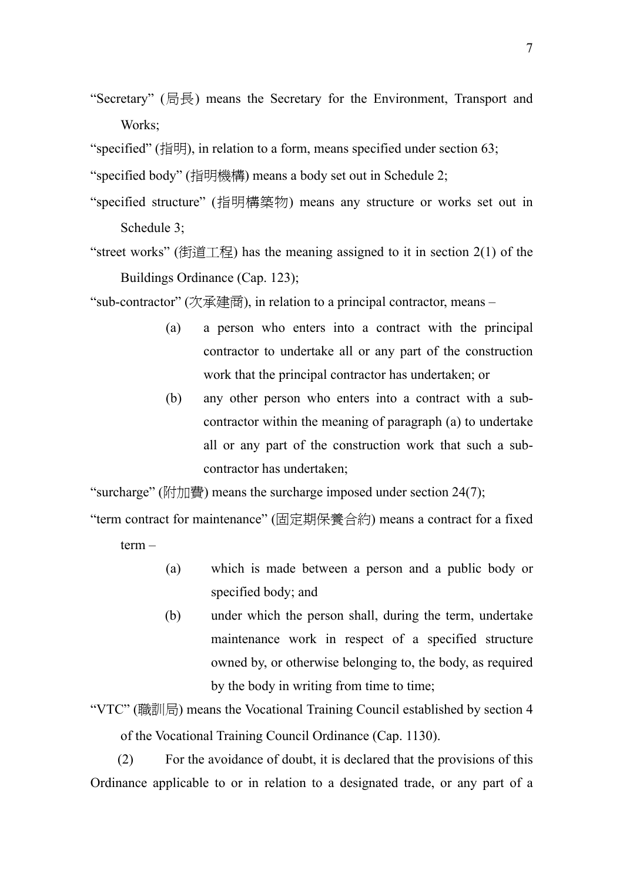"Secretary" (局長) means the Secretary for the Environment, Transport and Works;

"specified" (指明), in relation to a form, means specified under section 63;

"specified body" (指明機構) means a body set out in Schedule 2;

"specified structure" (指明構築物) means any structure or works set out in Schedule 3;

"street works" (街道工程) has the meaning assigned to it in section 2(1) of the Buildings Ordinance (Cap. 123);

"sub-contractor" (次承建商), in relation to a principal contractor, means –

(a) a person who enters into a contract with the principal contractor to undertake all or any part of the construction work that the principal contractor has undertaken; or

(b) any other person who enters into a contract with a sub-contractor within the meaning of paragraph (a) to undertake all or any part of the construction work that such a sub-contractor has undertaken;

"surcharge" (附加費) means the surcharge imposed under section 24(7);

"term contract for maintenance" (固定期保養合約) means a contract for a fixed term –

(a) which is made between a person and a public body or specified body; and

(b) under which the person shall, during the term, undertake maintenance work in respect of a specified structure owned by, or otherwise belonging to, the body, as required by the body in writing from time to time;

"VTC" (職訓局) means the Vocational Training Council established by section 4 of the Vocational Training Council Ordinance (Cap. 1130).

(2) For the avoidance of doubt, it is declared that the provisions of this Ordinance applicable to or in relation to a designated trade, or any part of a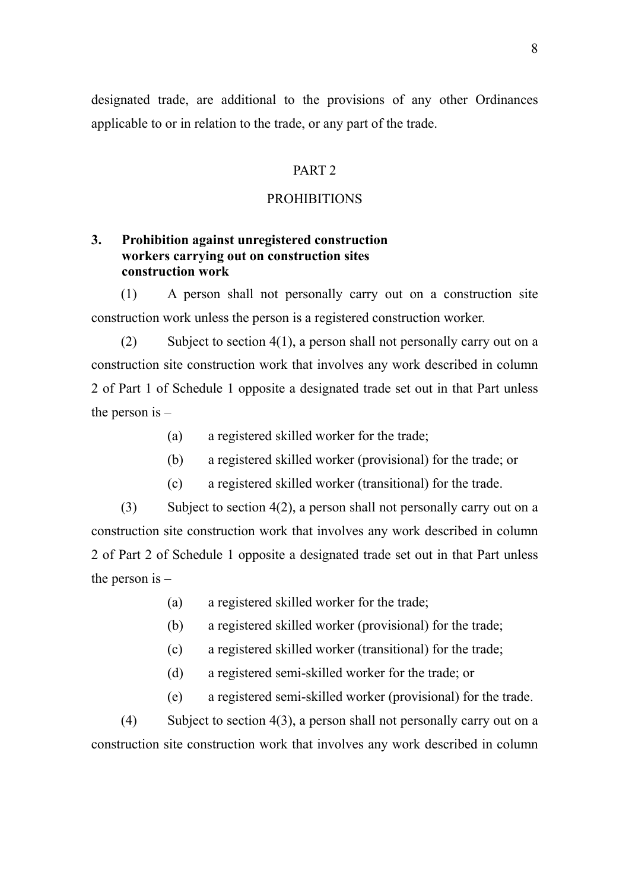designated trade, are additional to the provisions of any other Ordinances applicable to or in relation to the trade, or any part of the trade.

## PART 2

## PROHIBITIONS

### 3. Prohibition against unregistered construction workers carrying out on construction sites construction work

(1) A person shall not personally carry out on a construction site construction work unless the person is a registered construction worker.

(2) Subject to section 4(1), a person shall not personally carry out on a construction site construction work that involves any work described in column 2 of Part 1 of Schedule 1 opposite a designated trade set out in that Part unless the person is –

(a) a registered skilled worker for the trade;

(b) a registered skilled worker (provisional) for the trade; or

(c) a registered skilled worker (transitional) for the trade.

(3) Subject to section 4(2), a person shall not personally carry out on a construction site construction work that involves any work described in column 2 of Part 2 of Schedule 1 opposite a designated trade set out in that Part unless the person is –

(a) a registered skilled worker for the trade;

(b) a registered skilled worker (provisional) for the trade;

(c) a registered skilled worker (transitional) for the trade;

(d) a registered semi-skilled worker for the trade; or

(e) a registered semi-skilled worker (provisional) for the trade.

(4) Subject to section 4(3), a person shall not personally carry out on a construction site construction work that involves any work described in column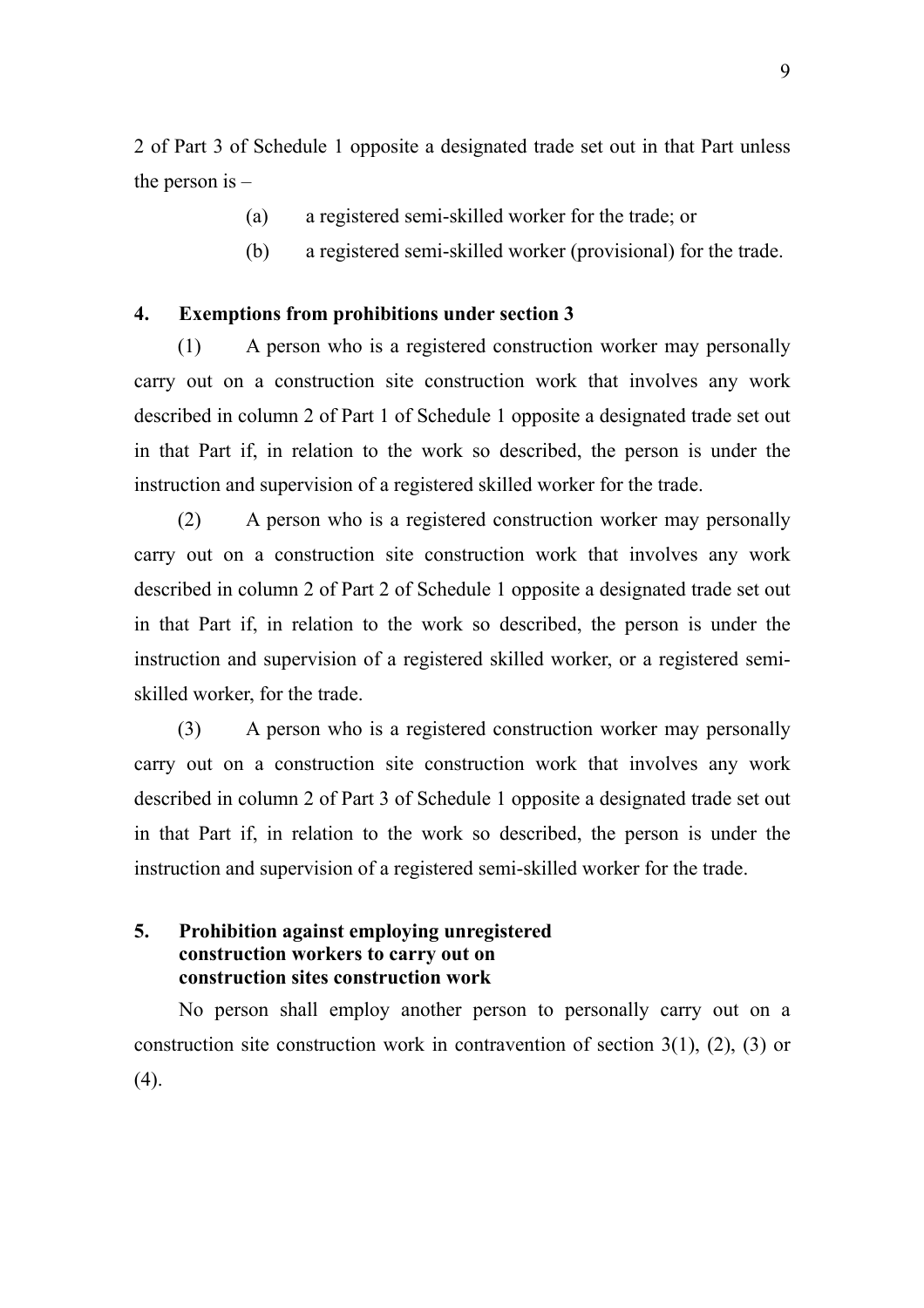2 of Part 3 of Schedule 1 opposite a designated trade set out in that Part unless the person is –

(a) a registered semi-skilled worker for the trade; or

(b) a registered semi-skilled worker (provisional) for the trade.

**4. Exemptions from prohibitions under section 3**

(1) A person who is a registered construction worker may personally carry out on a construction site construction work that involves any work described in column 2 of Part 1 of Schedule 1 opposite a designated trade set out in that Part if, in relation to the work so described, the person is under the instruction and supervision of a registered skilled worker for the trade.

(2) A person who is a registered construction worker may personally carry out on a construction site construction work that involves any work described in column 2 of Part 2 of Schedule 1 opposite a designated trade set out in that Part if, in relation to the work so described, the person is under the instruction and supervision of a registered skilled worker, or a registered semi-skilled worker, for the trade.

(3) A person who is a registered construction worker may personally carry out on a construction site construction work that involves any work described in column 2 of Part 3 of Schedule 1 opposite a designated trade set out in that Part if, in relation to the work so described, the person is under the instruction and supervision of a registered semi-skilled worker for the trade.

**5. Prohibition against employing unregistered construction workers to carry out on construction sites construction work**

No person shall employ another person to personally carry out on a construction site construction work in contravention of section 3(1), (2), (3) or (4).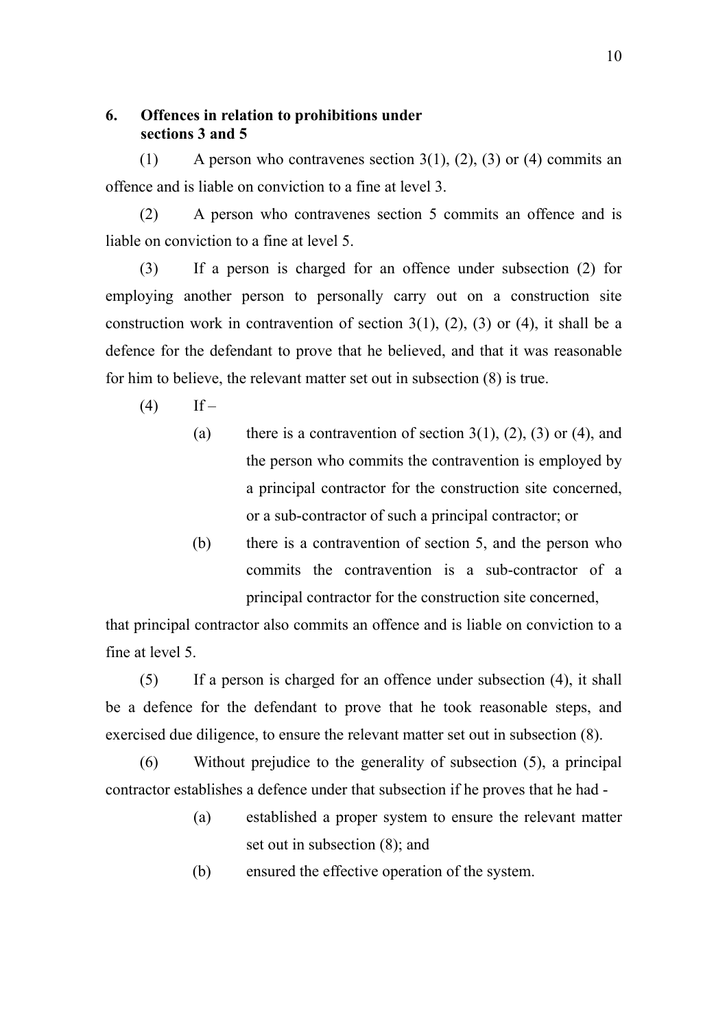**6. Offences in relation to prohibitions under sections 3 and 5**

(1) A person who contravenes section 3(1), (2), (3) or (4) commits an offence and is liable on conviction to a fine at level 3.

(2) A person who contravenes section 5 commits an offence and is liable on conviction to a fine at level 5.

(3) If a person is charged for an offence under subsection (2) for employing another person to personally carry out on a construction site construction work in contravention of section 3(1), (2), (3) or (4), it shall be a defence for the defendant to prove that he believed, and that it was reasonable for him to believe, the relevant matter set out in subsection (8) is true.

(4) If –

- (a) there is a contravention of section 3(1), (2), (3) or (4), and the person who commits the contravention is employed by a principal contractor for the construction site concerned, or a sub-contractor of such a principal contractor; or
- (b) there is a contravention of section 5, and the person who commits the contravention is a sub-contractor of a principal contractor for the construction site concerned,

that principal contractor also commits an offence and is liable on conviction to a fine at level 5.

(5) If a person is charged for an offence under subsection (4), it shall be a defence for the defendant to prove that he took reasonable steps, and exercised due diligence, to ensure the relevant matter set out in subsection (8).

(6) Without prejudice to the generality of subsection (5), a principal contractor establishes a defence under that subsection if he proves that he had -

- (a) established a proper system to ensure the relevant matter set out in subsection (8); and
- (b) ensured the effective operation of the system.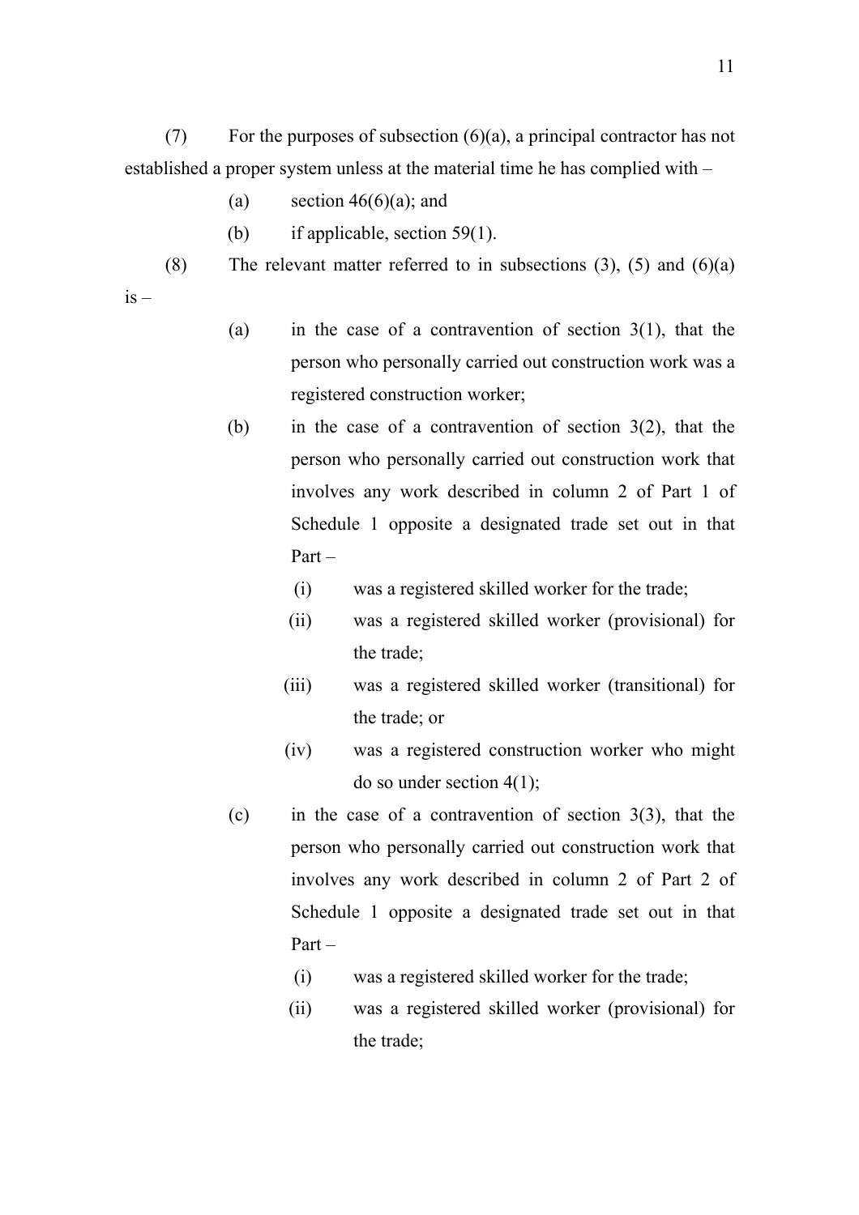(7) For the purposes of subsection (6)(a), a principal contractor has not established a proper system unless at the material time he has complied with –

(a) section 46(6)(a); and

(b) if applicable, section 59(1).

(8) The relevant matter referred to in subsections (3), (5) and (6)(a) is –

(a) in the case of a contravention of section 3(1), that the person who personally carried out construction work was a registered construction worker;

(b) in the case of a contravention of section 3(2), that the person who personally carried out construction work that involves any work described in column 2 of Part 1 of Schedule 1 opposite a designated trade set out in that Part –

(i) was a registered skilled worker for the trade;

(ii) was a registered skilled worker (provisional) for the trade;

(iii) was a registered skilled worker (transitional) for the trade; or

(iv) was a registered construction worker who might do so under section 4(1);

(c) in the case of a contravention of section 3(3), that the person who personally carried out construction work that involves any work described in column 2 of Part 2 of Schedule 1 opposite a designated trade set out in that Part –

(i) was a registered skilled worker for the trade;

(ii) was a registered skilled worker (provisional) for the trade;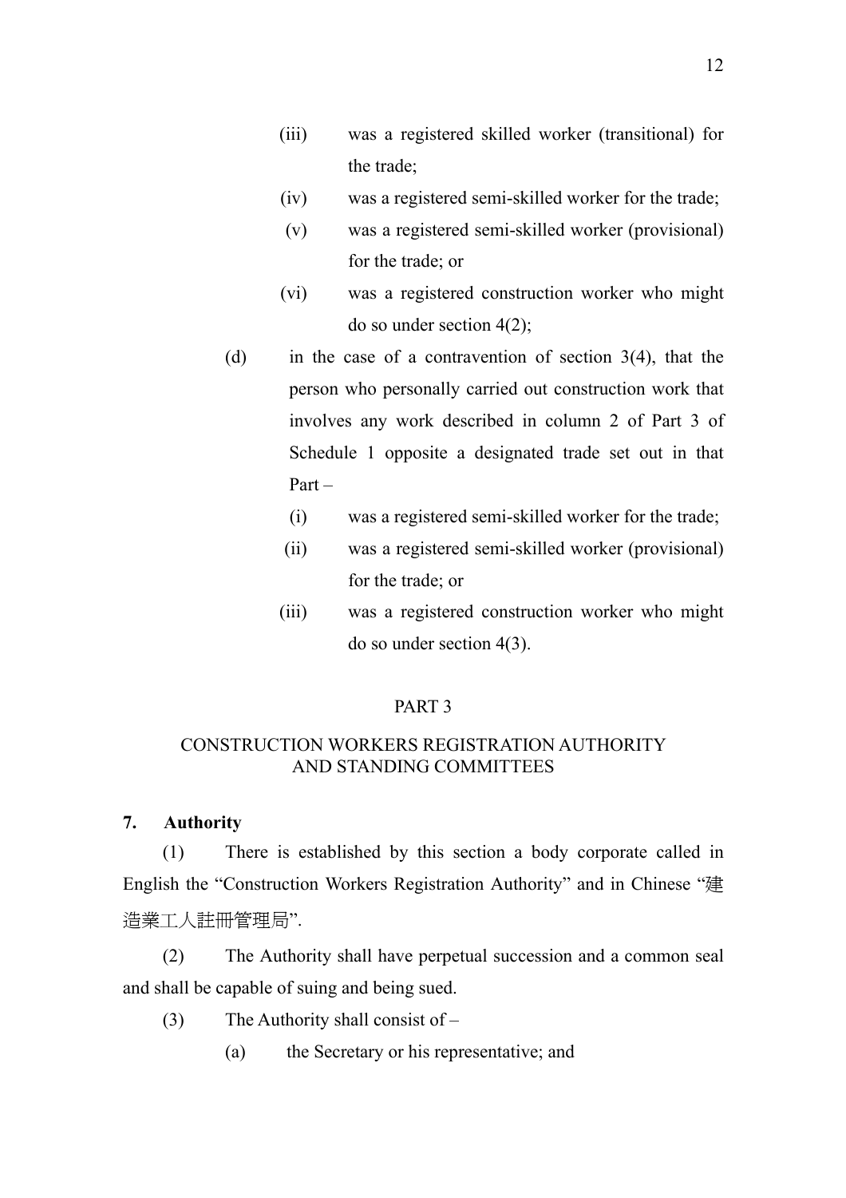(iii) was a registered skilled worker (transitional) for the trade;

(iv) was a registered semi-skilled worker for the trade;

(v) was a registered semi-skilled worker (provisional) for the trade; or

(vi) was a registered construction worker who might do so under section 4(2);

(d) in the case of a contravention of section 3(4), that the person who personally carried out construction work that involves any work described in column 2 of Part 3 of Schedule 1 opposite a designated trade set out in that Part –

(i) was a registered semi-skilled worker for the trade;

(ii) was a registered semi-skilled worker (provisional) for the trade; or

(iii) was a registered construction worker who might do so under section 4(3).

## PART 3

## CONSTRUCTION WORKERS REGISTRATION AUTHORITY AND STANDING COMMITTEES

**7. Authority**

(1) There is established by this section a body corporate called in English the "Construction Workers Registration Authority" and in Chinese "建造業工人註冊管理局".

(2) The Authority shall have perpetual succession and a common seal and shall be capable of suing and being sued.

(3) The Authority shall consist of –

(a) the Secretary or his representative; and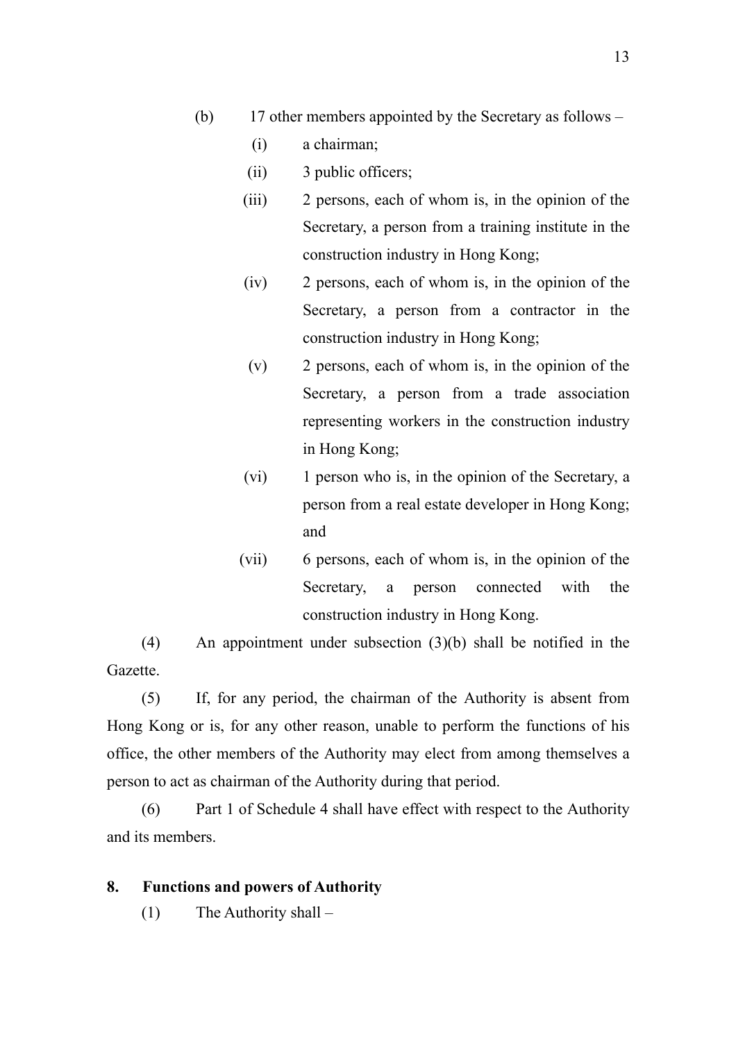(b) 17 other members appointed by the Secretary as follows –

(i) a chairman;

(ii) 3 public officers;

(iii) 2 persons, each of whom is, in the opinion of the Secretary, a person from a training institute in the construction industry in Hong Kong;

(iv) 2 persons, each of whom is, in the opinion of the Secretary, a person from a contractor in the construction industry in Hong Kong;

(v) 2 persons, each of whom is, in the opinion of the Secretary, a person from a trade association representing workers in the construction industry in Hong Kong;

(vi) 1 person who is, in the opinion of the Secretary, a person from a real estate developer in Hong Kong; and

(vii) 6 persons, each of whom is, in the opinion of the Secretary, a person connected with the construction industry in Hong Kong.

(4) An appointment under subsection (3)(b) shall be notified in the Gazette.

(5) If, for any period, the chairman of the Authority is absent from Hong Kong or is, for any other reason, unable to perform the functions of his office, the other members of the Authority may elect from among themselves a person to act as chairman of the Authority during that period.

(6) Part 1 of Schedule 4 shall have effect with respect to the Authority and its members.

**8. Functions and powers of Authority**

(1) The Authority shall –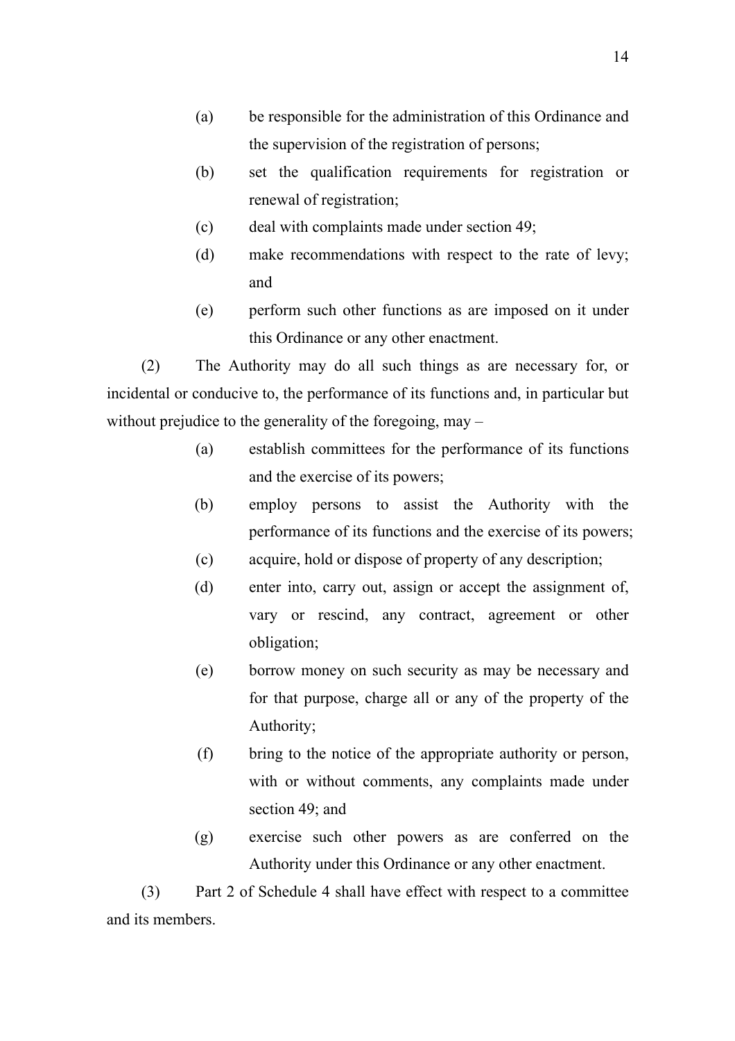(a) be responsible for the administration of this Ordinance and the supervision of the registration of persons;

(b) set the qualification requirements for registration or renewal of registration;

(c) deal with complaints made under section 49;

(d) make recommendations with respect to the rate of levy; and

(e) perform such other functions as are imposed on it under this Ordinance or any other enactment.

(2) The Authority may do all such things as are necessary for, or incidental or conducive to, the performance of its functions and, in particular but without prejudice to the generality of the foregoing, may –

(a) establish committees for the performance of its functions and the exercise of its powers;

(b) employ persons to assist the Authority with the performance of its functions and the exercise of its powers;

(c) acquire, hold or dispose of property of any description;

(d) enter into, carry out, assign or accept the assignment of, vary or rescind, any contract, agreement or other obligation;

(e) borrow money on such security as may be necessary and for that purpose, charge all or any of the property of the Authority;

(f) bring to the notice of the appropriate authority or person, with or without comments, any complaints made under section 49; and

(g) exercise such other powers as are conferred on the Authority under this Ordinance or any other enactment.

(3) Part 2 of Schedule 4 shall have effect with respect to a committee and its members.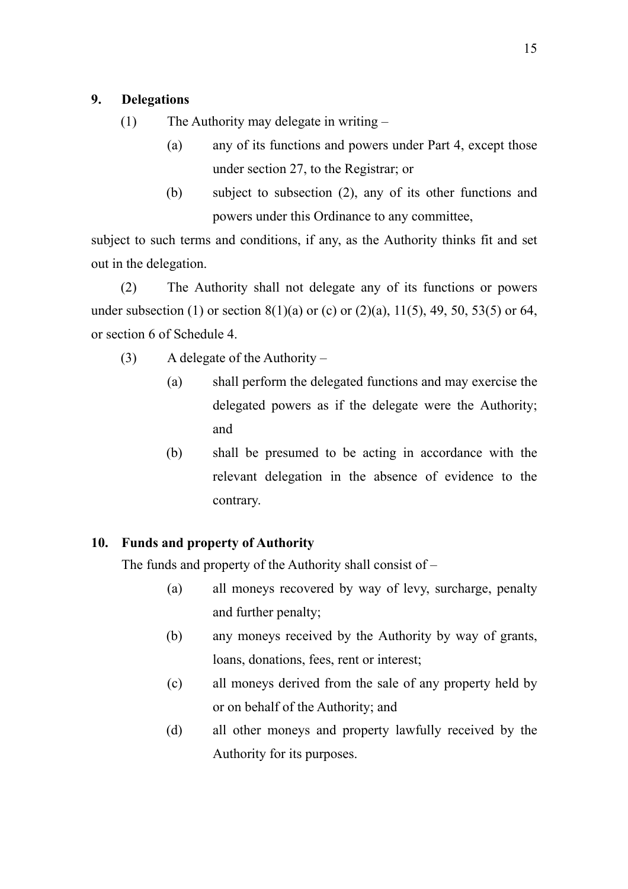**9. Delegations**

(1) The Authority may delegate in writing –

(a) any of its functions and powers under Part 4, except those under section 27, to the Registrar; or

(b) subject to subsection (2), any of its other functions and powers under this Ordinance to any committee,

subject to such terms and conditions, if any, as the Authority thinks fit and set out in the delegation.

(2) The Authority shall not delegate any of its functions or powers under subsection (1) or section 8(1)(a) or (c) or (2)(a), 11(5), 49, 50, 53(5) or 64, or section 6 of Schedule 4.

(3) A delegate of the Authority –

(a) shall perform the delegated functions and may exercise the delegated powers as if the delegate were the Authority; and

(b) shall be presumed to be acting in accordance with the relevant delegation in the absence of evidence to the contrary.

**10. Funds and property of Authority**

The funds and property of the Authority shall consist of –

(a) all moneys recovered by way of levy, surcharge, penalty and further penalty;

(b) any moneys received by the Authority by way of grants, loans, donations, fees, rent or interest;

(c) all moneys derived from the sale of any property held by or on behalf of the Authority; and

(d) all other moneys and property lawfully received by the Authority for its purposes.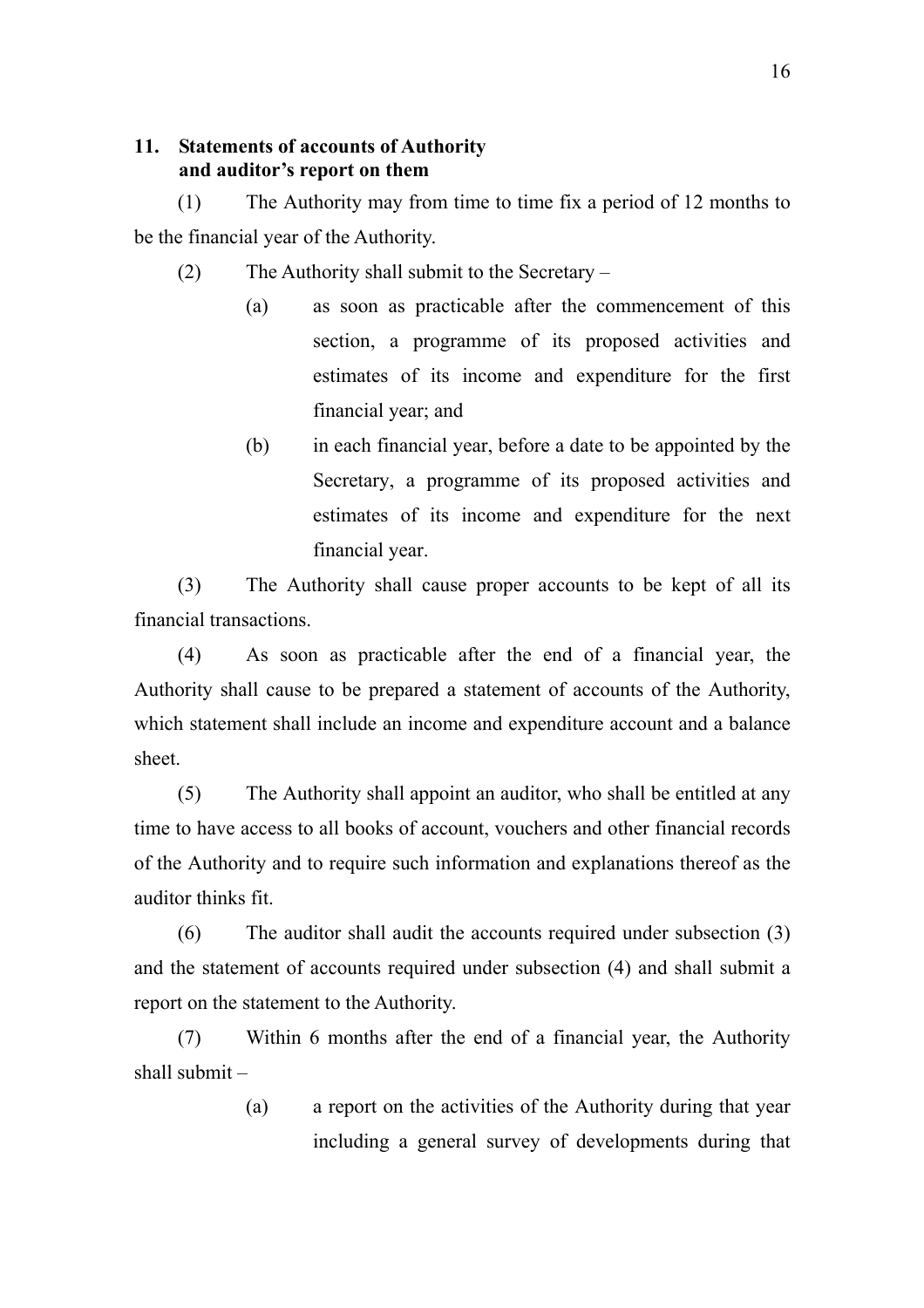**11. Statements of accounts of Authority and auditor's report on them**

(1) The Authority may from time to time fix a period of 12 months to be the financial year of the Authority.

(2) The Authority shall submit to the Secretary –

(a) as soon as practicable after the commencement of this section, a programme of its proposed activities and estimates of its income and expenditure for the first financial year; and

(b) in each financial year, before a date to be appointed by the Secretary, a programme of its proposed activities and estimates of its income and expenditure for the next financial year.

(3) The Authority shall cause proper accounts to be kept of all its financial transactions.

(4) As soon as practicable after the end of a financial year, the Authority shall cause to be prepared a statement of accounts of the Authority, which statement shall include an income and expenditure account and a balance sheet.

(5) The Authority shall appoint an auditor, who shall be entitled at any time to have access to all books of account, vouchers and other financial records of the Authority and to require such information and explanations thereof as the auditor thinks fit.

(6) The auditor shall audit the accounts required under subsection (3) and the statement of accounts required under subsection (4) and shall submit a report on the statement to the Authority.

(7) Within 6 months after the end of a financial year, the Authority shall submit –

(a) a report on the activities of the Authority during that year including a general survey of developments during that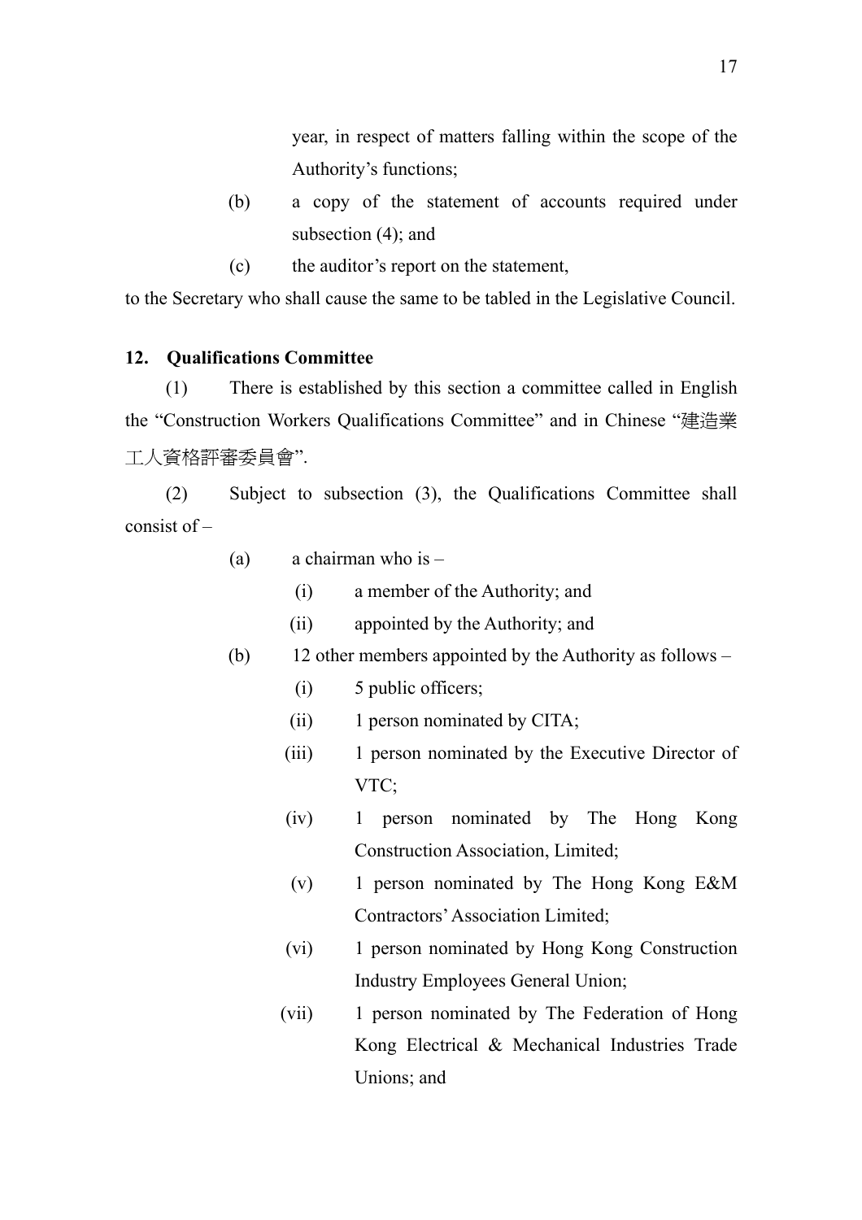year, in respect of matters falling within the scope of the Authority's functions;

(b) a copy of the statement of accounts required under subsection (4); and

(c) the auditor's report on the statement,

to the Secretary who shall cause the same to be tabled in the Legislative Council.

**12. Qualifications Committee**

(1) There is established by this section a committee called in English the "Construction Workers Qualifications Committee" and in Chinese "建造業工人資格評審委員會".

(2) Subject to subsection (3), the Qualifications Committee shall consist of –

- (a) a chairman who is –
  - (i) a member of the Authority; and
  - (ii) appointed by the Authority; and
- (b) 12 other members appointed by the Authority as follows –
  - (i) 5 public officers;
  - (ii) 1 person nominated by CITA;
  - (iii) 1 person nominated by the Executive Director of VTC;
  - (iv) 1 person nominated by The Hong Kong Construction Association, Limited;
  - (v) 1 person nominated by The Hong Kong E&M Contractors' Association Limited;
  - (vi) 1 person nominated by Hong Kong Construction Industry Employees General Union;
  - (vii) 1 person nominated by The Federation of Hong Kong Electrical & Mechanical Industries Trade Unions; and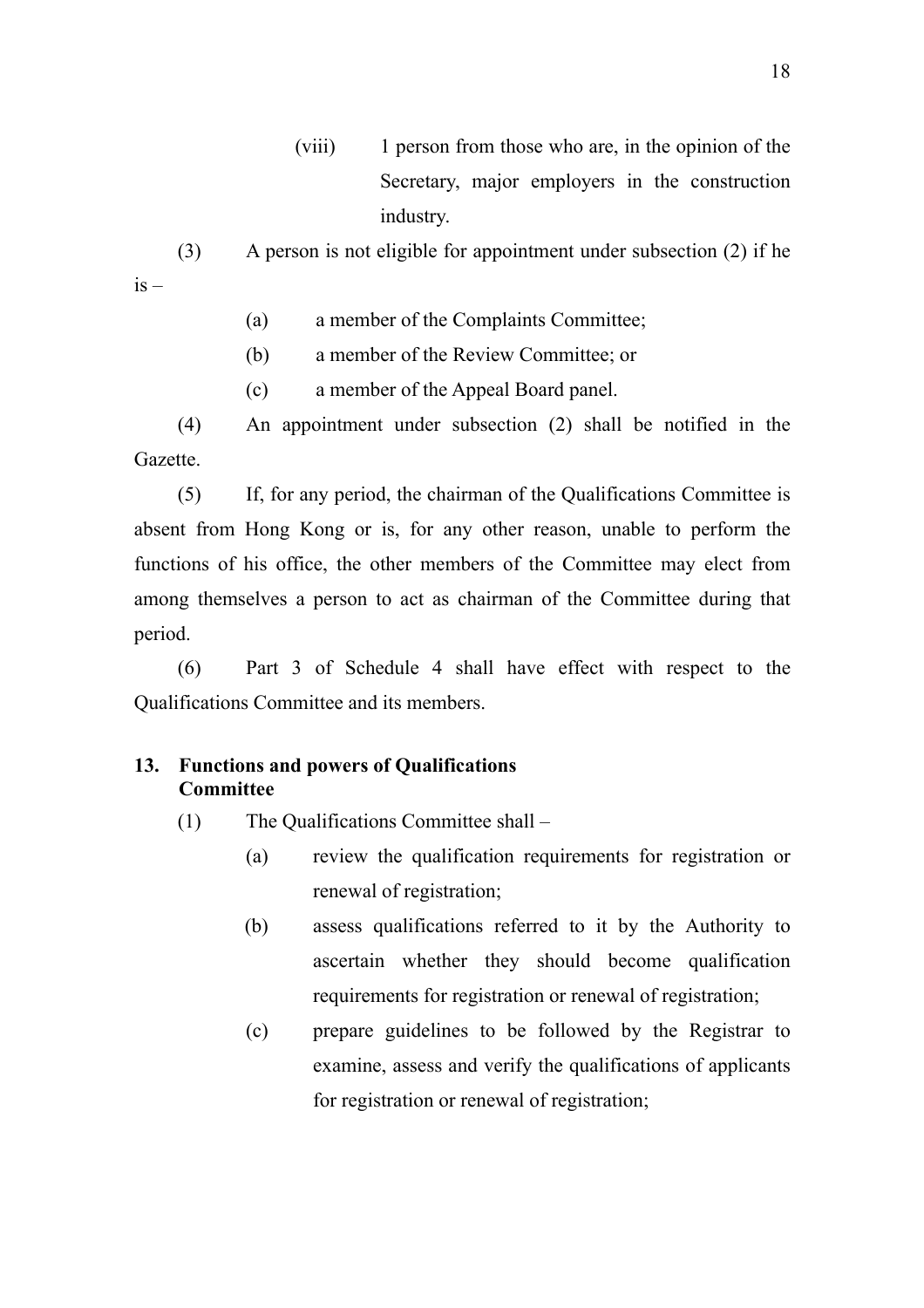(viii) 1 person from those who are, in the opinion of the Secretary, major employers in the construction industry.

(3) A person is not eligible for appointment under subsection (2) if he is –

(a) a member of the Complaints Committee;

(b) a member of the Review Committee; or

(c) a member of the Appeal Board panel.

(4) An appointment under subsection (2) shall be notified in the Gazette.

(5) If, for any period, the chairman of the Qualifications Committee is absent from Hong Kong or is, for any other reason, unable to perform the functions of his office, the other members of the Committee may elect from among themselves a person to act as chairman of the Committee during that period.

(6) Part 3 of Schedule 4 shall have effect with respect to the Qualifications Committee and its members.

**13. Functions and powers of Qualifications Committee**

(1) The Qualifications Committee shall –

(a) review the qualification requirements for registration or renewal of registration;

(b) assess qualifications referred to it by the Authority to ascertain whether they should become qualification requirements for registration or renewal of registration;

(c) prepare guidelines to be followed by the Registrar to examine, assess and verify the qualifications of applicants for registration or renewal of registration;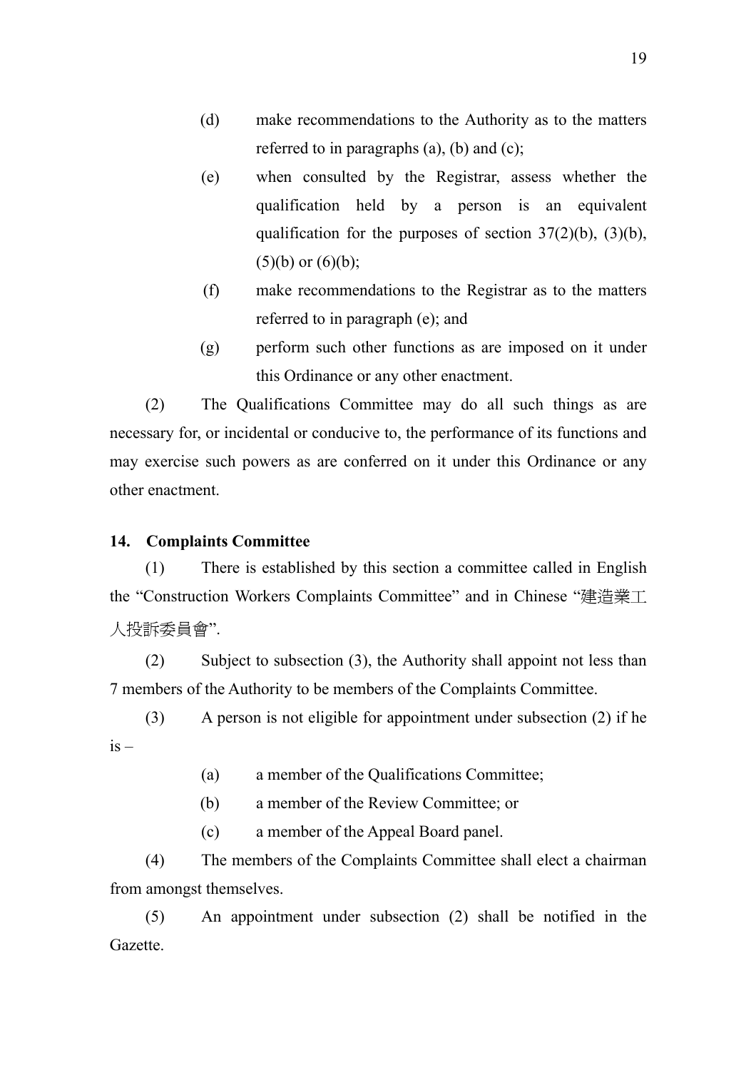(d) make recommendations to the Authority as to the matters referred to in paragraphs (a), (b) and (c);

(e) when consulted by the Registrar, assess whether the qualification held by a person is an equivalent qualification for the purposes of section 37(2)(b), (3)(b), (5)(b) or (6)(b);

(f) make recommendations to the Registrar as to the matters referred to in paragraph (e); and

(g) perform such other functions as are imposed on it under this Ordinance or any other enactment.

(2) The Qualifications Committee may do all such things as are necessary for, or incidental or conducive to, the performance of its functions and may exercise such powers as are conferred on it under this Ordinance or any other enactment.

**14. Complaints Committee**

(1) There is established by this section a committee called in English the "Construction Workers Complaints Committee" and in Chinese "建造業工人投訴委員會".

(2) Subject to subsection (3), the Authority shall appoint not less than 7 members of the Authority to be members of the Complaints Committee.

(3) A person is not eligible for appointment under subsection (2) if he is –

(a) a member of the Qualifications Committee;

(b) a member of the Review Committee; or

(c) a member of the Appeal Board panel.

(4) The members of the Complaints Committee shall elect a chairman from amongst themselves.

(5) An appointment under subsection (2) shall be notified in the Gazette.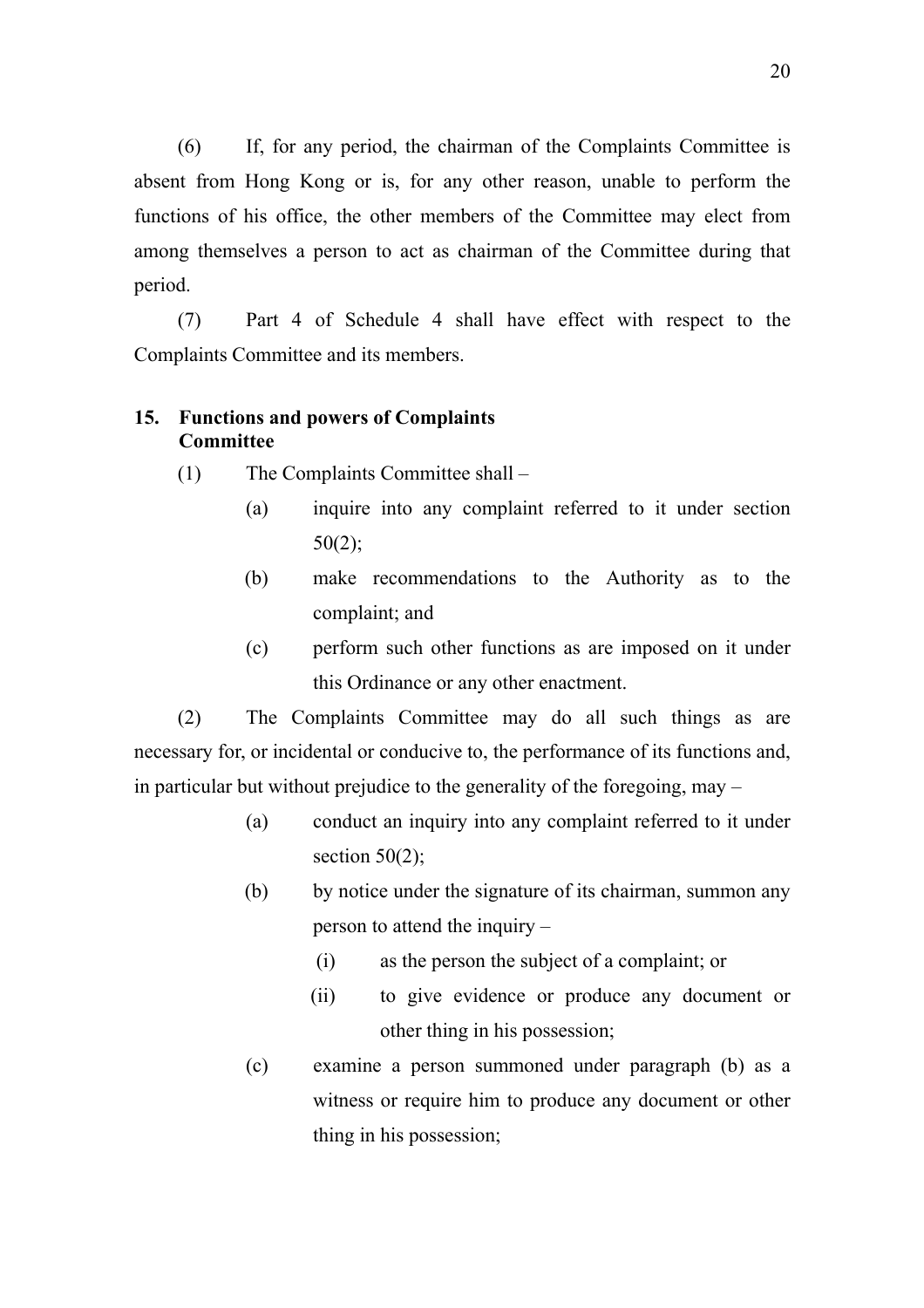(6) If, for any period, the chairman of the Complaints Committee is absent from Hong Kong or is, for any other reason, unable to perform the functions of his office, the other members of the Committee may elect from among themselves a person to act as chairman of the Committee during that period.

(7) Part 4 of Schedule 4 shall have effect with respect to the Complaints Committee and its members.

## 15. Functions and powers of Complaints Committee

(1) The Complaints Committee shall –

- (a) inquire into any complaint referred to it under section 50(2);
- (b) make recommendations to the Authority as to the complaint; and
- (c) perform such other functions as are imposed on it under this Ordinance or any other enactment.

(2) The Complaints Committee may do all such things as are necessary for, or incidental or conducive to, the performance of its functions and, in particular but without prejudice to the generality of the foregoing, may –

- (a) conduct an inquiry into any complaint referred to it under section 50(2);
- (b) by notice under the signature of its chairman, summon any person to attend the inquiry –
  - (i) as the person the subject of a complaint; or
  - (ii) to give evidence or produce any document or other thing in his possession;
- (c) examine a person summoned under paragraph (b) as a witness or require him to produce any document or other thing in his possession;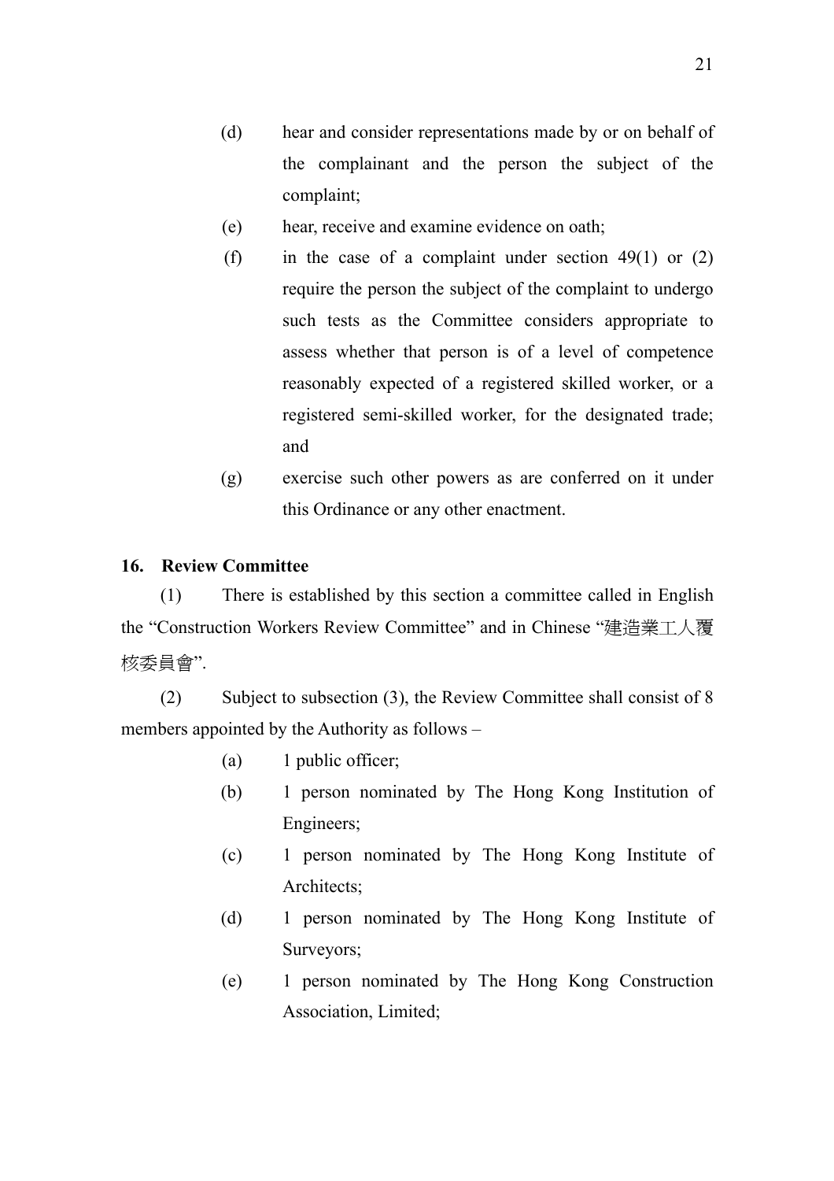(d) hear and consider representations made by or on behalf of the complainant and the person the subject of the complaint;

(e) hear, receive and examine evidence on oath;

(f) in the case of a complaint under section 49(1) or (2) require the person the subject of the complaint to undergo such tests as the Committee considers appropriate to assess whether that person is of a level of competence reasonably expected of a registered skilled worker, or a registered semi-skilled worker, for the designated trade; and

(g) exercise such other powers as are conferred on it under this Ordinance or any other enactment.

**16. Review Committee**

(1) There is established by this section a committee called in English the "Construction Workers Review Committee" and in Chinese "建造業工人覆核委員會".

(2) Subject to subsection (3), the Review Committee shall consist of 8 members appointed by the Authority as follows –

(a) 1 public officer;

(b) 1 person nominated by The Hong Kong Institution of Engineers;

(c) 1 person nominated by The Hong Kong Institute of Architects;

(d) 1 person nominated by The Hong Kong Institute of Surveyors;

(e) 1 person nominated by The Hong Kong Construction Association, Limited;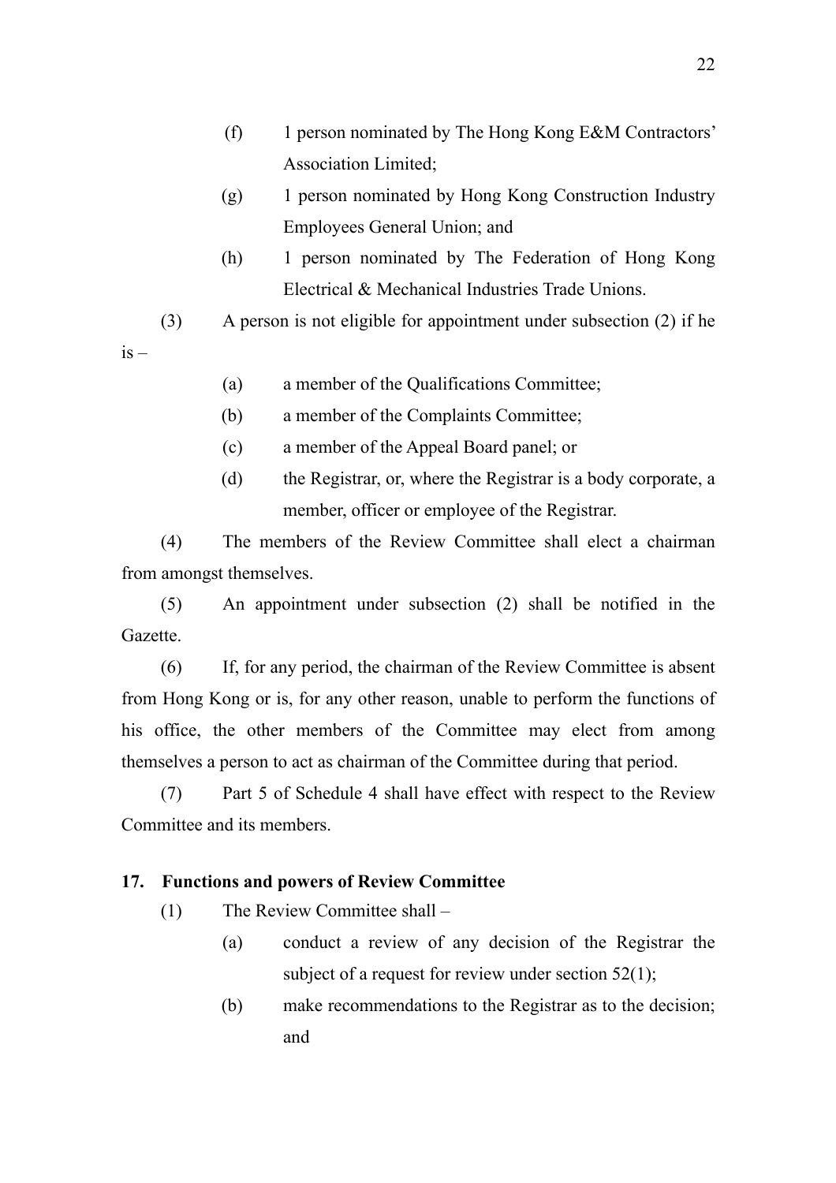(f) 1 person nominated by The Hong Kong E&M Contractors' Association Limited;

(g) 1 person nominated by Hong Kong Construction Industry Employees General Union; and

(h) 1 person nominated by The Federation of Hong Kong Electrical & Mechanical Industries Trade Unions.

(3) A person is not eligible for appointment under subsection (2) if he is –

(a) a member of the Qualifications Committee;

(b) a member of the Complaints Committee;

(c) a member of the Appeal Board panel; or

(d) the Registrar, or, where the Registrar is a body corporate, a member, officer or employee of the Registrar.

(4) The members of the Review Committee shall elect a chairman from amongst themselves.

(5) An appointment under subsection (2) shall be notified in the Gazette.

(6) If, for any period, the chairman of the Review Committee is absent from Hong Kong or is, for any other reason, unable to perform the functions of his office, the other members of the Committee may elect from among themselves a person to act as chairman of the Committee during that period.

(7) Part 5 of Schedule 4 shall have effect with respect to the Review Committee and its members.

**17. Functions and powers of Review Committee**

(1) The Review Committee shall –

(a) conduct a review of any decision of the Registrar the subject of a request for review under section 52(1);

(b) make recommendations to the Registrar as to the decision; and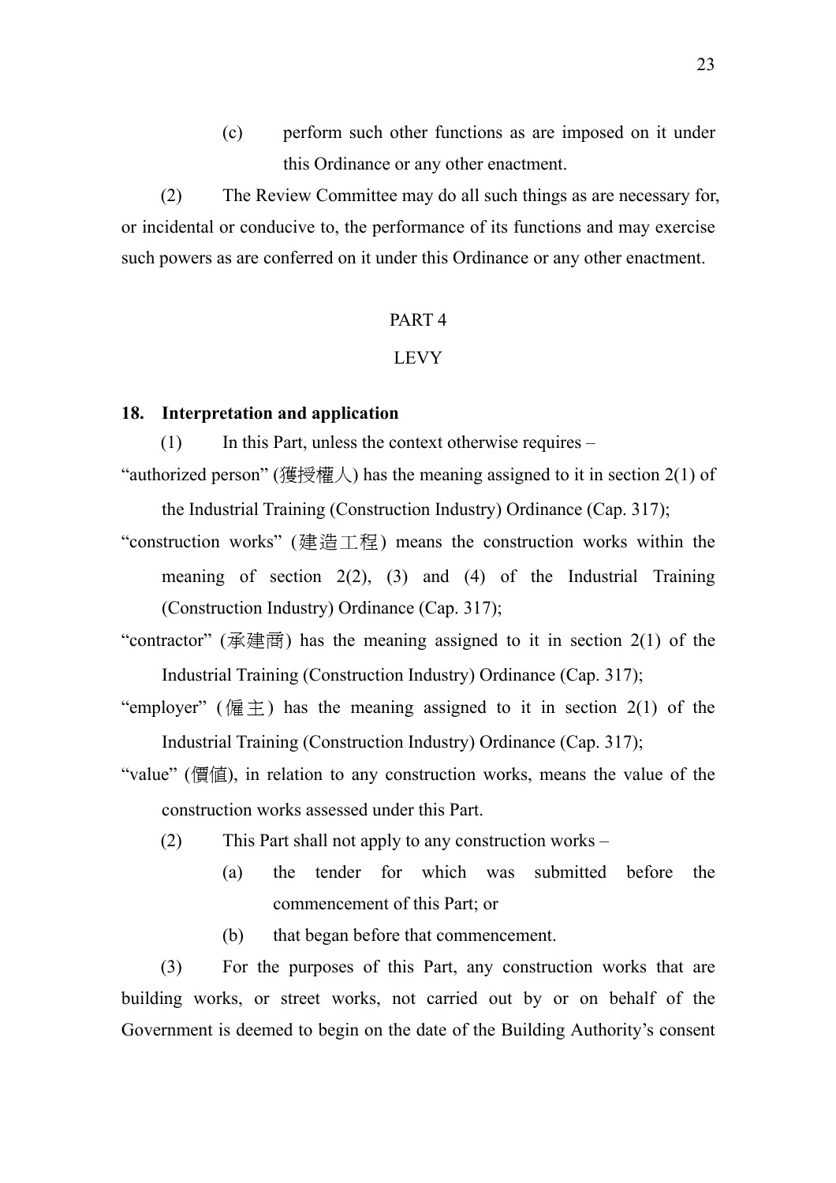(c) perform such other functions as are imposed on it under this Ordinance or any other enactment.

(2) The Review Committee may do all such things as are necessary for, or incidental or conducive to, the performance of its functions and may exercise such powers as are conferred on it under this Ordinance or any other enactment.

## PART 4

## LEVY

**18. Interpretation and application**

(1) In this Part, unless the context otherwise requires –

"authorized person" (獲授權人) has the meaning assigned to it in section 2(1) of the Industrial Training (Construction Industry) Ordinance (Cap. 317);

"construction works" (建造工程) means the construction works within the meaning of section 2(2), (3) and (4) of the Industrial Training (Construction Industry) Ordinance (Cap. 317);

"contractor" (承建商) has the meaning assigned to it in section 2(1) of the Industrial Training (Construction Industry) Ordinance (Cap. 317);

"employer" (僱主) has the meaning assigned to it in section 2(1) of the Industrial Training (Construction Industry) Ordinance (Cap. 317);

"value" (價值), in relation to any construction works, means the value of the construction works assessed under this Part.

(2) This Part shall not apply to any construction works –

(a) the tender for which was submitted before the commencement of this Part; or

(b) that began before that commencement.

(3) For the purposes of this Part, any construction works that are building works, or street works, not carried out by or on behalf of the Government is deemed to begin on the date of the Building Authority's consent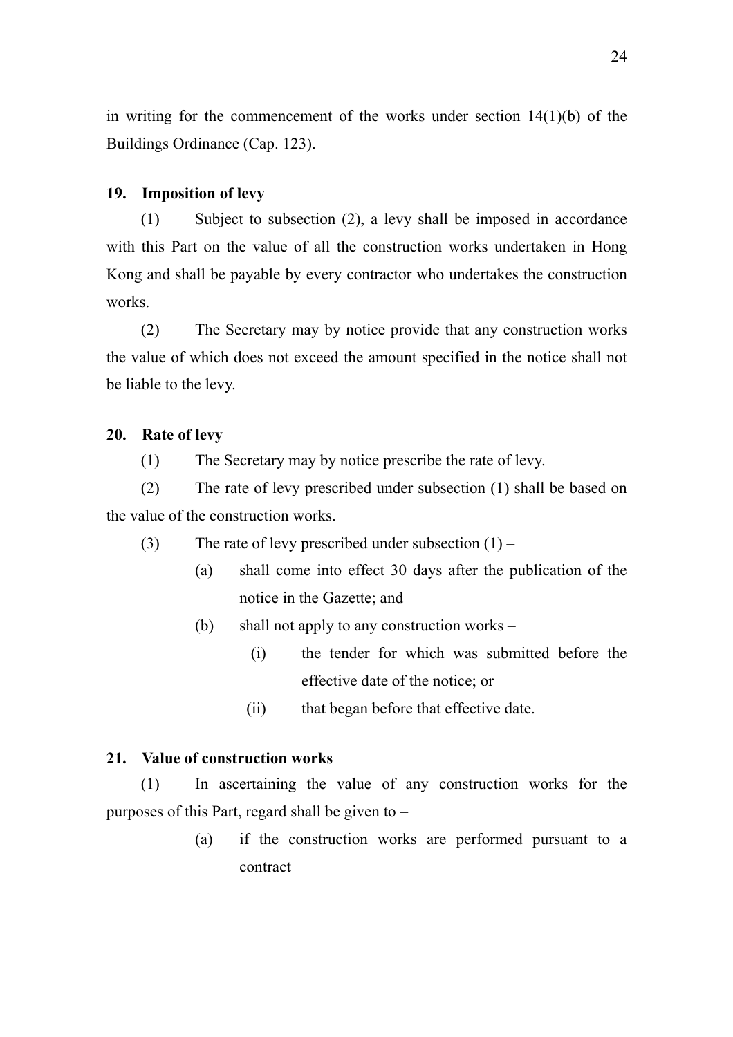in writing for the commencement of the works under section 14(1)(b) of the Buildings Ordinance (Cap. 123).

**19. Imposition of levy**

(1) Subject to subsection (2), a levy shall be imposed in accordance with this Part on the value of all the construction works undertaken in Hong Kong and shall be payable by every contractor who undertakes the construction works.

(2) The Secretary may by notice provide that any construction works the value of which does not exceed the amount specified in the notice shall not be liable to the levy.

**20. Rate of levy**

(1) The Secretary may by notice prescribe the rate of levy.

(2) The rate of levy prescribed under subsection (1) shall be based on the value of the construction works.

(3) The rate of levy prescribed under subsection (1) –

- (a) shall come into effect 30 days after the publication of the notice in the Gazette; and
- (b) shall not apply to any construction works –
  - (i) the tender for which was submitted before the effective date of the notice; or
  - (ii) that began before that effective date.

**21. Value of construction works**

(1) In ascertaining the value of any construction works for the purposes of this Part, regard shall be given to –

- (a) if the construction works are performed pursuant to a contract –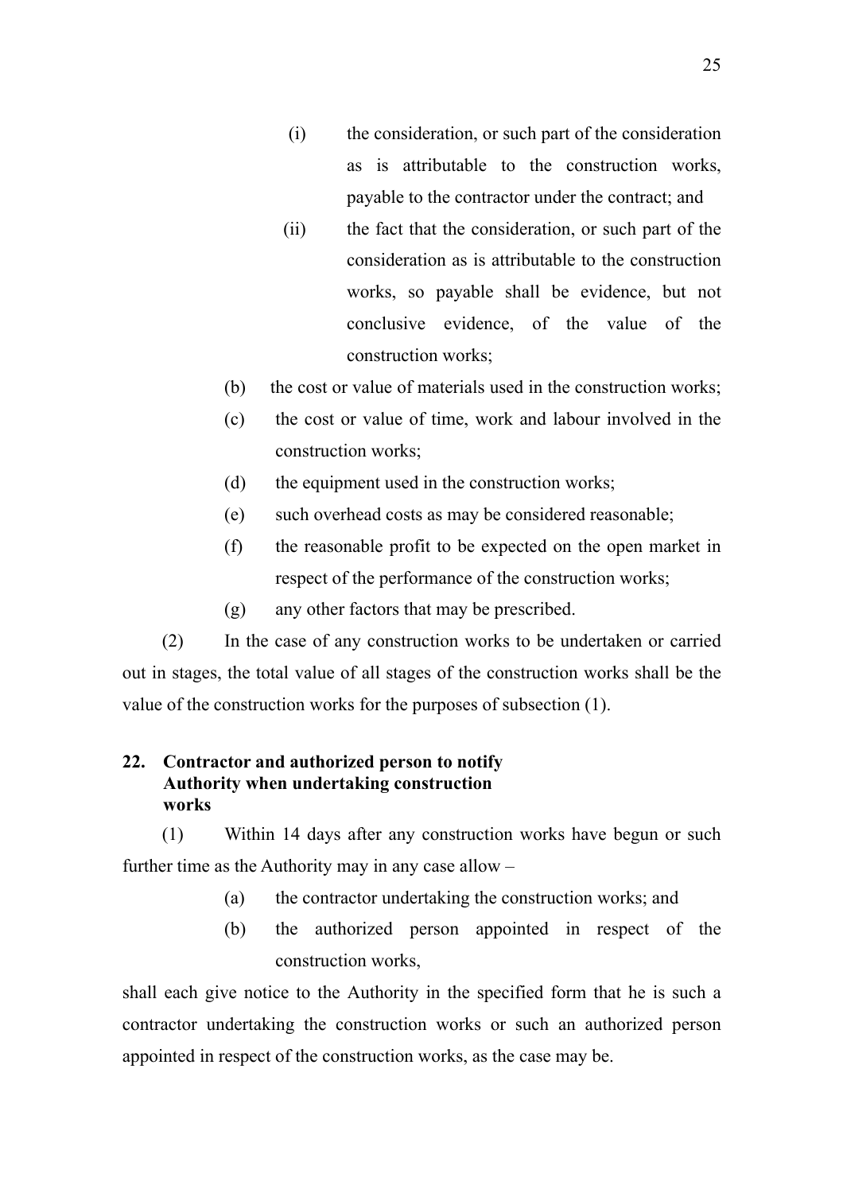(i) the consideration, or such part of the consideration as is attributable to the construction works, payable to the contractor under the contract; and

(ii) the fact that the consideration, or such part of the consideration as is attributable to the construction works, so payable shall be evidence, but not conclusive evidence, of the value of the construction works;

(b) the cost or value of materials used in the construction works;

(c) the cost or value of time, work and labour involved in the construction works;

(d) the equipment used in the construction works;

(e) such overhead costs as may be considered reasonable;

(f) the reasonable profit to be expected on the open market in respect of the performance of the construction works;

(g) any other factors that may be prescribed.

(2) In the case of any construction works to be undertaken or carried out in stages, the total value of all stages of the construction works shall be the value of the construction works for the purposes of subsection (1).

**22. Contractor and authorized person to notify Authority when undertaking construction works**

(1) Within 14 days after any construction works have begun or such further time as the Authority may in any case allow –

(a) the contractor undertaking the construction works; and

(b) the authorized person appointed in respect of the construction works,

shall each give notice to the Authority in the specified form that he is such a contractor undertaking the construction works or such an authorized person appointed in respect of the construction works, as the case may be.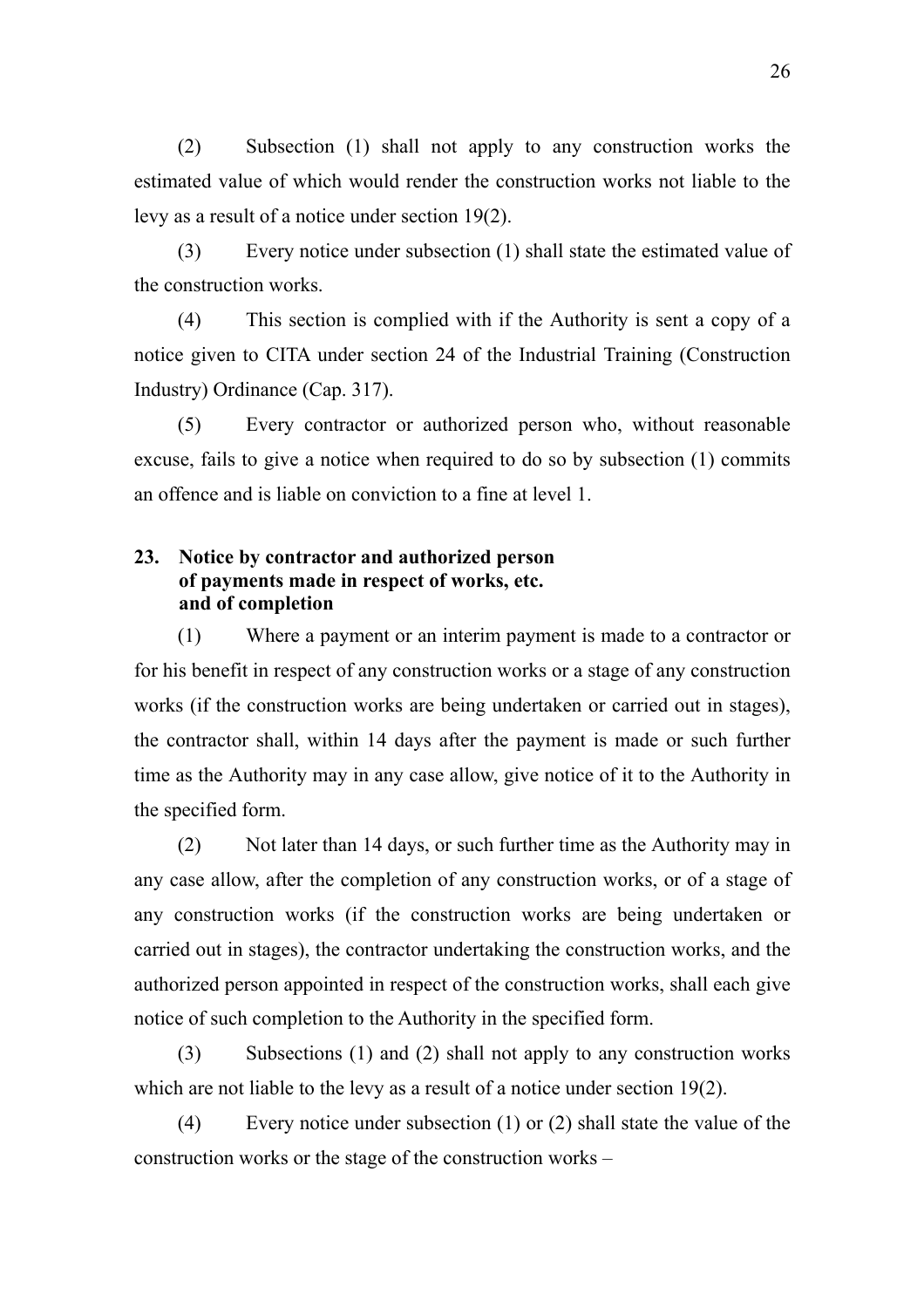(2) Subsection (1) shall not apply to any construction works the estimated value of which would render the construction works not liable to the levy as a result of a notice under section 19(2).

(3) Every notice under subsection (1) shall state the estimated value of the construction works.

(4) This section is complied with if the Authority is sent a copy of a notice given to CITA under section 24 of the Industrial Training (Construction Industry) Ordinance (Cap. 317).

(5) Every contractor or authorized person who, without reasonable excuse, fails to give a notice when required to do so by subsection (1) commits an offence and is liable on conviction to a fine at level 1.

**23. Notice by contractor and authorized person of payments made in respect of works, etc. and of completion**

(1) Where a payment or an interim payment is made to a contractor or for his benefit in respect of any construction works or a stage of any construction works (if the construction works are being undertaken or carried out in stages), the contractor shall, within 14 days after the payment is made or such further time as the Authority may in any case allow, give notice of it to the Authority in the specified form.

(2) Not later than 14 days, or such further time as the Authority may in any case allow, after the completion of any construction works, or of a stage of any construction works (if the construction works are being undertaken or carried out in stages), the contractor undertaking the construction works, and the authorized person appointed in respect of the construction works, shall each give notice of such completion to the Authority in the specified form.

(3) Subsections (1) and (2) shall not apply to any construction works which are not liable to the levy as a result of a notice under section 19(2).

(4) Every notice under subsection (1) or (2) shall state the value of the construction works or the stage of the construction works –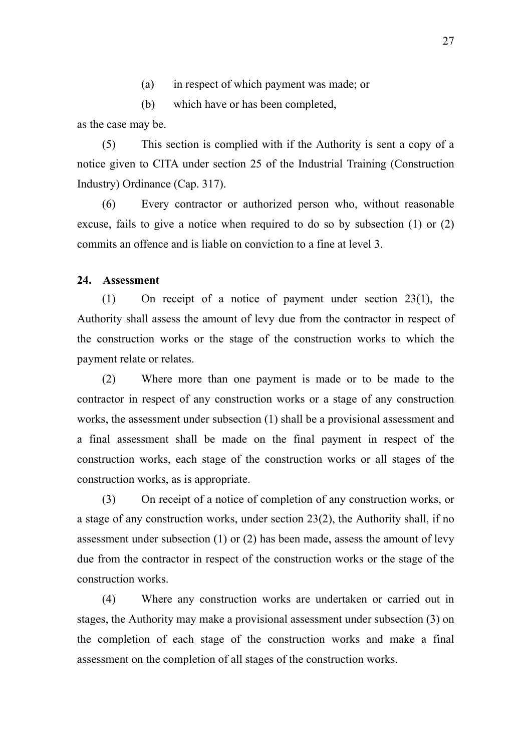(a) in respect of which payment was made; or

(b) which have or has been completed,

as the case may be.

(5) This section is complied with if the Authority is sent a copy of a notice given to CITA under section 25 of the Industrial Training (Construction Industry) Ordinance (Cap. 317).

(6) Every contractor or authorized person who, without reasonable excuse, fails to give a notice when required to do so by subsection (1) or (2) commits an offence and is liable on conviction to a fine at level 3.

**24. Assessment**

(1) On receipt of a notice of payment under section 23(1), the Authority shall assess the amount of levy due from the contractor in respect of the construction works or the stage of the construction works to which the payment relate or relates.

(2) Where more than one payment is made or to be made to the contractor in respect of any construction works or a stage of any construction works, the assessment under subsection (1) shall be a provisional assessment and a final assessment shall be made on the final payment in respect of the construction works, each stage of the construction works or all stages of the construction works, as is appropriate.

(3) On receipt of a notice of completion of any construction works, or a stage of any construction works, under section 23(2), the Authority shall, if no assessment under subsection (1) or (2) has been made, assess the amount of levy due from the contractor in respect of the construction works or the stage of the construction works.

(4) Where any construction works are undertaken or carried out in stages, the Authority may make a provisional assessment under subsection (3) on the completion of each stage of the construction works and make a final assessment on the completion of all stages of the construction works.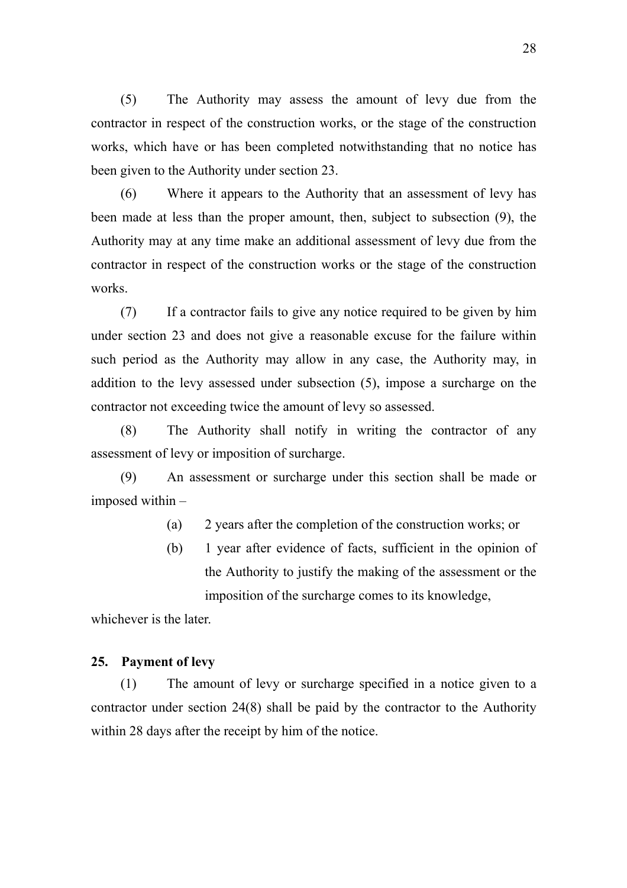(5) The Authority may assess the amount of levy due from the contractor in respect of the construction works, or the stage of the construction works, which have or has been completed notwithstanding that no notice has been given to the Authority under section 23.

(6) Where it appears to the Authority that an assessment of levy has been made at less than the proper amount, then, subject to subsection (9), the Authority may at any time make an additional assessment of levy due from the contractor in respect of the construction works or the stage of the construction works.

(7) If a contractor fails to give any notice required to be given by him under section 23 and does not give a reasonable excuse for the failure within such period as the Authority may allow in any case, the Authority may, in addition to the levy assessed under subsection (5), impose a surcharge on the contractor not exceeding twice the amount of levy so assessed.

(8) The Authority shall notify in writing the contractor of any assessment of levy or imposition of surcharge.

(9) An assessment or surcharge under this section shall be made or imposed within –

- (a) 2 years after the completion of the construction works; or
- (b) 1 year after evidence of facts, sufficient in the opinion of the Authority to justify the making of the assessment or the imposition of the surcharge comes to its knowledge,

whichever is the later.

**25. Payment of levy**

(1) The amount of levy or surcharge specified in a notice given to a contractor under section 24(8) shall be paid by the contractor to the Authority within 28 days after the receipt by him of the notice.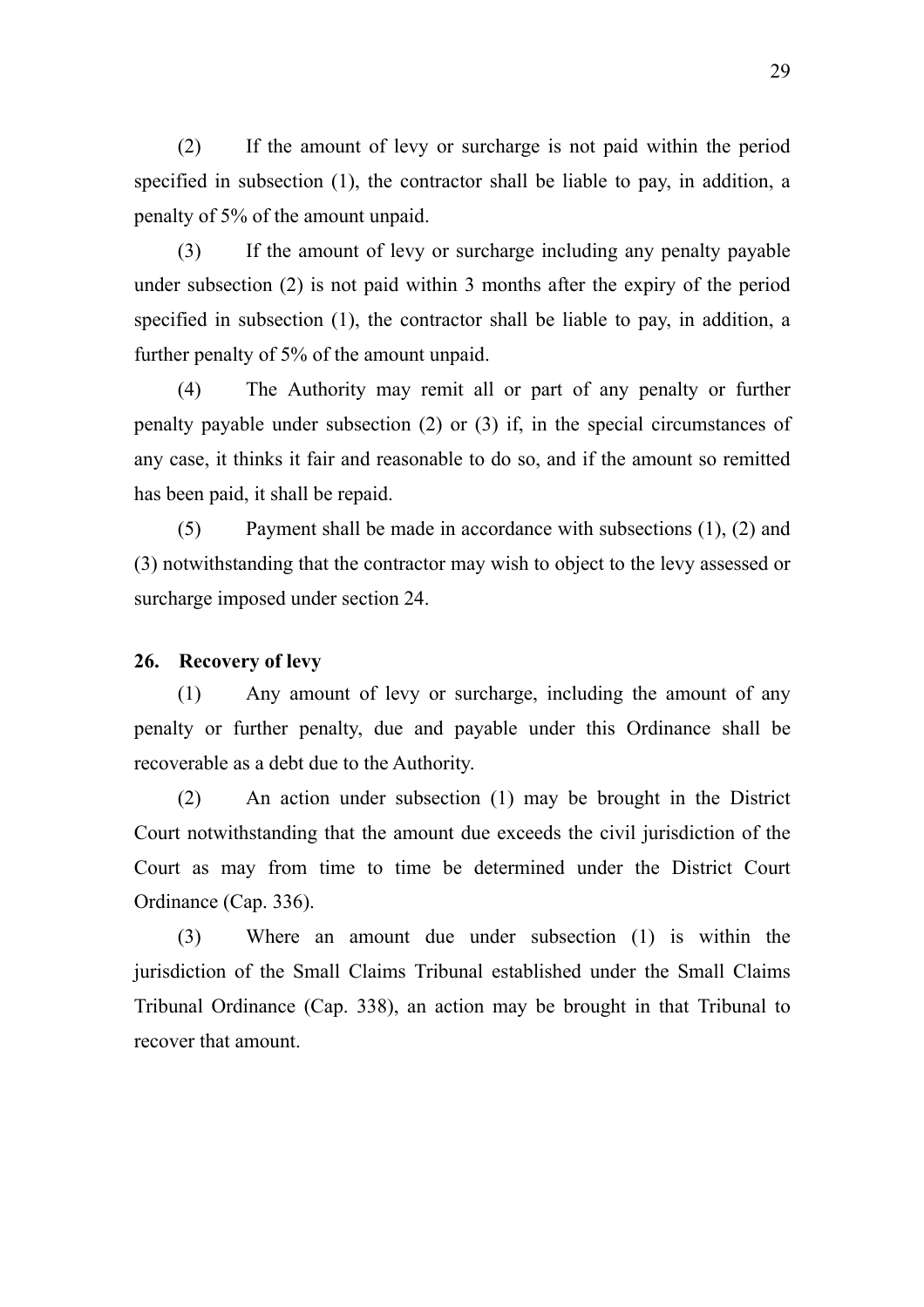(2) If the amount of levy or surcharge is not paid within the period specified in subsection (1), the contractor shall be liable to pay, in addition, a penalty of 5% of the amount unpaid.

(3) If the amount of levy or surcharge including any penalty payable under subsection (2) is not paid within 3 months after the expiry of the period specified in subsection (1), the contractor shall be liable to pay, in addition, a further penalty of 5% of the amount unpaid.

(4) The Authority may remit all or part of any penalty or further penalty payable under subsection (2) or (3) if, in the special circumstances of any case, it thinks it fair and reasonable to do so, and if the amount so remitted has been paid, it shall be repaid.

(5) Payment shall be made in accordance with subsections (1), (2) and (3) notwithstanding that the contractor may wish to object to the levy assessed or surcharge imposed under section 24.

**26. Recovery of levy**

(1) Any amount of levy or surcharge, including the amount of any penalty or further penalty, due and payable under this Ordinance shall be recoverable as a debt due to the Authority.

(2) An action under subsection (1) may be brought in the District Court notwithstanding that the amount due exceeds the civil jurisdiction of the Court as may from time to time be determined under the District Court Ordinance (Cap. 336).

(3) Where an amount due under subsection (1) is within the jurisdiction of the Small Claims Tribunal established under the Small Claims Tribunal Ordinance (Cap. 338), an action may be brought in that Tribunal to recover that amount.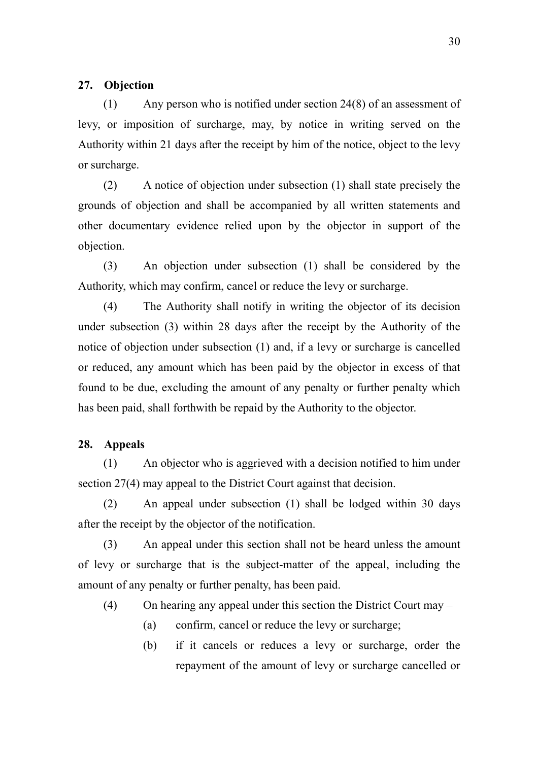**27. Objection**

(1) Any person who is notified under section 24(8) of an assessment of levy, or imposition of surcharge, may, by notice in writing served on the Authority within 21 days after the receipt by him of the notice, object to the levy or surcharge.

(2) A notice of objection under subsection (1) shall state precisely the grounds of objection and shall be accompanied by all written statements and other documentary evidence relied upon by the objector in support of the objection.

(3) An objection under subsection (1) shall be considered by the Authority, which may confirm, cancel or reduce the levy or surcharge.

(4) The Authority shall notify in writing the objector of its decision under subsection (3) within 28 days after the receipt by the Authority of the notice of objection under subsection (1) and, if a levy or surcharge is cancelled or reduced, any amount which has been paid by the objector in excess of that found to be due, excluding the amount of any penalty or further penalty which has been paid, shall forthwith be repaid by the Authority to the objector.

**28. Appeals**

(1) An objector who is aggrieved with a decision notified to him under section 27(4) may appeal to the District Court against that decision.

(2) An appeal under subsection (1) shall be lodged within 30 days after the receipt by the objector of the notification.

(3) An appeal under this section shall not be heard unless the amount of levy or surcharge that is the subject-matter of the appeal, including the amount of any penalty or further penalty, has been paid.

(4) On hearing any appeal under this section the District Court may –

(a) confirm, cancel or reduce the levy or surcharge;

(b) if it cancels or reduces a levy or surcharge, order the repayment of the amount of levy or surcharge cancelled or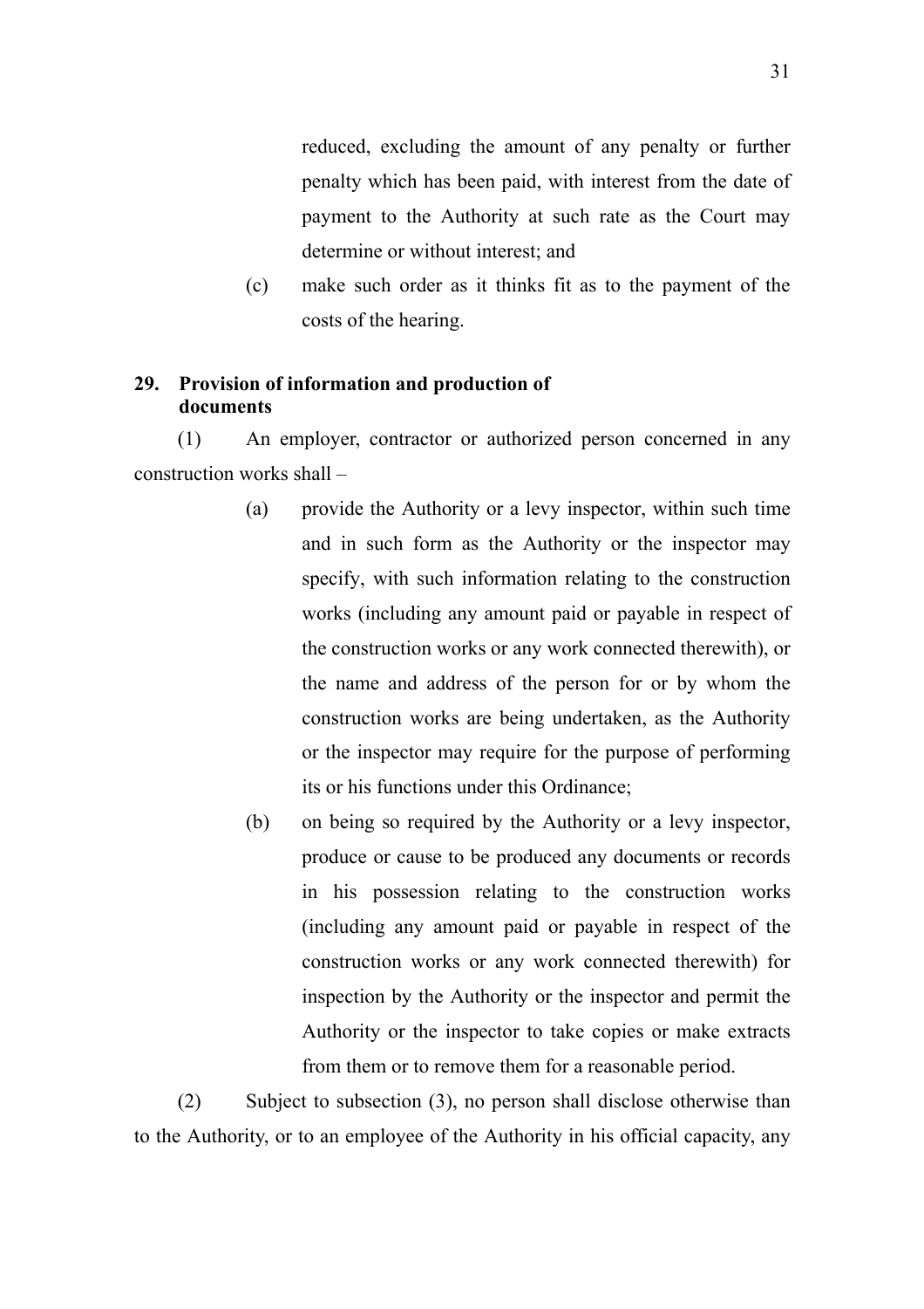reduced, excluding the amount of any penalty or further penalty which has been paid, with interest from the date of payment to the Authority at such rate as the Court may determine or without interest; and

(c) make such order as it thinks fit as to the payment of the costs of the hearing.

**29. Provision of information and production of documents**

(1) An employer, contractor or authorized person concerned in any construction works shall –

(a) provide the Authority or a levy inspector, within such time and in such form as the Authority or the inspector may specify, with such information relating to the construction works (including any amount paid or payable in respect of the construction works or any work connected therewith), or the name and address of the person for or by whom the construction works are being undertaken, as the Authority or the inspector may require for the purpose of performing its or his functions under this Ordinance;

(b) on being so required by the Authority or a levy inspector, produce or cause to be produced any documents or records in his possession relating to the construction works (including any amount paid or payable in respect of the construction works or any work connected therewith) for inspection by the Authority or the inspector and permit the Authority or the inspector to take copies or make extracts from them or to remove them for a reasonable period.

(2) Subject to subsection (3), no person shall disclose otherwise than to the Authority, or to an employee of the Authority in his official capacity, any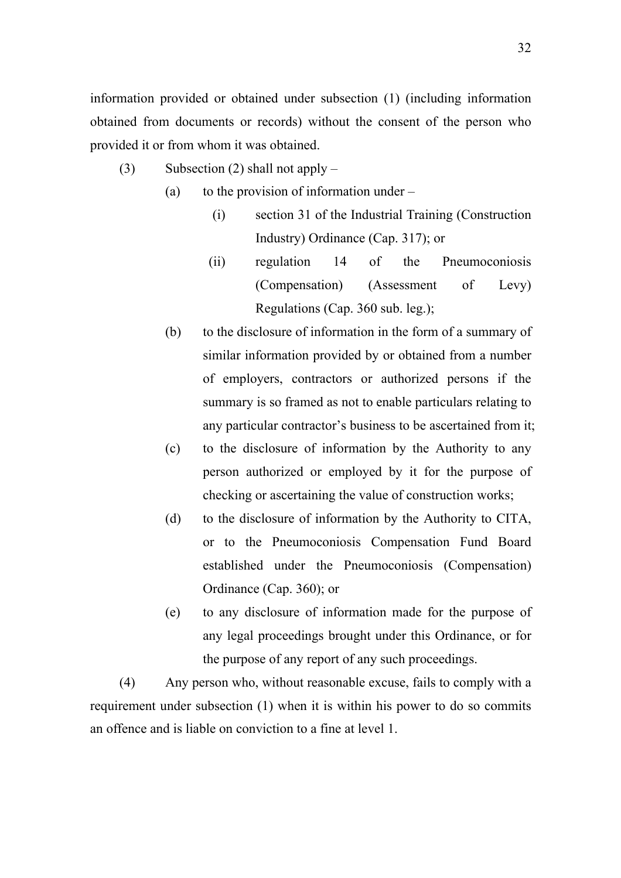information provided or obtained under subsection (1) (including information obtained from documents or records) without the consent of the person who provided it or from whom it was obtained.

(3) Subsection (2) shall not apply –

(a) to the provision of information under –

(i) section 31 of the Industrial Training (Construction Industry) Ordinance (Cap. 317); or

(ii) regulation 14 of the Pneumoconiosis (Compensation) (Assessment of Levy) Regulations (Cap. 360 sub. leg.);

(b) to the disclosure of information in the form of a summary of similar information provided by or obtained from a number of employers, contractors or authorized persons if the summary is so framed as not to enable particulars relating to any particular contractor's business to be ascertained from it;

(c) to the disclosure of information by the Authority to any person authorized or employed by it for the purpose of checking or ascertaining the value of construction works;

(d) to the disclosure of information by the Authority to CITA, or to the Pneumoconiosis Compensation Fund Board established under the Pneumoconiosis (Compensation) Ordinance (Cap. 360); or

(e) to any disclosure of information made for the purpose of any legal proceedings brought under this Ordinance, or for the purpose of any report of any such proceedings.

(4) Any person who, without reasonable excuse, fails to comply with a requirement under subsection (1) when it is within his power to do so commits an offence and is liable on conviction to a fine at level 1.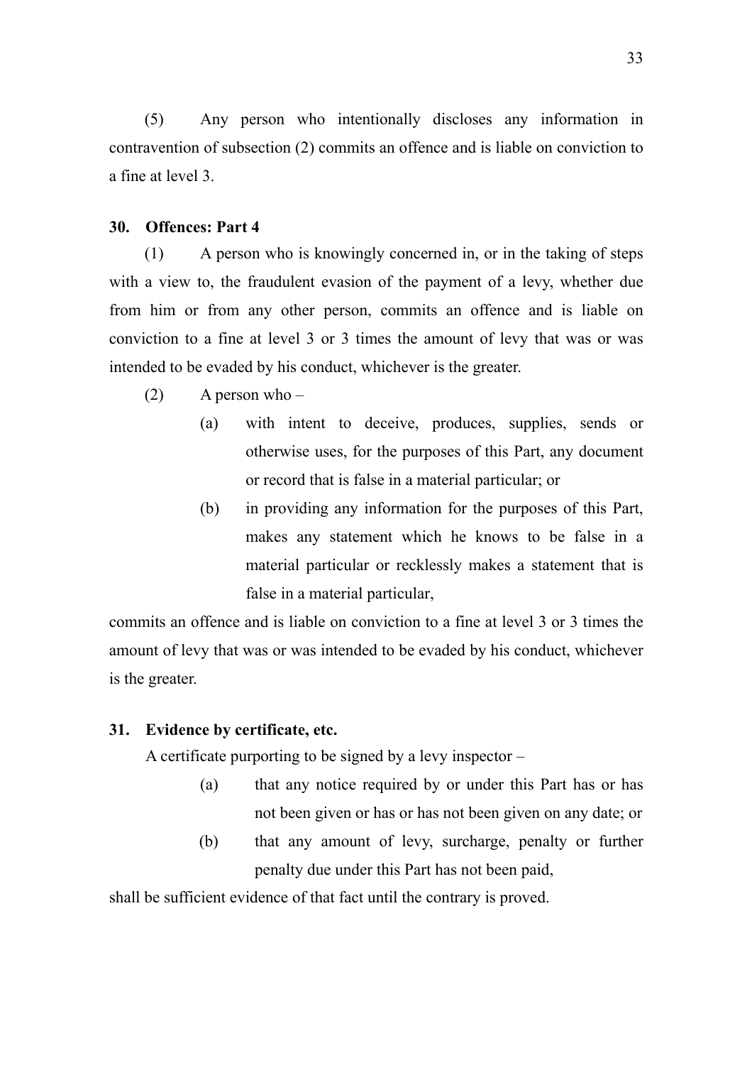(5) Any person who intentionally discloses any information in contravention of subsection (2) commits an offence and is liable on conviction to a fine at level 3.

**30. Offences: Part 4**

(1) A person who is knowingly concerned in, or in the taking of steps with a view to, the fraudulent evasion of the payment of a levy, whether due from him or from any other person, commits an offence and is liable on conviction to a fine at level 3 or 3 times the amount of levy that was or was intended to be evaded by his conduct, whichever is the greater.

(2) A person who –

- (a) with intent to deceive, produces, supplies, sends or otherwise uses, for the purposes of this Part, any document or record that is false in a material particular; or
- (b) in providing any information for the purposes of this Part, makes any statement which he knows to be false in a material particular or recklessly makes a statement that is false in a material particular,

commits an offence and is liable on conviction to a fine at level 3 or 3 times the amount of levy that was or was intended to be evaded by his conduct, whichever is the greater.

**31. Evidence by certificate, etc.**

A certificate purporting to be signed by a levy inspector –

- (a) that any notice required by or under this Part has or has not been given or has or has not been given on any date; or
- (b) that any amount of levy, surcharge, penalty or further penalty due under this Part has not been paid,

shall be sufficient evidence of that fact until the contrary is proved.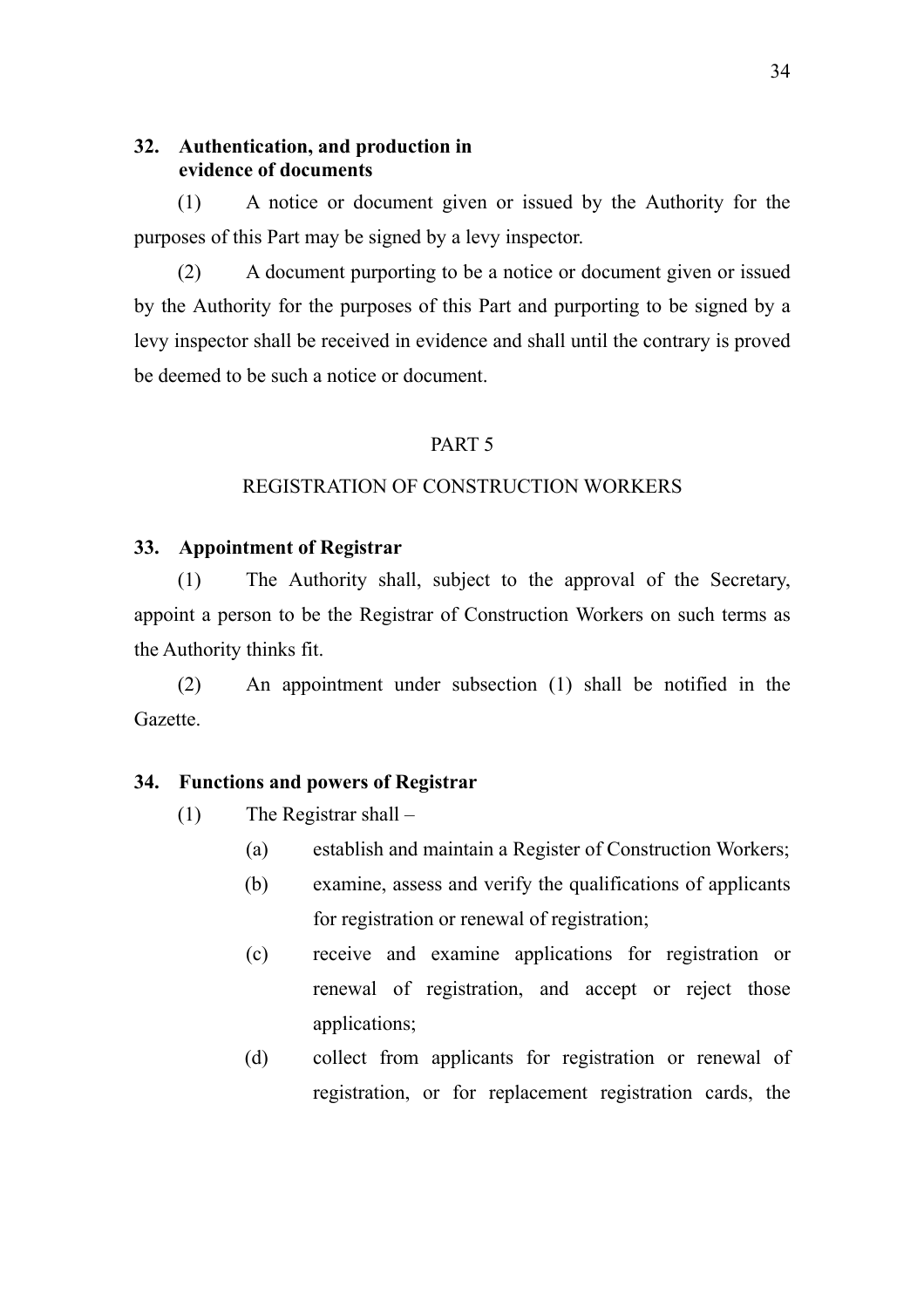**32. Authentication, and production in evidence of documents**

(1) A notice or document given or issued by the Authority for the purposes of this Part may be signed by a levy inspector.

(2) A document purporting to be a notice or document given or issued by the Authority for the purposes of this Part and purporting to be signed by a levy inspector shall be received in evidence and shall until the contrary is proved be deemed to be such a notice or document.

PART 5

REGISTRATION OF CONSTRUCTION WORKERS

**33. Appointment of Registrar**

(1) The Authority shall, subject to the approval of the Secretary, appoint a person to be the Registrar of Construction Workers on such terms as the Authority thinks fit.

(2) An appointment under subsection (1) shall be notified in the Gazette.

**34. Functions and powers of Registrar**

(1) The Registrar shall –

(a) establish and maintain a Register of Construction Workers;

(b) examine, assess and verify the qualifications of applicants for registration or renewal of registration;

(c) receive and examine applications for registration or renewal of registration, and accept or reject those applications;

(d) collect from applicants for registration or renewal of registration, or for replacement registration cards, the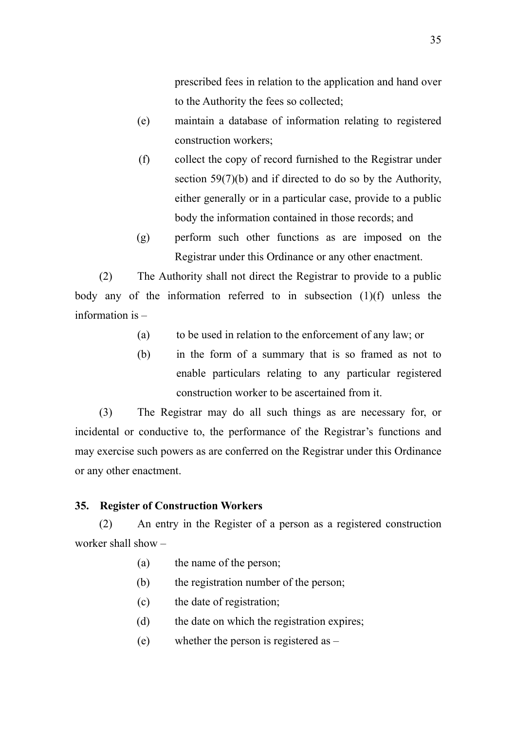prescribed fees in relation to the application and hand over to the Authority the fees so collected;

(e) maintain a database of information relating to registered construction workers;

(f) collect the copy of record furnished to the Registrar under section 59(7)(b) and if directed to do so by the Authority, either generally or in a particular case, provide to a public body the information contained in those records; and

(g) perform such other functions as are imposed on the Registrar under this Ordinance or any other enactment.

(2) The Authority shall not direct the Registrar to provide to a public body any of the information referred to in subsection (1)(f) unless the information is –

(a) to be used in relation to the enforcement of any law; or

(b) in the form of a summary that is so framed as not to enable particulars relating to any particular registered construction worker to be ascertained from it.

(3) The Registrar may do all such things as are necessary for, or incidental or conductive to, the performance of the Registrar's functions and may exercise such powers as are conferred on the Registrar under this Ordinance or any other enactment.

**35. Register of Construction Workers**

(2) An entry in the Register of a person as a registered construction worker shall show –

(a) the name of the person;

(b) the registration number of the person;

(c) the date of registration;

(d) the date on which the registration expires;

(e) whether the person is registered as –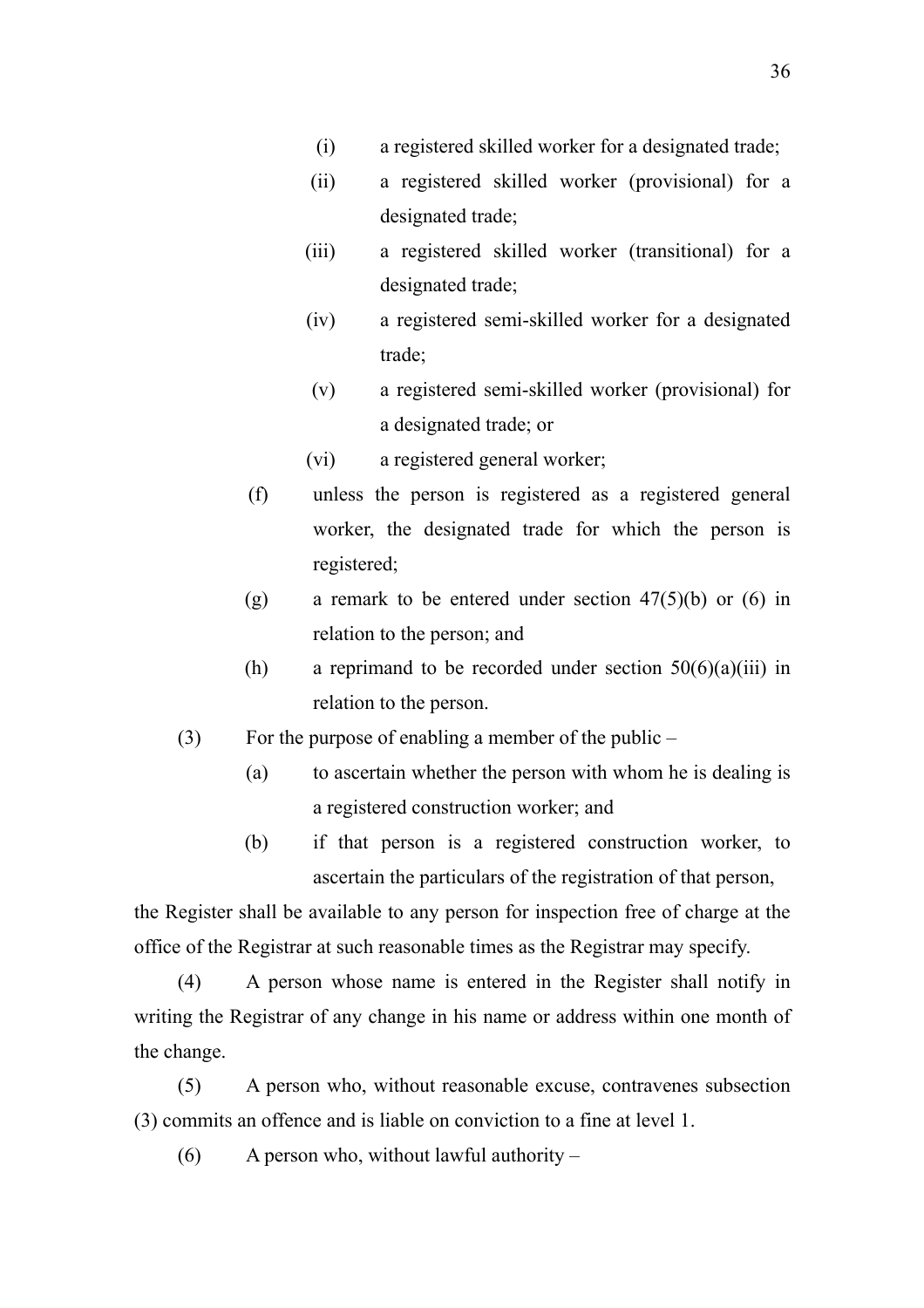(i) a registered skilled worker for a designated trade;

(ii) a registered skilled worker (provisional) for a designated trade;

(iii) a registered skilled worker (transitional) for a designated trade;

(iv) a registered semi-skilled worker for a designated trade;

(v) a registered semi-skilled worker (provisional) for a designated trade; or

(vi) a registered general worker;

(f) unless the person is registered as a registered general worker, the designated trade for which the person is registered;

(g) a remark to be entered under section 47(5)(b) or (6) in relation to the person; and

(h) a reprimand to be recorded under section 50(6)(a)(iii) in relation to the person.

(3) For the purpose of enabling a member of the public –

(a) to ascertain whether the person with whom he is dealing is a registered construction worker; and

(b) if that person is a registered construction worker, to ascertain the particulars of the registration of that person,

the Register shall be available to any person for inspection free of charge at the office of the Registrar at such reasonable times as the Registrar may specify.

(4) A person whose name is entered in the Register shall notify in writing the Registrar of any change in his name or address within one month of the change.

(5) A person who, without reasonable excuse, contravenes subsection (3) commits an offence and is liable on conviction to a fine at level 1.

(6) A person who, without lawful authority –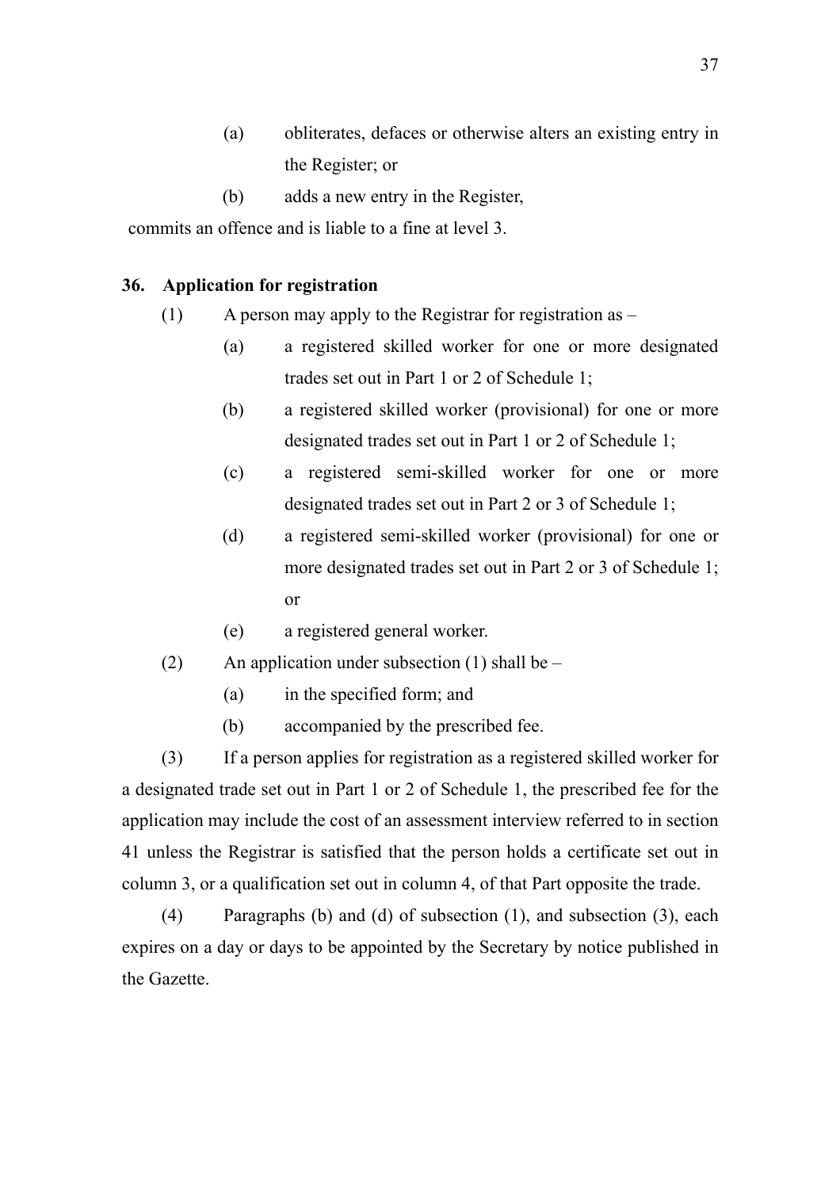(a) obliterates, defaces or otherwise alters an existing entry in the Register; or

(b) adds a new entry in the Register,

commits an offence and is liable to a fine at level 3.

**36. Application for registration**

(1) A person may apply to the Registrar for registration as –

(a) a registered skilled worker for one or more designated trades set out in Part 1 or 2 of Schedule 1;

(b) a registered skilled worker (provisional) for one or more designated trades set out in Part 1 or 2 of Schedule 1;

(c) a registered semi-skilled worker for one or more designated trades set out in Part 2 or 3 of Schedule 1;

(d) a registered semi-skilled worker (provisional) for one or more designated trades set out in Part 2 or 3 of Schedule 1; or

(e) a registered general worker.

(2) An application under subsection (1) shall be –

(a) in the specified form; and

(b) accompanied by the prescribed fee.

(3) If a person applies for registration as a registered skilled worker for a designated trade set out in Part 1 or 2 of Schedule 1, the prescribed fee for the application may include the cost of an assessment interview referred to in section 41 unless the Registrar is satisfied that the person holds a certificate set out in column 3, or a qualification set out in column 4, of that Part opposite the trade.

(4) Paragraphs (b) and (d) of subsection (1), and subsection (3), each expires on a day or days to be appointed by the Secretary by notice published in the Gazette.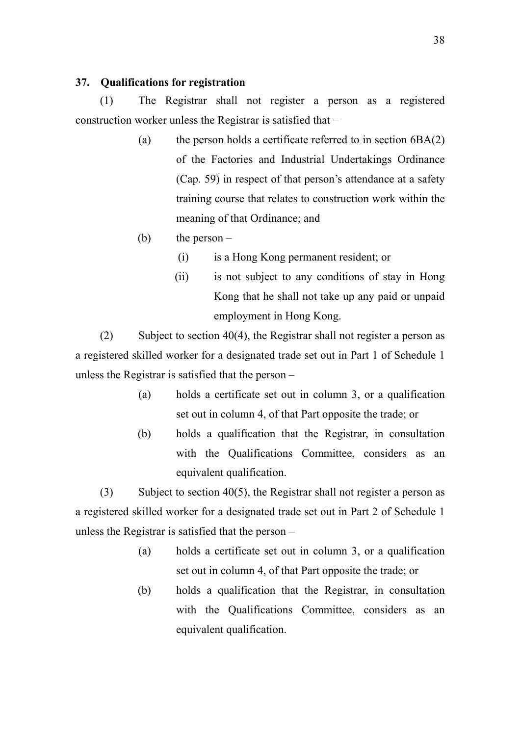**37. Qualifications for registration**

(1) The Registrar shall not register a person as a registered construction worker unless the Registrar is satisfied that –

- (a) the person holds a certificate referred to in section 6BA(2) of the Factories and Industrial Undertakings Ordinance (Cap. 59) in respect of that person's attendance at a safety training course that relates to construction work within the meaning of that Ordinance; and
- (b) the person –
  - (i) is a Hong Kong permanent resident; or
  - (ii) is not subject to any conditions of stay in Hong Kong that he shall not take up any paid or unpaid employment in Hong Kong.

(2) Subject to section 40(4), the Registrar shall not register a person as a registered skilled worker for a designated trade set out in Part 1 of Schedule 1 unless the Registrar is satisfied that the person –

- (a) holds a certificate set out in column 3, or a qualification set out in column 4, of that Part opposite the trade; or
- (b) holds a qualification that the Registrar, in consultation with the Qualifications Committee, considers as an equivalent qualification.

(3) Subject to section 40(5), the Registrar shall not register a person as a registered skilled worker for a designated trade set out in Part 2 of Schedule 1 unless the Registrar is satisfied that the person –

- (a) holds a certificate set out in column 3, or a qualification set out in column 4, of that Part opposite the trade; or
- (b) holds a qualification that the Registrar, in consultation with the Qualifications Committee, considers as an equivalent qualification.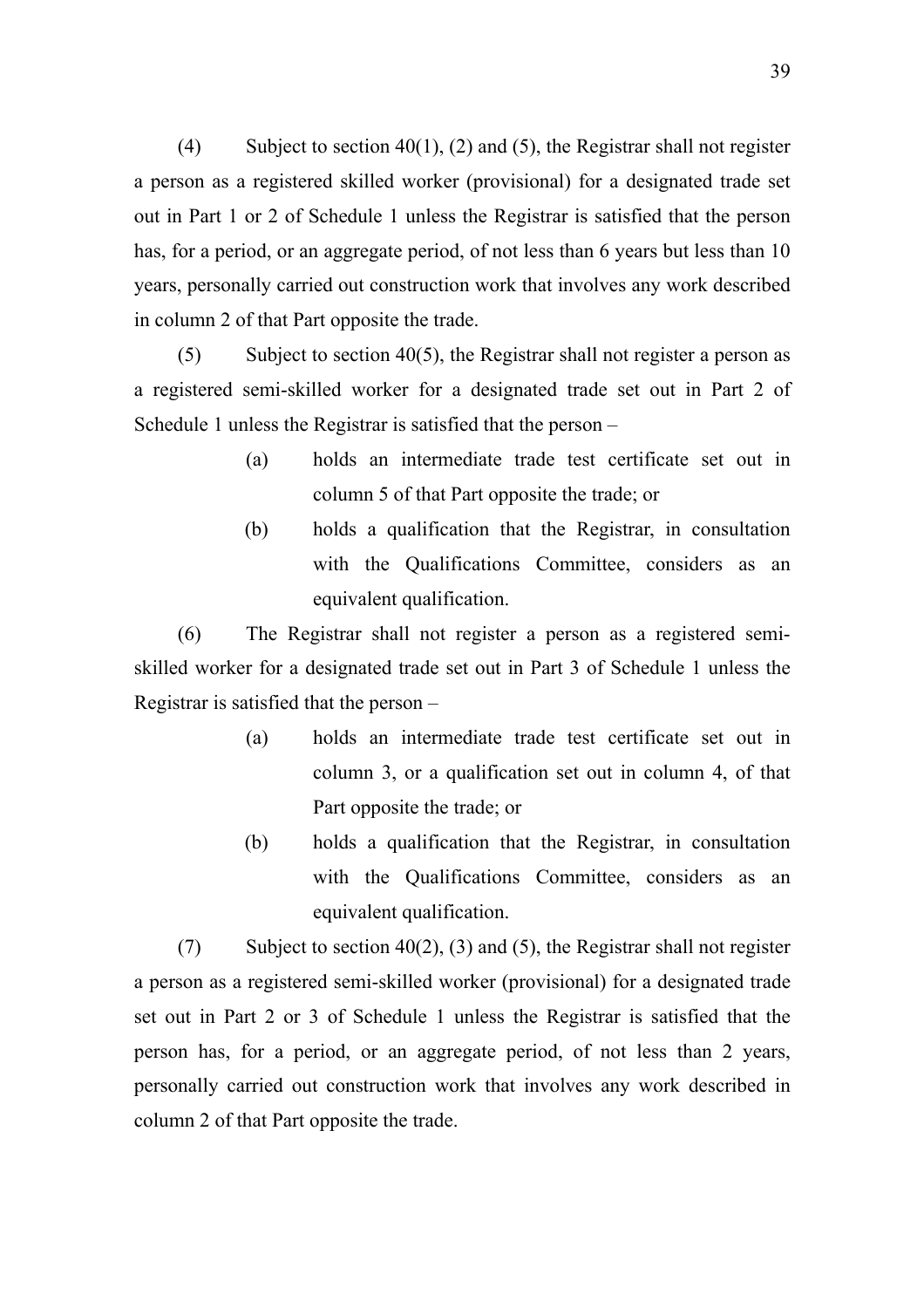(4) Subject to section 40(1), (2) and (5), the Registrar shall not register a person as a registered skilled worker (provisional) for a designated trade set out in Part 1 or 2 of Schedule 1 unless the Registrar is satisfied that the person has, for a period, or an aggregate period, of not less than 6 years but less than 10 years, personally carried out construction work that involves any work described in column 2 of that Part opposite the trade.

(5) Subject to section 40(5), the Registrar shall not register a person as a registered semi-skilled worker for a designated trade set out in Part 2 of Schedule 1 unless the Registrar is satisfied that the person –

- (a) holds an intermediate trade test certificate set out in column 5 of that Part opposite the trade; or
- (b) holds a qualification that the Registrar, in consultation with the Qualifications Committee, considers as an equivalent qualification.

(6) The Registrar shall not register a person as a registered semi-skilled worker for a designated trade set out in Part 3 of Schedule 1 unless the Registrar is satisfied that the person –

- (a) holds an intermediate trade test certificate set out in column 3, or a qualification set out in column 4, of that Part opposite the trade; or
- (b) holds a qualification that the Registrar, in consultation with the Qualifications Committee, considers as an equivalent qualification.

(7) Subject to section 40(2), (3) and (5), the Registrar shall not register a person as a registered semi-skilled worker (provisional) for a designated trade set out in Part 2 or 3 of Schedule 1 unless the Registrar is satisfied that the person has, for a period, or an aggregate period, of not less than 2 years, personally carried out construction work that involves any work described in column 2 of that Part opposite the trade.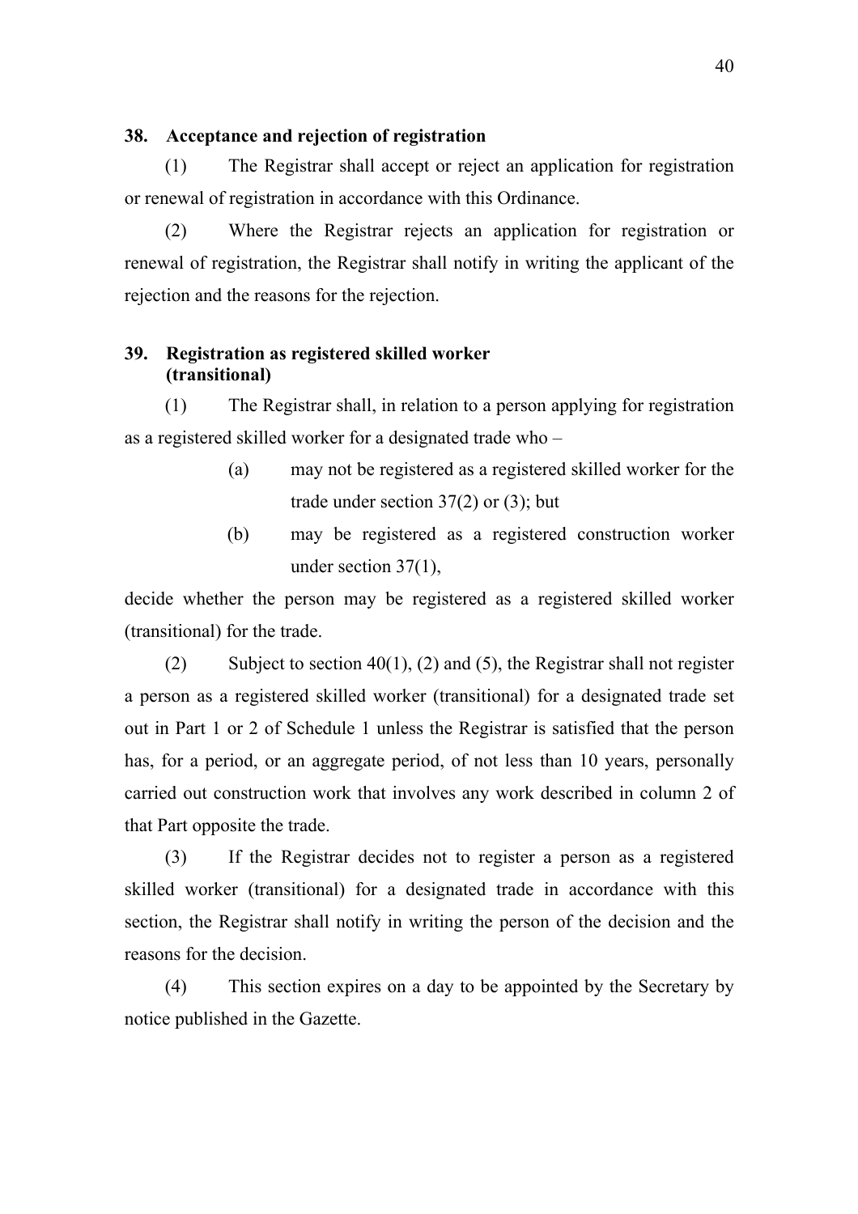### 38. Acceptance and rejection of registration

(1) The Registrar shall accept or reject an application for registration or renewal of registration in accordance with this Ordinance.

(2) Where the Registrar rejects an application for registration or renewal of registration, the Registrar shall notify in writing the applicant of the rejection and the reasons for the rejection.

### 39. Registration as registered skilled worker (transitional)

(1) The Registrar shall, in relation to a person applying for registration as a registered skilled worker for a designated trade who –

- (a) may not be registered as a registered skilled worker for the trade under section 37(2) or (3); but
- (b) may be registered as a registered construction worker under section 37(1),

decide whether the person may be registered as a registered skilled worker (transitional) for the trade.

(2) Subject to section 40(1), (2) and (5), the Registrar shall not register a person as a registered skilled worker (transitional) for a designated trade set out in Part 1 or 2 of Schedule 1 unless the Registrar is satisfied that the person has, for a period, or an aggregate period, of not less than 10 years, personally carried out construction work that involves any work described in column 2 of that Part opposite the trade.

(3) If the Registrar decides not to register a person as a registered skilled worker (transitional) for a designated trade in accordance with this section, the Registrar shall notify in writing the person of the decision and the reasons for the decision.

(4) This section expires on a day to be appointed by the Secretary by notice published in the Gazette.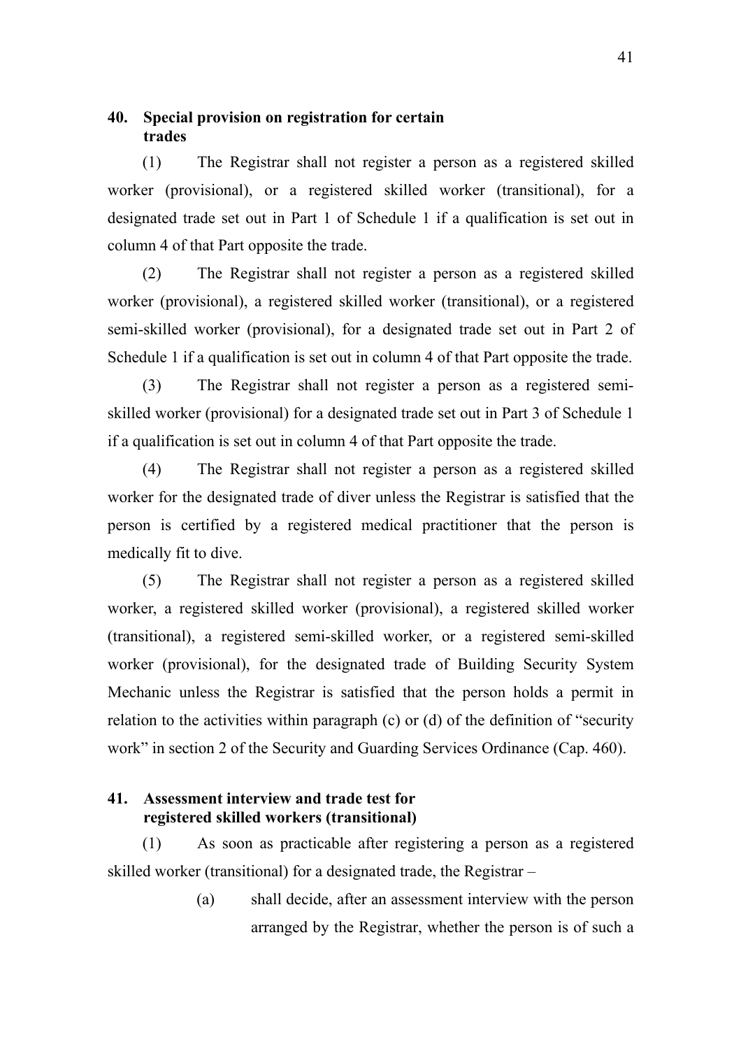**40. Special provision on registration for certain trades**

(1) The Registrar shall not register a person as a registered skilled worker (provisional), or a registered skilled worker (transitional), for a designated trade set out in Part 1 of Schedule 1 if a qualification is set out in column 4 of that Part opposite the trade.

(2) The Registrar shall not register a person as a registered skilled worker (provisional), a registered skilled worker (transitional), or a registered semi-skilled worker (provisional), for a designated trade set out in Part 2 of Schedule 1 if a qualification is set out in column 4 of that Part opposite the trade.

(3) The Registrar shall not register a person as a registered semi-skilled worker (provisional) for a designated trade set out in Part 3 of Schedule 1 if a qualification is set out in column 4 of that Part opposite the trade.

(4) The Registrar shall not register a person as a registered skilled worker for the designated trade of diver unless the Registrar is satisfied that the person is certified by a registered medical practitioner that the person is medically fit to dive.

(5) The Registrar shall not register a person as a registered skilled worker, a registered skilled worker (provisional), a registered skilled worker (transitional), a registered semi-skilled worker, or a registered semi-skilled worker (provisional), for the designated trade of Building Security System Mechanic unless the Registrar is satisfied that the person holds a permit in relation to the activities within paragraph (c) or (d) of the definition of "security work" in section 2 of the Security and Guarding Services Ordinance (Cap. 460).

**41. Assessment interview and trade test for registered skilled workers (transitional)**

(1) As soon as practicable after registering a person as a registered skilled worker (transitional) for a designated trade, the Registrar –

(a) shall decide, after an assessment interview with the person arranged by the Registrar, whether the person is of such a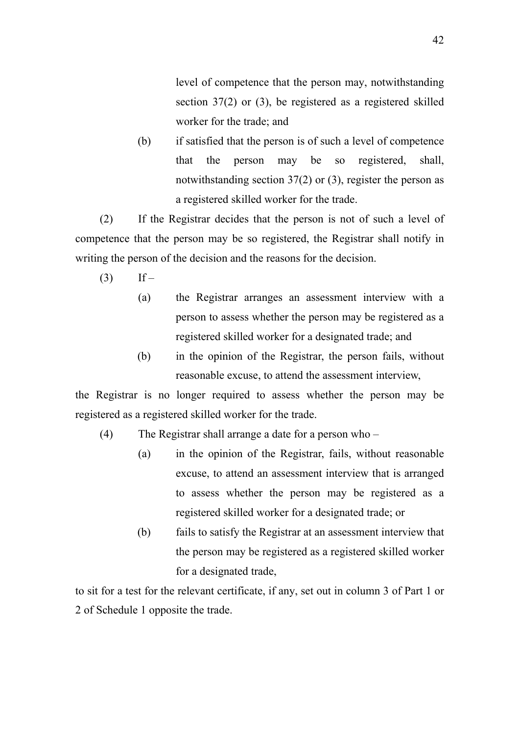level of competence that the person may, notwithstanding section 37(2) or (3), be registered as a registered skilled worker for the trade; and

(b) if satisfied that the person is of such a level of competence that the person may be so registered, shall, notwithstanding section 37(2) or (3), register the person as a registered skilled worker for the trade.

(2) If the Registrar decides that the person is not of such a level of competence that the person may be so registered, the Registrar shall notify in writing the person of the decision and the reasons for the decision.

(3) If –

(a) the Registrar arranges an assessment interview with a person to assess whether the person may be registered as a registered skilled worker for a designated trade; and

(b) in the opinion of the Registrar, the person fails, without reasonable excuse, to attend the assessment interview,

the Registrar is no longer required to assess whether the person may be registered as a registered skilled worker for the trade.

(4) The Registrar shall arrange a date for a person who –

(a) in the opinion of the Registrar, fails, without reasonable excuse, to attend an assessment interview that is arranged to assess whether the person may be registered as a registered skilled worker for a designated trade; or

(b) fails to satisfy the Registrar at an assessment interview that the person may be registered as a registered skilled worker for a designated trade,

to sit for a test for the relevant certificate, if any, set out in column 3 of Part 1 or 2 of Schedule 1 opposite the trade.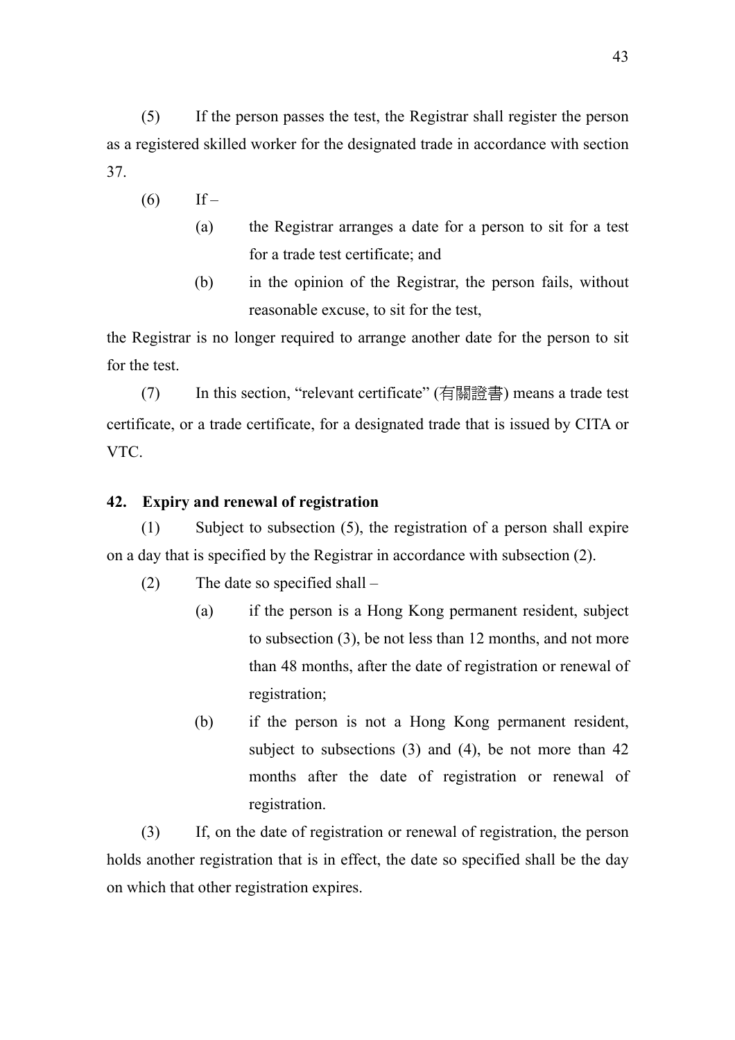(5) If the person passes the test, the Registrar shall register the person as a registered skilled worker for the designated trade in accordance with section 37.

(6) If –

- (a) the Registrar arranges a date for a person to sit for a test for a trade test certificate; and
- (b) in the opinion of the Registrar, the person fails, without reasonable excuse, to sit for the test,

the Registrar is no longer required to arrange another date for the person to sit for the test.

(7) In this section, "relevant certificate" (有關證書) means a trade test certificate, or a trade certificate, for a designated trade that is issued by CITA or VTC.

**42. Expiry and renewal of registration**

(1) Subject to subsection (5), the registration of a person shall expire on a day that is specified by the Registrar in accordance with subsection (2).

(2) The date so specified shall –

- (a) if the person is a Hong Kong permanent resident, subject to subsection (3), be not less than 12 months, and not more than 48 months, after the date of registration or renewal of registration;
- (b) if the person is not a Hong Kong permanent resident, subject to subsections (3) and (4), be not more than 42 months after the date of registration or renewal of registration.

(3) If, on the date of registration or renewal of registration, the person holds another registration that is in effect, the date so specified shall be the day on which that other registration expires.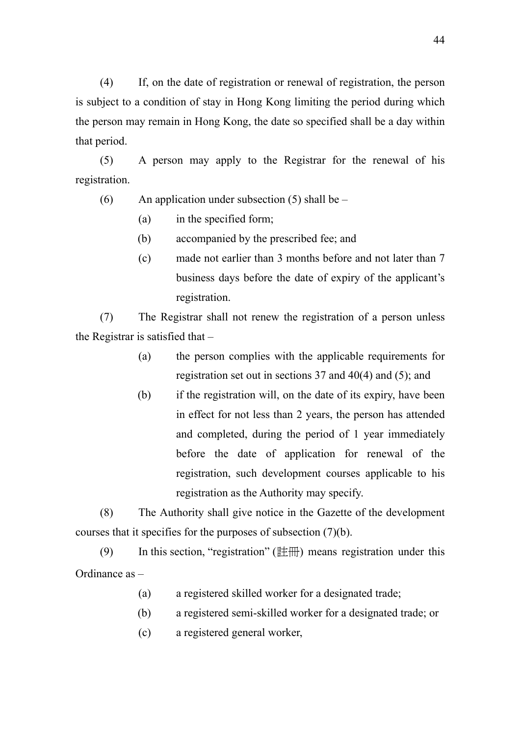(4) If, on the date of registration or renewal of registration, the person is subject to a condition of stay in Hong Kong limiting the period during which the person may remain in Hong Kong, the date so specified shall be a day within that period.

(5) A person may apply to the Registrar for the renewal of his registration.

(6) An application under subsection (5) shall be –

- (a) in the specified form;
- (b) accompanied by the prescribed fee; and
- (c) made not earlier than 3 months before and not later than 7 business days before the date of expiry of the applicant's registration.

(7) The Registrar shall not renew the registration of a person unless the Registrar is satisfied that –

- (a) the person complies with the applicable requirements for registration set out in sections 37 and 40(4) and (5); and
- (b) if the registration will, on the date of its expiry, have been in effect for not less than 2 years, the person has attended and completed, during the period of 1 year immediately before the date of application for renewal of the registration, such development courses applicable to his registration as the Authority may specify.

(8) The Authority shall give notice in the Gazette of the development courses that it specifies for the purposes of subsection (7)(b).

(9) In this section, "registration" (註冊) means registration under this Ordinance as –

- (a) a registered skilled worker for a designated trade;
- (b) a registered semi-skilled worker for a designated trade; or
- (c) a registered general worker,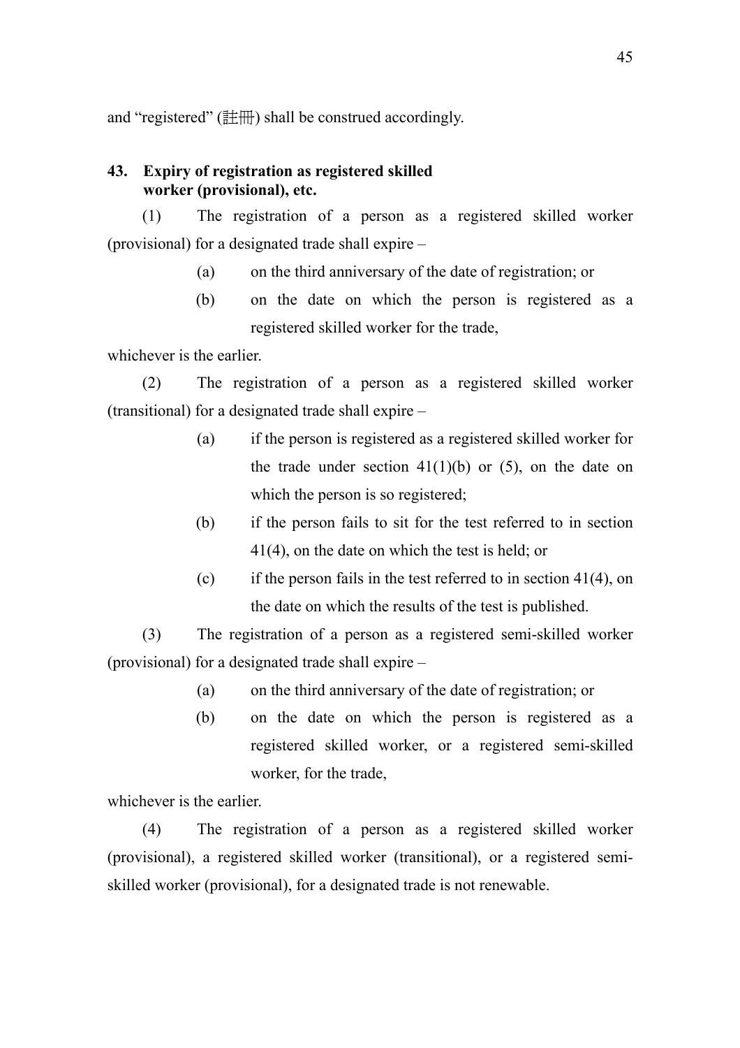and "registered" (註冊) shall be construed accordingly.

**43. Expiry of registration as registered skilled worker (provisional), etc.**

(1) The registration of a person as a registered skilled worker (provisional) for a designated trade shall expire –

(a) on the third anniversary of the date of registration; or

(b) on the date on which the person is registered as a registered skilled worker for the trade,

whichever is the earlier.

(2) The registration of a person as a registered skilled worker (transitional) for a designated trade shall expire –

(a) if the person is registered as a registered skilled worker for the trade under section 41(1)(b) or (5), on the date on which the person is so registered;

(b) if the person fails to sit for the test referred to in section 41(4), on the date on which the test is held; or

(c) if the person fails in the test referred to in section 41(4), on the date on which the results of the test is published.

(3) The registration of a person as a registered semi-skilled worker (provisional) for a designated trade shall expire –

(a) on the third anniversary of the date of registration; or

(b) on the date on which the person is registered as a registered skilled worker, or a registered semi-skilled worker, for the trade,

whichever is the earlier.

(4) The registration of a person as a registered skilled worker (provisional), a registered skilled worker (transitional), or a registered semi-skilled worker (provisional), for a designated trade is not renewable.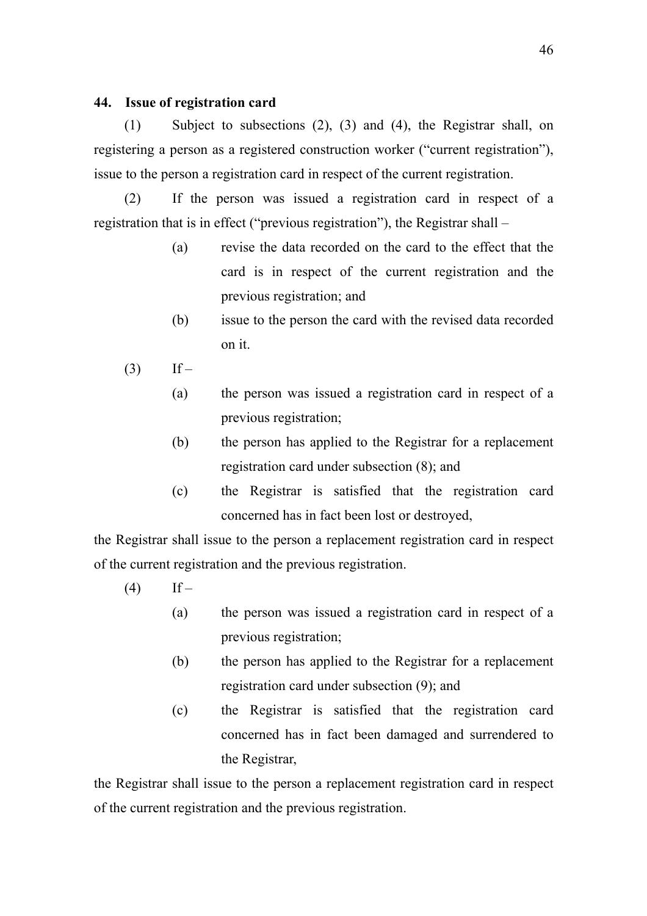**44. Issue of registration card**

(1) Subject to subsections (2), (3) and (4), the Registrar shall, on registering a person as a registered construction worker ("current registration"), issue to the person a registration card in respect of the current registration.

(2) If the person was issued a registration card in respect of a registration that is in effect ("previous registration"), the Registrar shall –

(a) revise the data recorded on the card to the effect that the card is in respect of the current registration and the previous registration; and

(b) issue to the person the card with the revised data recorded on it.

(3) If –

(a) the person was issued a registration card in respect of a previous registration;

(b) the person has applied to the Registrar for a replacement registration card under subsection (8); and

(c) the Registrar is satisfied that the registration card concerned has in fact been lost or destroyed,

the Registrar shall issue to the person a replacement registration card in respect of the current registration and the previous registration.

(4) If –

(a) the person was issued a registration card in respect of a previous registration;

(b) the person has applied to the Registrar for a replacement registration card under subsection (9); and

(c) the Registrar is satisfied that the registration card concerned has in fact been damaged and surrendered to the Registrar,

the Registrar shall issue to the person a replacement registration card in respect of the current registration and the previous registration.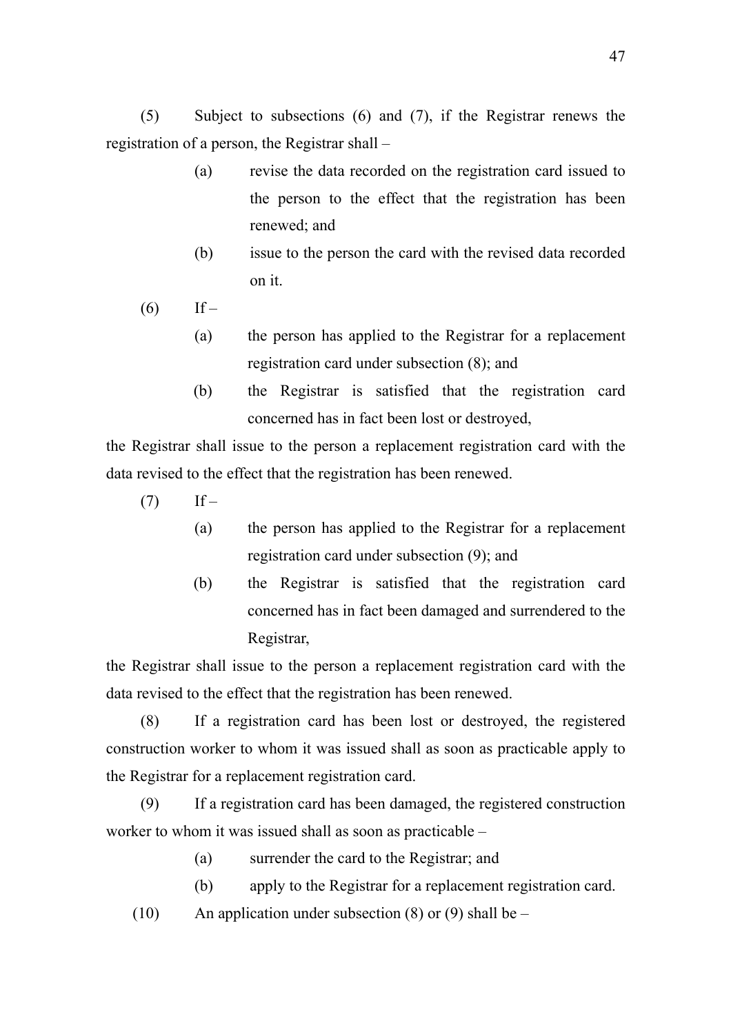(5) Subject to subsections (6) and (7), if the Registrar renews the registration of a person, the Registrar shall –

- (a) revise the data recorded on the registration card issued to the person to the effect that the registration has been renewed; and
- (b) issue to the person the card with the revised data recorded on it.

(6) If –

- (a) the person has applied to the Registrar for a replacement registration card under subsection (8); and
- (b) the Registrar is satisfied that the registration card concerned has in fact been lost or destroyed,

the Registrar shall issue to the person a replacement registration card with the data revised to the effect that the registration has been renewed.

(7) If –

- (a) the person has applied to the Registrar for a replacement registration card under subsection (9); and
- (b) the Registrar is satisfied that the registration card concerned has in fact been damaged and surrendered to the Registrar,

the Registrar shall issue to the person a replacement registration card with the data revised to the effect that the registration has been renewed.

(8) If a registration card has been lost or destroyed, the registered construction worker to whom it was issued shall as soon as practicable apply to the Registrar for a replacement registration card.

(9) If a registration card has been damaged, the registered construction worker to whom it was issued shall as soon as practicable –

- (a) surrender the card to the Registrar; and
- (b) apply to the Registrar for a replacement registration card.

(10) An application under subsection (8) or (9) shall be –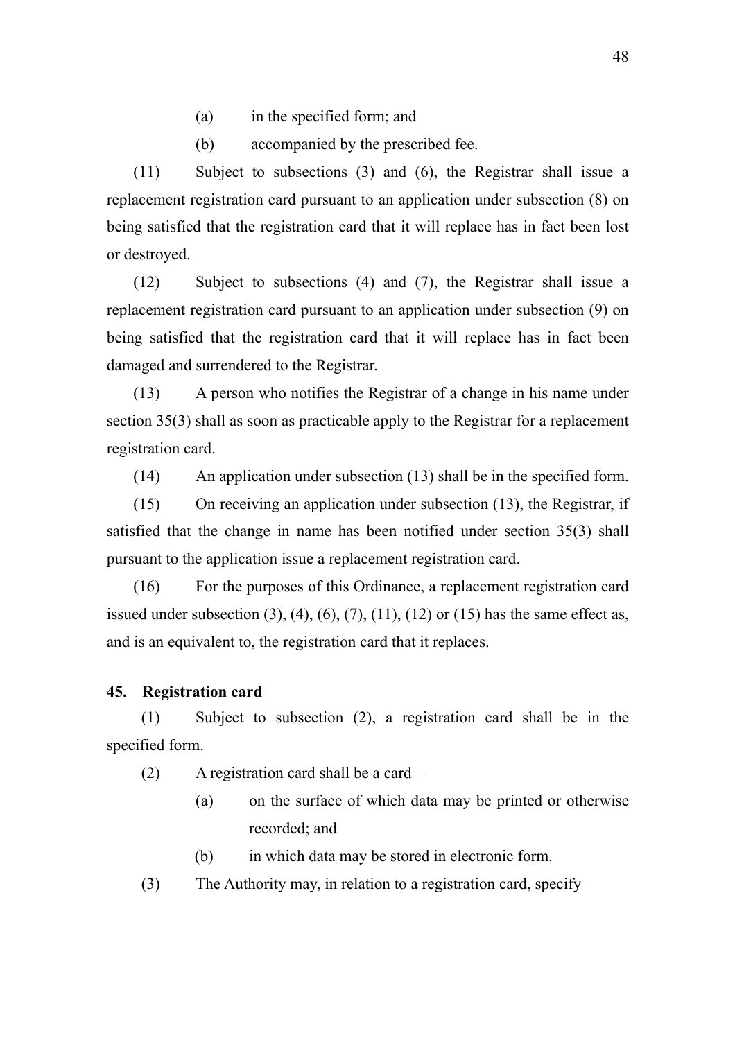(a) in the specified form; and

(b) accompanied by the prescribed fee.

(11) Subject to subsections (3) and (6), the Registrar shall issue a replacement registration card pursuant to an application under subsection (8) on being satisfied that the registration card that it will replace has in fact been lost or destroyed.

(12) Subject to subsections (4) and (7), the Registrar shall issue a replacement registration card pursuant to an application under subsection (9) on being satisfied that the registration card that it will replace has in fact been damaged and surrendered to the Registrar.

(13) A person who notifies the Registrar of a change in his name under section 35(3) shall as soon as practicable apply to the Registrar for a replacement registration card.

(14) An application under subsection (13) shall be in the specified form.

(15) On receiving an application under subsection (13), the Registrar, if satisfied that the change in name has been notified under section 35(3) shall pursuant to the application issue a replacement registration card.

(16) For the purposes of this Ordinance, a replacement registration card issued under subsection (3), (4), (6), (7), (11), (12) or (15) has the same effect as, and is an equivalent to, the registration card that it replaces.

**45. Registration card**

(1) Subject to subsection (2), a registration card shall be in the specified form.

(2) A registration card shall be a card –

(a) on the surface of which data may be printed or otherwise recorded; and

(b) in which data may be stored in electronic form.

(3) The Authority may, in relation to a registration card, specify –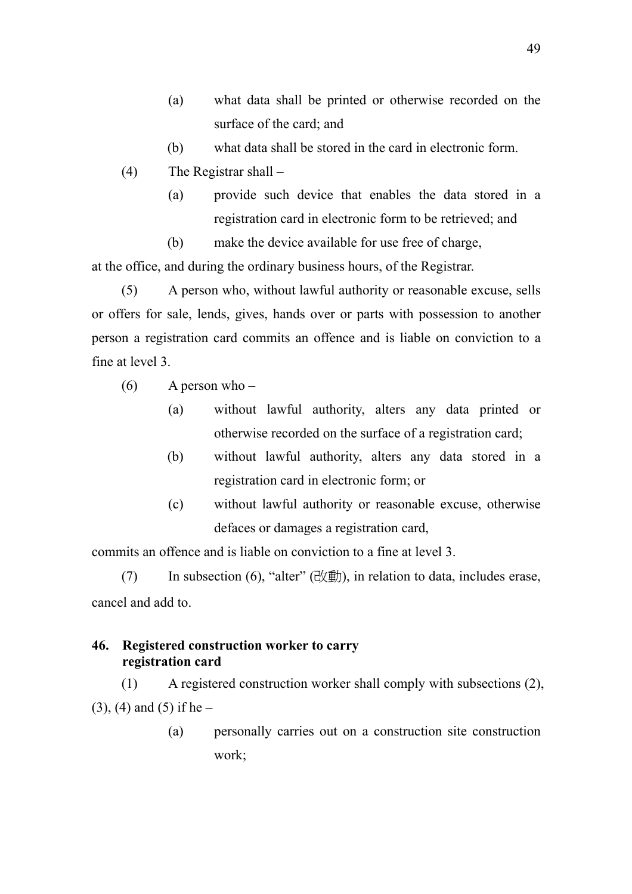(a) what data shall be printed or otherwise recorded on the surface of the card; and

(b) what data shall be stored in the card in electronic form.

(4) The Registrar shall –

(a) provide such device that enables the data stored in a registration card in electronic form to be retrieved; and

(b) make the device available for use free of charge,

at the office, and during the ordinary business hours, of the Registrar.

(5) A person who, without lawful authority or reasonable excuse, sells or offers for sale, lends, gives, hands over or parts with possession to another person a registration card commits an offence and is liable on conviction to a fine at level 3.

(6) A person who –

(a) without lawful authority, alters any data printed or otherwise recorded on the surface of a registration card;

(b) without lawful authority, alters any data stored in a registration card in electronic form; or

(c) without lawful authority or reasonable excuse, otherwise defaces or damages a registration card,

commits an offence and is liable on conviction to a fine at level 3.

(7) In subsection (6), "alter" (改動), in relation to data, includes erase, cancel and add to.

**46. Registered construction worker to carry registration card**

(1) A registered construction worker shall comply with subsections (2), (3), (4) and (5) if he –

(a) personally carries out on a construction site construction work;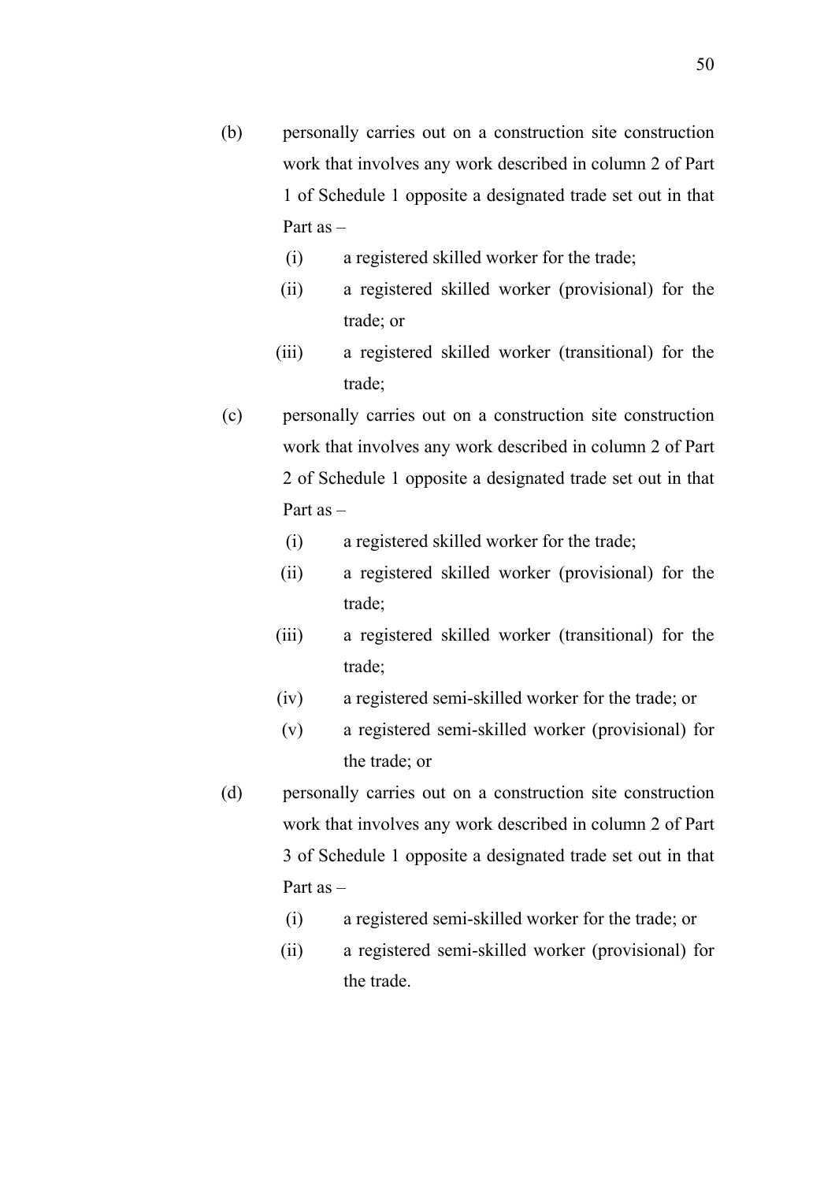(b) personally carries out on a construction site construction work that involves any work described in column 2 of Part 1 of Schedule 1 opposite a designated trade set out in that Part as –

   (i) a registered skilled worker for the trade;

   (ii) a registered skilled worker (provisional) for the trade; or

   (iii) a registered skilled worker (transitional) for the trade;

(c) personally carries out on a construction site construction work that involves any work described in column 2 of Part 2 of Schedule 1 opposite a designated trade set out in that Part as –

   (i) a registered skilled worker for the trade;

   (ii) a registered skilled worker (provisional) for the trade;

   (iii) a registered skilled worker (transitional) for the trade;

   (iv) a registered semi-skilled worker for the trade; or

   (v) a registered semi-skilled worker (provisional) for the trade; or

(d) personally carries out on a construction site construction work that involves any work described in column 2 of Part 3 of Schedule 1 opposite a designated trade set out in that Part as –

   (i) a registered semi-skilled worker for the trade; or

   (ii) a registered semi-skilled worker (provisional) for the trade.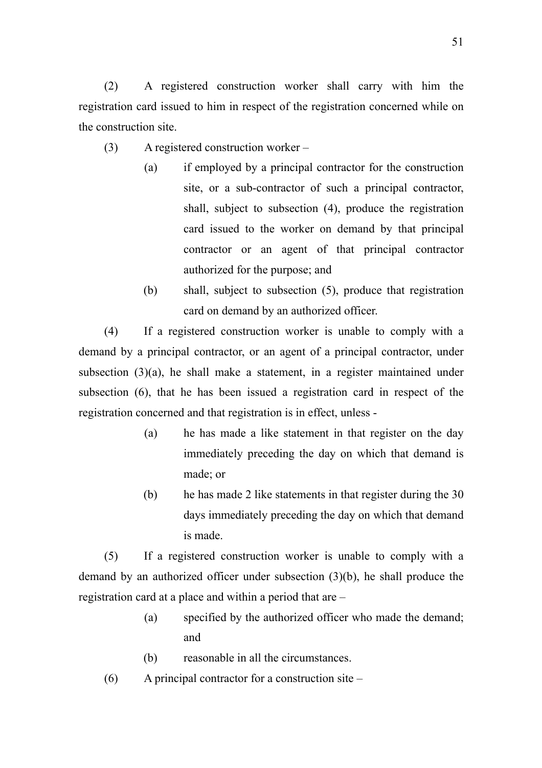(2) A registered construction worker shall carry with him the registration card issued to him in respect of the registration concerned while on the construction site.

(3) A registered construction worker –

(a) if employed by a principal contractor for the construction site, or a sub-contractor of such a principal contractor, shall, subject to subsection (4), produce the registration card issued to the worker on demand by that principal contractor or an agent of that principal contractor authorized for the purpose; and

(b) shall, subject to subsection (5), produce that registration card on demand by an authorized officer.

(4) If a registered construction worker is unable to comply with a demand by a principal contractor, or an agent of a principal contractor, under subsection (3)(a), he shall make a statement, in a register maintained under subsection (6), that he has been issued a registration card in respect of the registration concerned and that registration is in effect, unless -

(a) he has made a like statement in that register on the day immediately preceding the day on which that demand is made; or

(b) he has made 2 like statements in that register during the 30 days immediately preceding the day on which that demand is made.

(5) If a registered construction worker is unable to comply with a demand by an authorized officer under subsection (3)(b), he shall produce the registration card at a place and within a period that are –

(a) specified by the authorized officer who made the demand; and

(b) reasonable in all the circumstances.

(6) A principal contractor for a construction site –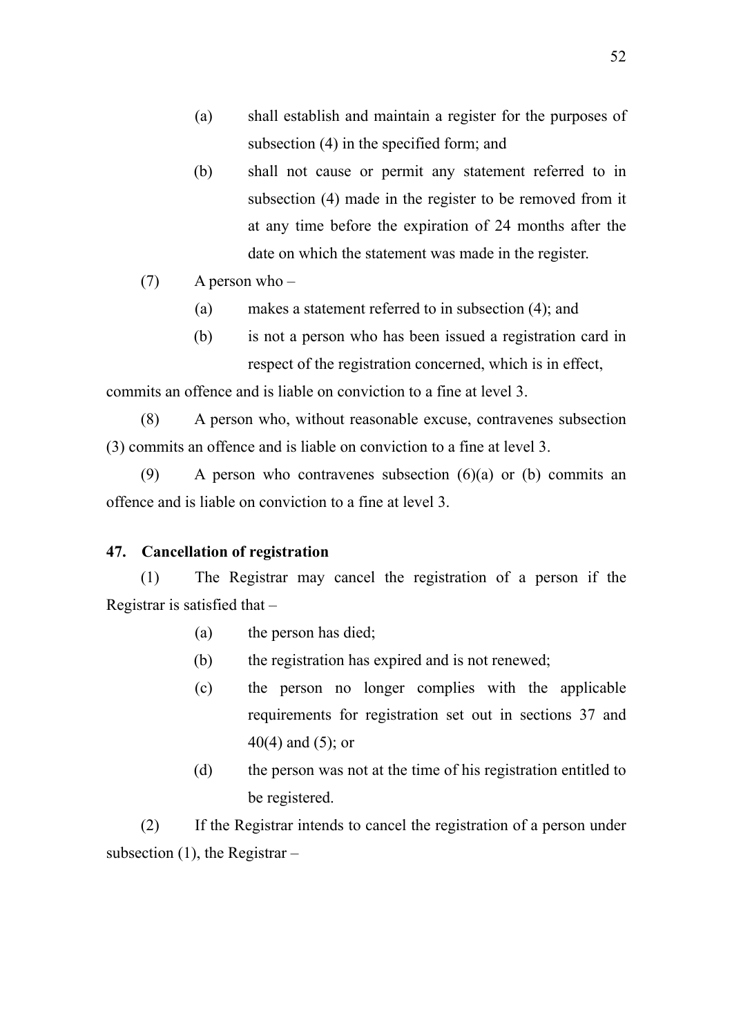(a) shall establish and maintain a register for the purposes of subsection (4) in the specified form; and

(b) shall not cause or permit any statement referred to in subsection (4) made in the register to be removed from it at any time before the expiration of 24 months after the date on which the statement was made in the register.

(7) A person who –

(a) makes a statement referred to in subsection (4); and

(b) is not a person who has been issued a registration card in respect of the registration concerned, which is in effect,

commits an offence and is liable on conviction to a fine at level 3.

(8) A person who, without reasonable excuse, contravenes subsection (3) commits an offence and is liable on conviction to a fine at level 3.

(9) A person who contravenes subsection (6)(a) or (b) commits an offence and is liable on conviction to a fine at level 3.

**47. Cancellation of registration**

(1) The Registrar may cancel the registration of a person if the Registrar is satisfied that –

(a) the person has died;

(b) the registration has expired and is not renewed;

(c) the person no longer complies with the applicable requirements for registration set out in sections 37 and 40(4) and (5); or

(d) the person was not at the time of his registration entitled to be registered.

(2) If the Registrar intends to cancel the registration of a person under subsection (1), the Registrar –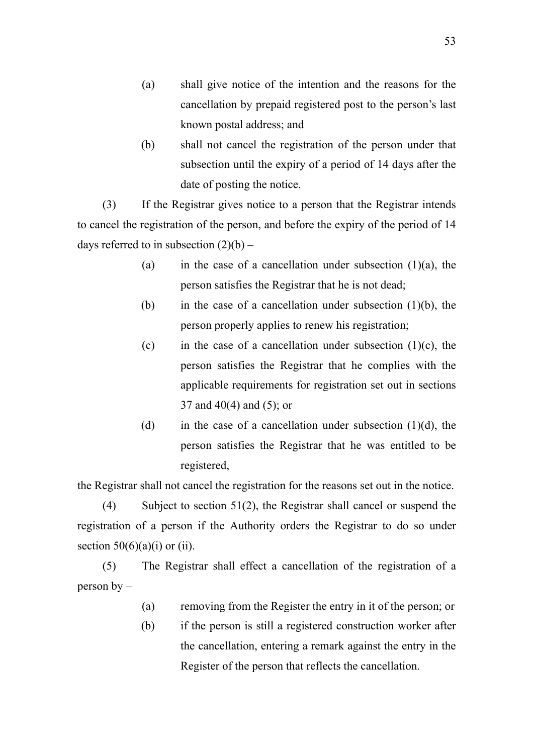(a) shall give notice of the intention and the reasons for the cancellation by prepaid registered post to the person's last known postal address; and

(b) shall not cancel the registration of the person under that subsection until the expiry of a period of 14 days after the date of posting the notice.

(3) If the Registrar gives notice to a person that the Registrar intends to cancel the registration of the person, and before the expiry of the period of 14 days referred to in subsection (2)(b) –

(a) in the case of a cancellation under subsection (1)(a), the person satisfies the Registrar that he is not dead;

(b) in the case of a cancellation under subsection (1)(b), the person properly applies to renew his registration;

(c) in the case of a cancellation under subsection (1)(c), the person satisfies the Registrar that he complies with the applicable requirements for registration set out in sections 37 and 40(4) and (5); or

(d) in the case of a cancellation under subsection (1)(d), the person satisfies the Registrar that he was entitled to be registered,

the Registrar shall not cancel the registration for the reasons set out in the notice.

(4) Subject to section 51(2), the Registrar shall cancel or suspend the registration of a person if the Authority orders the Registrar to do so under section 50(6)(a)(i) or (ii).

(5) The Registrar shall effect a cancellation of the registration of a person by –

(a) removing from the Register the entry in it of the person; or

(b) if the person is still a registered construction worker after the cancellation, entering a remark against the entry in the Register of the person that reflects the cancellation.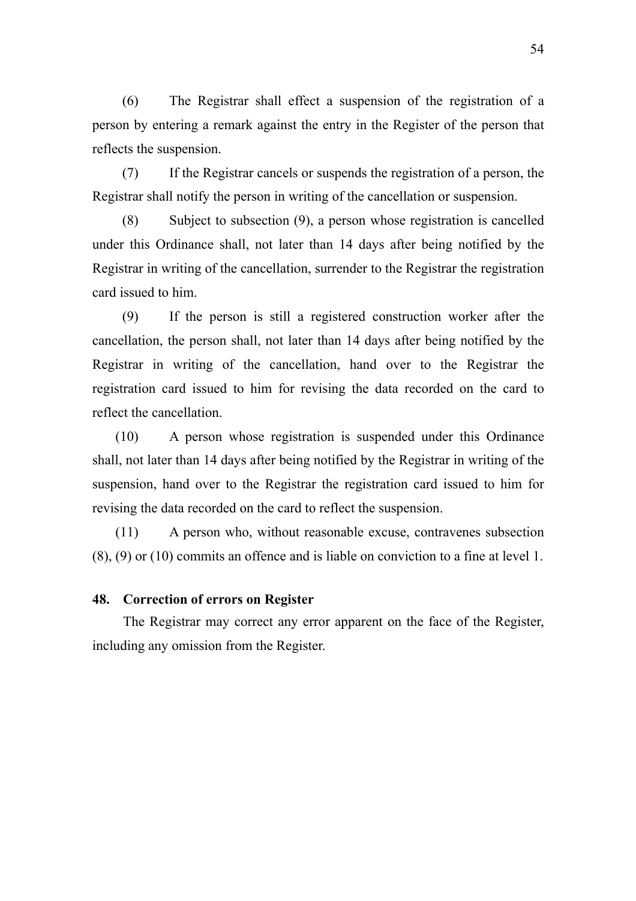(6) The Registrar shall effect a suspension of the registration of a person by entering a remark against the entry in the Register of the person that reflects the suspension.

(7) If the Registrar cancels or suspends the registration of a person, the Registrar shall notify the person in writing of the cancellation or suspension.

(8) Subject to subsection (9), a person whose registration is cancelled under this Ordinance shall, not later than 14 days after being notified by the Registrar in writing of the cancellation, surrender to the Registrar the registration card issued to him.

(9) If the person is still a registered construction worker after the cancellation, the person shall, not later than 14 days after being notified by the Registrar in writing of the cancellation, hand over to the Registrar the registration card issued to him for revising the data recorded on the card to reflect the cancellation.

(10) A person whose registration is suspended under this Ordinance shall, not later than 14 days after being notified by the Registrar in writing of the suspension, hand over to the Registrar the registration card issued to him for revising the data recorded on the card to reflect the suspension.

(11) A person who, without reasonable excuse, contravenes subsection (8), (9) or (10) commits an offence and is liable on conviction to a fine at level 1.

**48. Correction of errors on Register**

The Registrar may correct any error apparent on the face of the Register, including any omission from the Register.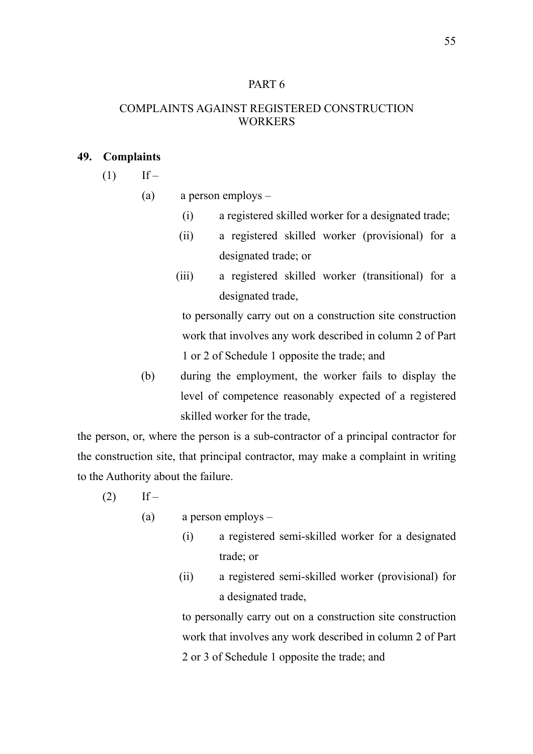# PART 6

## COMPLAINTS AGAINST REGISTERED CONSTRUCTION WORKERS

### 49. Complaints

(1) If –

(a) a person employs –

(i) a registered skilled worker for a designated trade;

(ii) a registered skilled worker (provisional) for a designated trade; or

(iii) a registered skilled worker (transitional) for a designated trade,

to personally carry out on a construction site construction work that involves any work described in column 2 of Part 1 or 2 of Schedule 1 opposite the trade; and

(b) during the employment, the worker fails to display the level of competence reasonably expected of a registered skilled worker for the trade,

the person, or, where the person is a sub-contractor of a principal contractor for the construction site, that principal contractor, may make a complaint in writing to the Authority about the failure.

(2) If –

(a) a person employs –

(i) a registered semi-skilled worker for a designated trade; or

(ii) a registered semi-skilled worker (provisional) for a designated trade,

to personally carry out on a construction site construction work that involves any work described in column 2 of Part 2 or 3 of Schedule 1 opposite the trade; and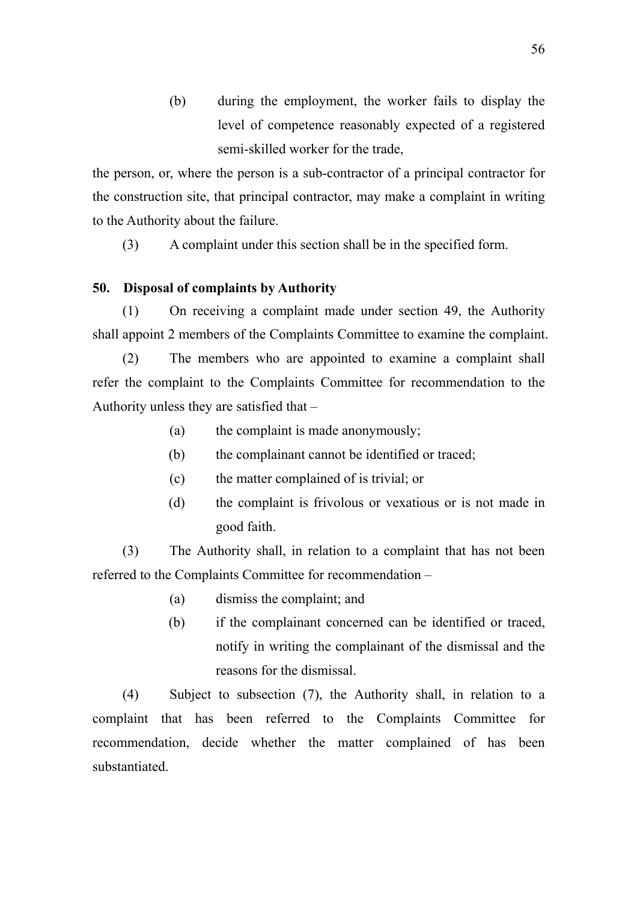(b) during the employment, the worker fails to display the level of competence reasonably expected of a registered semi-skilled worker for the trade,

the person, or, where the person is a sub-contractor of a principal contractor for the construction site, that principal contractor, may make a complaint in writing to the Authority about the failure.

(3) A complaint under this section shall be in the specified form.

**50. Disposal of complaints by Authority**

(1) On receiving a complaint made under section 49, the Authority shall appoint 2 members of the Complaints Committee to examine the complaint.

(2) The members who are appointed to examine a complaint shall refer the complaint to the Complaints Committee for recommendation to the Authority unless they are satisfied that –

(a) the complaint is made anonymously;

(b) the complainant cannot be identified or traced;

(c) the matter complained of is trivial; or

(d) the complaint is frivolous or vexatious or is not made in good faith.

(3) The Authority shall, in relation to a complaint that has not been referred to the Complaints Committee for recommendation –

(a) dismiss the complaint; and

(b) if the complainant concerned can be identified or traced, notify in writing the complainant of the dismissal and the reasons for the dismissal.

(4) Subject to subsection (7), the Authority shall, in relation to a complaint that has been referred to the Complaints Committee for recommendation, decide whether the matter complained of has been substantiated.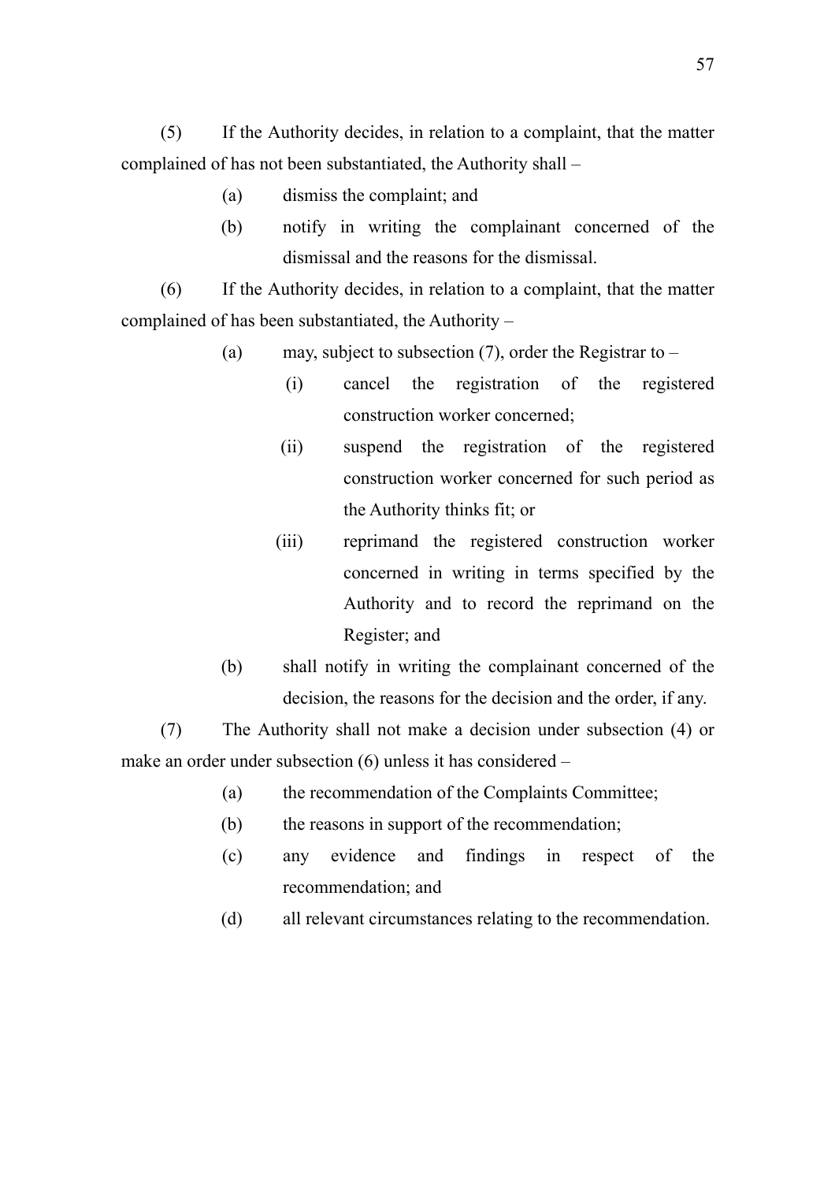(5) If the Authority decides, in relation to a complaint, that the matter complained of has not been substantiated, the Authority shall –

- (a) dismiss the complaint; and
- (b) notify in writing the complainant concerned of the dismissal and the reasons for the dismissal.

(6) If the Authority decides, in relation to a complaint, that the matter complained of has been substantiated, the Authority –

- (a) may, subject to subsection (7), order the Registrar to –
  - (i) cancel the registration of the registered construction worker concerned;
  - (ii) suspend the registration of the registered construction worker concerned for such period as the Authority thinks fit; or
  - (iii) reprimand the registered construction worker concerned in writing in terms specified by the Authority and to record the reprimand on the Register; and
- (b) shall notify in writing the complainant concerned of the decision, the reasons for the decision and the order, if any.

(7) The Authority shall not make a decision under subsection (4) or make an order under subsection (6) unless it has considered –

- (a) the recommendation of the Complaints Committee;
- (b) the reasons in support of the recommendation;
- (c) any evidence and findings in respect of the recommendation; and
- (d) all relevant circumstances relating to the recommendation.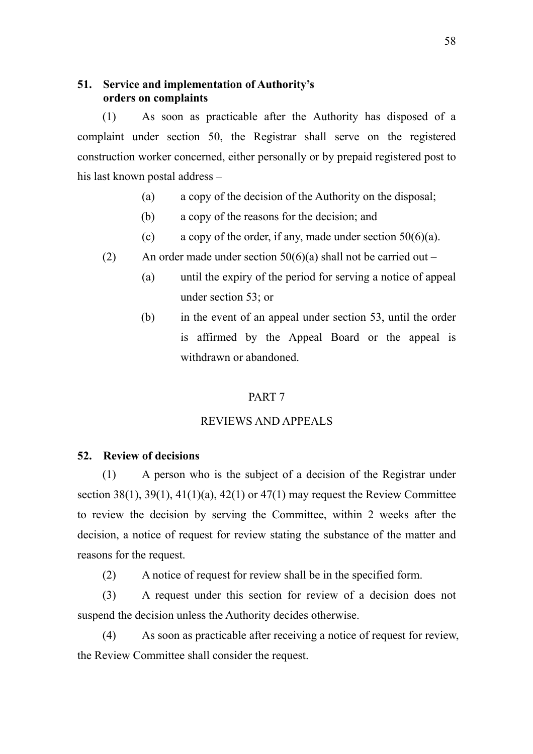### 51. Service and implementation of Authority's orders on complaints

(1) As soon as practicable after the Authority has disposed of a complaint under section 50, the Registrar shall serve on the registered construction worker concerned, either personally or by prepaid registered post to his last known postal address –

- (a) a copy of the decision of the Authority on the disposal;
- (b) a copy of the reasons for the decision; and
- (c) a copy of the order, if any, made under section 50(6)(a).

(2) An order made under section 50(6)(a) shall not be carried out –

- (a) until the expiry of the period for serving a notice of appeal under section 53; or
- (b) in the event of an appeal under section 53, until the order is affirmed by the Appeal Board or the appeal is withdrawn or abandoned.

## PART 7

## REVIEWS AND APPEALS

### 52. Review of decisions

(1) A person who is the subject of a decision of the Registrar under section 38(1), 39(1), 41(1)(a), 42(1) or 47(1) may request the Review Committee to review the decision by serving the Committee, within 2 weeks after the decision, a notice of request for review stating the substance of the matter and reasons for the request.

(2) A notice of request for review shall be in the specified form.

(3) A request under this section for review of a decision does not suspend the decision unless the Authority decides otherwise.

(4) As soon as practicable after receiving a notice of request for review, the Review Committee shall consider the request.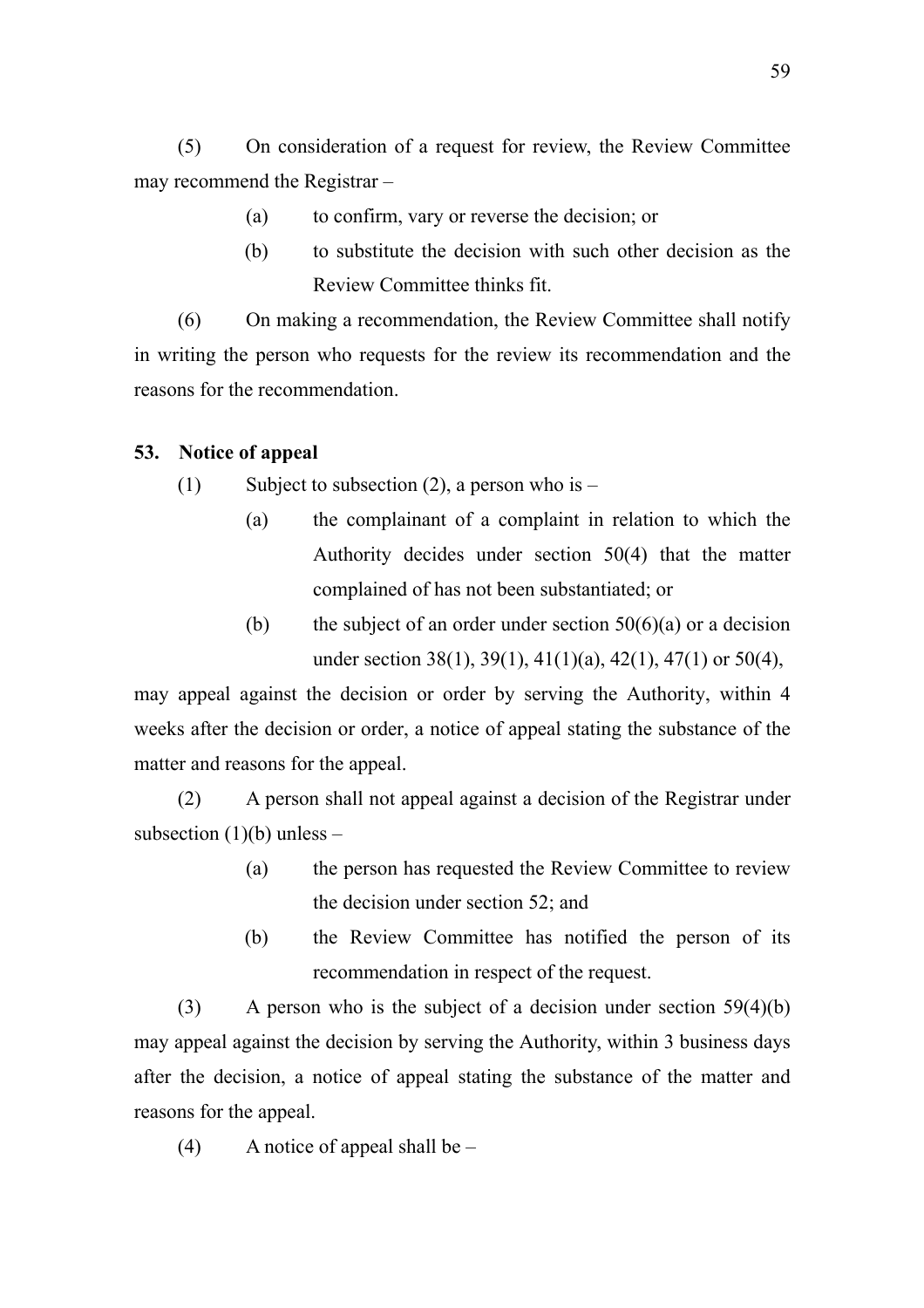(5) On consideration of a request for review, the Review Committee may recommend the Registrar –

(a) to confirm, vary or reverse the decision; or

(b) to substitute the decision with such other decision as the Review Committee thinks fit.

(6) On making a recommendation, the Review Committee shall notify in writing the person who requests for the review its recommendation and the reasons for the recommendation.

**53. Notice of appeal**

(1) Subject to subsection (2), a person who is –

(a) the complainant of a complaint in relation to which the Authority decides under section 50(4) that the matter complained of has not been substantiated; or

(b) the subject of an order under section 50(6)(a) or a decision under section 38(1), 39(1), 41(1)(a), 42(1), 47(1) or 50(4),

may appeal against the decision or order by serving the Authority, within 4 weeks after the decision or order, a notice of appeal stating the substance of the matter and reasons for the appeal.

(2) A person shall not appeal against a decision of the Registrar under subsection (1)(b) unless –

(a) the person has requested the Review Committee to review the decision under section 52; and

(b) the Review Committee has notified the person of its recommendation in respect of the request.

(3) A person who is the subject of a decision under section 59(4)(b) may appeal against the decision by serving the Authority, within 3 business days after the decision, a notice of appeal stating the substance of the matter and reasons for the appeal.

(4) A notice of appeal shall be –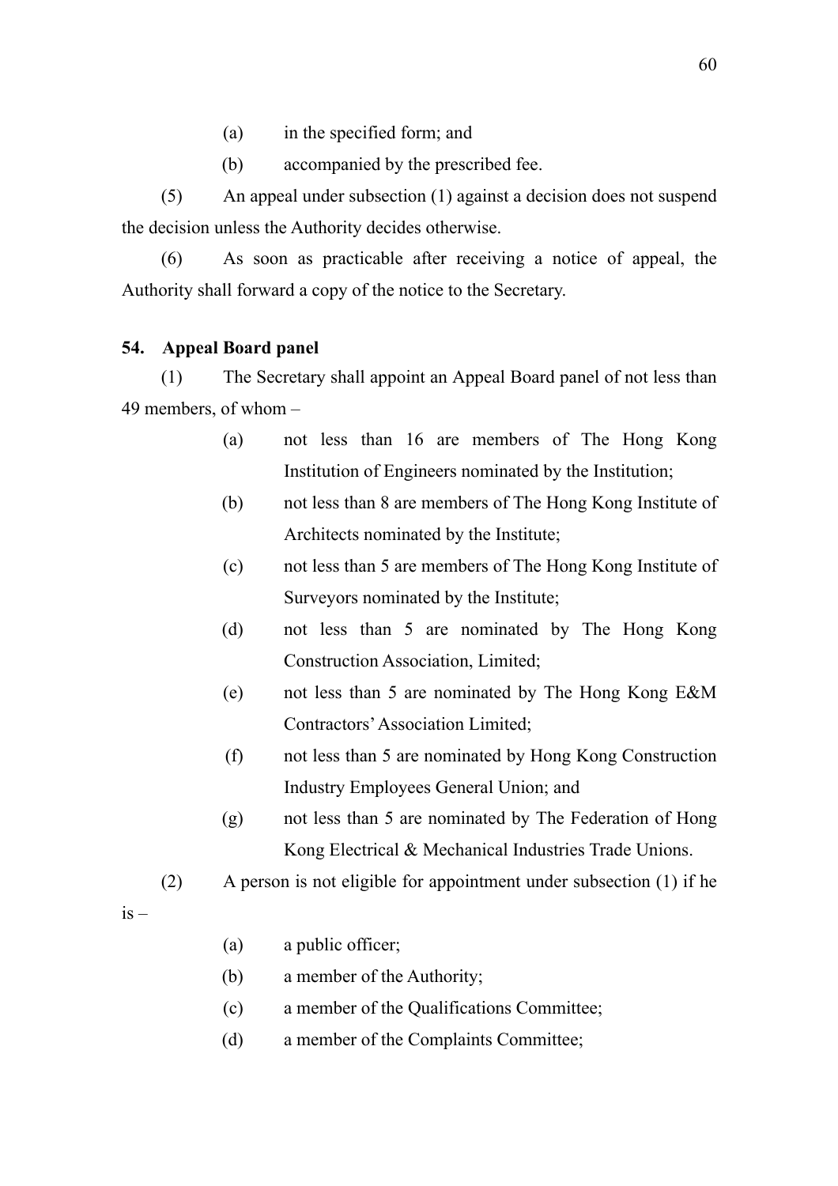(a) in the specified form; and

(b) accompanied by the prescribed fee.

(5) An appeal under subsection (1) against a decision does not suspend the decision unless the Authority decides otherwise.

(6) As soon as practicable after receiving a notice of appeal, the Authority shall forward a copy of the notice to the Secretary.

**54. Appeal Board panel**

(1) The Secretary shall appoint an Appeal Board panel of not less than 49 members, of whom –

(a) not less than 16 are members of The Hong Kong Institution of Engineers nominated by the Institution;

(b) not less than 8 are members of The Hong Kong Institute of Architects nominated by the Institute;

(c) not less than 5 are members of The Hong Kong Institute of Surveyors nominated by the Institute;

(d) not less than 5 are nominated by The Hong Kong Construction Association, Limited;

(e) not less than 5 are nominated by The Hong Kong E&M Contractors' Association Limited;

(f) not less than 5 are nominated by Hong Kong Construction Industry Employees General Union; and

(g) not less than 5 are nominated by The Federation of Hong Kong Electrical & Mechanical Industries Trade Unions.

(2) A person is not eligible for appointment under subsection (1) if he is –

(a) a public officer;

(b) a member of the Authority;

(c) a member of the Qualifications Committee;

(d) a member of the Complaints Committee;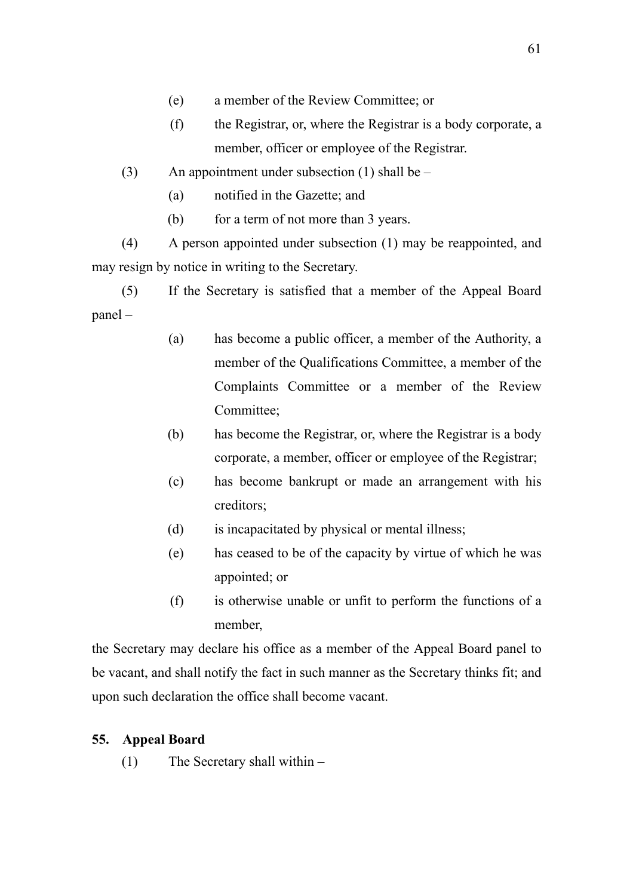(e) a member of the Review Committee; or

(f) the Registrar, or, where the Registrar is a body corporate, a member, officer or employee of the Registrar.

(3) An appointment under subsection (1) shall be –

(a) notified in the Gazette; and

(b) for a term of not more than 3 years.

(4) A person appointed under subsection (1) may be reappointed, and may resign by notice in writing to the Secretary.

(5) If the Secretary is satisfied that a member of the Appeal Board panel –

(a) has become a public officer, a member of the Authority, a member of the Qualifications Committee, a member of the Complaints Committee or a member of the Review Committee;

(b) has become the Registrar, or, where the Registrar is a body corporate, a member, officer or employee of the Registrar;

(c) has become bankrupt or made an arrangement with his creditors;

(d) is incapacitated by physical or mental illness;

(e) has ceased to be of the capacity by virtue of which he was appointed; or

(f) is otherwise unable or unfit to perform the functions of a member,

the Secretary may declare his office as a member of the Appeal Board panel to be vacant, and shall notify the fact in such manner as the Secretary thinks fit; and upon such declaration the office shall become vacant.

**55. Appeal Board**

(1) The Secretary shall within –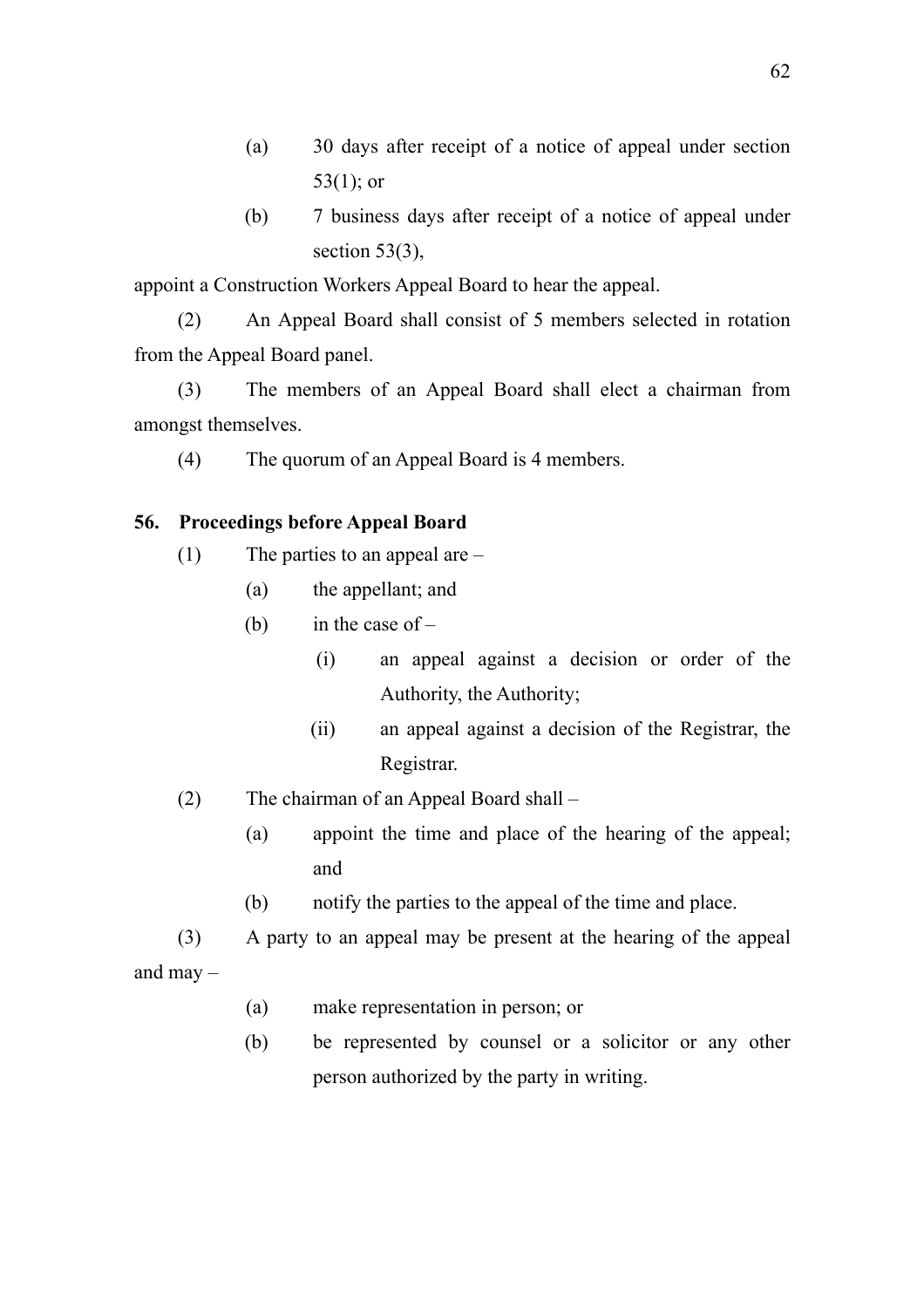(a) 30 days after receipt of a notice of appeal under section 53(1); or

(b) 7 business days after receipt of a notice of appeal under section 53(3),

appoint a Construction Workers Appeal Board to hear the appeal.

(2) An Appeal Board shall consist of 5 members selected in rotation from the Appeal Board panel.

(3) The members of an Appeal Board shall elect a chairman from amongst themselves.

(4) The quorum of an Appeal Board is 4 members.

**56. Proceedings before Appeal Board**

(1) The parties to an appeal are –

(a) the appellant; and

(b) in the case of –

(i) an appeal against a decision or order of the Authority, the Authority;

(ii) an appeal against a decision of the Registrar, the Registrar.

(2) The chairman of an Appeal Board shall –

(a) appoint the time and place of the hearing of the appeal; and

(b) notify the parties to the appeal of the time and place.

(3) A party to an appeal may be present at the hearing of the appeal and may –

(a) make representation in person; or

(b) be represented by counsel or a solicitor or any other person authorized by the party in writing.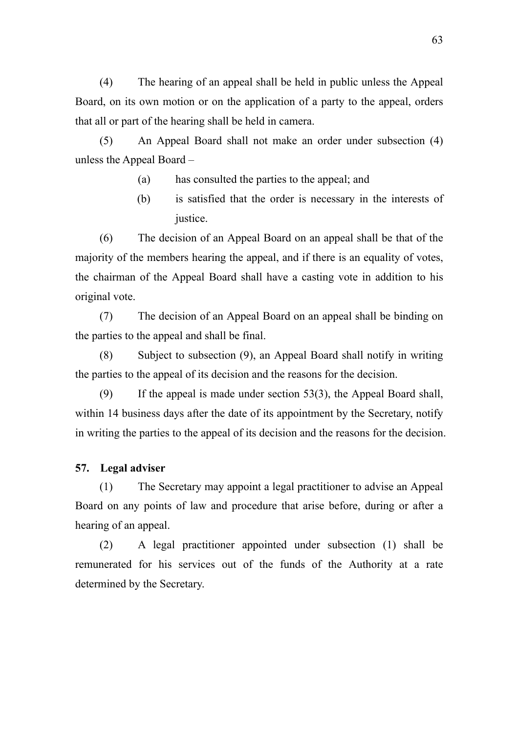(4) The hearing of an appeal shall be held in public unless the Appeal Board, on its own motion or on the application of a party to the appeal, orders that all or part of the hearing shall be held in camera.

(5) An Appeal Board shall not make an order under subsection (4) unless the Appeal Board –

(a) has consulted the parties to the appeal; and

(b) is satisfied that the order is necessary in the interests of justice.

(6) The decision of an Appeal Board on an appeal shall be that of the majority of the members hearing the appeal, and if there is an equality of votes, the chairman of the Appeal Board shall have a casting vote in addition to his original vote.

(7) The decision of an Appeal Board on an appeal shall be binding on the parties to the appeal and shall be final.

(8) Subject to subsection (9), an Appeal Board shall notify in writing the parties to the appeal of its decision and the reasons for the decision.

(9) If the appeal is made under section 53(3), the Appeal Board shall, within 14 business days after the date of its appointment by the Secretary, notify in writing the parties to the appeal of its decision and the reasons for the decision.

**57. Legal adviser**

(1) The Secretary may appoint a legal practitioner to advise an Appeal Board on any points of law and procedure that arise before, during or after a hearing of an appeal.

(2) A legal practitioner appointed under subsection (1) shall be remunerated for his services out of the funds of the Authority at a rate determined by the Secretary.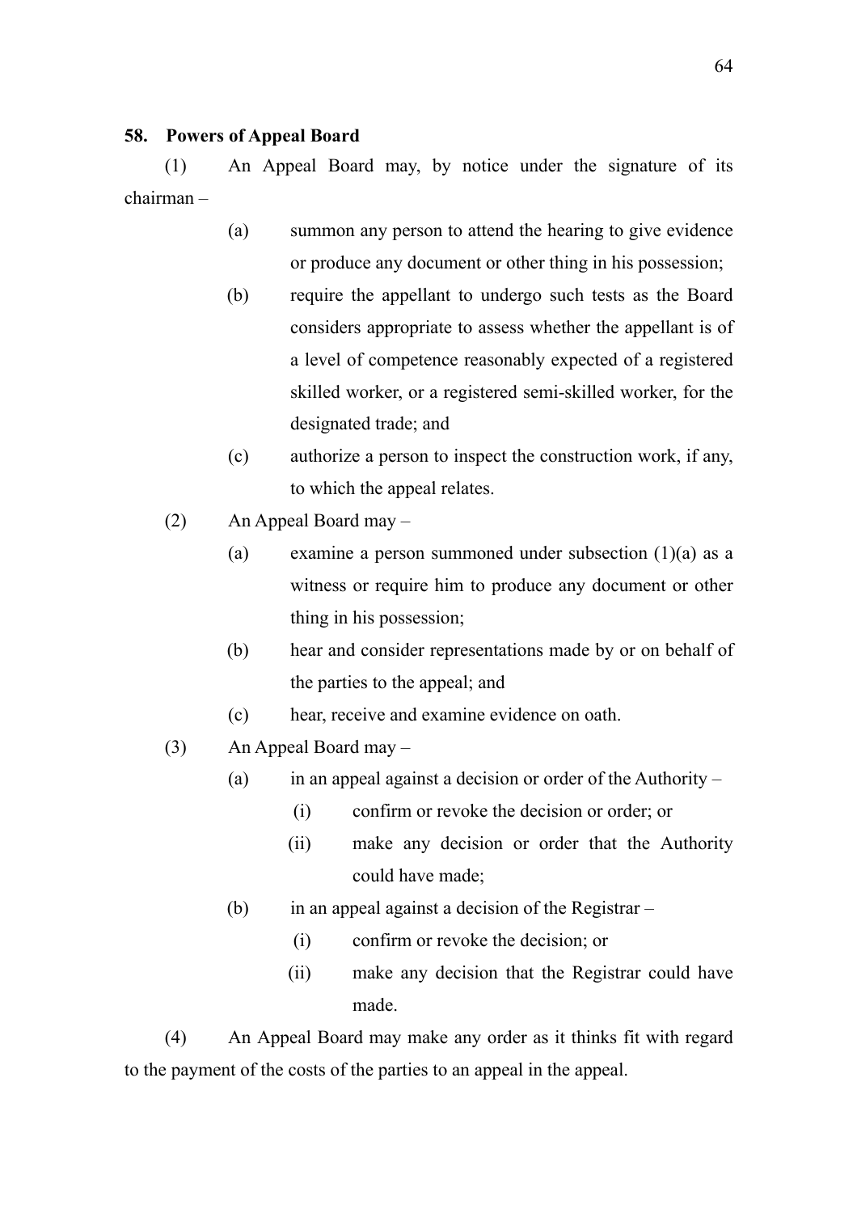**58. Powers of Appeal Board**

(1) An Appeal Board may, by notice under the signature of its chairman –

- (a) summon any person to attend the hearing to give evidence or produce any document or other thing in his possession;
- (b) require the appellant to undergo such tests as the Board considers appropriate to assess whether the appellant is of a level of competence reasonably expected of a registered skilled worker, or a registered semi-skilled worker, for the designated trade; and
- (c) authorize a person to inspect the construction work, if any, to which the appeal relates.

(2) An Appeal Board may –

- (a) examine a person summoned under subsection (1)(a) as a witness or require him to produce any document or other thing in his possession;
- (b) hear and consider representations made by or on behalf of the parties to the appeal; and
- (c) hear, receive and examine evidence on oath.

(3) An Appeal Board may –

- (a) in an appeal against a decision or order of the Authority –
  - (i) confirm or revoke the decision or order; or
  - (ii) make any decision or order that the Authority could have made;
- (b) in an appeal against a decision of the Registrar –
  - (i) confirm or revoke the decision; or
  - (ii) make any decision that the Registrar could have made.

(4) An Appeal Board may make any order as it thinks fit with regard to the payment of the costs of the parties to an appeal in the appeal.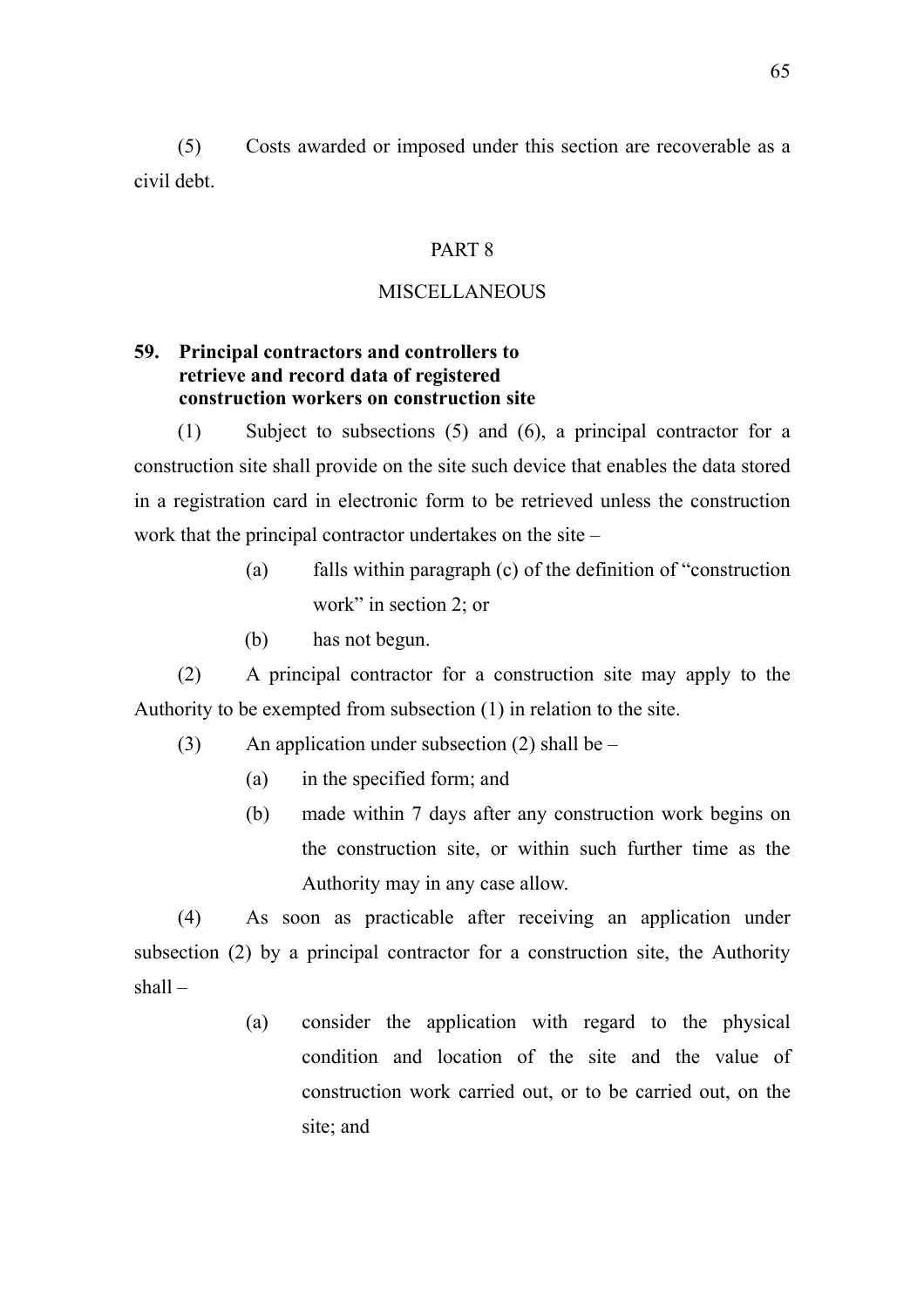(5) Costs awarded or imposed under this section are recoverable as a civil debt.

# PART 8

# MISCELLANEOUS

**59. Principal contractors and controllers to retrieve and record data of registered construction workers on construction site**

(1) Subject to subsections (5) and (6), a principal contractor for a construction site shall provide on the site such device that enables the data stored in a registration card in electronic form to be retrieved unless the construction work that the principal contractor undertakes on the site –

(a) falls within paragraph (c) of the definition of "construction work" in section 2; or

(b) has not begun.

(2) A principal contractor for a construction site may apply to the Authority to be exempted from subsection (1) in relation to the site.

(3) An application under subsection (2) shall be –

(a) in the specified form; and

(b) made within 7 days after any construction work begins on the construction site, or within such further time as the Authority may in any case allow.

(4) As soon as practicable after receiving an application under subsection (2) by a principal contractor for a construction site, the Authority shall –

(a) consider the application with regard to the physical condition and location of the site and the value of construction work carried out, or to be carried out, on the site; and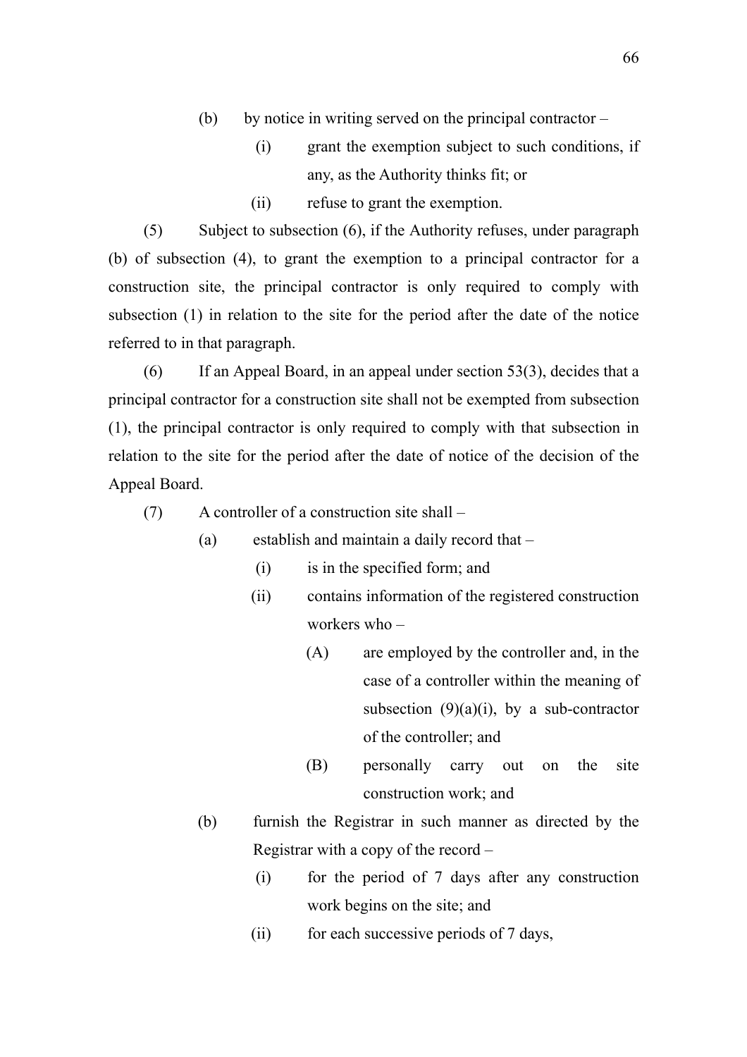(b) by notice in writing served on the principal contractor –

   (i) grant the exemption subject to such conditions, if any, as the Authority thinks fit; or

   (ii) refuse to grant the exemption.

(5) Subject to subsection (6), if the Authority refuses, under paragraph (b) of subsection (4), to grant the exemption to a principal contractor for a construction site, the principal contractor is only required to comply with subsection (1) in relation to the site for the period after the date of the notice referred to in that paragraph.

(6) If an Appeal Board, in an appeal under section 53(3), decides that a principal contractor for a construction site shall not be exempted from subsection (1), the principal contractor is only required to comply with that subsection in relation to the site for the period after the date of notice of the decision of the Appeal Board.

(7) A controller of a construction site shall –

(a) establish and maintain a daily record that –

   (i) is in the specified form; and

   (ii) contains information of the registered construction workers who –

      (A) are employed by the controller and, in the case of a controller within the meaning of subsection (9)(a)(i), by a sub-contractor of the controller; and

      (B) personally carry out on the site construction work; and

(b) furnish the Registrar in such manner as directed by the Registrar with a copy of the record –

   (i) for the period of 7 days after any construction work begins on the site; and

   (ii) for each successive periods of 7 days,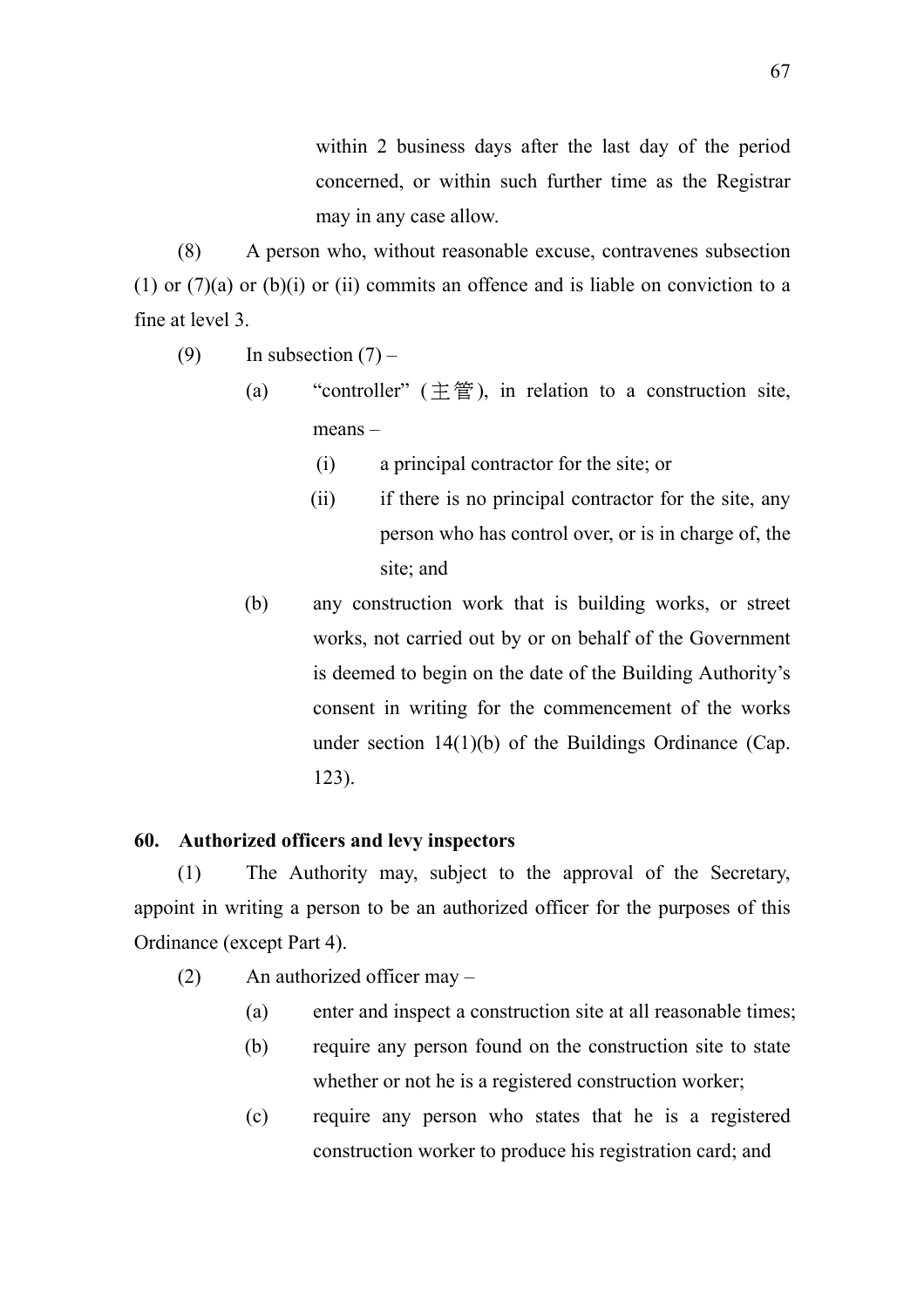within 2 business days after the last day of the period concerned, or within such further time as the Registrar may in any case allow.

(8) A person who, without reasonable excuse, contravenes subsection (1) or (7)(a) or (b)(i) or (ii) commits an offence and is liable on conviction to a fine at level 3.

(9) In subsection (7) –

- (a) "controller" (主管), in relation to a construction site, means –
  - (i) a principal contractor for the site; or
  - (ii) if there is no principal contractor for the site, any person who has control over, or is in charge of, the site; and
- (b) any construction work that is building works, or street works, not carried out by or on behalf of the Government is deemed to begin on the date of the Building Authority's consent in writing for the commencement of the works under section 14(1)(b) of the Buildings Ordinance (Cap. 123).

**60. Authorized officers and levy inspectors**

(1) The Authority may, subject to the approval of the Secretary, appoint in writing a person to be an authorized officer for the purposes of this Ordinance (except Part 4).

(2) An authorized officer may –

- (a) enter and inspect a construction site at all reasonable times;
- (b) require any person found on the construction site to state whether or not he is a registered construction worker;
- (c) require any person who states that he is a registered construction worker to produce his registration card; and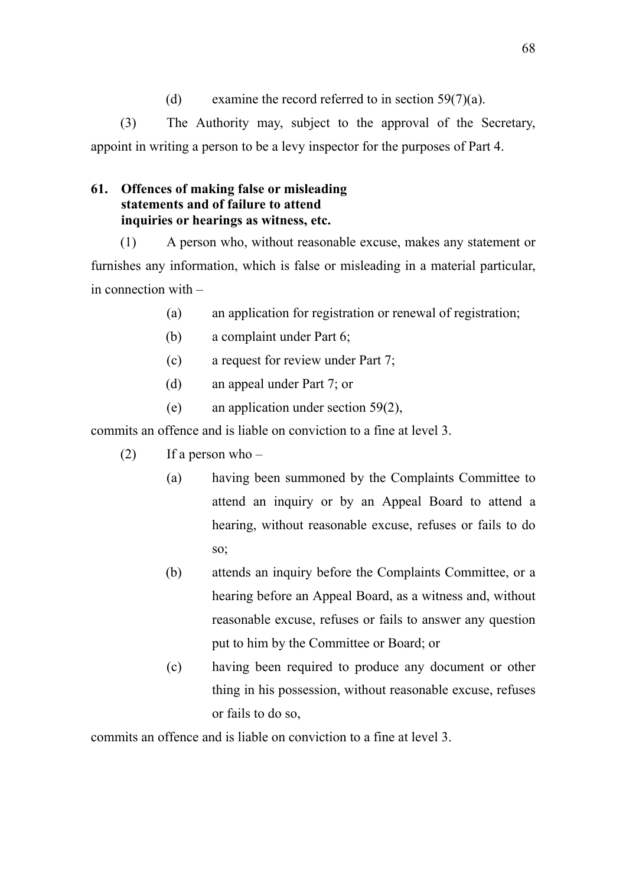(d) examine the record referred to in section 59(7)(a).

(3) The Authority may, subject to the approval of the Secretary, appoint in writing a person to be a levy inspector for the purposes of Part 4.

**61. Offences of making false or misleading statements and of failure to attend inquiries or hearings as witness, etc.**

(1) A person who, without reasonable excuse, makes any statement or furnishes any information, which is false or misleading in a material particular, in connection with –

(a) an application for registration or renewal of registration;

(b) a complaint under Part 6;

(c) a request for review under Part 7;

(d) an appeal under Part 7; or

(e) an application under section 59(2),

commits an offence and is liable on conviction to a fine at level 3.

(2) If a person who –

(a) having been summoned by the Complaints Committee to attend an inquiry or by an Appeal Board to attend a hearing, without reasonable excuse, refuses or fails to do so;

(b) attends an inquiry before the Complaints Committee, or a hearing before an Appeal Board, as a witness and, without reasonable excuse, refuses or fails to answer any question put to him by the Committee or Board; or

(c) having been required to produce any document or other thing in his possession, without reasonable excuse, refuses or fails to do so,

commits an offence and is liable on conviction to a fine at level 3.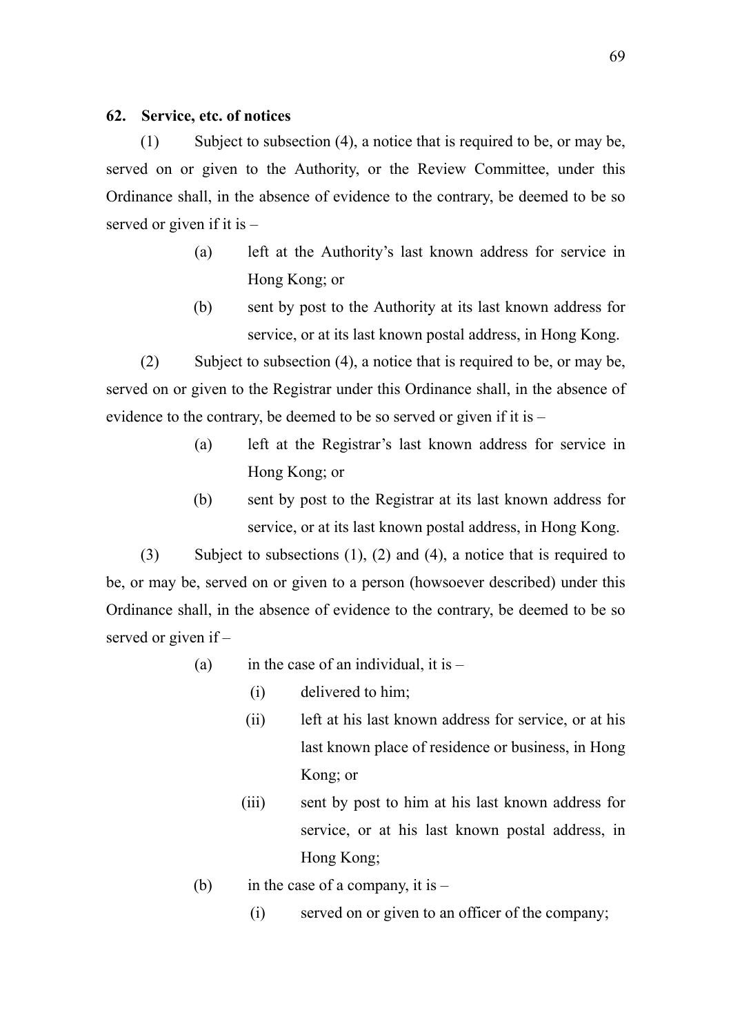**62. Service, etc. of notices**

(1) Subject to subsection (4), a notice that is required to be, or may be, served on or given to the Authority, or the Review Committee, under this Ordinance shall, in the absence of evidence to the contrary, be deemed to be so served or given if it is –

- (a) left at the Authority's last known address for service in Hong Kong; or
- (b) sent by post to the Authority at its last known address for service, or at its last known postal address, in Hong Kong.

(2) Subject to subsection (4), a notice that is required to be, or may be, served on or given to the Registrar under this Ordinance shall, in the absence of evidence to the contrary, be deemed to be so served or given if it is –

- (a) left at the Registrar's last known address for service in Hong Kong; or
- (b) sent by post to the Registrar at its last known address for service, or at its last known postal address, in Hong Kong.

(3) Subject to subsections (1), (2) and (4), a notice that is required to be, or may be, served on or given to a person (howsoever described) under this Ordinance shall, in the absence of evidence to the contrary, be deemed to be so served or given if –

- (a) in the case of an individual, it is –
  - (i) delivered to him;
  - (ii) left at his last known address for service, or at his last known place of residence or business, in Hong Kong; or
  - (iii) sent by post to him at his last known address for service, or at his last known postal address, in Hong Kong;
- (b) in the case of a company, it is –
  - (i) served on or given to an officer of the company;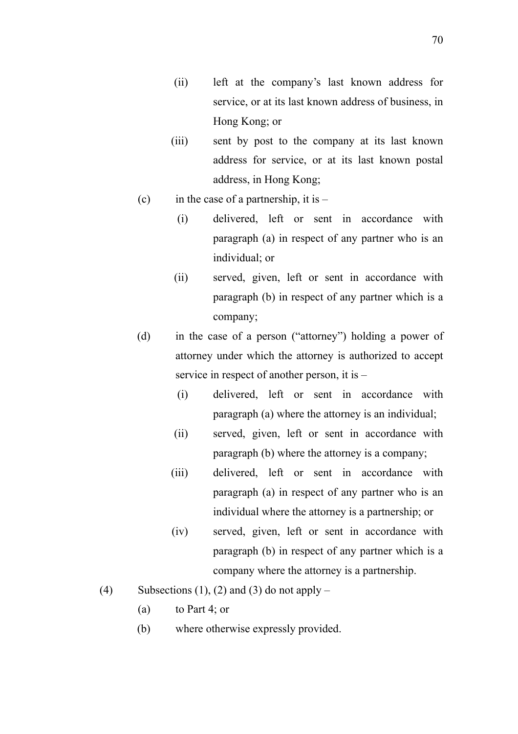(ii) left at the company's last known address for service, or at its last known address of business, in Hong Kong; or

(iii) sent by post to the company at its last known address for service, or at its last known postal address, in Hong Kong;

(c) in the case of a partnership, it is –

(i) delivered, left or sent in accordance with paragraph (a) in respect of any partner who is an individual; or

(ii) served, given, left or sent in accordance with paragraph (b) in respect of any partner which is a company;

(d) in the case of a person ("attorney") holding a power of attorney under which the attorney is authorized to accept service in respect of another person, it is –

(i) delivered, left or sent in accordance with paragraph (a) where the attorney is an individual;

(ii) served, given, left or sent in accordance with paragraph (b) where the attorney is a company;

(iii) delivered, left or sent in accordance with paragraph (a) in respect of any partner who is an individual where the attorney is a partnership; or

(iv) served, given, left or sent in accordance with paragraph (b) in respect of any partner which is a company where the attorney is a partnership.

(4) Subsections (1), (2) and (3) do not apply –

(a) to Part 4; or

(b) where otherwise expressly provided.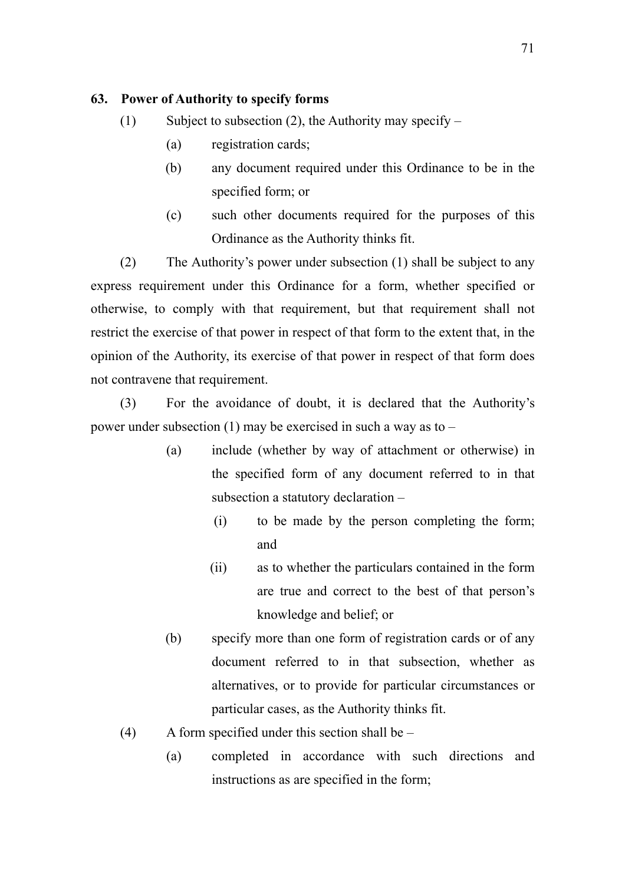### 63. Power of Authority to specify forms

(1) Subject to subsection (2), the Authority may specify –

(a) registration cards;

(b) any document required under this Ordinance to be in the specified form; or

(c) such other documents required for the purposes of this Ordinance as the Authority thinks fit.

(2) The Authority's power under subsection (1) shall be subject to any express requirement under this Ordinance for a form, whether specified or otherwise, to comply with that requirement, but that requirement shall not restrict the exercise of that power in respect of that form to the extent that, in the opinion of the Authority, its exercise of that power in respect of that form does not contravene that requirement.

(3) For the avoidance of doubt, it is declared that the Authority's power under subsection (1) may be exercised in such a way as to –

(a) include (whether by way of attachment or otherwise) in the specified form of any document referred to in that subsection a statutory declaration –

(i) to be made by the person completing the form; and

(ii) as to whether the particulars contained in the form are true and correct to the best of that person's knowledge and belief; or

(b) specify more than one form of registration cards or of any document referred to in that subsection, whether as alternatives, or to provide for particular circumstances or particular cases, as the Authority thinks fit.

(4) A form specified under this section shall be –

(a) completed in accordance with such directions and instructions as are specified in the form;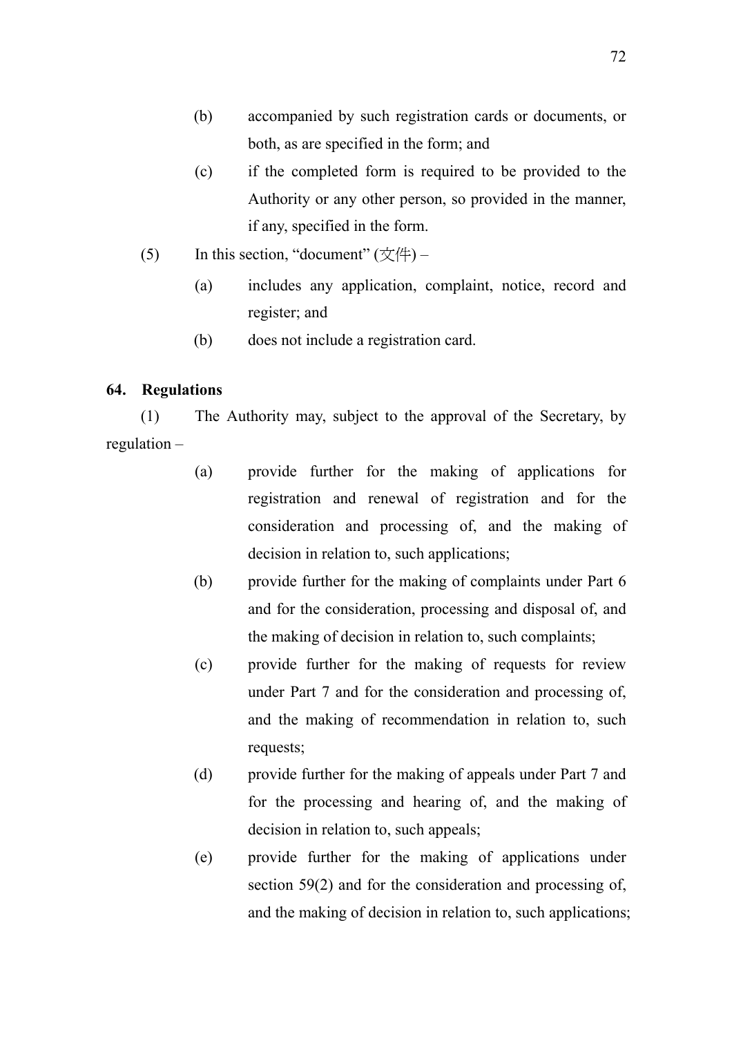(b) accompanied by such registration cards or documents, or both, as are specified in the form; and

(c) if the completed form is required to be provided to the Authority or any other person, so provided in the manner, if any, specified in the form.

(5) In this section, “document” (文件) –

(a) includes any application, complaint, notice, record and register; and

(b) does not include a registration card.

**64. Regulations**

(1) The Authority may, subject to the approval of the Secretary, by regulation –

(a) provide further for the making of applications for registration and renewal of registration and for the consideration and processing of, and the making of decision in relation to, such applications;

(b) provide further for the making of complaints under Part 6 and for the consideration, processing and disposal of, and the making of decision in relation to, such complaints;

(c) provide further for the making of requests for review under Part 7 and for the consideration and processing of, and the making of recommendation in relation to, such requests;

(d) provide further for the making of appeals under Part 7 and for the processing and hearing of, and the making of decision in relation to, such appeals;

(e) provide further for the making of applications under section 59(2) and for the consideration and processing of, and the making of decision in relation to, such applications;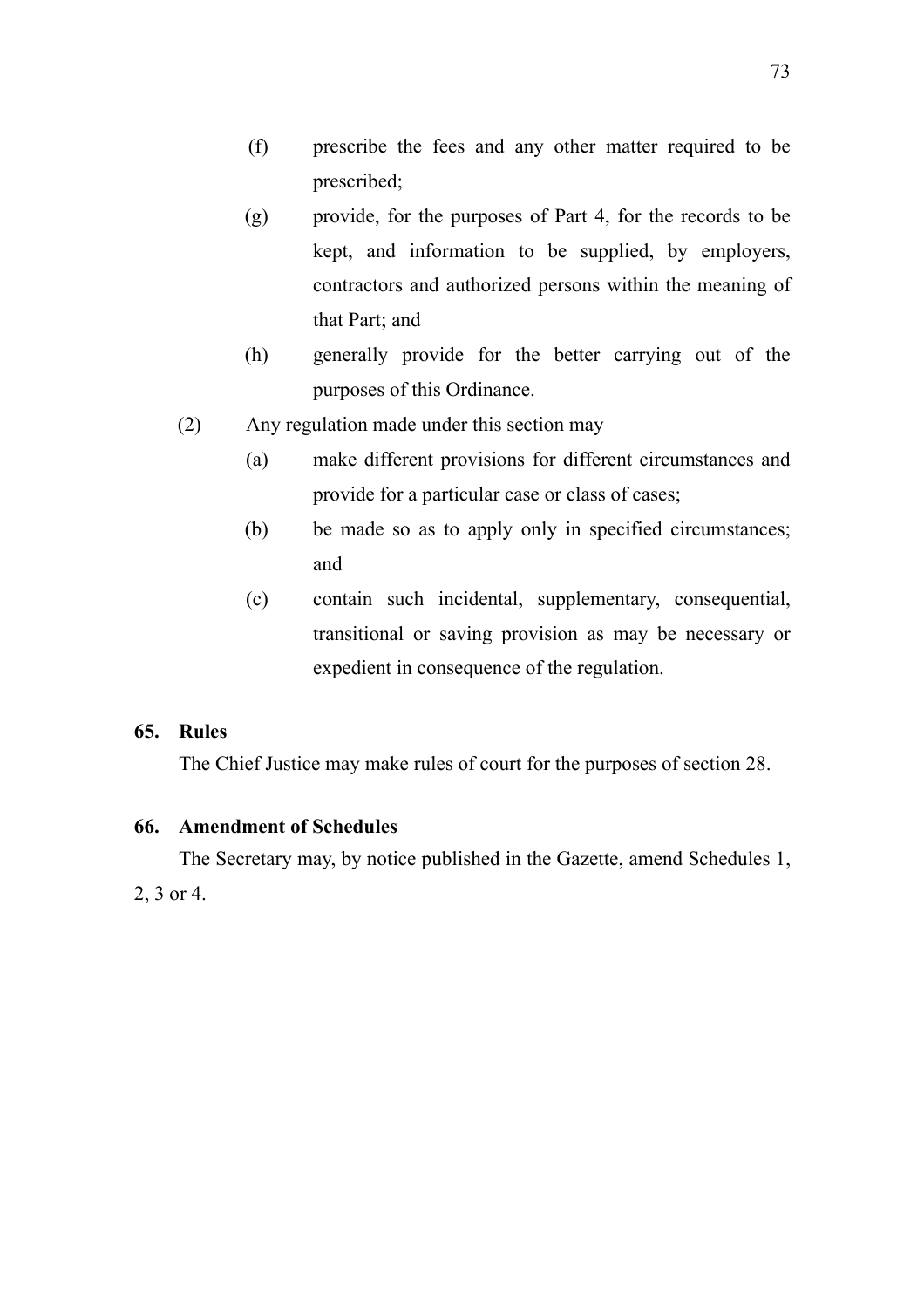(f) prescribe the fees and any other matter required to be prescribed;

(g) provide, for the purposes of Part 4, for the records to be kept, and information to be supplied, by employers, contractors and authorized persons within the meaning of that Part; and

(h) generally provide for the better carrying out of the purposes of this Ordinance.

(2) Any regulation made under this section may –

(a) make different provisions for different circumstances and provide for a particular case or class of cases;

(b) be made so as to apply only in specified circumstances; and

(c) contain such incidental, supplementary, consequential, transitional or saving provision as may be necessary or expedient in consequence of the regulation.

**65. Rules**

The Chief Justice may make rules of court for the purposes of section 28.

**66. Amendment of Schedules**

The Secretary may, by notice published in the Gazette, amend Schedules 1, 2, 3 or 4.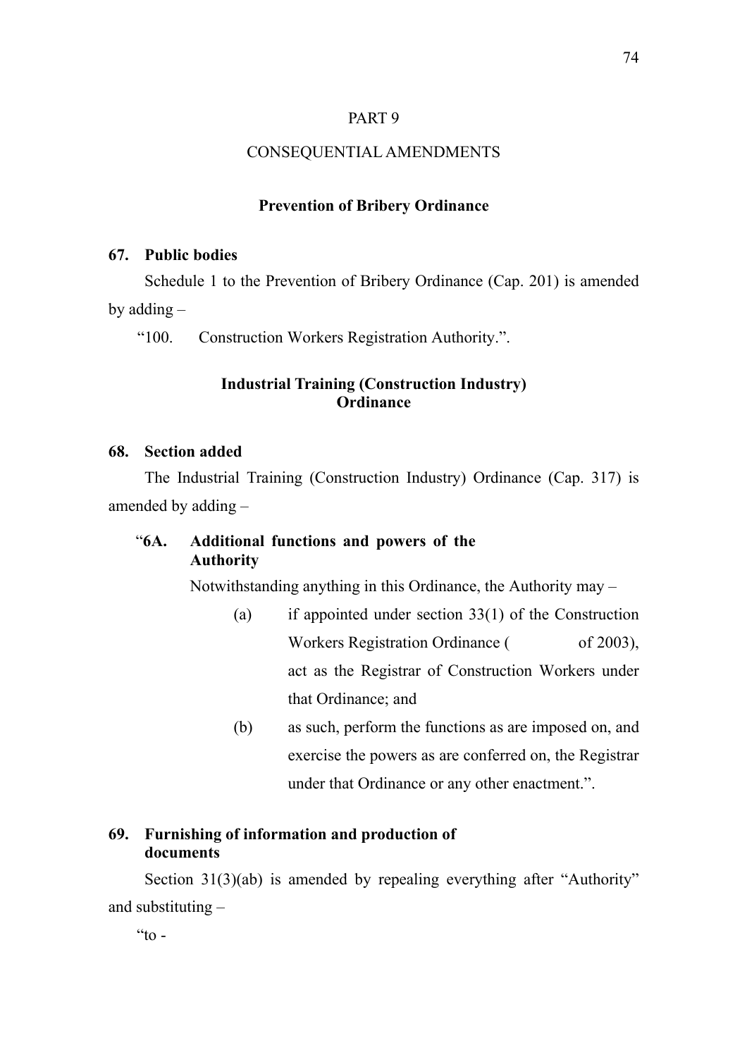PART 9

CONSEQUENTIAL AMENDMENTS

**Prevention of Bribery Ordinance**

**67. Public bodies**

Schedule 1 to the Prevention of Bribery Ordinance (Cap. 201) is amended by adding –

"100. Construction Workers Registration Authority.".

**Industrial Training (Construction Industry) Ordinance**

**68. Section added**

The Industrial Training (Construction Industry) Ordinance (Cap. 317) is amended by adding –

"**6A. Additional functions and powers of the Authority**

Notwithstanding anything in this Ordinance, the Authority may –

(a) if appointed under section 33(1) of the Construction Workers Registration Ordinance (      of 2003), act as the Registrar of Construction Workers under that Ordinance; and

(b) as such, perform the functions as are imposed on, and exercise the powers as are conferred on, the Registrar under that Ordinance or any other enactment.".

**69. Furnishing of information and production of documents**

Section 31(3)(ab) is amended by repealing everything after "Authority" and substituting –

"to -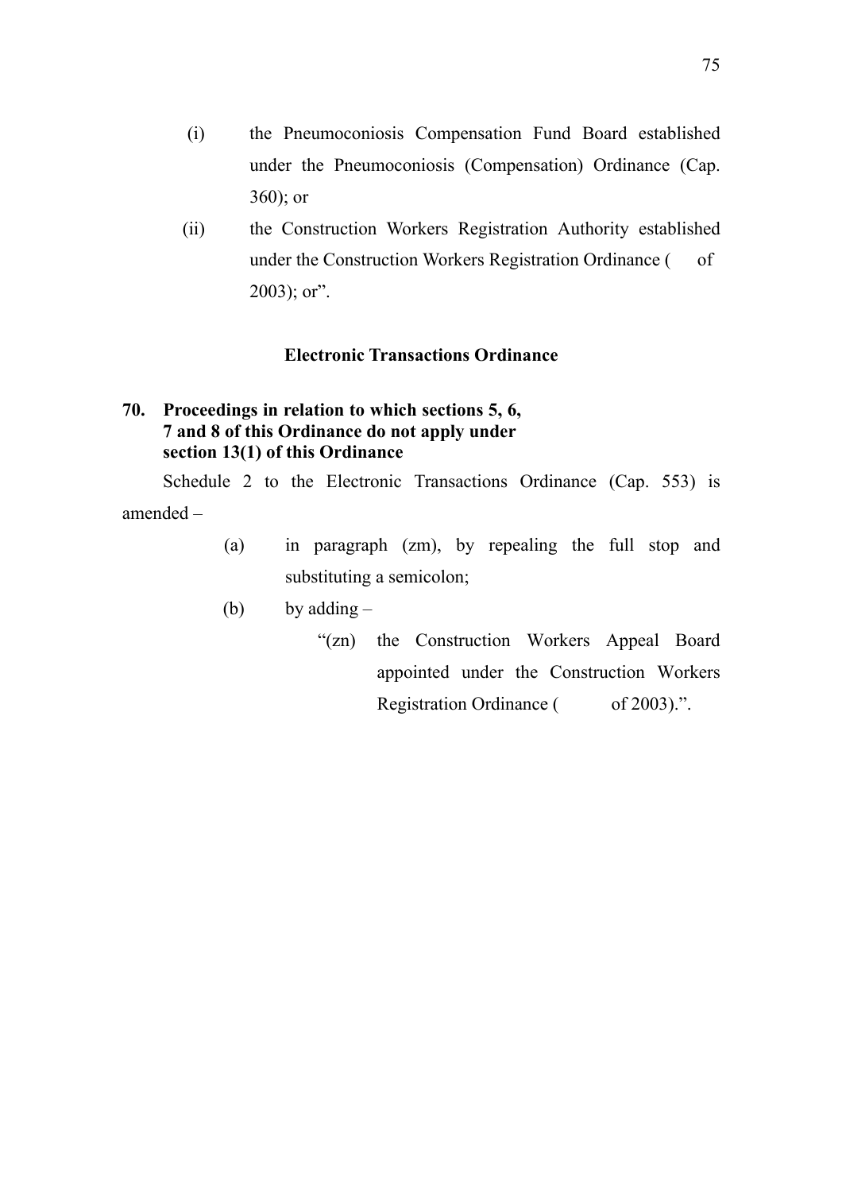(i) the Pneumoconiosis Compensation Fund Board established under the Pneumoconiosis (Compensation) Ordinance (Cap. 360); or

(ii) the Construction Workers Registration Authority established under the Construction Workers Registration Ordinance (   of 2003); or".

### Electronic Transactions Ordinance

**70. Proceedings in relation to which sections 5, 6, 7 and 8 of this Ordinance do not apply under section 13(1) of this Ordinance**

Schedule 2 to the Electronic Transactions Ordinance (Cap. 553) is amended –

(a) in paragraph (zm), by repealing the full stop and substituting a semicolon;

(b) by adding –

"(zn) the Construction Workers Appeal Board appointed under the Construction Workers Registration Ordinance (   of 2003).".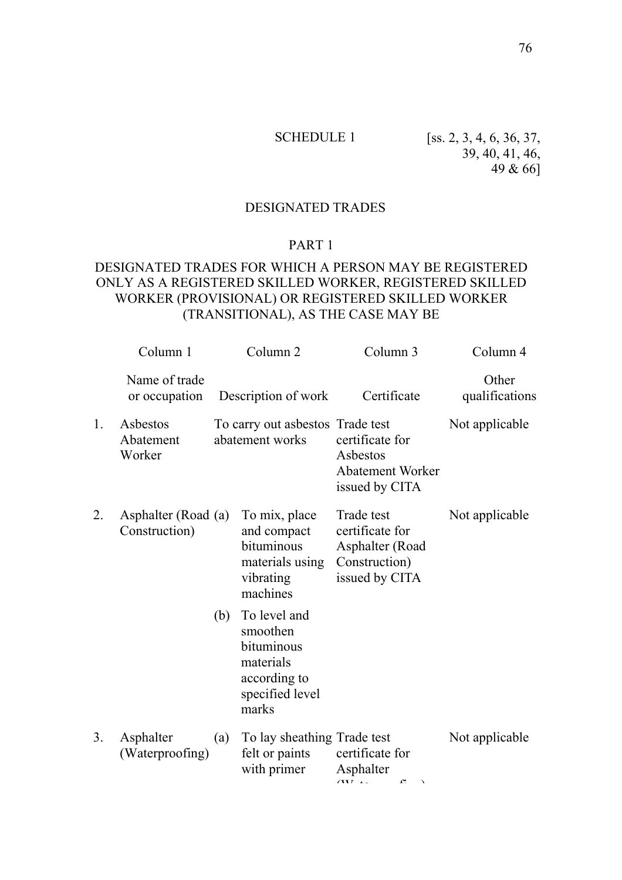SCHEDULE 1 [ss. 2, 3, 4, 6, 36, 37, 39, 40, 41, 46, 49 & 66]

## DESIGNATED TRADES

### PART 1

### DESIGNATED TRADES FOR WHICH A PERSON MAY BE REGISTERED ONLY AS A REGISTERED SKILLED WORKER, REGISTERED SKILLED WORKER (PROVISIONAL) OR REGISTERED SKILLED WORKER (TRANSITIONAL), AS THE CASE MAY BE

| | Column 1 | Column 2 | Column 3 | Column 4 |
|---|---|---|---|---|
| | Name of trade or occupation | Description of work | Certificate | Other qualifications |
| 1. | Asbestos Abatement Worker | To carry out asbestos abatement works | Trade test certificate for Asbestos Abatement Worker issued by CITA | Not applicable |
| 2. | Asphalter (Road Construction) | (a) To mix, place and compact bituminous materials using vibrating machines | Trade test certificate for Asphalter (Road Construction) issued by CITA | Not applicable |
| | | (b) To level and smoothen bituminous materials according to specified level marks | | |
| 3. | Asphalter (Waterproofing) | (a) To lay sheathing felt or paints with primer | Trade test certificate for Asphalter (Waterproofing) | Not applicable |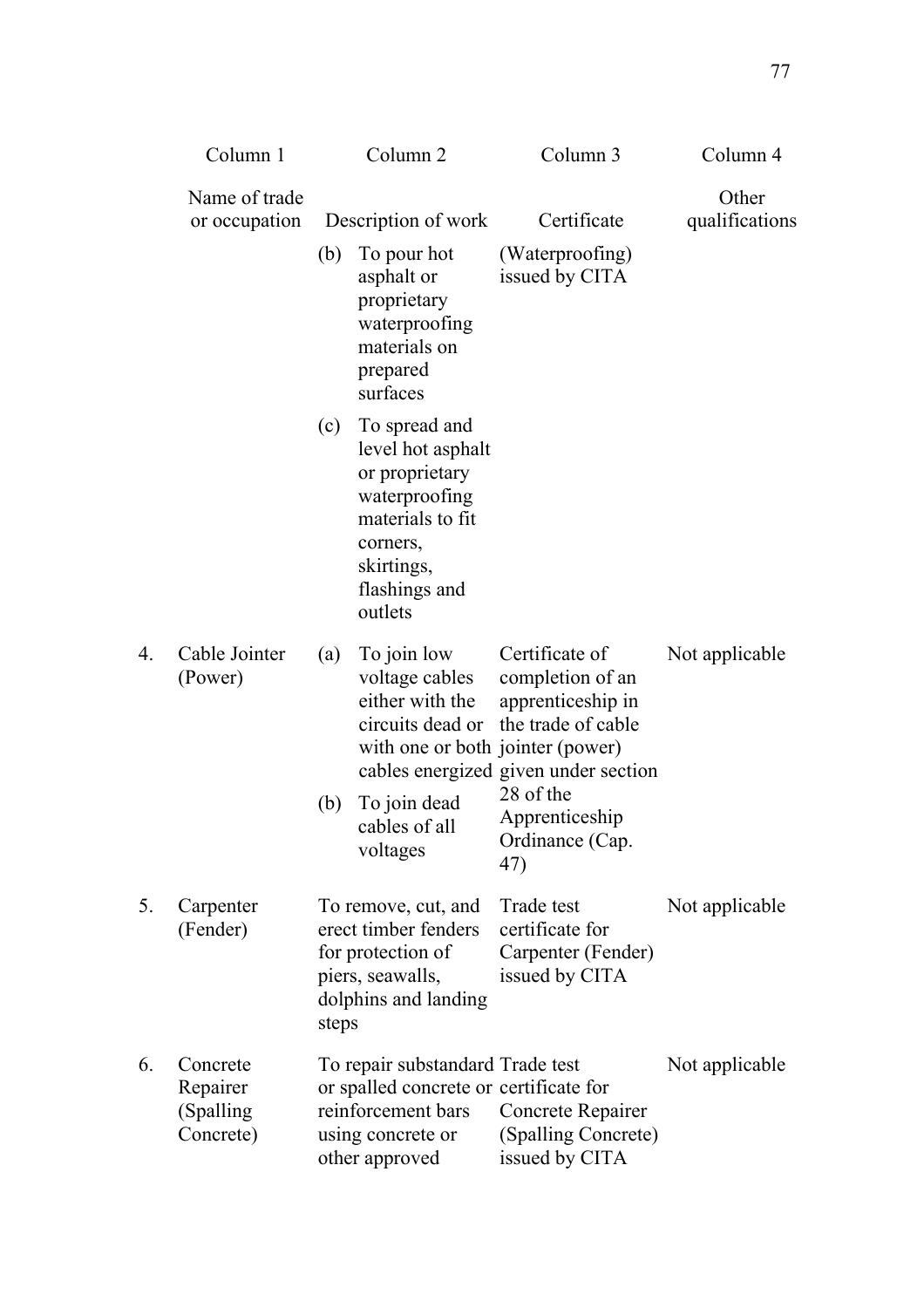| | Column 1 | Column 2 | Column 3 | Column 4 |
|---|---|---|---|---|
| | Name of trade or occupation | Description of work | Certificate | Other qualifications |
| | | (b) To pour hot asphalt or proprietary waterproofing materials on prepared surfaces | (Waterproofing) issued by CITA | |
| | | (c) To spread and level hot asphalt or proprietary waterproofing materials to fit corners, skirtings, flashings and outlets | | |
| 4. | Cable Jointer (Power) | (a) To join low voltage cables either with the circuits dead or with one or both cables energized | Certificate of completion of an apprenticeship in the trade of cable jointer (power) given under section 28 of the Apprenticeship Ordinance (Cap. 47) | Not applicable |
| | | (b) To join dead cables of all voltages | | |
| 5. | Carpenter (Fender) | To remove, cut, and erect timber fenders for protection of piers, seawalls, dolphins and landing steps | Trade test certificate for Carpenter (Fender) issued by CITA | Not applicable |
| 6. | Concrete Repairer (Spalling Concrete) | To repair substandard or spalled concrete or reinforcement bars using concrete or other approved | Trade test certificate for Concrete Repairer (Spalling Concrete) issued by CITA | Not applicable |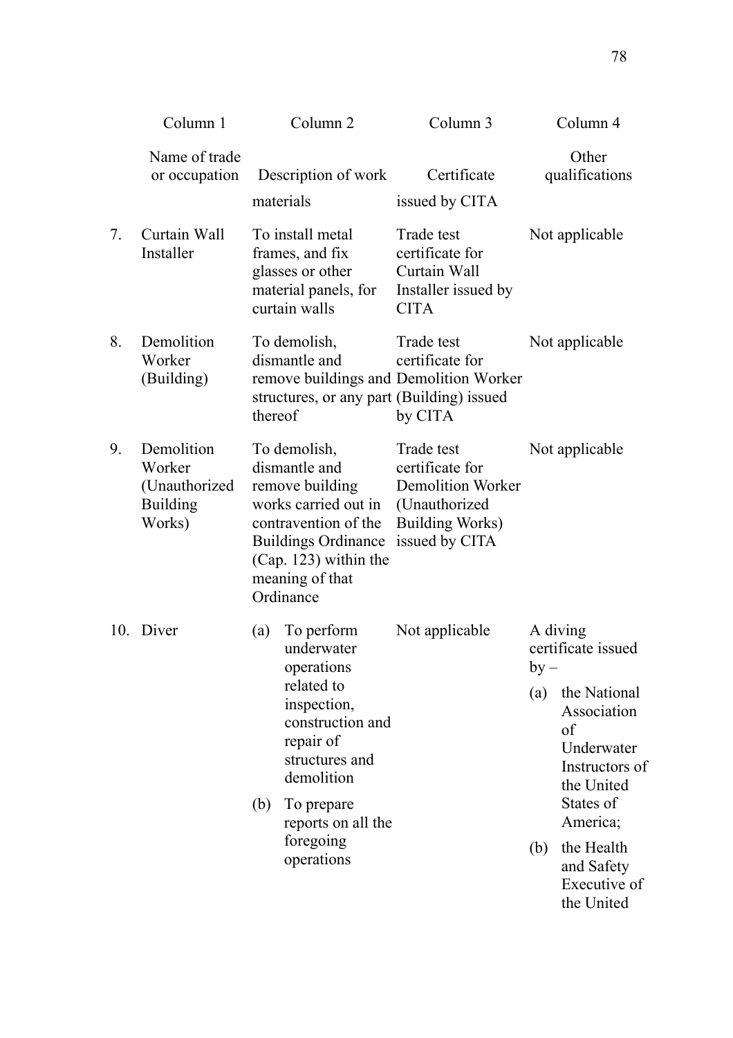| | Column 1 | Column 2 | Column 3 | Column 4 |
|---|---|---|---|---|
| | Name of trade or occupation | Description of work | Certificate | Other qualifications |
| | | materials | issued by CITA | |
| 7. | Curtain Wall Installer | To install metal frames, and fix glasses or other material panels, for curtain walls | Trade test certificate for Curtain Wall Installer issued by CITA | Not applicable |
| 8. | Demolition Worker (Building) | To demolish, dismantle and remove buildings and structures, or any part thereof | Trade test certificate for Demolition Worker (Building) issued by CITA | Not applicable |
| 9. | Demolition Worker (Unauthorized Building Works) | To demolish, dismantle and remove building works carried out in contravention of the Buildings Ordinance (Cap. 123) within the meaning of that Ordinance | Trade test certificate for Demolition Worker (Unauthorized Building Works) issued by CITA | Not applicable |
| 10. | Diver | (a) To perform underwater operations related to inspection, construction and repair of structures and demolition<br>(b) To prepare reports on all the foregoing operations | Not applicable | A diving certificate issued by –<br>(a) the National Association of Underwater Instructors of the United States of America;<br>(b) the Health and Safety Executive of the United |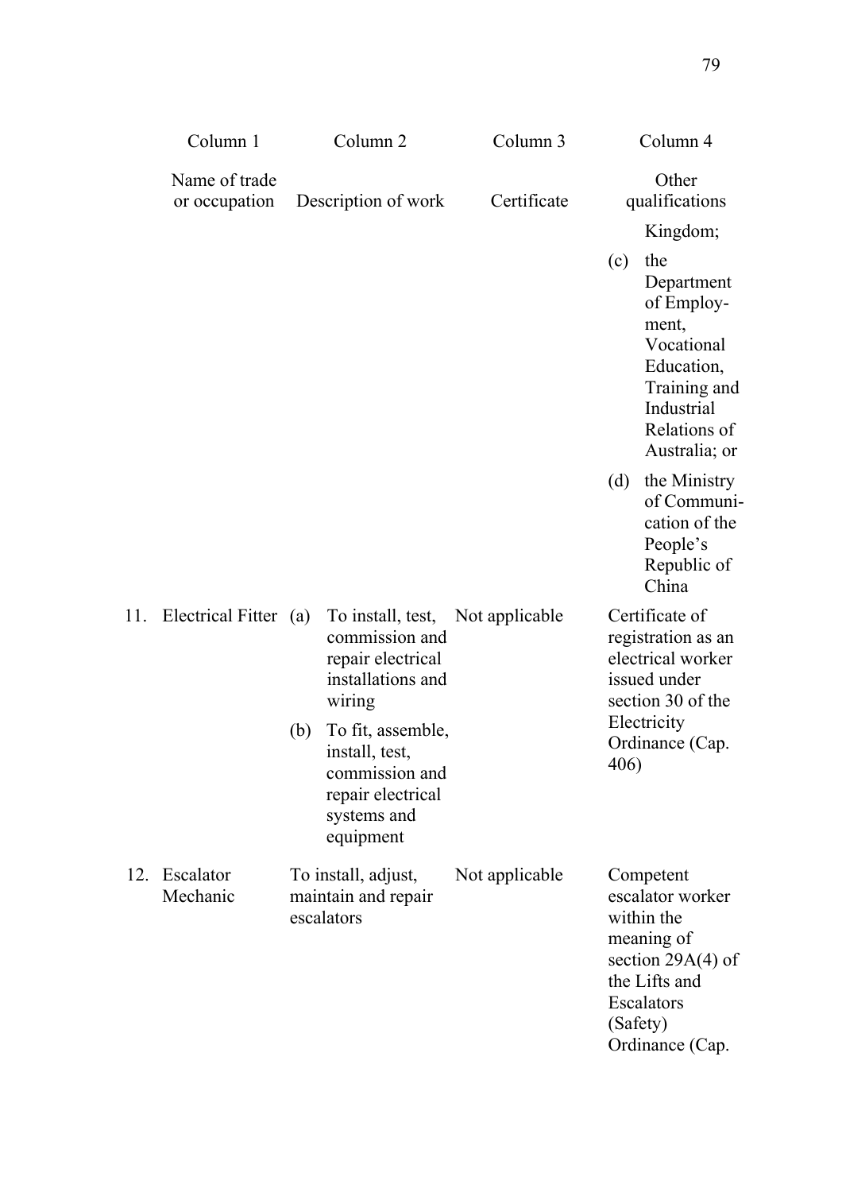| | Column 1 | Column 2 | Column 3 | Column 4 |
|---|---|---|---|---|
| | Name of trade or occupation | Description of work | Certificate | Other qualifications |
| | | | | Kingdom; (c) the Department of Employment, Vocational Education, Training and Industrial Relations of Australia; or (d) the Ministry of Communication of the People's Republic of China |
| 11. | Electrical Fitter | (a) To install, test, commission and repair electrical installations and wiring (b) To fit, assemble, install, test, commission and repair electrical systems and equipment | Not applicable | Certificate of registration as an electrical worker issued under section 30 of the Electricity Ordinance (Cap. 406) |
| 12. | Escalator Mechanic | To install, adjust, maintain and repair escalators | Not applicable | Competent escalator worker within the meaning of section 29A(4) of the Lifts and Escalators (Safety) Ordinance (Cap. |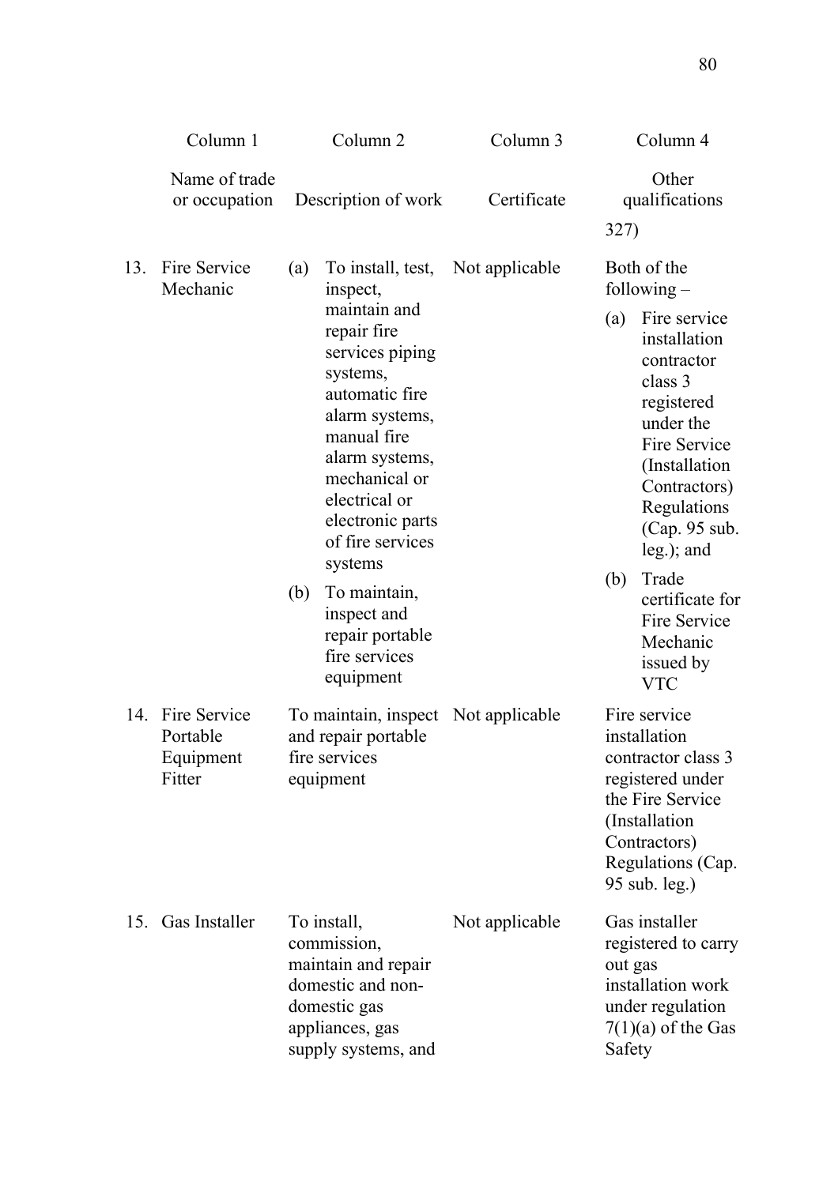| | Column 1 | Column 2 | Column 3 | Column 4 |
|---|---|---|---|---|
| | Name of trade or occupation | Description of work | Certificate | Other qualifications |
| | | | | 327) |
| 13. | Fire Service Mechanic | (a) To install, test, inspect, maintain and repair fire services piping systems, automatic fire alarm systems, manual fire alarm systems, mechanical or electrical or electronic parts of fire services systems<br>(b) To maintain, inspect and repair portable fire services equipment | Not applicable | Both of the following –<br>(a) Fire service installation contractor class 3 registered under the Fire Service (Installation Contractors) Regulations (Cap. 95 sub. leg.); and<br>(b) Trade certificate for Fire Service Mechanic issued by VTC |
| 14. | Fire Service Portable Equipment Fitter | To maintain, inspect and repair portable fire services equipment | Not applicable | Fire service installation contractor class 3 registered under the Fire Service (Installation Contractors) Regulations (Cap. 95 sub. leg.) |
| 15. | Gas Installer | To install, commission, maintain and repair domestic and non-domestic gas appliances, gas supply systems, and | Not applicable | Gas installer registered to carry out gas installation work under regulation 7(1)(a) of the Gas Safety |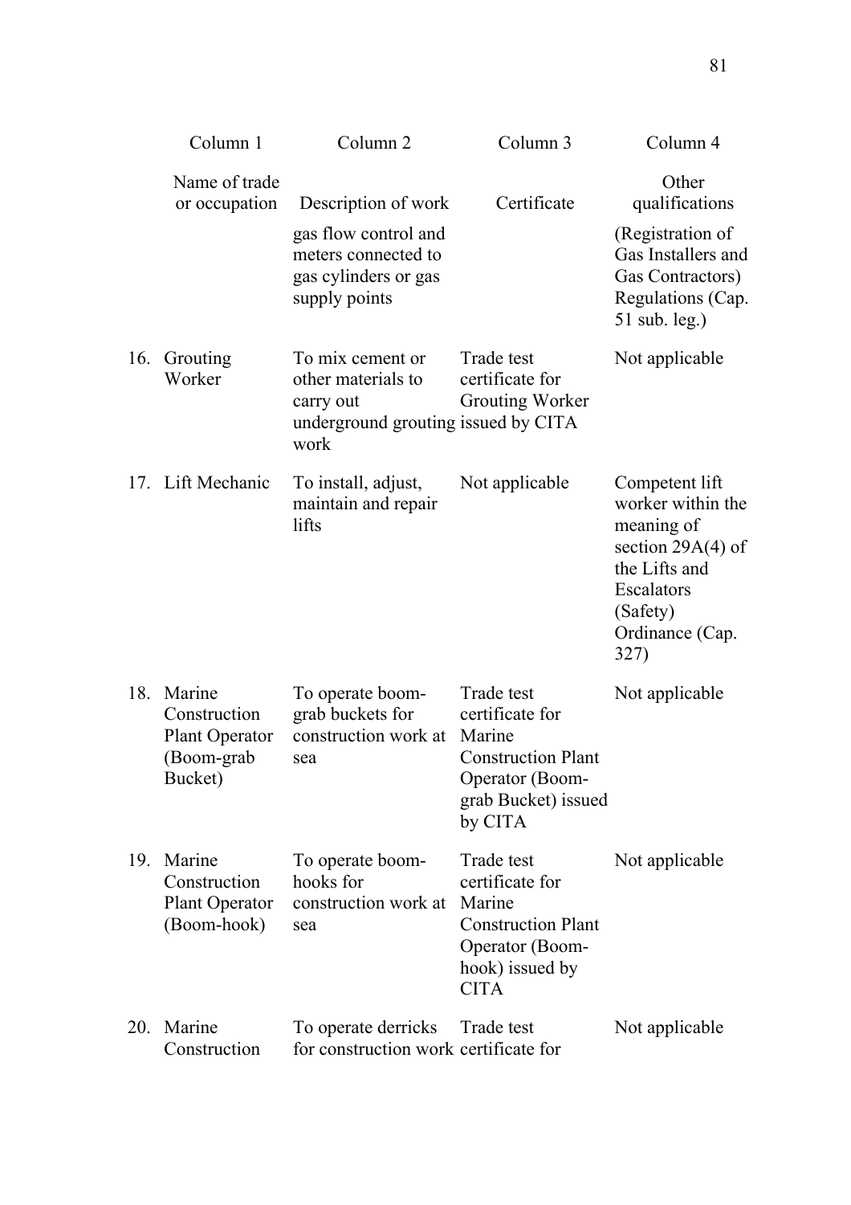| | Column 1 | Column 2 | Column 3 | Column 4 |
|---|---|---|---|---|
| | Name of trade or occupation | Description of work | Certificate | Other qualifications |
| | | gas flow control and meters connected to gas cylinders or gas supply points | | (Registration of Gas Installers and Gas Contractors) Regulations (Cap. 51 sub. leg.) |
| 16. | Grouting Worker | To mix cement or other materials to carry out underground grouting work | Trade test certificate for Grouting Worker issued by CITA | Not applicable |
| 17. | Lift Mechanic | To install, adjust, maintain and repair lifts | Not applicable | Competent lift worker within the meaning of section 29A(4) of the Lifts and Escalators (Safety) Ordinance (Cap. 327) |
| 18. | Marine Construction Plant Operator (Boom-grab Bucket) | To operate boom-grab buckets for construction work at sea | Trade test certificate for Marine Construction Plant Operator (Boom-grab Bucket) issued by CITA | Not applicable |
| 19. | Marine Construction Plant Operator (Boom-hook) | To operate boom-hooks for construction work at sea | Trade test certificate for Marine Construction Plant Operator (Boom-hook) issued by CITA | Not applicable |
| 20. | Marine Construction | To operate derricks for construction work | Trade test certificate for | Not applicable |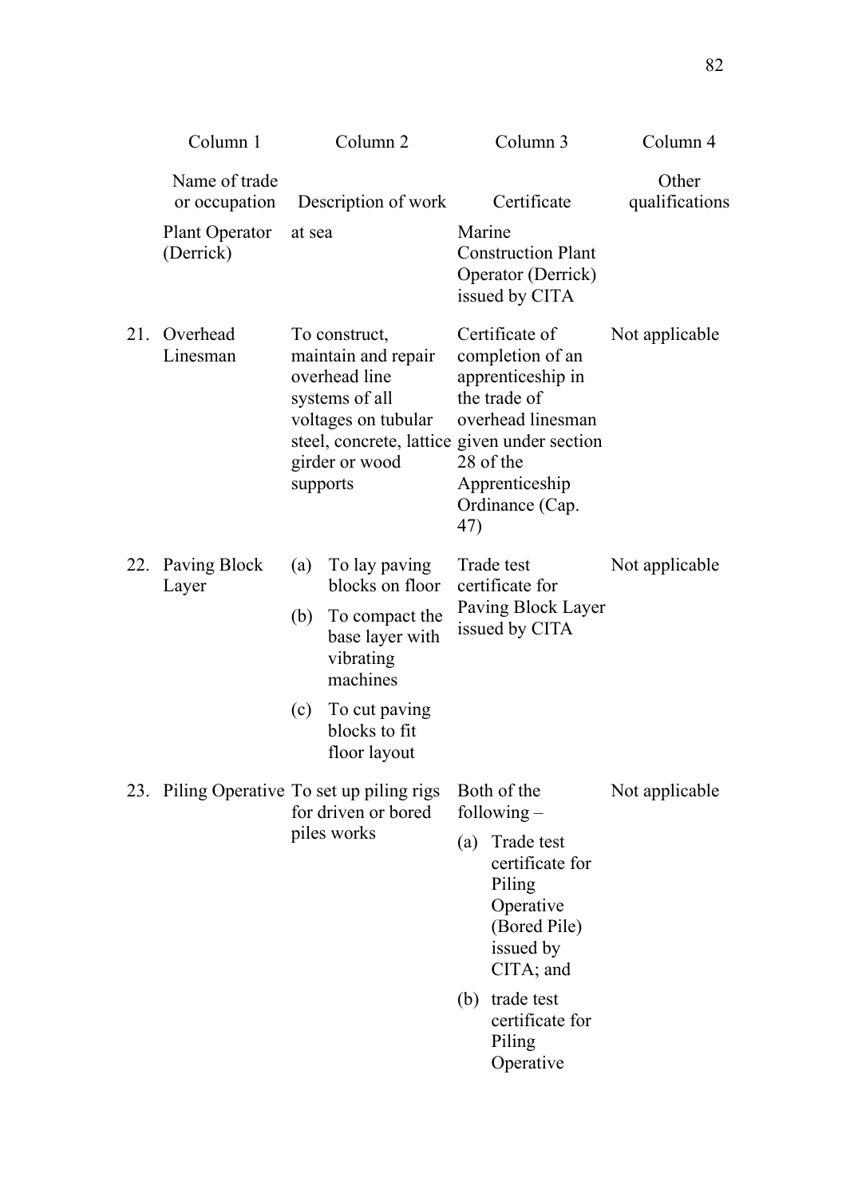| | Column 1 | Column 2 | Column 3 | Column 4 |
|---|---|---|---|---|
| | Name of trade or occupation | Description of work | Certificate | Other qualifications |
| | Plant Operator (Derrick) | at sea | Marine Construction Plant Operator (Derrick) issued by CITA | |
| 21. | Overhead Linesman | To construct, maintain and repair overhead line systems of all voltages on tubular steel, concrete, lattice girder or wood supports | Certificate of completion of an apprenticeship in the trade of overhead linesman given under section 28 of the Apprenticeship Ordinance (Cap. 47) | Not applicable |
| 22. | Paving Block Layer | (a) To lay paving blocks on floor<br>(b) To compact the base layer with vibrating machines<br>(c) To cut paving blocks to fit floor layout | Trade test certificate for Paving Block Layer issued by CITA | Not applicable |
| 23. | Piling Operative | To set up piling rigs for driven or bored piles works | Both of the following –<br>(a) Trade test certificate for Piling Operative (Bored Pile) issued by CITA; and<br>(b) trade test certificate for Piling Operative | Not applicable |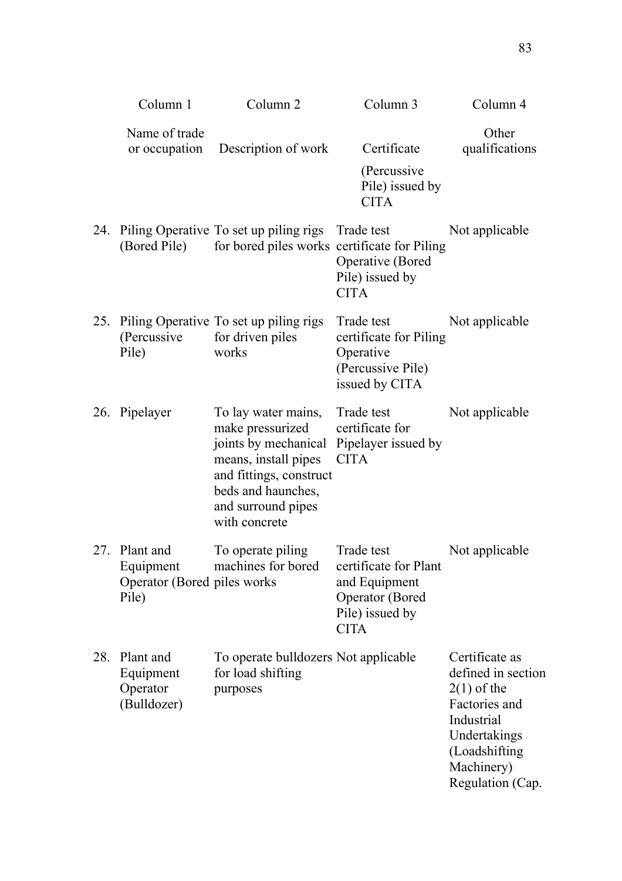| | Column 1 | Column 2 | Column 3 | Column 4 |
|---|---|---|---|---|
| | Name of trade or occupation | Description of work | Certificate | Other qualifications |
| | | | (Percussive Pile) issued by CITA | |
| 24. | Piling Operative (Bored Pile) | To set up piling rigs for bored piles works | Trade test certificate for Piling Operative (Bored Pile) issued by CITA | Not applicable |
| 25. | Piling Operative (Percussive Pile) | To set up piling rigs for driven piles works | Trade test certificate for Piling Operative (Percussive Pile) issued by CITA | Not applicable |
| 26. | Pipelayer | To lay water mains, make pressurized joints by mechanical means, install pipes and fittings, construct beds and haunches, and surround pipes with concrete | Trade test certificate for Pipelayer issued by CITA | Not applicable |
| 27. | Plant and Equipment Operator (Bored Pile) | To operate piling machines for bored piles works | Trade test certificate for Plant and Equipment Operator (Bored Pile) issued by CITA | Not applicable |
| 28. | Plant and Equipment Operator (Bulldozer) | To operate bulldozers for load shifting purposes | Not applicable | Certificate as defined in section 2(1) of the Factories and Industrial Undertakings (Loadshifting Machinery) Regulation (Cap. |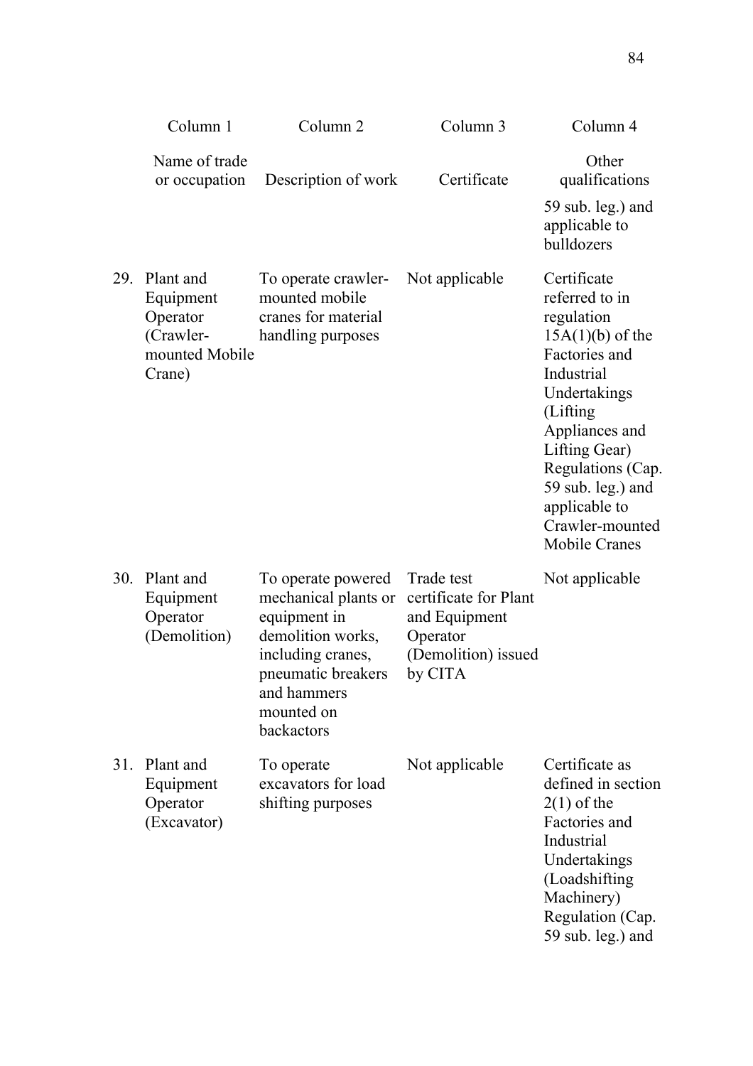| | Column 1 | Column 2 | Column 3 | Column 4 |
|---|---|---|---|---|
| | Name of trade or occupation | Description of work | Certificate | Other qualifications |
| | | | | 59 sub. leg.) and applicable to bulldozers |
| 29. | Plant and Equipment Operator (Crawler-mounted Mobile Crane) | To operate crawler-mounted mobile cranes for material handling purposes | Not applicable | Certificate referred to in regulation 15A(1)(b) of the Factories and Industrial Undertakings (Lifting Appliances and Lifting Gear) Regulations (Cap. 59 sub. leg.) and applicable to Crawler-mounted Mobile Cranes |
| 30. | Plant and Equipment Operator (Demolition) | To operate powered mechanical plants or equipment in demolition works, including cranes, pneumatic breakers and hammers mounted on backactors | Trade test certificate for Plant and Equipment Operator (Demolition) issued by CITA | Not applicable |
| 31. | Plant and Equipment Operator (Excavator) | To operate excavators for load shifting purposes | Not applicable | Certificate as defined in section 2(1) of the Factories and Industrial Undertakings (Loadshifting Machinery) Regulation (Cap. 59 sub. leg.) and |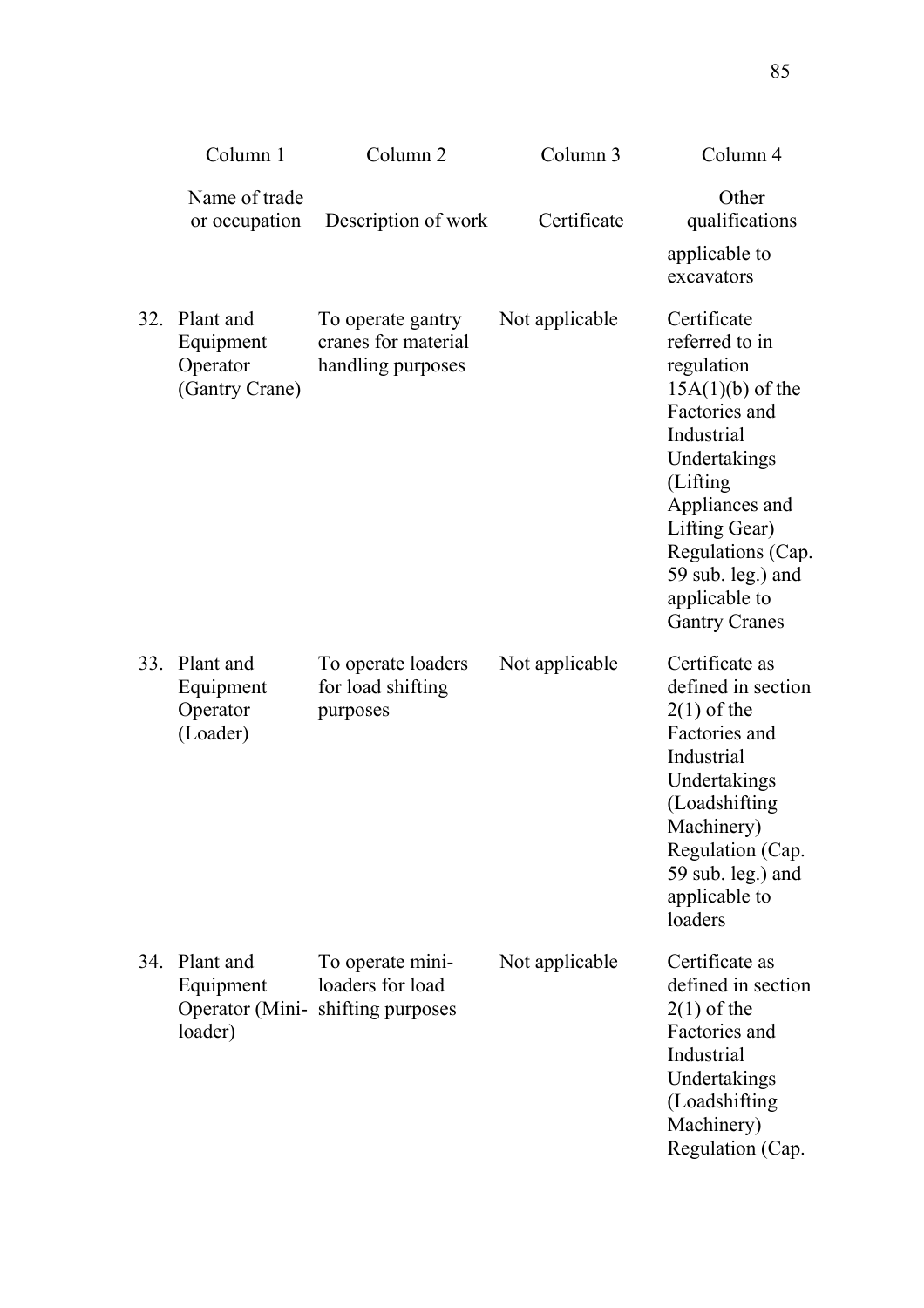| | Column 1 | Column 2 | Column 3 | Column 4 |
|---|---|---|---|---|
| | Name of trade or occupation | Description of work | Certificate | Other qualifications |
| | | | | applicable to excavators |
| 32. | Plant and Equipment Operator (Gantry Crane) | To operate gantry cranes for material handling purposes | Not applicable | Certificate referred to in regulation 15A(1)(b) of the Factories and Industrial Undertakings (Lifting Appliances and Lifting Gear) Regulations (Cap. 59 sub. leg.) and applicable to Gantry Cranes |
| 33. | Plant and Equipment Operator (Loader) | To operate loaders for load shifting purposes | Not applicable | Certificate as defined in section 2(1) of the Factories and Industrial Undertakings (Loadshifting Machinery) Regulation (Cap. 59 sub. leg.) and applicable to loaders |
| 34. | Plant and Equipment Operator (Mini-loader) | To operate mini-loaders for load shifting purposes | Not applicable | Certificate as defined in section 2(1) of the Factories and Industrial Undertakings (Loadshifting Machinery) Regulation (Cap. |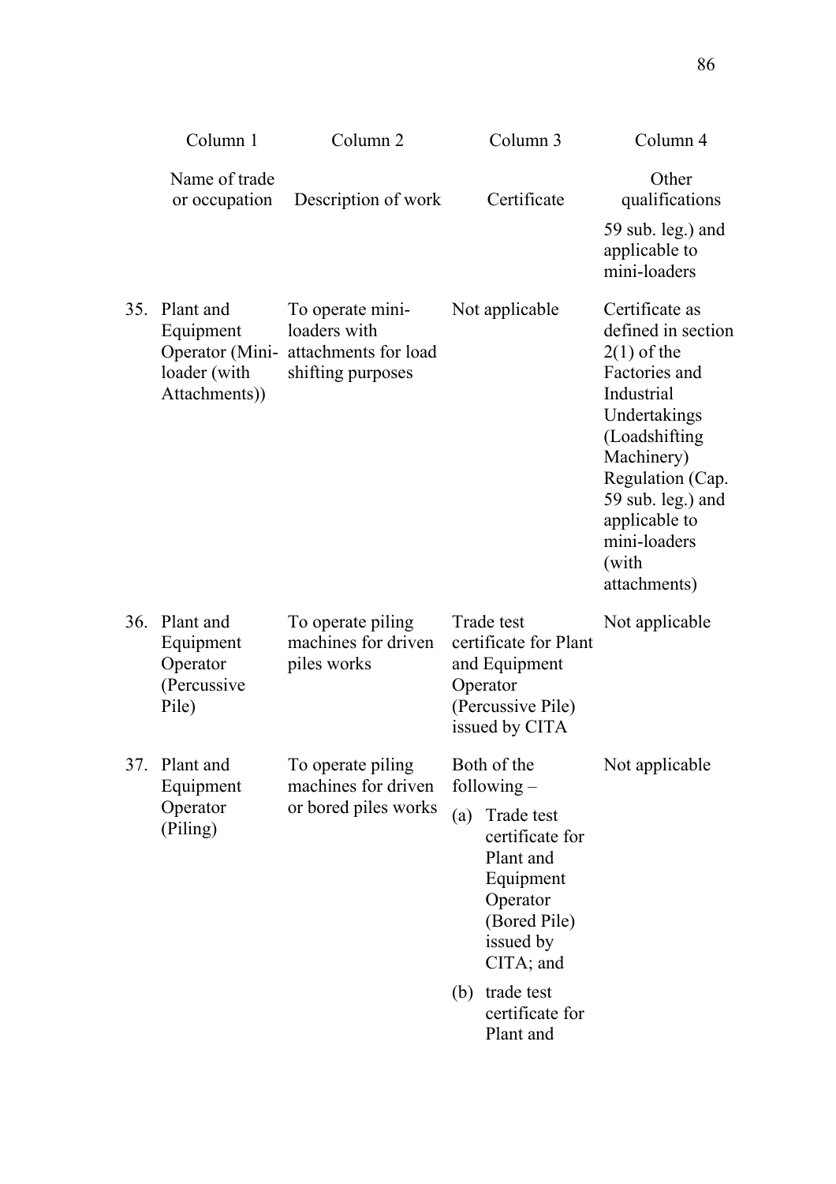| | Column 1 | Column 2 | Column 3 | Column 4 |
|---|---|---|---|---|
| | Name of trade or occupation | Description of work | Certificate | Other qualifications |
| | | | | 59 sub. leg.) and applicable to mini-loaders |
| 35. | Plant and Equipment Operator (Mini-loader (with Attachments)) | To operate mini-loaders with attachments for load shifting purposes | Not applicable | Certificate as defined in section 2(1) of the Factories and Industrial Undertakings (Loadshifting Machinery) Regulation (Cap. 59 sub. leg.) and applicable to mini-loaders (with attachments) |
| 36. | Plant and Equipment Operator (Percussive Pile) | To operate piling machines for driven piles works | Trade test certificate for Plant and Equipment Operator (Percussive Pile) issued by CITA | Not applicable |
| 37. | Plant and Equipment Operator (Piling) | To operate piling machines for driven or bored piles works | Both of the following – (a) Trade test certificate for Plant and Equipment Operator (Bored Pile) issued by CITA; and (b) trade test certificate for Plant and | Not applicable |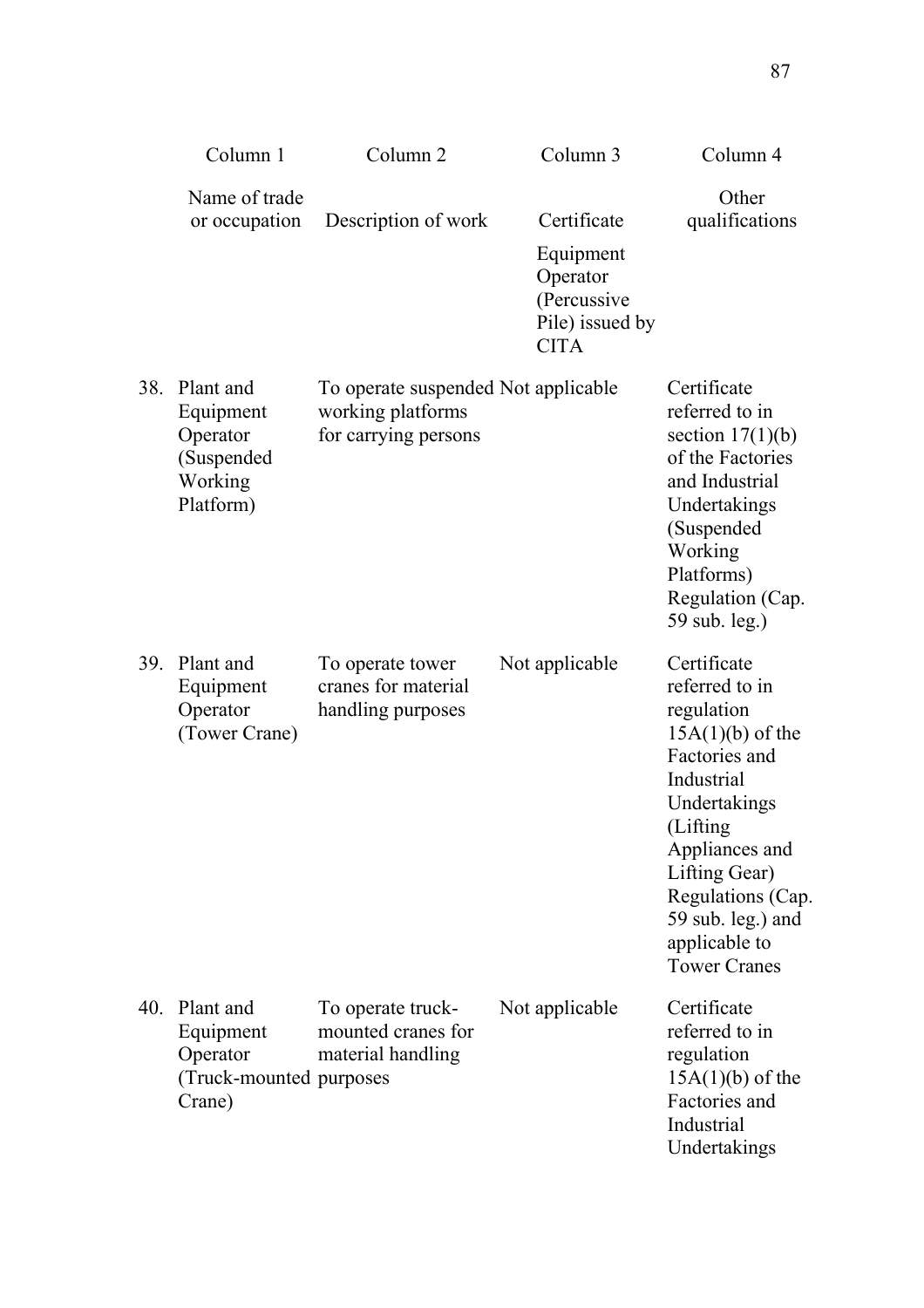| | Column 1 | Column 2 | Column 3 | Column 4 |
|---|---|---|---|---|
| | Name of trade or occupation | Description of work | Certificate | Other qualifications |
| | | | Equipment Operator (Percussive Pile) issued by CITA | |
| 38. | Plant and Equipment Operator (Suspended Working Platform) | To operate suspended working platforms for carrying persons | Not applicable | Certificate referred to in section 17(1)(b) of the Factories and Industrial Undertakings (Suspended Working Platforms) Regulation (Cap. 59 sub. leg.) |
| 39. | Plant and Equipment Operator (Tower Crane) | To operate tower cranes for material handling purposes | Not applicable | Certificate referred to in regulation 15A(1)(b) of the Factories and Industrial Undertakings (Lifting Appliances and Lifting Gear) Regulations (Cap. 59 sub. leg.) and applicable to Tower Cranes |
| 40. | Plant and Equipment Operator (Truck-mounted Crane) | To operate truck-mounted cranes for material handling purposes | Not applicable | Certificate referred to in regulation 15A(1)(b) of the Factories and Industrial Undertakings |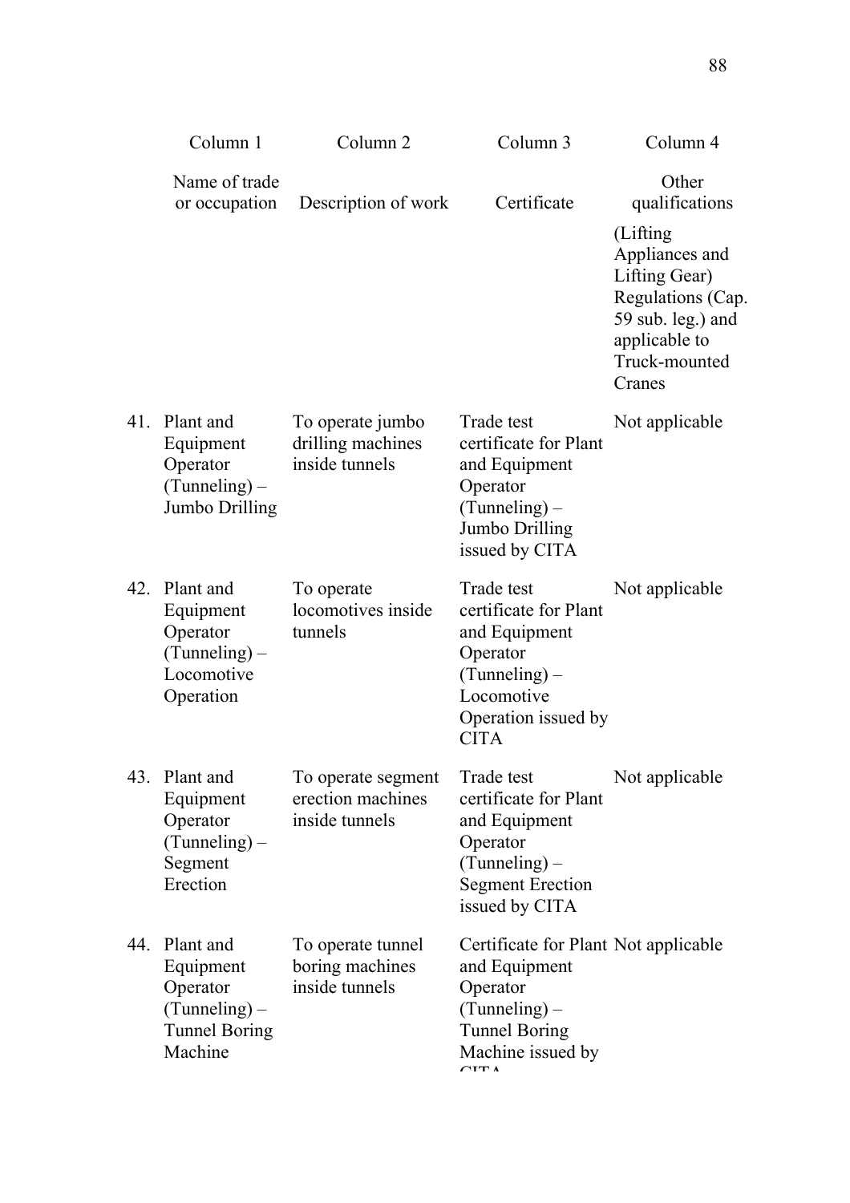| | Column 1 | Column 2 | Column 3 | Column 4 |
|---|---|---|---|---|
| | Name of trade or occupation | Description of work | Certificate | Other qualifications |
| | | | | (Lifting Appliances and Lifting Gear) Regulations (Cap. 59 sub. leg.) and applicable to Truck-mounted Cranes |
| 41. | Plant and Equipment Operator (Tunneling) – Jumbo Drilling | To operate jumbo drilling machines inside tunnels | Trade test certificate for Plant and Equipment Operator (Tunneling) – Jumbo Drilling issued by CITA | Not applicable |
| 42. | Plant and Equipment Operator (Tunneling) – Locomotive Operation | To operate locomotives inside tunnels | Trade test certificate for Plant and Equipment Operator (Tunneling) – Locomotive Operation issued by CITA | Not applicable |
| 43. | Plant and Equipment Operator (Tunneling) – Segment Erection | To operate segment erection machines inside tunnels | Trade test certificate for Plant and Equipment Operator (Tunneling) – Segment Erection issued by CITA | Not applicable |
| 44. | Plant and Equipment Operator (Tunneling) – Tunnel Boring Machine | To operate tunnel boring machines inside tunnels | Certificate for Plant and Equipment Operator (Tunneling) – Tunnel Boring Machine issued by CITA | Not applicable |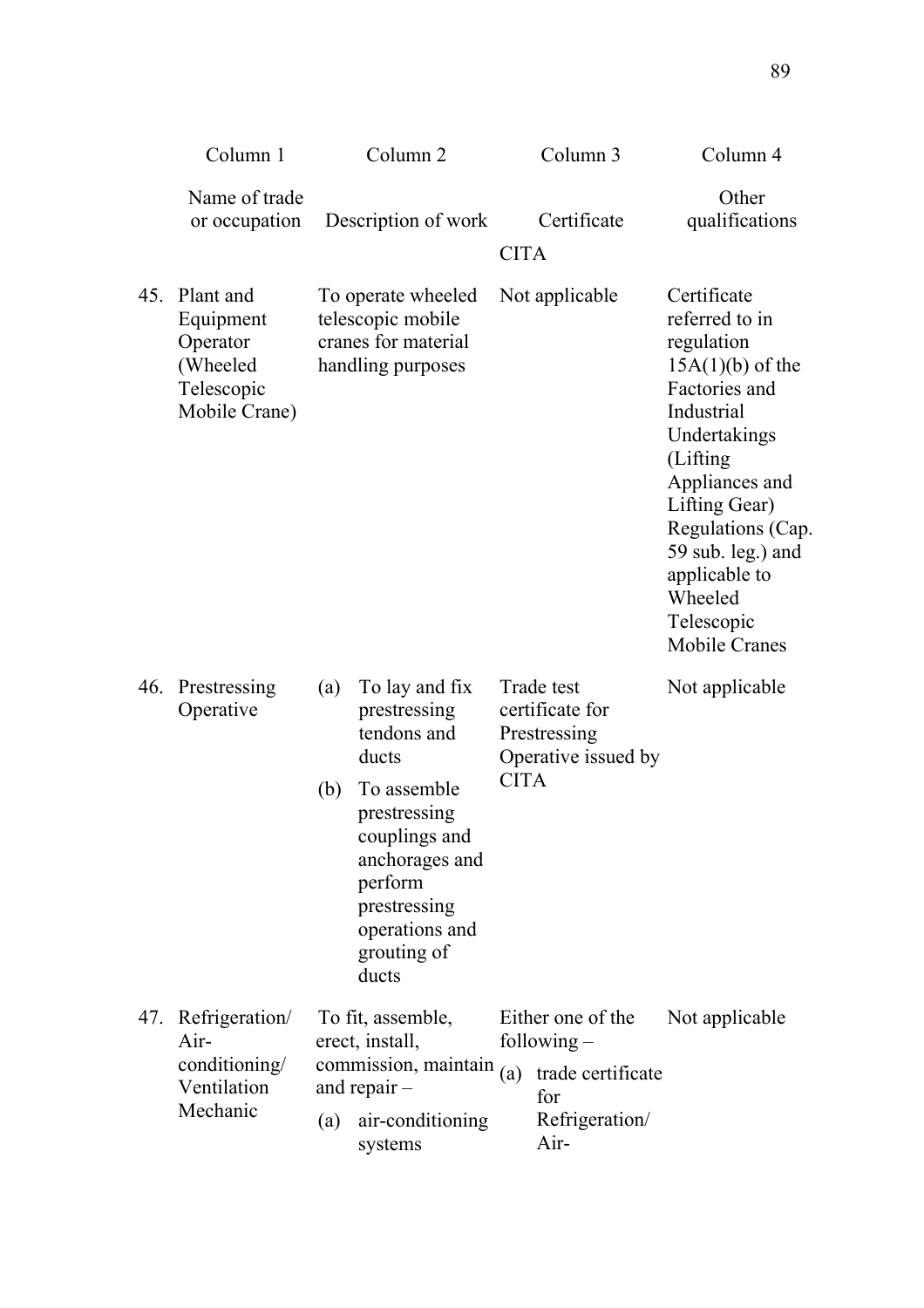| | Column 1 | Column 2 | Column 3 | Column 4 |
|---|---|---|---|---|
| | Name of trade or occupation | Description of work | Certificate | Other qualifications |
| | | | CITA | |
| 45. | Plant and Equipment Operator (Wheeled Telescopic Mobile Crane) | To operate wheeled telescopic mobile cranes for material handling purposes | Not applicable | Certificate referred to in regulation 15A(1)(b) of the Factories and Industrial Undertakings (Lifting Appliances and Lifting Gear) Regulations (Cap. 59 sub. leg.) and applicable to Wheeled Telescopic Mobile Cranes |
| 46. | Prestressing Operative | (a) To lay and fix prestressing tendons and ducts<br>(b) To assemble prestressing couplings and anchorages and perform prestressing operations and grouting of ducts | Trade test certificate for Prestressing Operative issued by CITA | Not applicable |
| 47. | Refrigeration/ Air-conditioning/ Ventilation Mechanic | To fit, assemble, erect, install, commission, maintain and repair –<br>(a) air-conditioning systems | Either one of the following –<br>(a) trade certificate for Refrigeration/ Air- | Not applicable |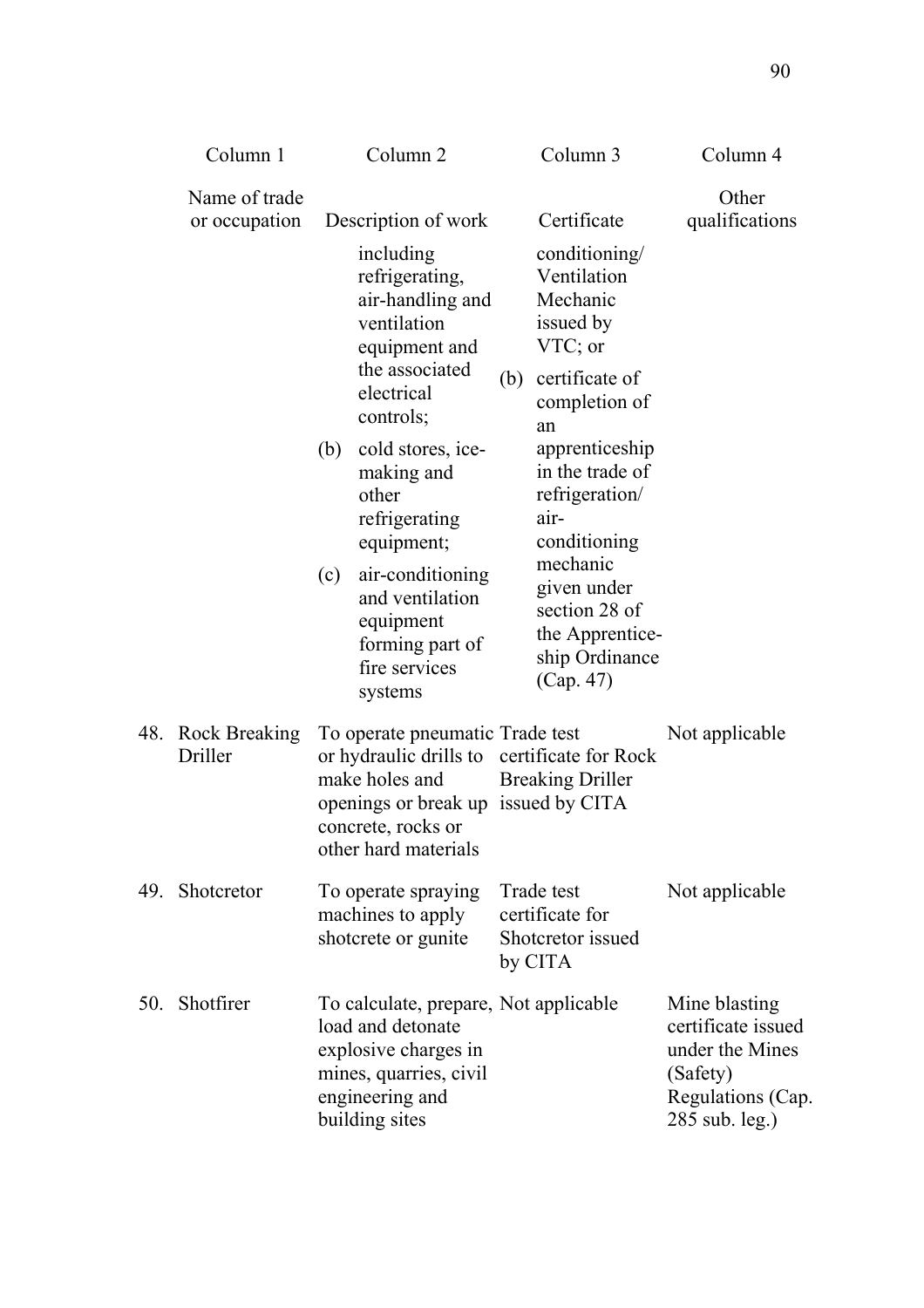| Column 1<br>Name of trade or occupation | Column 2<br>Description of work | Column 3<br>Certificate | Column 4<br>Other qualifications |
|---|---|---|---|
| | including refrigerating, air-handling and ventilation equipment and the associated electrical controls;<br>(b) cold stores, ice-making and other refrigerating equipment;<br>(c) air-conditioning and ventilation equipment forming part of fire services systems | conditioning/ Ventilation Mechanic issued by VTC; or<br>(b) certificate of completion of an apprenticeship in the trade of refrigeration/ air-conditioning mechanic given under section 28 of the Apprenticeship Ordinance (Cap. 47) | |
| 48. Rock Breaking Driller | To operate pneumatic or hydraulic drills to make holes and openings or break up concrete, rocks or other hard materials | Trade test certificate for Rock Breaking Driller issued by CITA | Not applicable |
| 49. Shotcretor | To operate spraying machines to apply shotcrete or gunite | Trade test certificate for Shotcretor issued by CITA | Not applicable |
| 50. Shotfirer | To calculate, prepare, load and detonate explosive charges in mines, quarries, civil engineering and building sites | Not applicable | Mine blasting certificate issued under the Mines (Safety) Regulations (Cap. 285 sub. leg.) |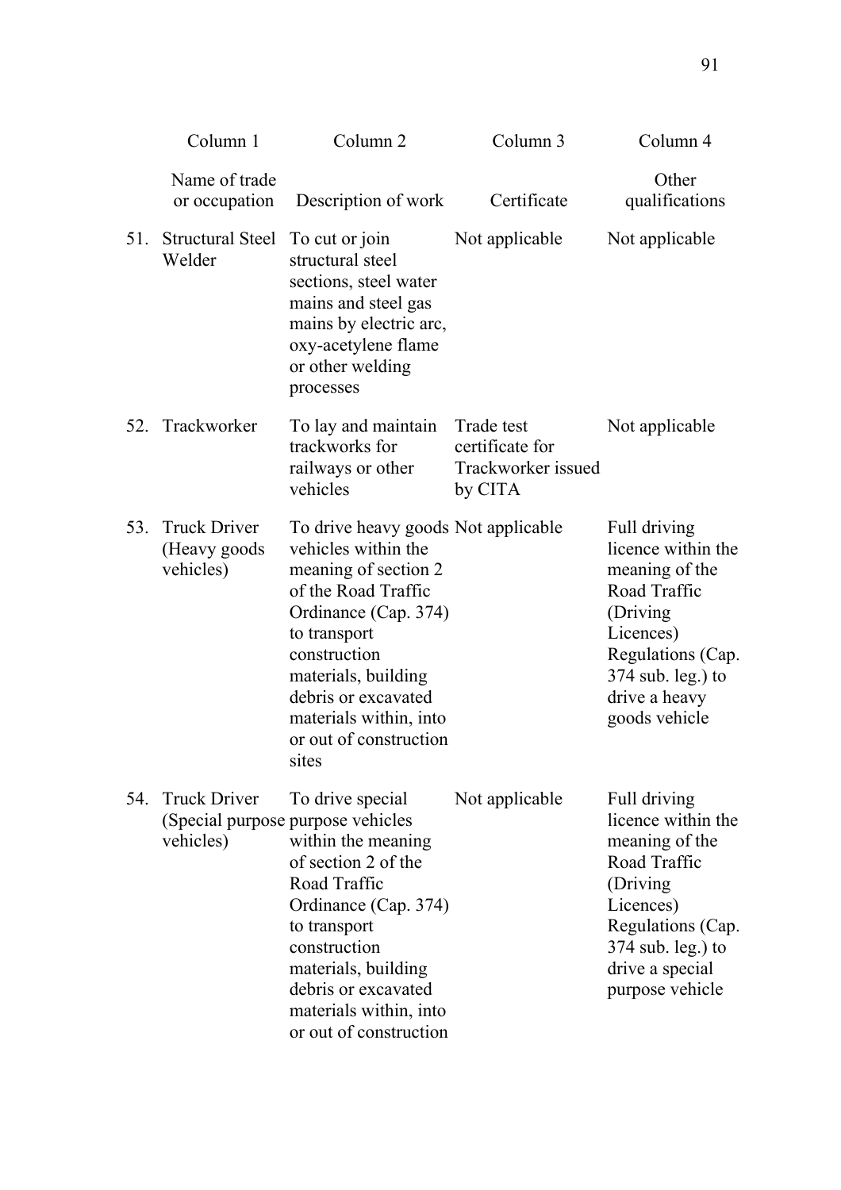| | Column 1 | Column 2 | Column 3 | Column 4 |
|---|---|---|---|---|
| | Name of trade or occupation | Description of work | Certificate | Other qualifications |
| 51. | Structural Steel Welder | To cut or join structural steel sections, steel water mains and steel gas mains by electric arc, oxy-acetylene flame or other welding processes | Not applicable | Not applicable |
| 52. | Trackworker | To lay and maintain trackworks for railways or other vehicles | Trade test certificate for Trackworker issued by CITA | Not applicable |
| 53. | Truck Driver (Heavy goods vehicles) | To drive heavy goods vehicles within the meaning of section 2 of the Road Traffic Ordinance (Cap. 374) to transport construction materials, building debris or excavated materials within, into or out of construction sites | Not applicable | Full driving licence within the meaning of the Road Traffic (Driving Licences) Regulations (Cap. 374 sub. leg.) to drive a heavy goods vehicle |
| 54. | Truck Driver (Special purpose vehicles) | To drive special purpose vehicles within the meaning of section 2 of the Road Traffic Ordinance (Cap. 374) to transport construction materials, building debris or excavated materials within, into or out of construction | Not applicable | Full driving licence within the meaning of the Road Traffic (Driving Licences) Regulations (Cap. 374 sub. leg.) to drive a special purpose vehicle |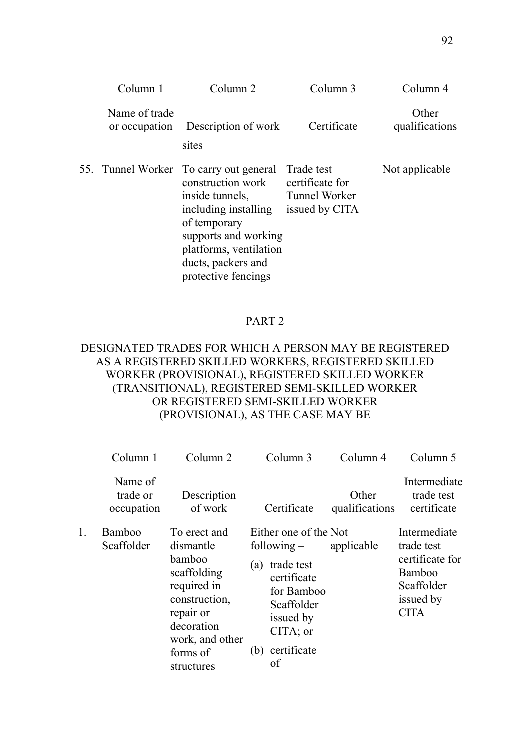| | Column 1 | Column 2 | Column 3 | Column 4 |
|---|---|---|---|---|
| | Name of trade or occupation | Description of work | Certificate | Other qualifications |
| | | sites | | |
| 55. | Tunnel Worker | To carry out general construction work inside tunnels, including installing of temporary supports and working platforms, ventilation ducts, packers and protective fencings | Trade test certificate for Tunnel Worker issued by CITA | Not applicable |

## PART 2

## DESIGNATED TRADES FOR WHICH A PERSON MAY BE REGISTERED AS A REGISTERED SKILLED WORKERS, REGISTERED SKILLED WORKER (PROVISIONAL), REGISTERED SKILLED WORKER (TRANSITIONAL), REGISTERED SEMI-SKILLED WORKER OR REGISTERED SEMI-SKILLED WORKER (PROVISIONAL), AS THE CASE MAY BE

| | Column 1 | Column 2 | Column 3 | Column 4 | Column 5 |
|---|---|---|---|---|---|
| | Name of trade or occupation | Description of work | Certificate | Other qualifications | Intermediate trade test certificate |
| 1. | Bamboo Scaffolder | To erect and dismantle bamboo scaffolding required in construction, repair or decoration work, and other forms of structures | Either one of the following –<br>(a) trade test certificate for Bamboo Scaffolder issued by CITA; or<br>(b) certificate of | Not applicable | Intermediate trade test certificate for Bamboo Scaffolder issued by CITA |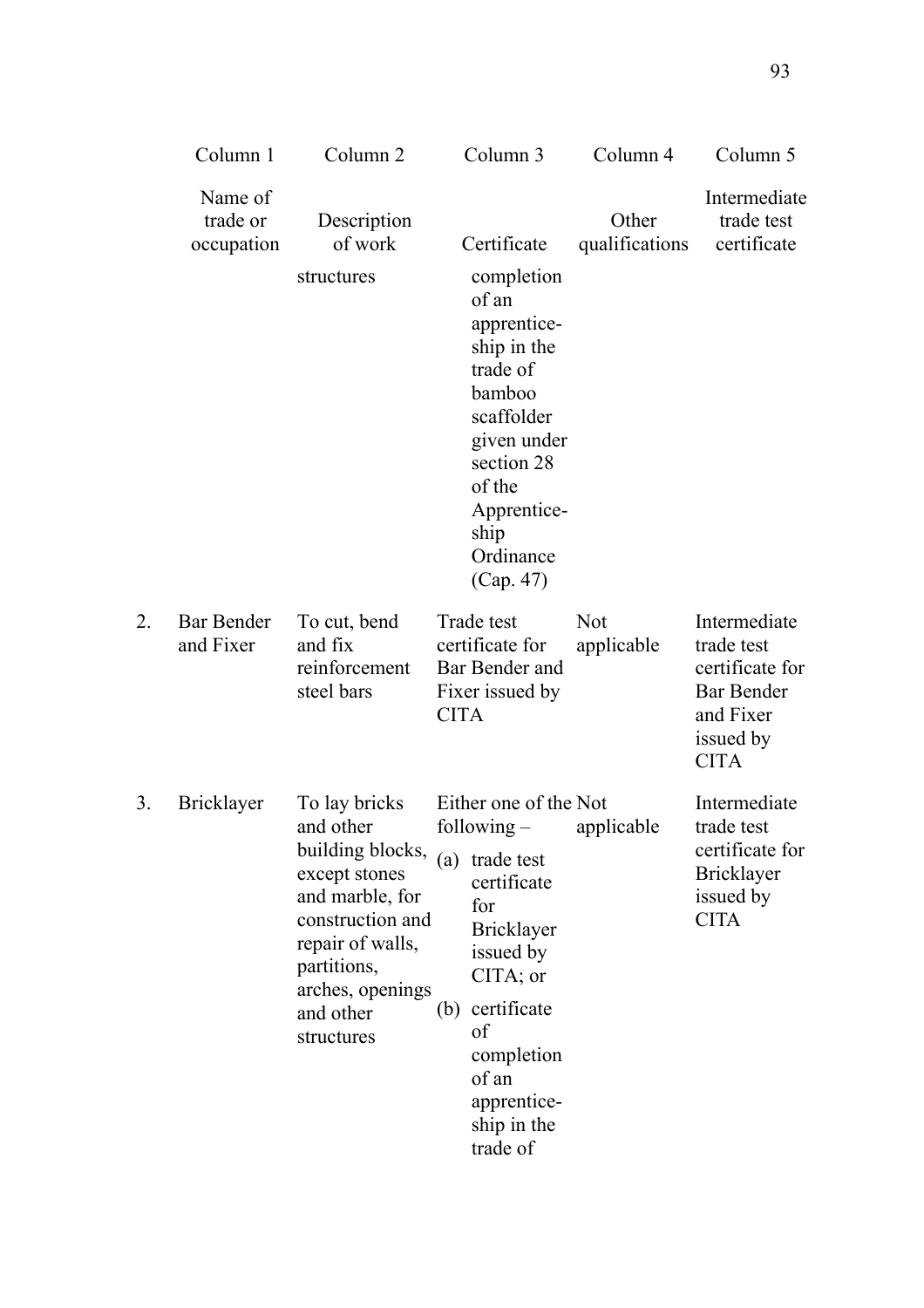| | Column 1 | Column 2 | Column 3 | Column 4 | Column 5 |
|---|---|---|---|---|---|
| | Name of trade or occupation | Description of work | Certificate | Other qualifications | Intermediate trade test certificate |
| | | structures | completion of an apprenticeship in the trade of bamboo scaffolder given under section 28 of the Apprenticeship Ordinance (Cap. 47) | | |
| 2. | Bar Bender and Fixer | To cut, bend and fix reinforcement steel bars | Trade test certificate for Bar Bender and Fixer issued by CITA | Not applicable | Intermediate trade test certificate for Bar Bender and Fixer issued by CITA |
| 3. | Bricklayer | To lay bricks and other building blocks, except stones and marble, for construction and repair of walls, partitions, arches, openings and other structures | Either one of the following – (a) trade test certificate for Bricklayer issued by CITA; or (b) certificate of completion of an apprenticeship in the trade of | Not applicable | Intermediate trade test certificate for Bricklayer issued by CITA |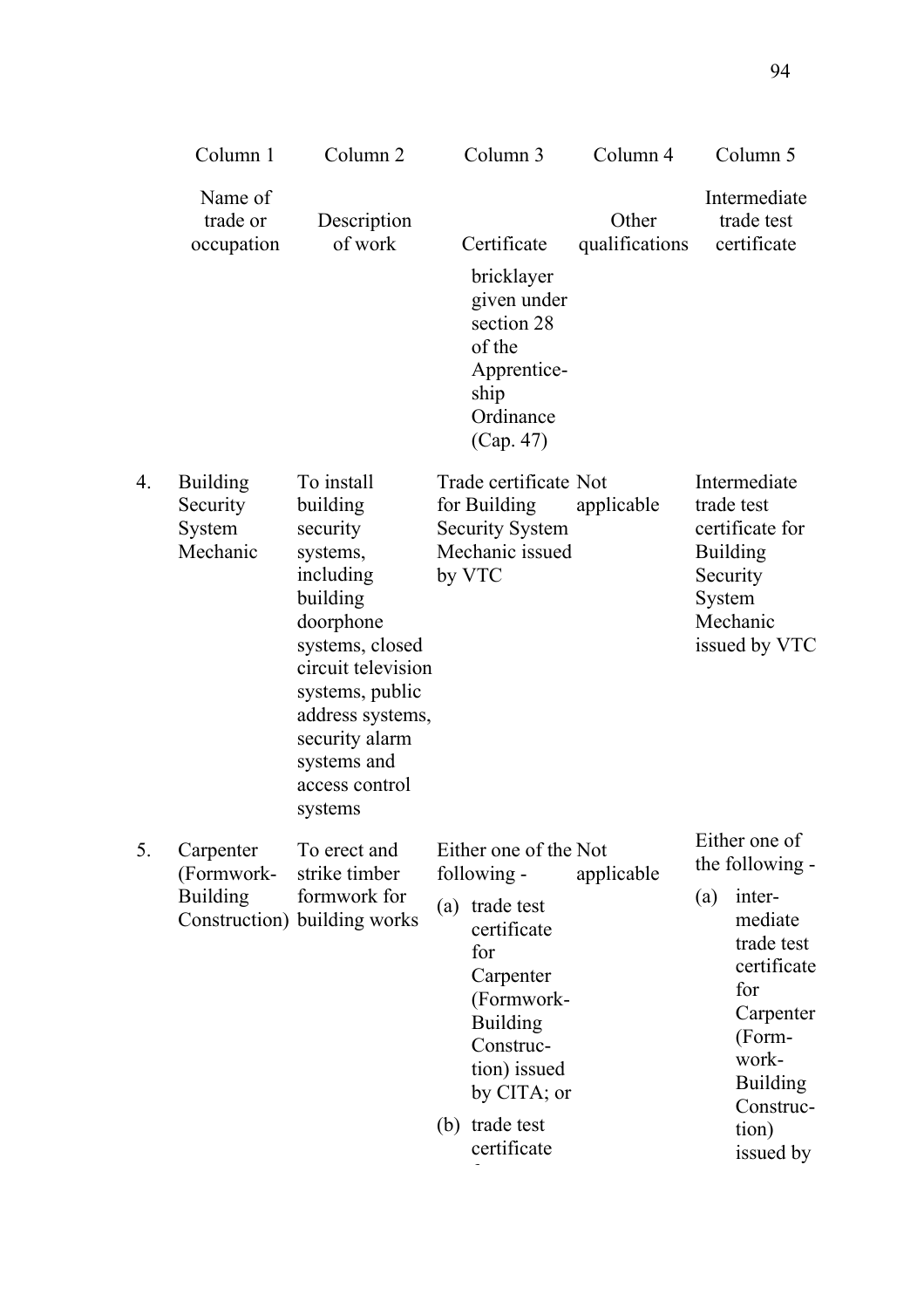| | Column 1 | Column 2 | Column 3 | Column 4 | Column 5 |
|---|---|---|---|---|---|
| | Name of trade or occupation | Description of work | Certificate | Other qualifications | Intermediate trade test certificate |
| | | | bricklayer given under section 28 of the Apprenticeship Ordinance (Cap. 47) | | |
| 4. | Building Security System Mechanic | To install building security systems, including building doorphone systems, closed circuit television systems, public address systems, security alarm systems and access control systems | Trade certificate for Building Security System Mechanic issued by VTC | Not applicable | Intermediate trade test certificate for Building Security System Mechanic issued by VTC |
| 5. | Carpenter (Formwork-Building Construction) | To erect and strike timber formwork for building works | Either one of the following - (a) trade test certificate for Carpenter (Formwork-Building Construction) issued by CITA; or (b) trade test certificate | Not applicable | Either one of the following - (a) intermediate trade test certificate for Carpenter (Formwork-Building Construction) issued by |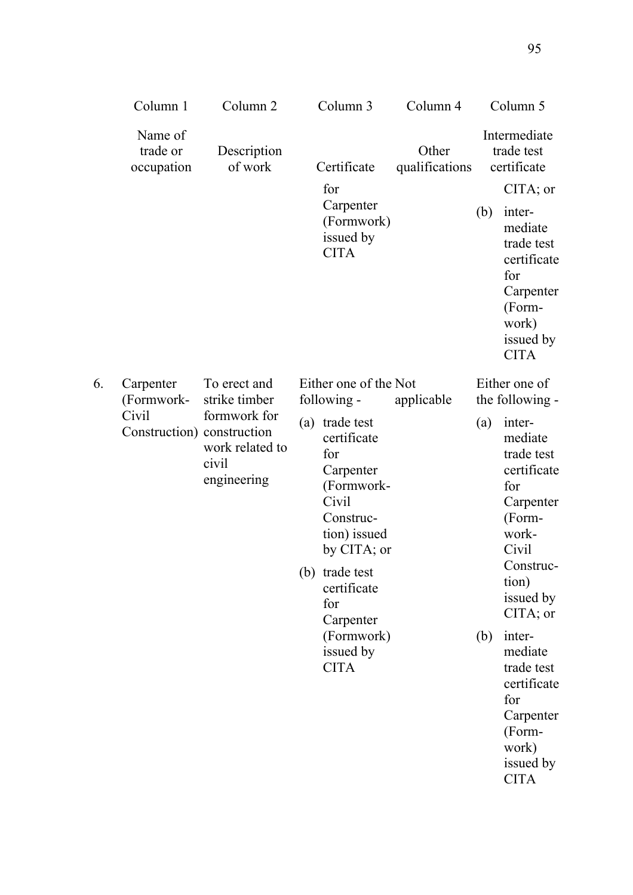| | Column 1 | Column 2 | Column 3 | Column 4 | Column 5 |
|---|---|---|---|---|---|
| | Name of trade or occupation | Description of work | Certificate | Other qualifications | Intermediate trade test certificate |
| | | | for Carpenter (Formwork) issued by CITA | | CITA; or (b) intermediate trade test certificate for Carpenter (Formwork) issued by CITA |
| 6. | Carpenter (Formwork-Civil Construction) | To erect and strike timber formwork for construction work related to civil engineering | Either one of the following - (a) trade test certificate for Carpenter (Formwork-Civil Construction) issued by CITA; or (b) trade test certificate for Carpenter (Formwork) issued by CITA | Not applicable | Either one of the following - (a) intermediate trade test certificate for Carpenter (Formwork-Civil Construction) issued by CITA; or (b) intermediate trade test certificate for Carpenter (Formwork) issued by CITA |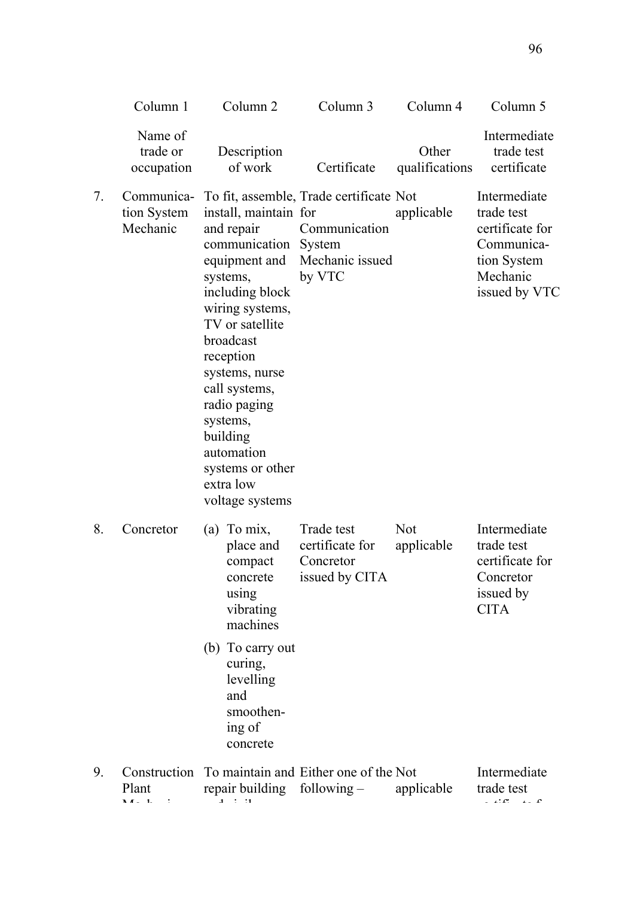| | Column 1 | Column 2 | Column 3 | Column 4 | Column 5 |
|---|---|---|---|---|---|
| | Name of trade or occupation | Description of work | Certificate | Other qualifications | Intermediate trade test certificate |
| 7. | Communication System Mechanic | To fit, assemble, install, maintain and repair communication equipment and systems, including block wiring systems, TV or satellite broadcast reception systems, nurse call systems, radio paging systems, building automation systems or other extra low voltage systems | Trade certificate for Communication System Mechanic issued by VTC | Not applicable | Intermediate trade test certificate for Communication System Mechanic issued by VTC |
| 8. | Concretor | (a) To mix, place and compact concrete using vibrating machines<br>(b) To carry out curing, levelling and smoothening of concrete | Trade test certificate for Concretor issued by CITA | Not applicable | Intermediate trade test certificate for Concretor issued by CITA |
| 9. | Construction Plant Mechanic | To maintain and repair building and civil | Either one of the following – | Not applicable | Intermediate trade test certificate for |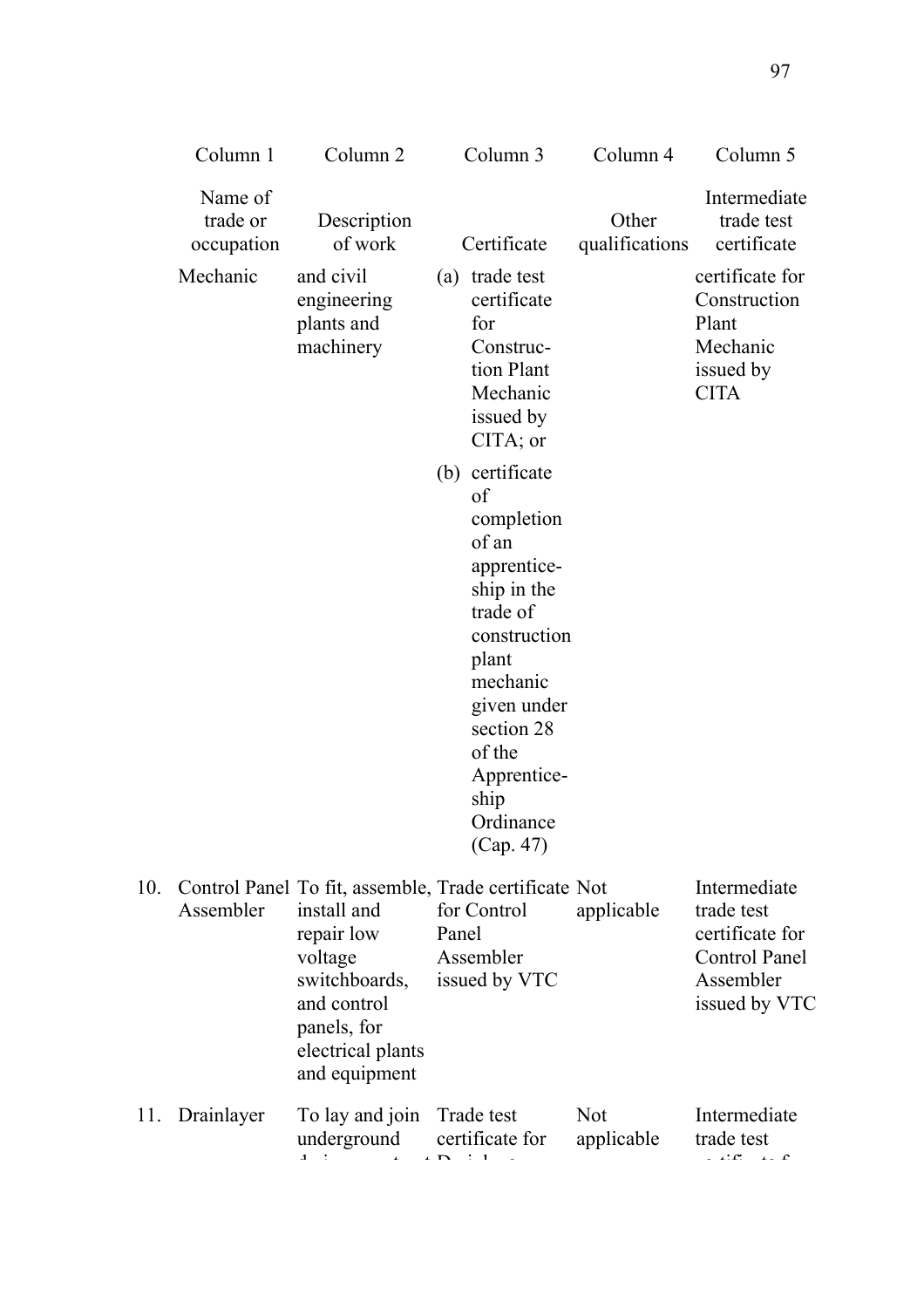| | Column 1 | Column 2 | Column 3 | Column 4 | Column 5 |
|---|---|---|---|---|---|
| | Name of trade or occupation | Description of work | Certificate | Other qualifications | Intermediate trade test certificate |
| | Mechanic | and civil engineering plants and machinery | (a) trade test certificate for Construction Plant Mechanic issued by CITA; or (b) certificate of completion of an apprenticeship in the trade of construction plant mechanic given under section 28 of the Apprenticeship Ordinance (Cap. 47) | | certificate for Construction Plant Mechanic issued by CITA |
| 10. | Control Panel Assembler | To fit, assemble, install and repair low voltage switchboards, and control panels, for electrical plants and equipment | Trade certificate for Control Panel Assembler issued by VTC | Not applicable | Intermediate trade test certificate for Control Panel Assembler issued by VTC |
| 11. | Drainlayer | To lay and join underground | Trade test certificate for | Not applicable | Intermediate trade test |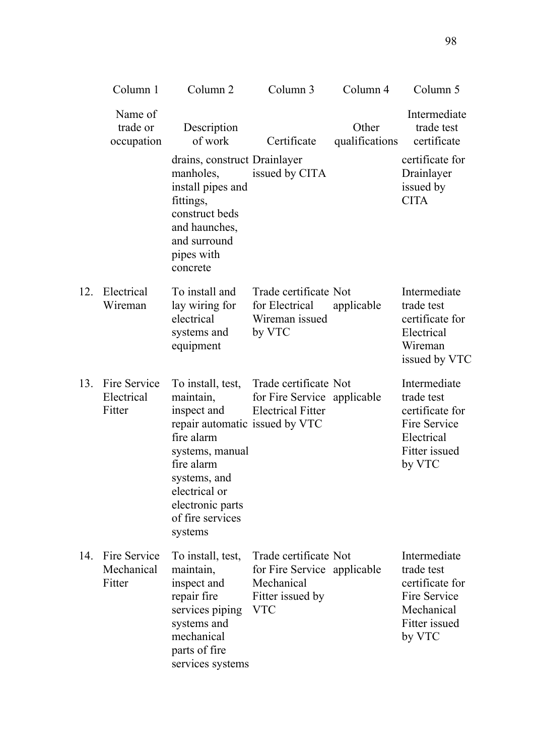| | Column 1 | Column 2 | Column 3 | Column 4 | Column 5 |
|---|---|---|---|---|---|
| | Name of trade or occupation | Description of work | Certificate | Other qualifications | Intermediate trade test certificate |
| | | drains, construct manholes, install pipes and fittings, construct beds and haunches, and surround pipes with concrete | Drainlayer issued by CITA | | certificate for Drainlayer issued by CITA |
| 12. | Electrical Wireman | To install and lay wiring for electrical systems and equipment | Trade certificate for Electrical Wireman issued by VTC | Not applicable | Intermediate trade test certificate for Electrical Wireman issued by VTC |
| 13. | Fire Service Electrical Fitter | To install, test, maintain, inspect and repair automatic fire alarm systems, manual fire alarm systems, and electrical or electronic parts of fire services systems | Trade certificate for Fire Service Electrical Fitter issued by VTC | Not applicable | Intermediate trade test certificate for Fire Service Electrical Fitter issued by VTC |
| 14. | Fire Service Mechanical Fitter | To install, test, maintain, inspect and repair fire services piping systems and mechanical parts of fire services systems | Trade certificate for Fire Service Mechanical Fitter issued by VTC | Not applicable | Intermediate trade test certificate for Fire Service Mechanical Fitter issued by VTC |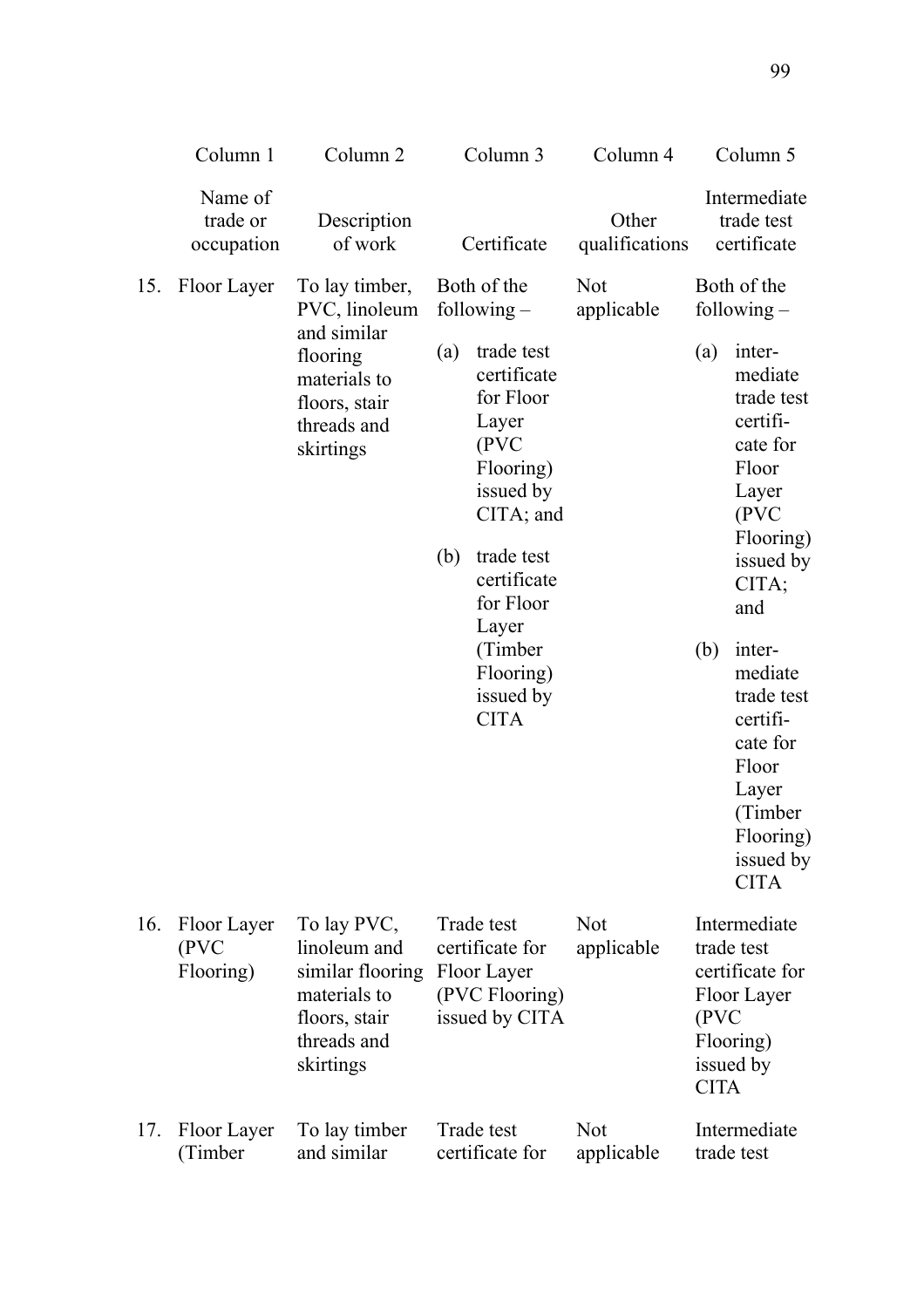| | Column 1 | Column 2 | Column 3 | Column 4 | Column 5 |
|---|---|---|---|---|---|
| | Name of trade or occupation | Description of work | Certificate | Other qualifications | Intermediate trade test certificate |
| 15. | Floor Layer | To lay timber, PVC, linoleum and similar flooring materials to floors, stair threads and skirtings | Both of the following – (a) trade test certificate for Floor Layer (PVC Flooring) issued by CITA; and (b) trade test certificate for Floor Layer (Timber Flooring) issued by CITA | Not applicable | Both of the following – (a) inter-mediate trade test certifi-cate for Floor Layer (PVC Flooring) issued by CITA; and (b) inter-mediate trade test certifi-cate for Floor Layer (Timber Flooring) issued by CITA |
| 16. | Floor Layer (PVC Flooring) | To lay PVC, linoleum and similar flooring materials to floors, stair threads and skirtings | Trade test certificate for Floor Layer (PVC Flooring) issued by CITA | Not applicable | Intermediate trade test certificate for Floor Layer (PVC Flooring) issued by CITA |
| 17. | Floor Layer (Timber | To lay timber and similar | Trade test certificate for | Not applicable | Intermediate trade test |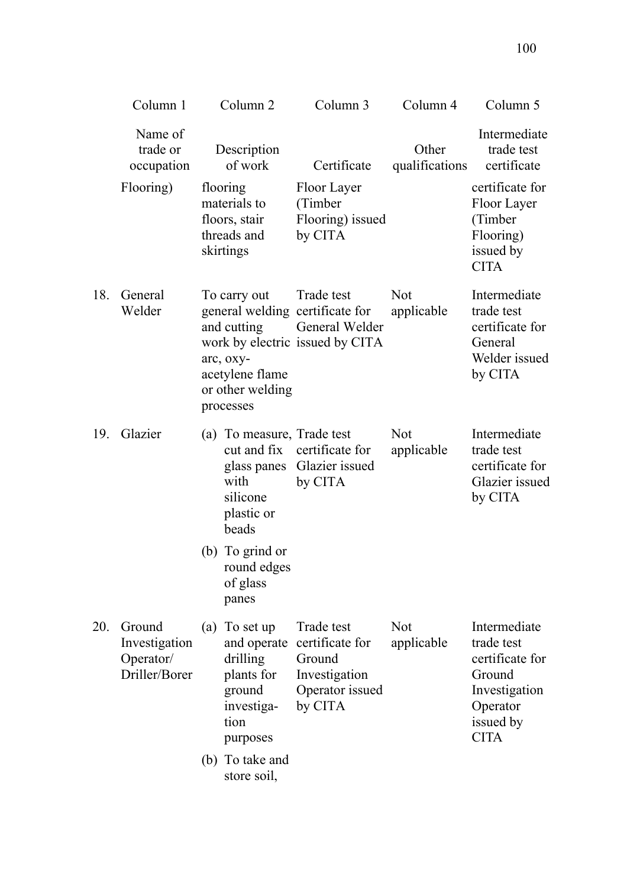| | Column 1 | Column 2 | Column 3 | Column 4 | Column 5 |
|---|---|---|---|---|---|
| | Name of trade or occupation | Description of work | Certificate | Other qualifications | Intermediate trade test certificate |
| | Flooring) | flooring materials to floors, stair threads and skirtings | Floor Layer (Timber Flooring) issued by CITA | | certificate for Floor Layer (Timber Flooring) issued by CITA |
| 18. | General Welder | To carry out general welding and cutting work by electric arc, oxy-acetylene flame or other welding processes | Trade test certificate for General Welder issued by CITA | Not applicable | Intermediate trade test certificate for General Welder issued by CITA |
| 19. | Glazier | (a) To measure, cut and fix glass panes with silicone plastic or beads<br>(b) To grind or round edges of glass panes | Trade test certificate for Glazier issued by CITA | Not applicable | Intermediate trade test certificate for Glazier issued by CITA |
| 20. | Ground Investigation Operator/ Driller/Borer | (a) To set up and operate drilling plants for ground investiga-tion purposes<br>(b) To take and store soil, | Trade test certificate for Ground Investigation Operator issued by CITA | Not applicable | Intermediate trade test certificate for Ground Investigation Operator issued by CITA |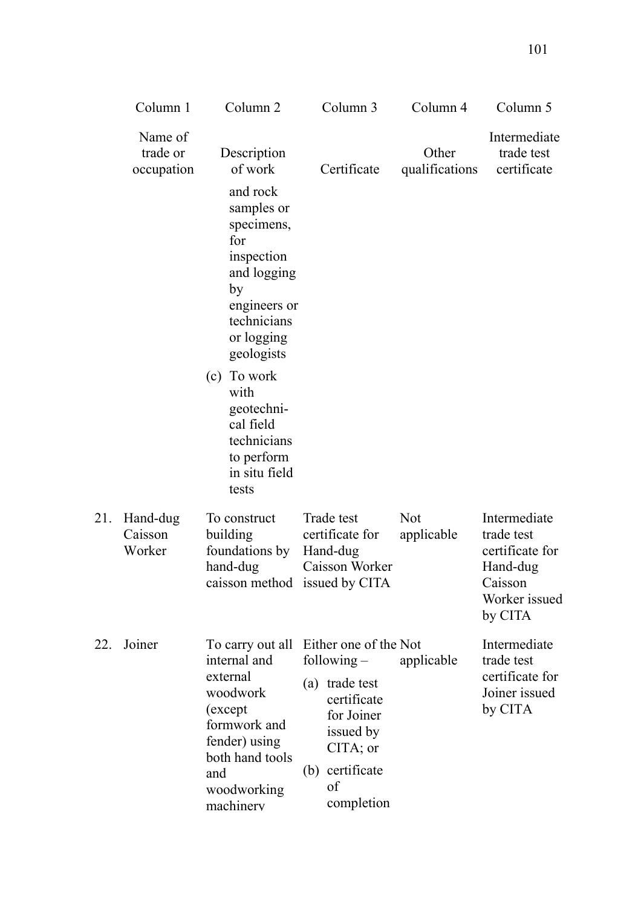| | Column 1 | Column 2 | Column 3 | Column 4 | Column 5 |
|---|---|---|---|---|---|
| | Name of trade or occupation | Description of work | Certificate | Other qualifications | Intermediate trade test certificate |
| | | and rock samples or specimens, for inspection and logging by engineers or technicians or logging geologists | | | |
| | | (c) To work with geotechnical field technicians to perform in situ field tests | | | |
| 21. | Hand-dug Caisson Worker | To construct building foundations by hand-dug caisson method | Trade test certificate for Hand-dug Caisson Worker issued by CITA | Not applicable | Intermediate trade test certificate for Hand-dug Caisson Worker issued by CITA |
| 22. | Joiner | To carry out all internal and external woodwork (except formwork and fender) using both hand tools and woodworking machinery | Either one of the following – (a) trade test certificate for Joiner issued by CITA; or (b) certificate of completion | Not applicable | Intermediate trade test certificate for Joiner issued by CITA |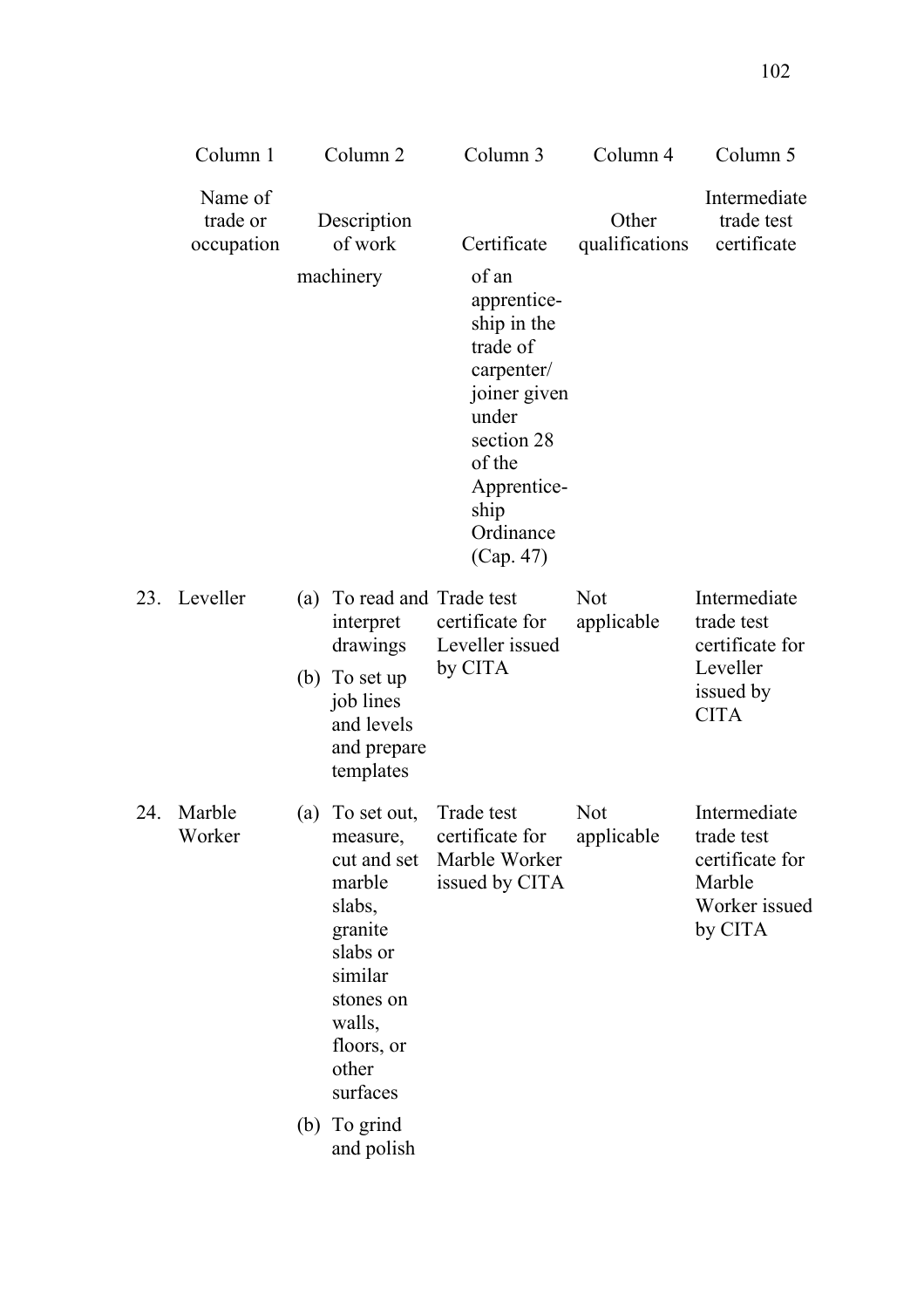| | Column 1 | Column 2 | Column 3 | Column 4 | Column 5 |
|---|---|---|---|---|---|
| | Name of trade or occupation | Description of work | Certificate | Other qualifications | Intermediate trade test certificate |
| | | machinery | of an apprentice-ship in the trade of carpenter/ joiner given under section 28 of the Apprentice-ship Ordinance (Cap. 47) | | |
| 23. | Leveller | (a) To read and interpret drawings (b) To set up job lines and levels and prepare templates | Trade test certificate for Leveller issued by CITA | Not applicable | Intermediate trade test certificate for Leveller issued by CITA |
| 24. | Marble Worker | (a) To set out, measure, cut and set marble slabs, granite slabs or similar stones on walls, floors, or other surfaces (b) To grind and polish | Trade test certificate for Marble Worker issued by CITA | Not applicable | Intermediate trade test certificate for Marble Worker issued by CITA |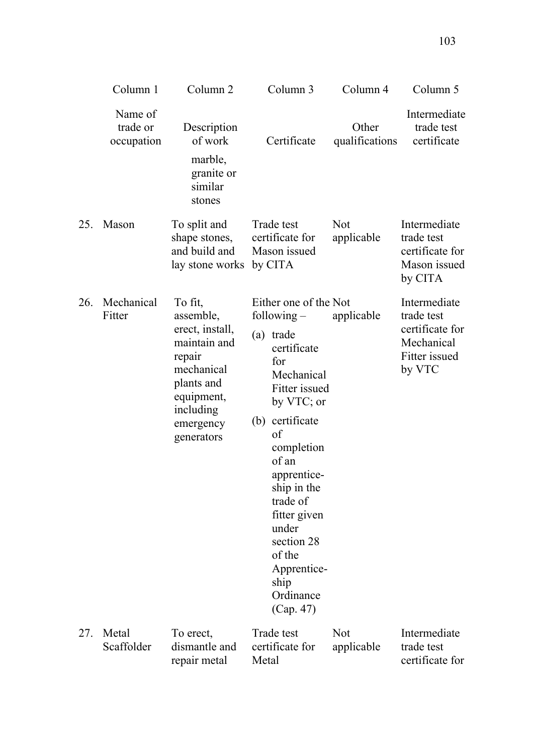| | Column 1 | Column 2 | Column 3 | Column 4 | Column 5 |
|---|---|---|---|---|---|
| | Name of trade or occupation | Description of work | Certificate | Other qualifications | Intermediate trade test certificate |
| | | marble, granite or similar stones | | | |
| 25. | Mason | To split and shape stones, and build and lay stone works | Trade test certificate for Mason issued by CITA | Not applicable | Intermediate trade test certificate for Mason issued by CITA |
| 26. | Mechanical Fitter | To fit, assemble, erect, install, maintain and repair mechanical plants and equipment, including emergency generators | Either one of the following – (a) trade certificate for Mechanical Fitter issued by VTC; or (b) certificate of completion of an apprenticeship in the trade of fitter given under section 28 of the Apprenticeship Ordinance (Cap. 47) | Not applicable | Intermediate trade test certificate for Mechanical Fitter issued by VTC |
| 27. | Metal Scaffolder | To erect, dismantle and repair metal | Trade test certificate for Metal | Not applicable | Intermediate trade test certificate for |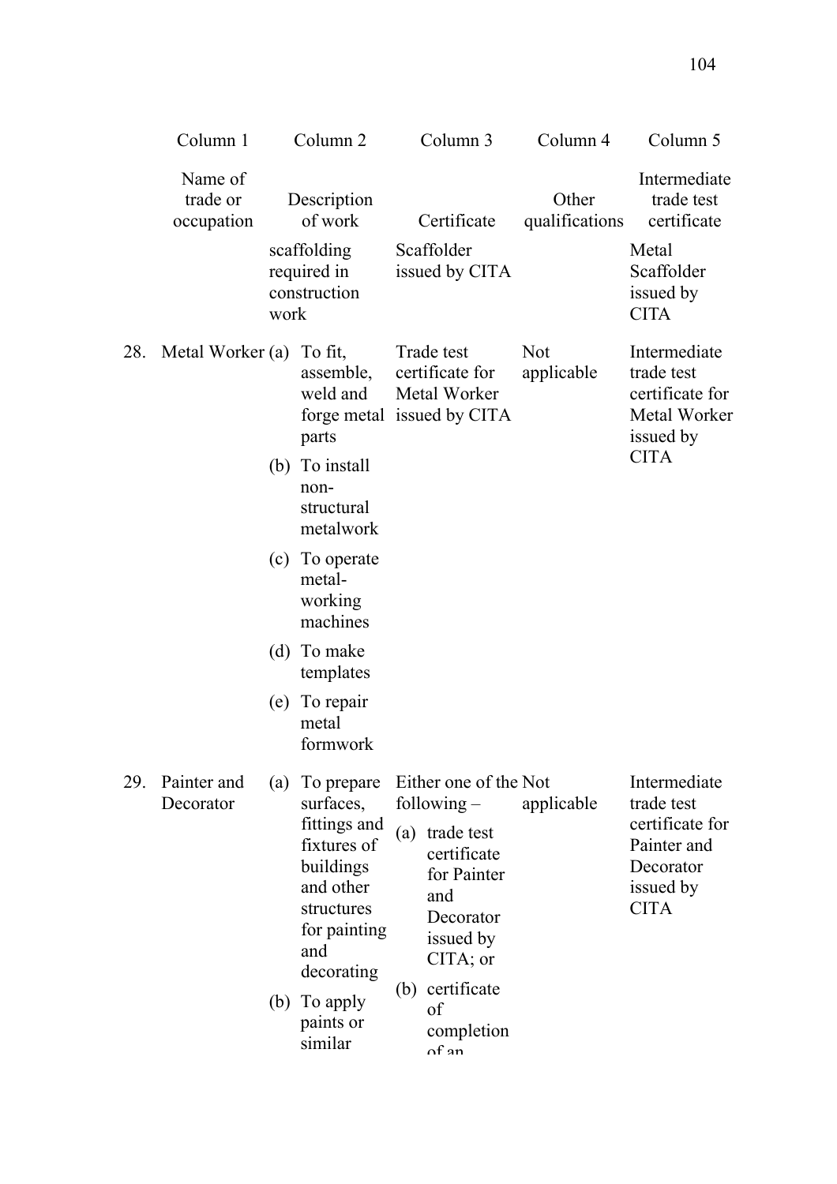| | Column 1 | Column 2 | Column 3 | Column 4 | Column 5 |
|---|---|---|---|---|---|
| | Name of trade or occupation | Description of work | Certificate | Other qualifications | Intermediate trade test certificate |
| | | scaffolding required in construction work | Scaffolder issued by CITA | | Metal Scaffolder issued by CITA |
| 28. | Metal Worker | (a) To fit, assemble, weld and forge metal parts<br>(b) To install non-structural metalwork<br>(c) To operate metal-working machines<br>(d) To make templates<br>(e) To repair metal formwork | Trade test certificate for Metal Worker issued by CITA | Not applicable | Intermediate trade test certificate for Metal Worker issued by CITA |
| 29. | Painter and Decorator | (a) To prepare surfaces, fittings and fixtures of buildings and other structures for painting and decorating<br>(b) To apply paints or similar | Either one of the following –<br>(a) trade test certificate for Painter and Decorator issued by CITA; or<br>(b) certificate of completion of an | Not applicable | Intermediate trade test certificate for Painter and Decorator issued by CITA |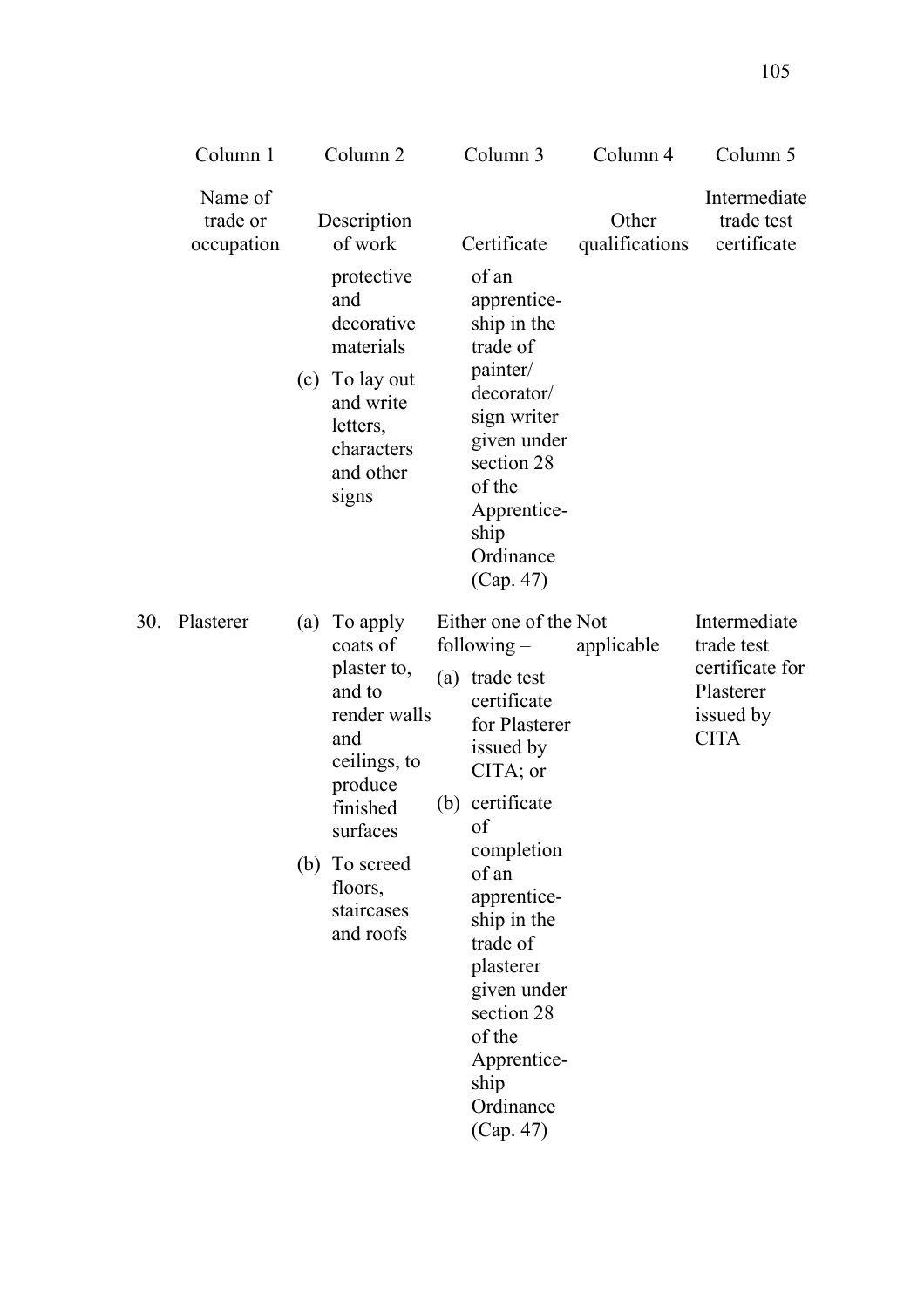| Column 1 | Column 2 | Column 3 | Column 4 | Column 5 |
|---|---|---|---|---|
| Name of trade or occupation | Description of work | Certificate | Other qualifications | Intermediate trade test certificate |
| | protective and decorative materials<br>(c) To lay out and write letters, characters and other signs | of an apprenticeship in the trade of painter/ decorator/ sign writer given under section 28 of the Apprenticeship Ordinance (Cap. 47) | | |
| 30. Plasterer | (a) To apply coats of plaster to, and to render walls and ceilings, to produce finished surfaces<br>(b) To screed floors, staircases and roofs | Either one of the following –<br>(a) trade test certificate for Plasterer issued by CITA; or<br>(b) certificate of completion of an apprenticeship in the trade of plasterer given under section 28 of the Apprenticeship Ordinance (Cap. 47) | Not applicable | Intermediate trade test certificate for Plasterer issued by CITA |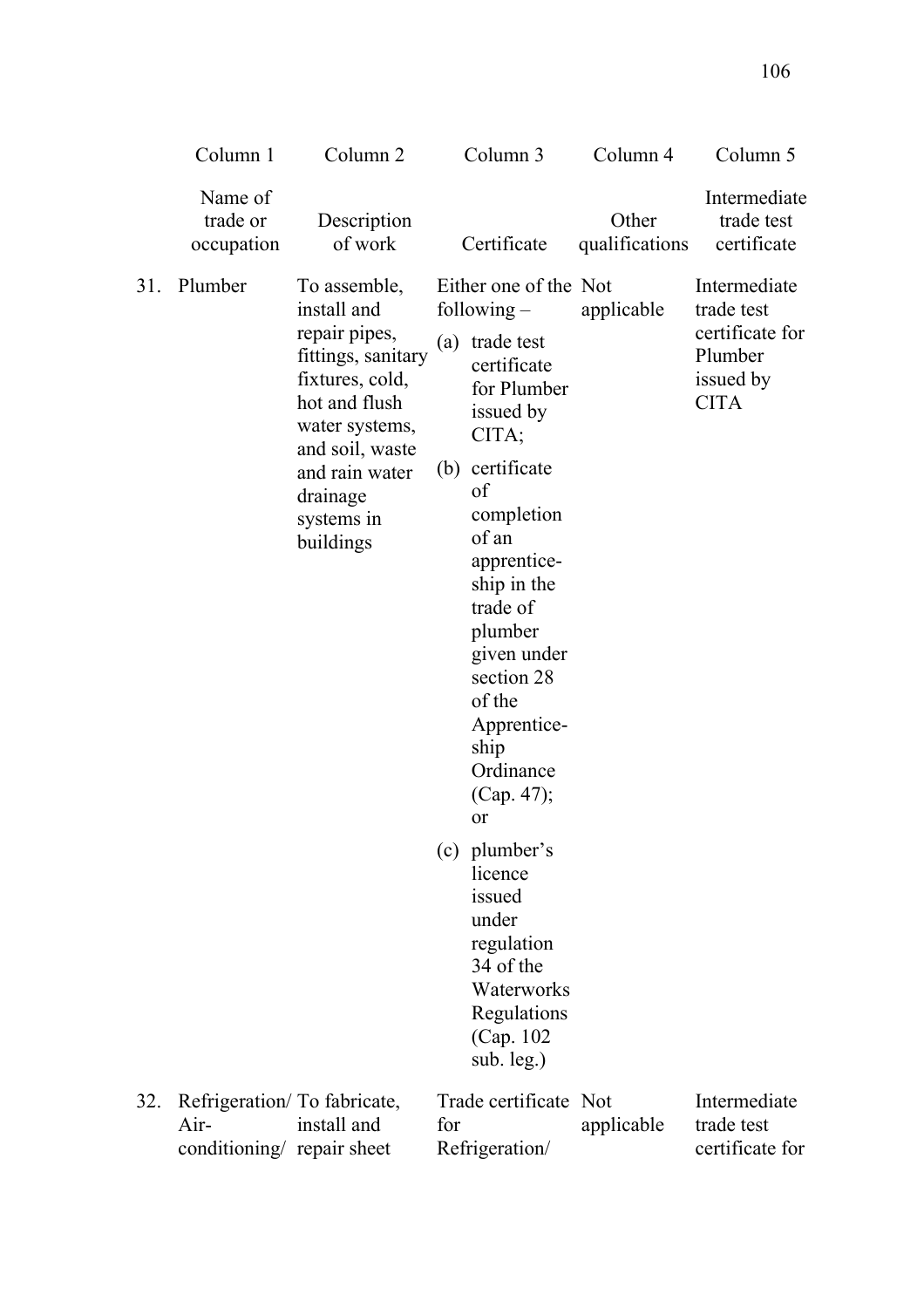| | Column 1 | Column 2 | Column 3 | Column 4 | Column 5 |
|---|---|---|---|---|---|
| | Name of trade or occupation | Description of work | Certificate | Other qualifications | Intermediate trade test certificate |
| 31. | Plumber | To assemble, install and repair pipes, fittings, sanitary fixtures, cold, hot and flush water systems, and soil, waste and rain water drainage systems in buildings | Either one of the following – (a) trade test certificate for Plumber issued by CITA; (b) certificate of completion of an apprenticeship in the trade of plumber given under section 28 of the Apprenticeship Ordinance (Cap. 47); or (c) plumber's licence issued under regulation 34 of the Waterworks Regulations (Cap. 102 sub. leg.) | Not applicable | Intermediate trade test certificate for Plumber issued by CITA |
| 32. | Refrigeration/ Air-conditioning/ | To fabricate, install and repair sheet | Trade certificate for Refrigeration/ | Not applicable | Intermediate trade test certificate for |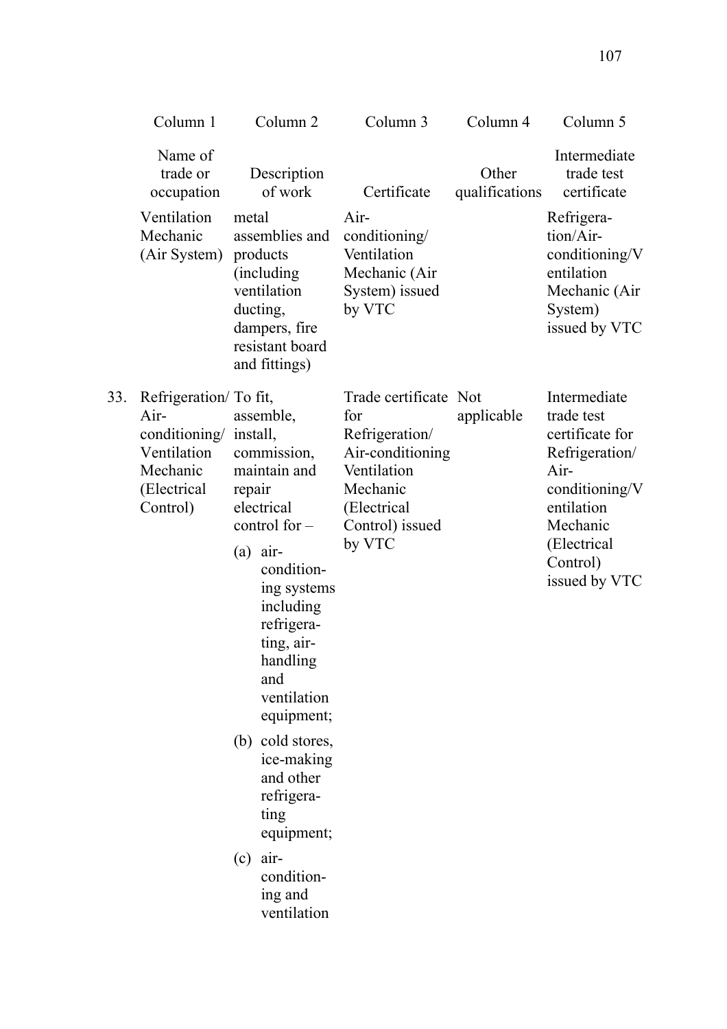| | Column 1 | Column 2 | Column 3 | Column 4 | Column 5 |
|---|---|---|---|---|---|
| | Name of trade or occupation | Description of work | Certificate | Other qualifications | Intermediate trade test certificate |
| | Ventilation Mechanic (Air System) | metal assemblies and products (including ventilation ducting, dampers, fire resistant board and fittings) | Air-conditioning/ Ventilation Mechanic (Air System) issued by VTC | | Refrigeration/Air-conditioning/Ventilation Mechanic (Air System) issued by VTC |
| 33. | Refrigeration/ Air-conditioning/ Ventilation Mechanic (Electrical Control) | To fit, assemble, install, commission, maintain and repair electrical control for – (a) air-conditioning systems including refrigerating, air-handling and ventilation equipment; (b) cold stores, ice-making and other refrigerating equipment; (c) air-conditioning and ventilation | Trade certificate for Refrigeration/ Air-conditioning Ventilation Mechanic (Electrical Control) issued by VTC | Not applicable | Intermediate trade test certificate for Refrigeration/ Air-conditioning/Ventilation Mechanic (Electrical Control) issued by VTC |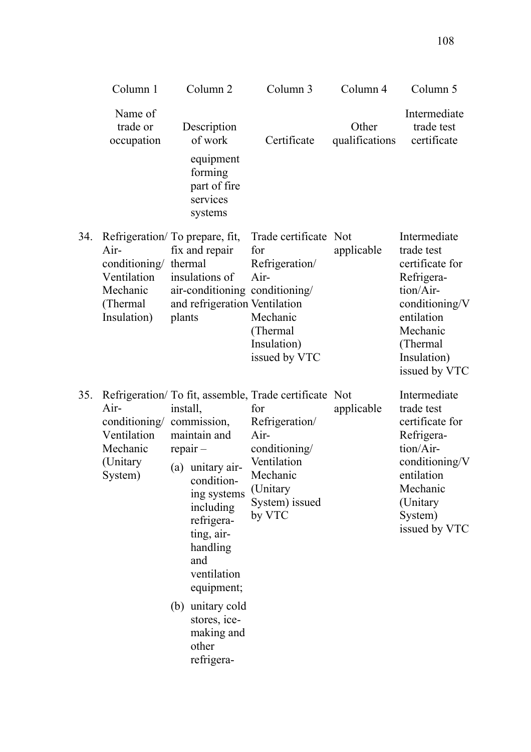| | Column 1 | Column 2 | Column 3 | Column 4 | Column 5 |
|---|---|---|---|---|---|
| | Name of trade or occupation | Description of work | Certificate | Other qualifications | Intermediate trade test certificate |
| | | equipment forming part of fire services systems | | | |
| 34. | Refrigeration/ Air-conditioning/ Ventilation Mechanic (Thermal Insulation) | To prepare, fit, fix and repair thermal insulations of air-conditioning and refrigeration plants | Trade certificate for Refrigeration/ Air-conditioning/ Ventilation Mechanic (Thermal Insulation) issued by VTC | Not applicable | Intermediate trade test certificate for Refrigera-tion/Air-conditioning/Ventilation Mechanic (Thermal Insulation) issued by VTC |
| 35. | Refrigeration/ Air-conditioning/ Ventilation Mechanic (Unitary System) | To fit, assemble, install, commission, maintain and repair – (a) unitary air-condition-ing systems including refrigera-ting, air-handling and ventilation equipment; (b) unitary cold stores, ice-making and other refrigera- | Trade certificate for Refrigeration/ Air-conditioning/ Ventilation Mechanic (Unitary System) issued by VTC | Not applicable | Intermediate trade test certificate for Refrigera-tion/Air-conditioning/Ventilation Mechanic (Unitary System) issued by VTC |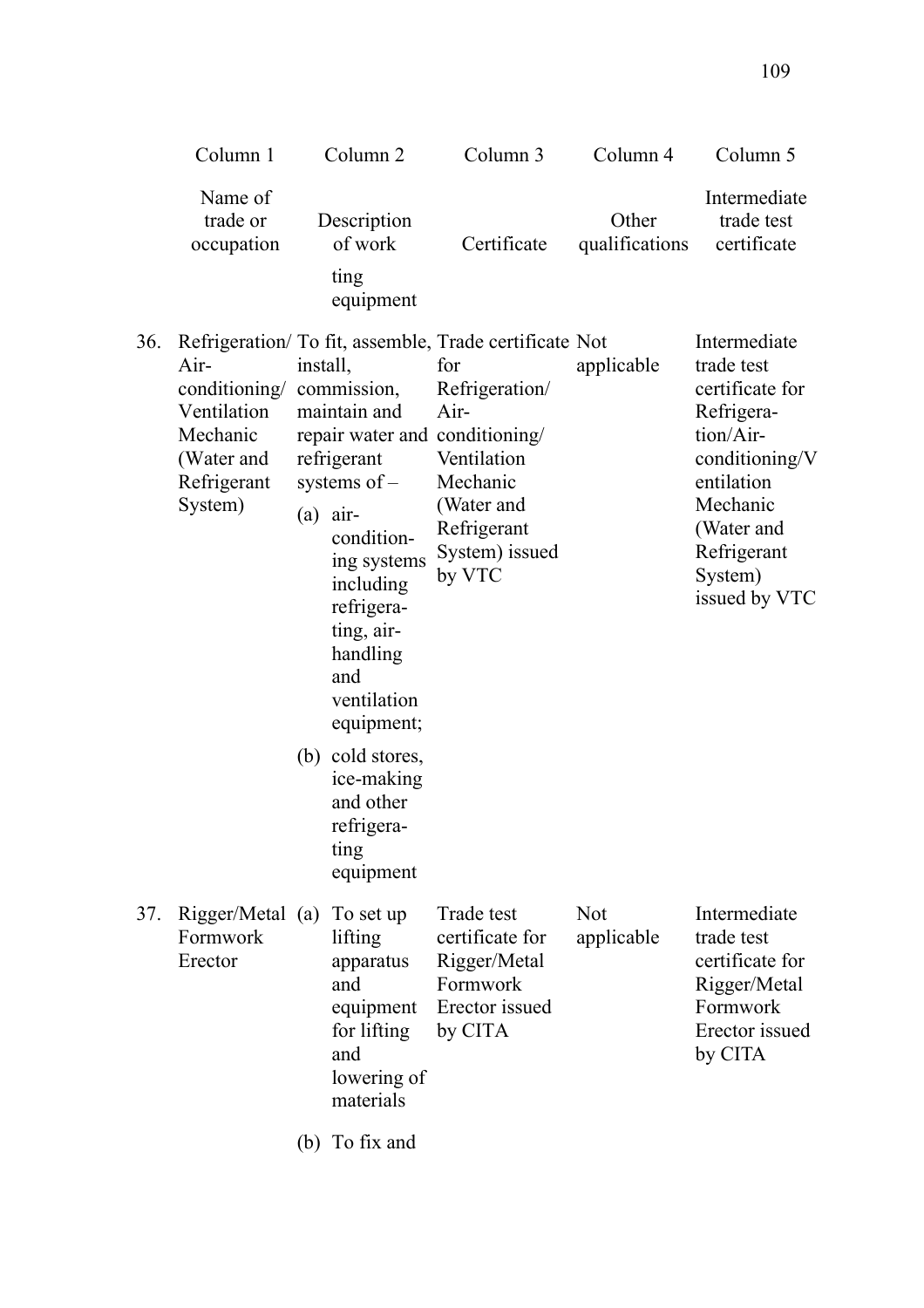| | Column 1 | Column 2 | Column 3 | Column 4 | Column 5 |
|---|---|---|---|---|---|
| | Name of trade or occupation | Description of work | Certificate | Other qualifications | Intermediate trade test certificate |
| | | ting equipment | | | |
| 36. | Refrigeration/ Air-conditioning/ Ventilation Mechanic (Water and Refrigerant System) | To fit, assemble, install, commission, maintain and repair water and refrigerant systems of – (a) air-conditioning systems including refrigerating, air-handling and ventilation equipment; (b) cold stores, ice-making and other refrigerating equipment | Trade certificate for Refrigeration/ Air-conditioning/ Ventilation Mechanic (Water and Refrigerant System) issued by VTC | Not applicable | Intermediate trade test certificate for Refrigeration/Air-conditioning/Ventilation Mechanic (Water and Refrigerant System) issued by VTC |
| 37. | Rigger/Metal Formwork Erector | (a) To set up lifting apparatus and equipment for lifting and lowering of materials (b) To fix and | Trade test certificate for Rigger/Metal Formwork Erector issued by CITA | Not applicable | Intermediate trade test certificate for Rigger/Metal Formwork Erector issued by CITA |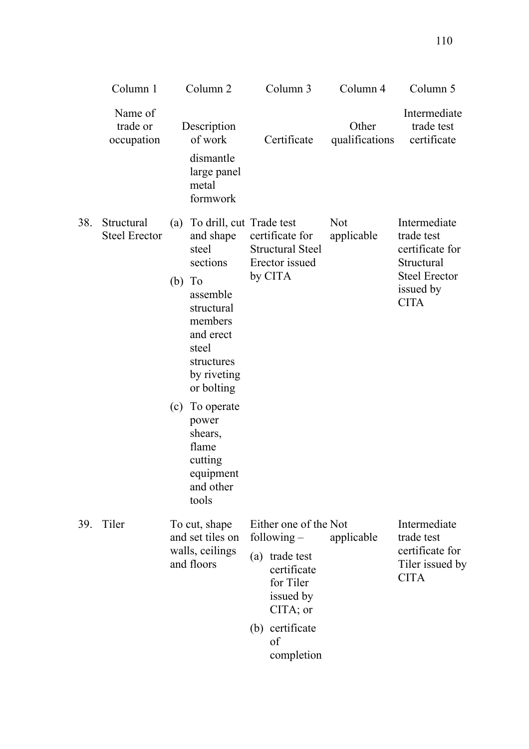| | Column 1 | Column 2 | Column 3 | Column 4 | Column 5 |
|---|---|---|---|---|---|
| | Name of trade or occupation | Description of work | Certificate | Other qualifications | Intermediate trade test certificate |
| | | dismantle large panel metal formwork | | | |
| 38. | Structural Steel Erector | (a) To drill, cut and shape steel sections<br>(b) To assemble structural members and erect steel structures by riveting or bolting<br>(c) To operate power shears, flame cutting equipment and other tools | Trade test certificate for Structural Steel Erector issued by CITA | Not applicable | Intermediate trade test certificate for Structural Steel Erector issued by CITA |
| 39. | Tiler | To cut, shape and set tiles on walls, ceilings and floors | Either one of the following –<br>(a) trade test certificate for Tiler issued by CITA; or<br>(b) certificate of completion | Not applicable | Intermediate trade test certificate for Tiler issued by CITA |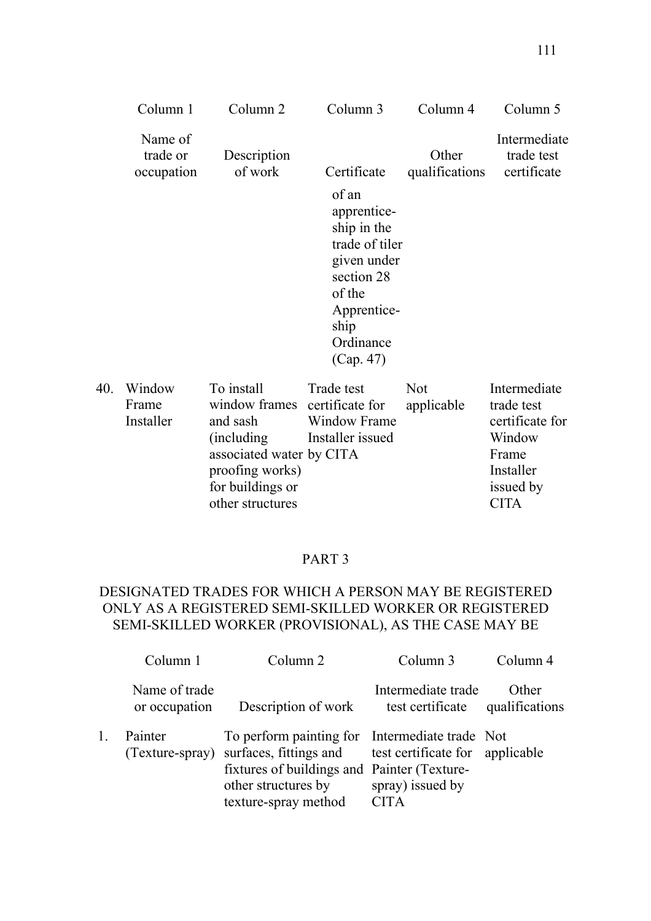| | Column 1 | Column 2 | Column 3 | Column 4 | Column 5 |
|---|---|---|---|---|---|
| | Name of trade or occupation | Description of work | Certificate | Other qualifications | Intermediate trade test certificate |
| | | | of an apprentice-ship in the trade of tiler given under section 28 of the Apprentice-ship Ordinance (Cap. 47) | | |
| 40. | Window Frame Installer | To install window frames and sash (including associated water proofing works) for buildings or other structures | Trade test certificate for Window Frame Installer issued by CITA | Not applicable | Intermediate trade test certificate for Window Frame Installer issued by CITA |

## PART 3

## DESIGNATED TRADES FOR WHICH A PERSON MAY BE REGISTERED ONLY AS A REGISTERED SEMI-SKILLED WORKER OR REGISTERED SEMI-SKILLED WORKER (PROVISIONAL), AS THE CASE MAY BE

| | Column 1 | Column 2 | Column 3 | Column 4 |
|---|---|---|---|---|
| | Name of trade or occupation | Description of work | Intermediate trade test certificate | Other qualifications |
| 1. | Painter (Texture-spray) | To perform painting for surfaces, fittings and fixtures of buildings and other structures by texture-spray method | Intermediate trade test certificate for Painter (Texture-spray) issued by CITA | Not applicable |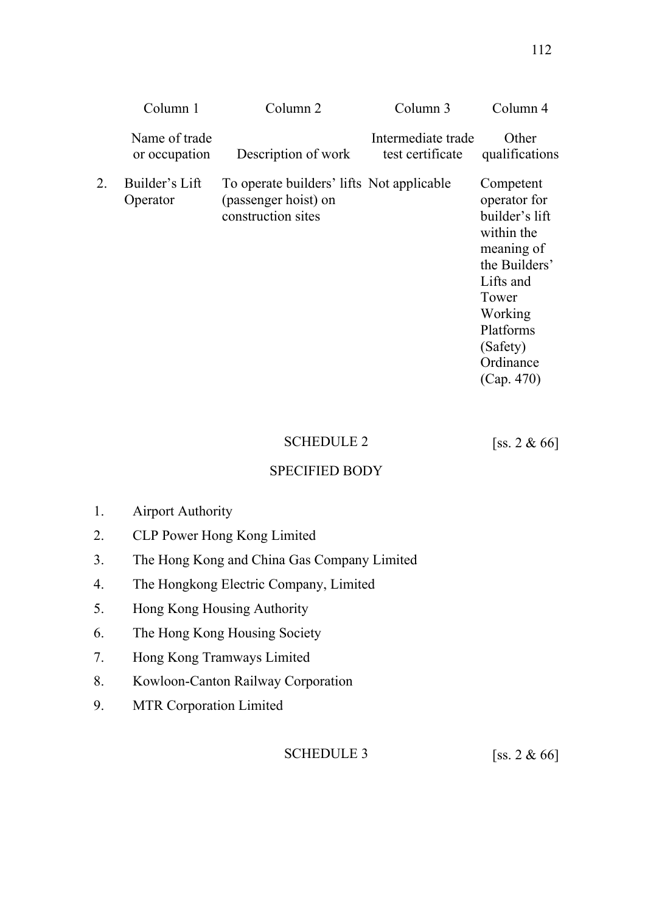| | Column 1 | Column 2 | Column 3 | Column 4 |
|---|---|---|---|---|
| | Name of trade or occupation | Description of work | Intermediate trade test certificate | Other qualifications |
| 2. | Builder's Lift Operator | To operate builders' lifts (passenger hoist) on construction sites | Not applicable | Competent operator for builder's lift within the meaning of the Builders' Lifts and Tower Working Platforms (Safety) Ordinance (Cap. 470) |

## SCHEDULE 2 [ss. 2 & 66]

## SPECIFIED BODY

1. Airport Authority
2. CLP Power Hong Kong Limited
3. The Hong Kong and China Gas Company Limited
4. The Hongkong Electric Company, Limited
5. Hong Kong Housing Authority
6. The Hong Kong Housing Society
7. Hong Kong Tramways Limited
8. Kowloon-Canton Railway Corporation
9. MTR Corporation Limited

## SCHEDULE 3 [ss. 2 & 66]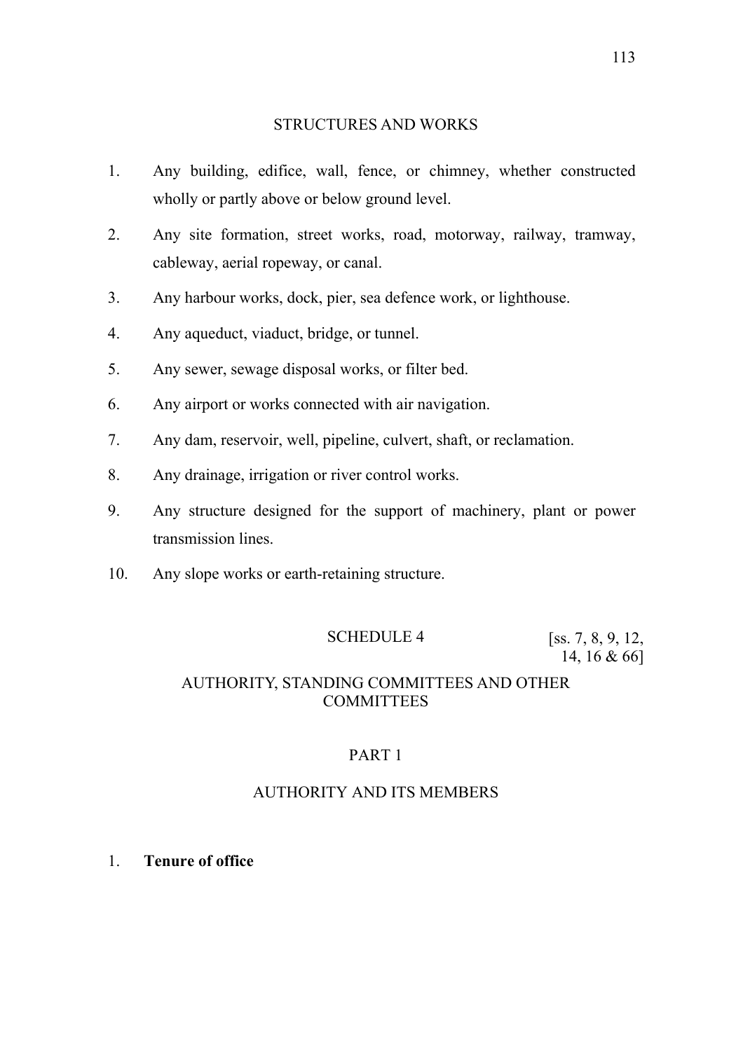## STRUCTURES AND WORKS

1. Any building, edifice, wall, fence, or chimney, whether constructed wholly or partly above or below ground level.
2. Any site formation, street works, road, motorway, railway, tramway, cableway, aerial ropeway, or canal.
3. Any harbour works, dock, pier, sea defence work, or lighthouse.
4. Any aqueduct, viaduct, bridge, or tunnel.
5. Any sewer, sewage disposal works, or filter bed.
6. Any airport or works connected with air navigation.
7. Any dam, reservoir, well, pipeline, culvert, shaft, or reclamation.
8. Any drainage, irrigation or river control works.
9. Any structure designed for the support of machinery, plant or power transmission lines.
10. Any slope works or earth-retaining structure.

# SCHEDULE 4

[ss. 7, 8, 9, 12, 14, 16 & 66]

## AUTHORITY, STANDING COMMITTEES AND OTHER COMMITTEES

## PART 1

## AUTHORITY AND ITS MEMBERS

1. **Tenure of office**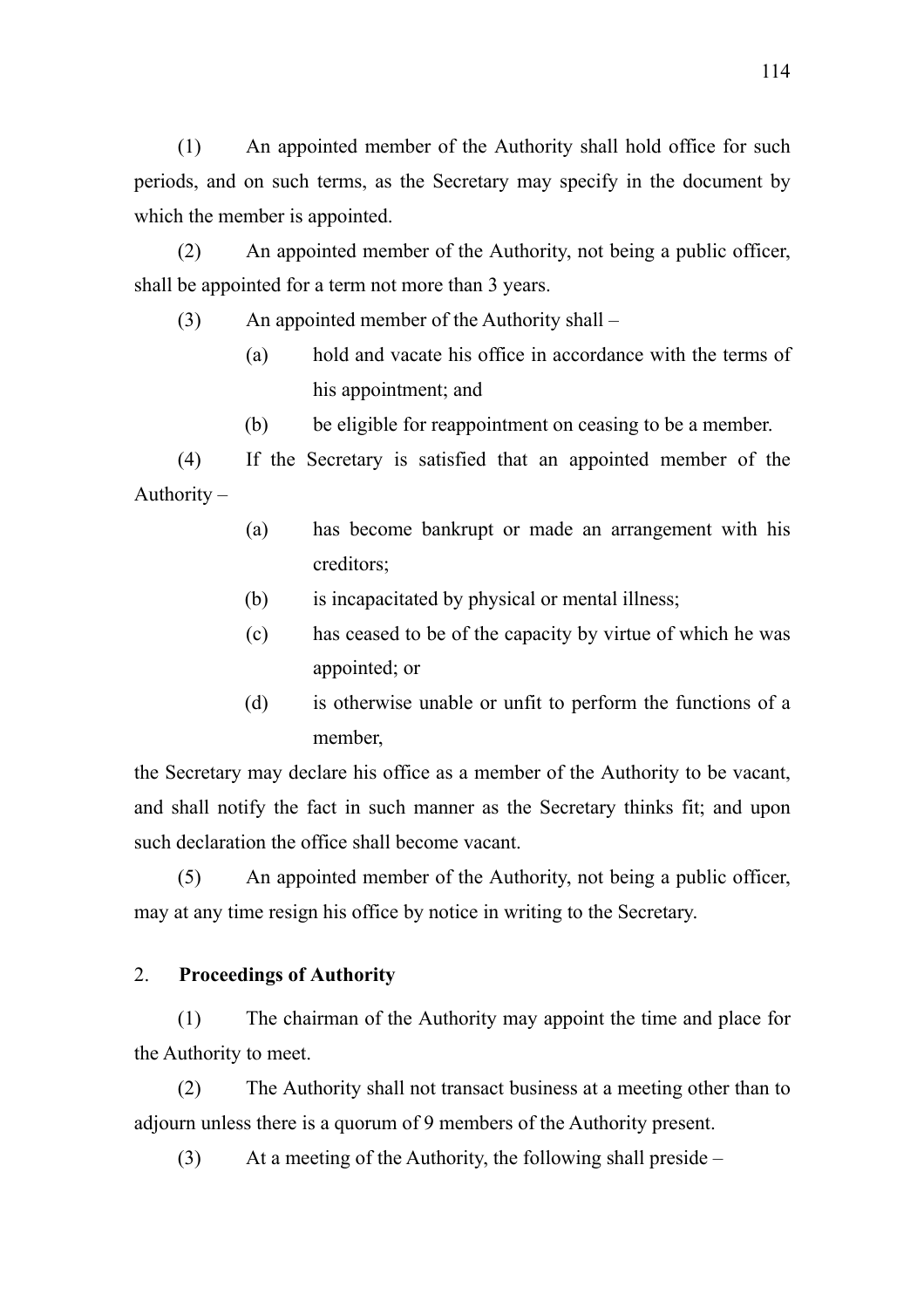(1) An appointed member of the Authority shall hold office for such periods, and on such terms, as the Secretary may specify in the document by which the member is appointed.

(2) An appointed member of the Authority, not being a public officer, shall be appointed for a term not more than 3 years.

(3) An appointed member of the Authority shall –

(a) hold and vacate his office in accordance with the terms of his appointment; and

(b) be eligible for reappointment on ceasing to be a member.

(4) If the Secretary is satisfied that an appointed member of the Authority –

(a) has become bankrupt or made an arrangement with his creditors;

(b) is incapacitated by physical or mental illness;

(c) has ceased to be of the capacity by virtue of which he was appointed; or

(d) is otherwise unable or unfit to perform the functions of a member,

the Secretary may declare his office as a member of the Authority to be vacant, and shall notify the fact in such manner as the Secretary thinks fit; and upon such declaration the office shall become vacant.

(5) An appointed member of the Authority, not being a public officer, may at any time resign his office by notice in writing to the Secretary.

2. **Proceedings of Authority**

(1) The chairman of the Authority may appoint the time and place for the Authority to meet.

(2) The Authority shall not transact business at a meeting other than to adjourn unless there is a quorum of 9 members of the Authority present.

(3) At a meeting of the Authority, the following shall preside –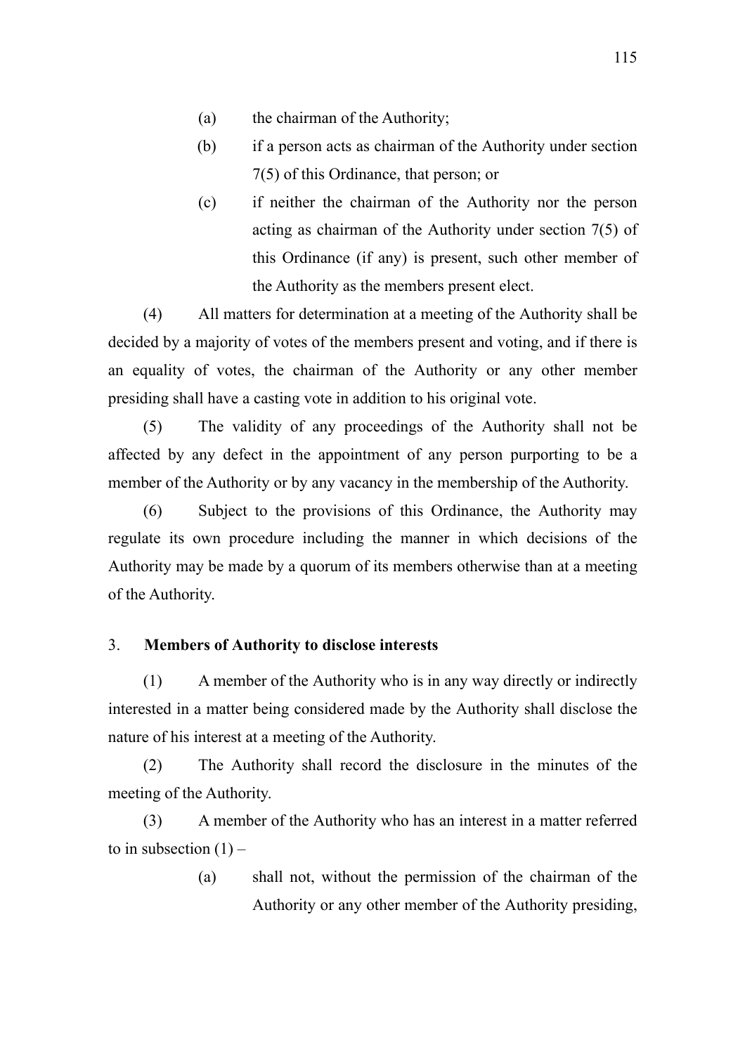(a) the chairman of the Authority;

(b) if a person acts as chairman of the Authority under section 7(5) of this Ordinance, that person; or

(c) if neither the chairman of the Authority nor the person acting as chairman of the Authority under section 7(5) of this Ordinance (if any) is present, such other member of the Authority as the members present elect.

(4) All matters for determination at a meeting of the Authority shall be decided by a majority of votes of the members present and voting, and if there is an equality of votes, the chairman of the Authority or any other member presiding shall have a casting vote in addition to his original vote.

(5) The validity of any proceedings of the Authority shall not be affected by any defect in the appointment of any person purporting to be a member of the Authority or by any vacancy in the membership of the Authority.

(6) Subject to the provisions of this Ordinance, the Authority may regulate its own procedure including the manner in which decisions of the Authority may be made by a quorum of its members otherwise than at a meeting of the Authority.

3. **Members of Authority to disclose interests**

(1) A member of the Authority who is in any way directly or indirectly interested in a matter being considered made by the Authority shall disclose the nature of his interest at a meeting of the Authority.

(2) The Authority shall record the disclosure in the minutes of the meeting of the Authority.

(3) A member of the Authority who has an interest in a matter referred to in subsection (1) –

(a) shall not, without the permission of the chairman of the Authority or any other member of the Authority presiding,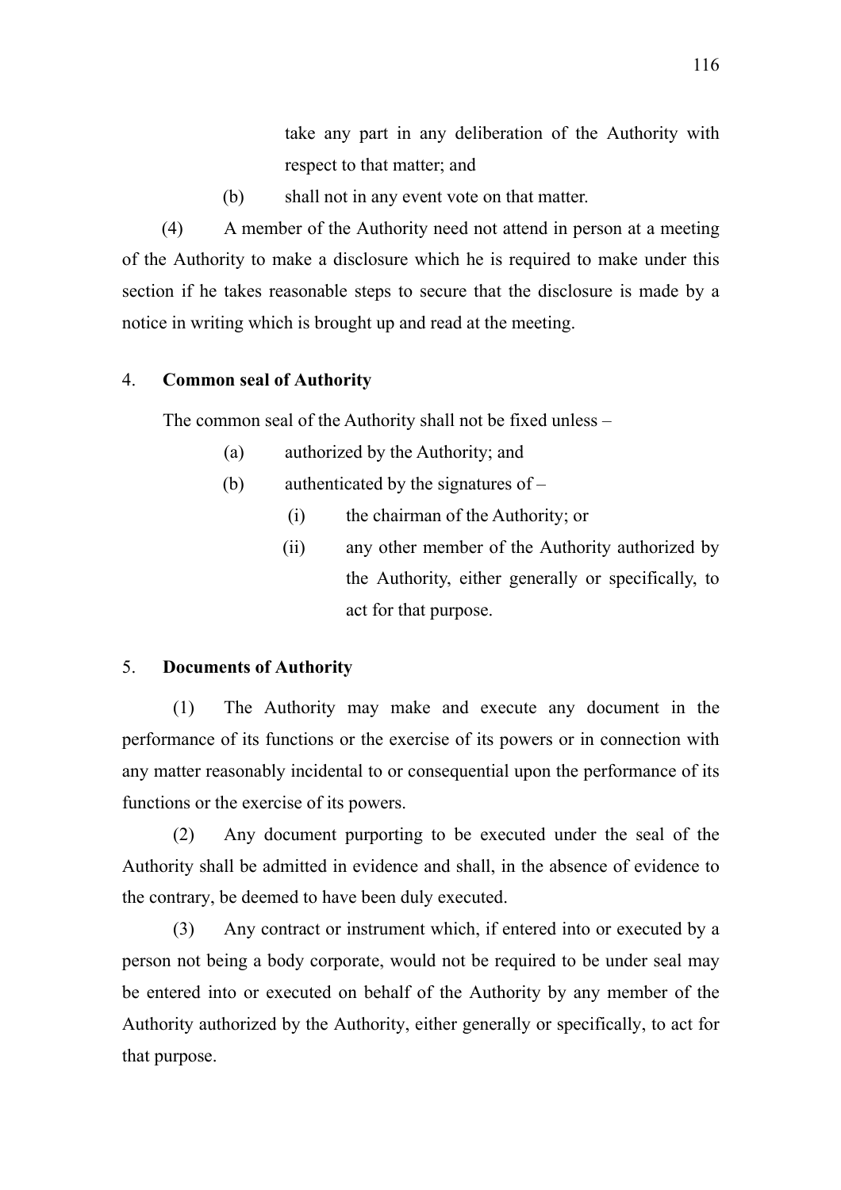take any part in any deliberation of the Authority with respect to that matter; and

(b) shall not in any event vote on that matter.

(4) A member of the Authority need not attend in person at a meeting of the Authority to make a disclosure which he is required to make under this section if he takes reasonable steps to secure that the disclosure is made by a notice in writing which is brought up and read at the meeting.

### 4. **Common seal of Authority**

The common seal of the Authority shall not be fixed unless –

(a) authorized by the Authority; and

(b) authenticated by the signatures of –

(i) the chairman of the Authority; or

(ii) any other member of the Authority authorized by the Authority, either generally or specifically, to act for that purpose.

### 5. **Documents of Authority**

(1) The Authority may make and execute any document in the performance of its functions or the exercise of its powers or in connection with any matter reasonably incidental to or consequential upon the performance of its functions or the exercise of its powers.

(2) Any document purporting to be executed under the seal of the Authority shall be admitted in evidence and shall, in the absence of evidence to the contrary, be deemed to have been duly executed.

(3) Any contract or instrument which, if entered into or executed by a person not being a body corporate, would not be required to be under seal may be entered into or executed on behalf of the Authority by any member of the Authority authorized by the Authority, either generally or specifically, to act for that purpose.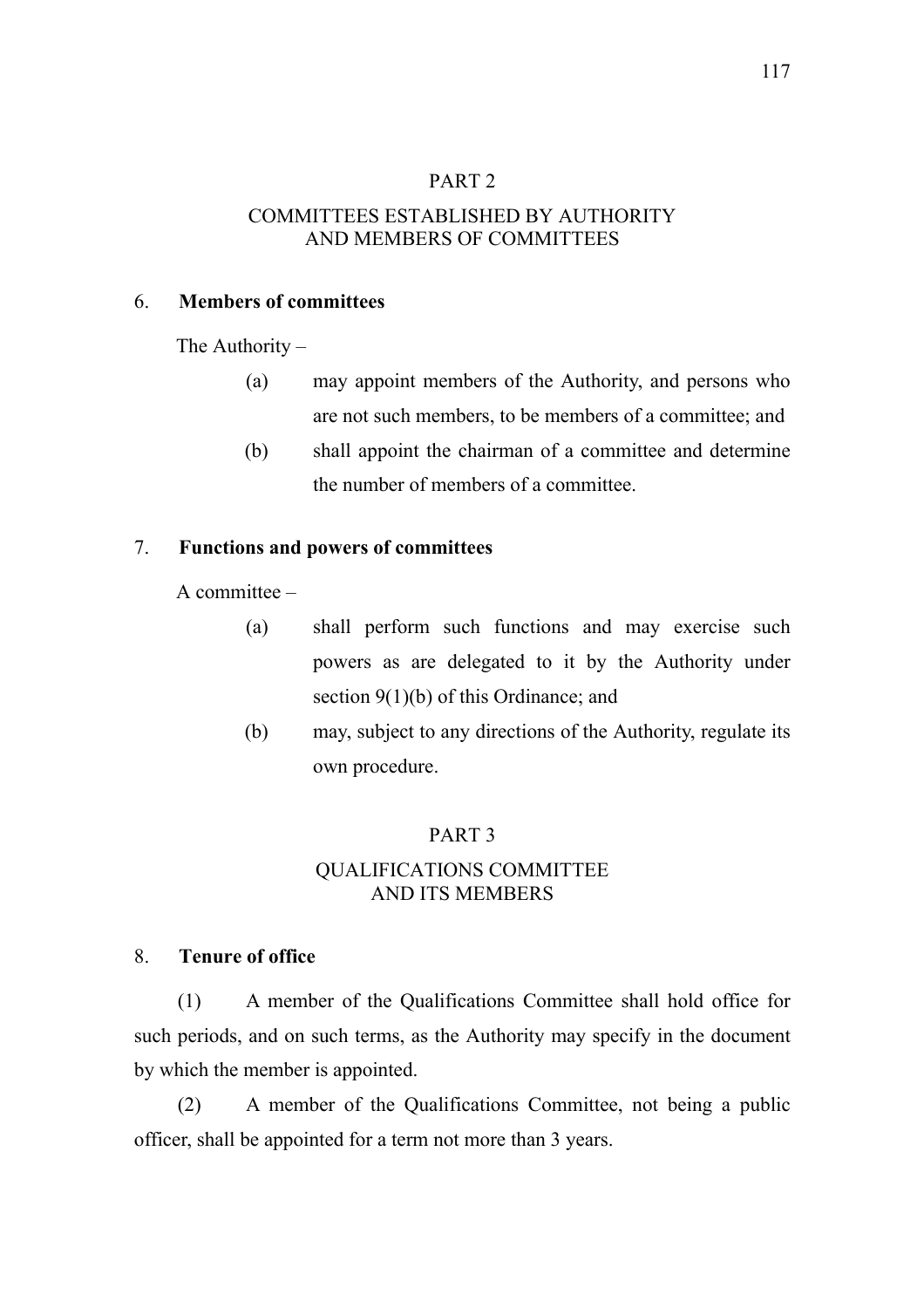## PART 2

## COMMITTEES ESTABLISHED BY AUTHORITY AND MEMBERS OF COMMITTEES

### 6. Members of committees

The Authority –

(a) may appoint members of the Authority, and persons who are not such members, to be members of a committee; and

(b) shall appoint the chairman of a committee and determine the number of members of a committee.

### 7. Functions and powers of committees

A committee –

(a) shall perform such functions and may exercise such powers as are delegated to it by the Authority under section 9(1)(b) of this Ordinance; and

(b) may, subject to any directions of the Authority, regulate its own procedure.

## PART 3

## QUALIFICATIONS COMMITTEE AND ITS MEMBERS

### 8. Tenure of office

(1) A member of the Qualifications Committee shall hold office for such periods, and on such terms, as the Authority may specify in the document by which the member is appointed.

(2) A member of the Qualifications Committee, not being a public officer, shall be appointed for a term not more than 3 years.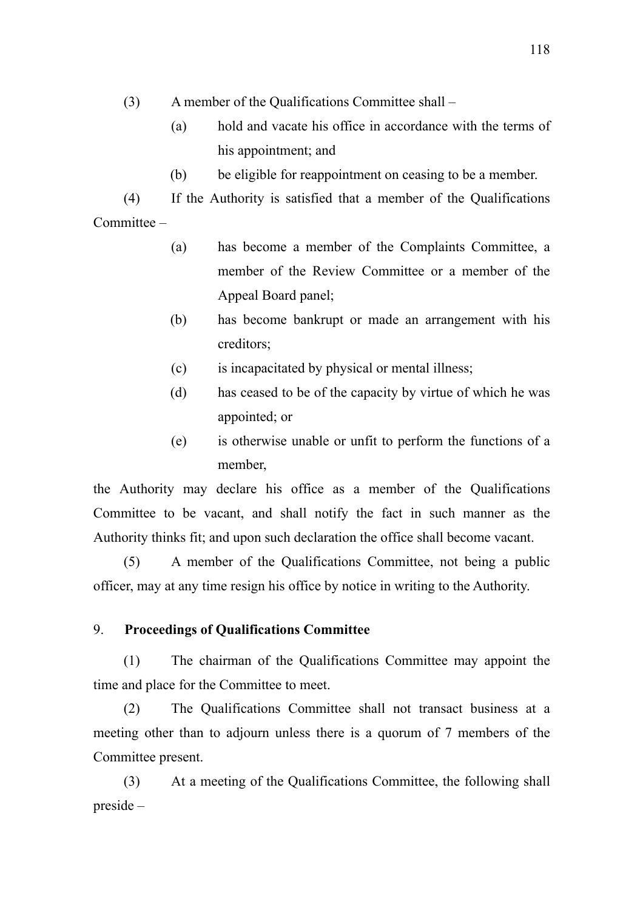(3) A member of the Qualifications Committee shall –

(a) hold and vacate his office in accordance with the terms of his appointment; and

(b) be eligible for reappointment on ceasing to be a member.

(4) If the Authority is satisfied that a member of the Qualifications Committee –

(a) has become a member of the Complaints Committee, a member of the Review Committee or a member of the Appeal Board panel;

(b) has become bankrupt or made an arrangement with his creditors;

(c) is incapacitated by physical or mental illness;

(d) has ceased to be of the capacity by virtue of which he was appointed; or

(e) is otherwise unable or unfit to perform the functions of a member,

the Authority may declare his office as a member of the Qualifications Committee to be vacant, and shall notify the fact in such manner as the Authority thinks fit; and upon such declaration the office shall become vacant.

(5) A member of the Qualifications Committee, not being a public officer, may at any time resign his office by notice in writing to the Authority.

9. **Proceedings of Qualifications Committee**

(1) The chairman of the Qualifications Committee may appoint the time and place for the Committee to meet.

(2) The Qualifications Committee shall not transact business at a meeting other than to adjourn unless there is a quorum of 7 members of the Committee present.

(3) At a meeting of the Qualifications Committee, the following shall preside –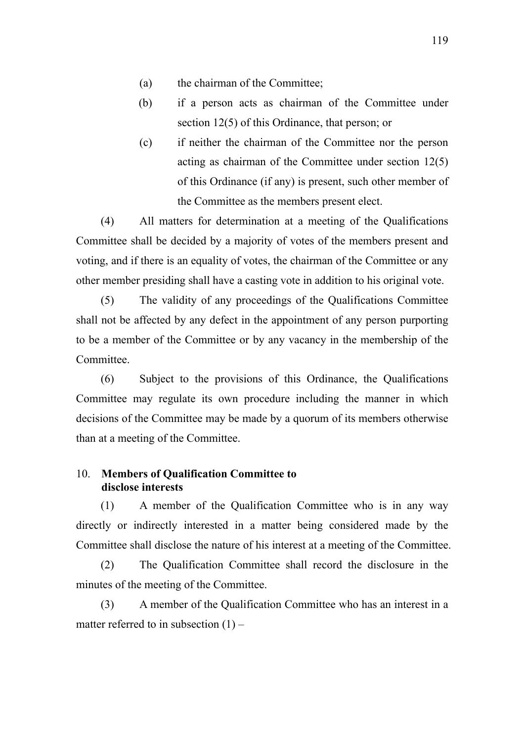(a) the chairman of the Committee;

(b) if a person acts as chairman of the Committee under section 12(5) of this Ordinance, that person; or

(c) if neither the chairman of the Committee nor the person acting as chairman of the Committee under section 12(5) of this Ordinance (if any) is present, such other member of the Committee as the members present elect.

(4) All matters for determination at a meeting of the Qualifications Committee shall be decided by a majority of votes of the members present and voting, and if there is an equality of votes, the chairman of the Committee or any other member presiding shall have a casting vote in addition to his original vote.

(5) The validity of any proceedings of the Qualifications Committee shall not be affected by any defect in the appointment of any person purporting to be a member of the Committee or by any vacancy in the membership of the Committee.

(6) Subject to the provisions of this Ordinance, the Qualifications Committee may regulate its own procedure including the manner in which decisions of the Committee may be made by a quorum of its members otherwise than at a meeting of the Committee.

10. **Members of Qualification Committee to disclose interests**

(1) A member of the Qualification Committee who is in any way directly or indirectly interested in a matter being considered made by the Committee shall disclose the nature of his interest at a meeting of the Committee.

(2) The Qualification Committee shall record the disclosure in the minutes of the meeting of the Committee.

(3) A member of the Qualification Committee who has an interest in a matter referred to in subsection (1) –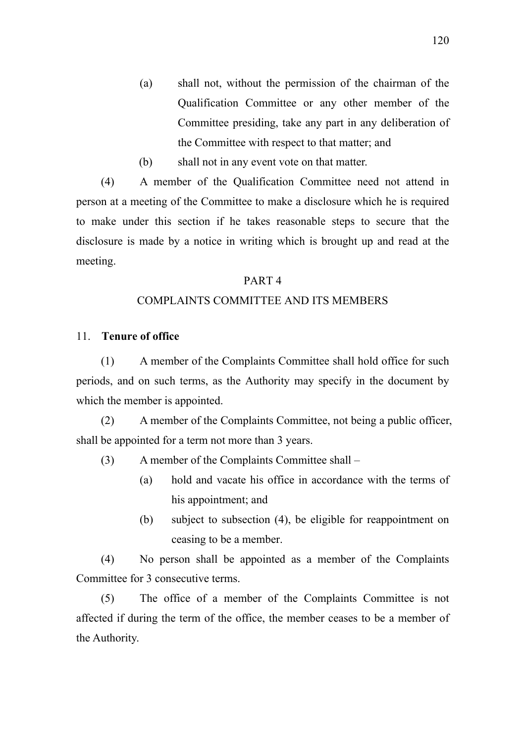(a) shall not, without the permission of the chairman of the Qualification Committee or any other member of the Committee presiding, take any part in any deliberation of the Committee with respect to that matter; and

(b) shall not in any event vote on that matter.

(4) A member of the Qualification Committee need not attend in person at a meeting of the Committee to make a disclosure which he is required to make under this section if he takes reasonable steps to secure that the disclosure is made by a notice in writing which is brought up and read at the meeting.

## PART 4

## COMPLAINTS COMMITTEE AND ITS MEMBERS

### 11. **Tenure of office**

(1) A member of the Complaints Committee shall hold office for such periods, and on such terms, as the Authority may specify in the document by which the member is appointed.

(2) A member of the Complaints Committee, not being a public officer, shall be appointed for a term not more than 3 years.

(3) A member of the Complaints Committee shall –

(a) hold and vacate his office in accordance with the terms of his appointment; and

(b) subject to subsection (4), be eligible for reappointment on ceasing to be a member.

(4) No person shall be appointed as a member of the Complaints Committee for 3 consecutive terms.

(5) The office of a member of the Complaints Committee is not affected if during the term of the office, the member ceases to be a member of the Authority.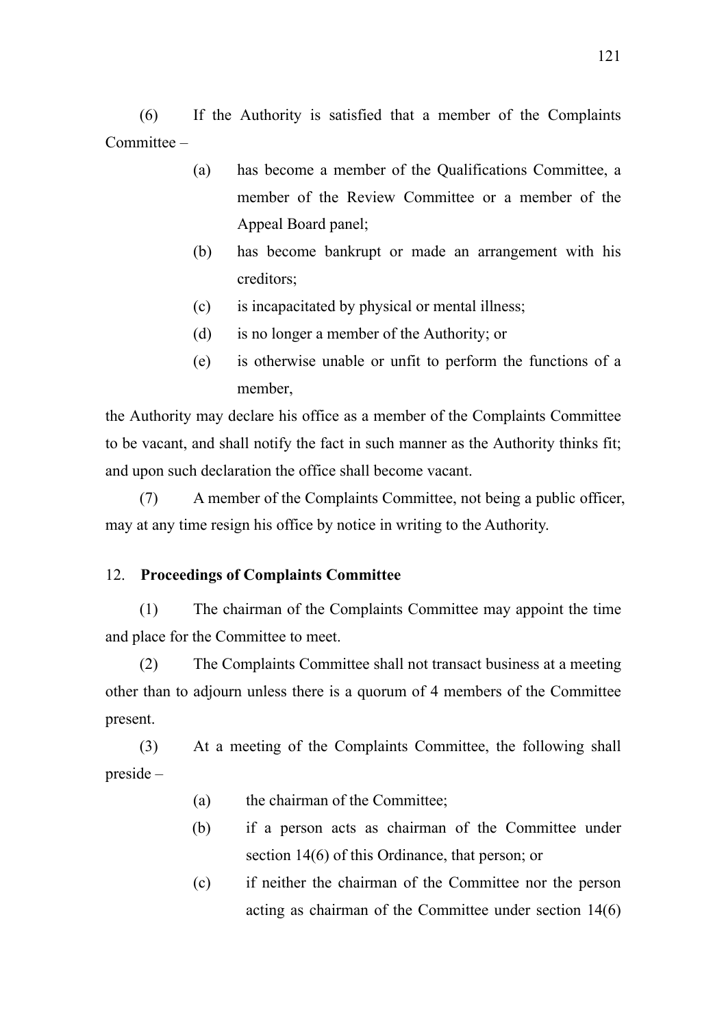(6) If the Authority is satisfied that a member of the Complaints Committee –

(a) has become a member of the Qualifications Committee, a member of the Review Committee or a member of the Appeal Board panel;

(b) has become bankrupt or made an arrangement with his creditors;

(c) is incapacitated by physical or mental illness;

(d) is no longer a member of the Authority; or

(e) is otherwise unable or unfit to perform the functions of a member,

the Authority may declare his office as a member of the Complaints Committee to be vacant, and shall notify the fact in such manner as the Authority thinks fit; and upon such declaration the office shall become vacant.

(7) A member of the Complaints Committee, not being a public officer, may at any time resign his office by notice in writing to the Authority.

12. **Proceedings of Complaints Committee**

(1) The chairman of the Complaints Committee may appoint the time and place for the Committee to meet.

(2) The Complaints Committee shall not transact business at a meeting other than to adjourn unless there is a quorum of 4 members of the Committee present.

(3) At a meeting of the Complaints Committee, the following shall preside –

(a) the chairman of the Committee;

(b) if a person acts as chairman of the Committee under section 14(6) of this Ordinance, that person; or

(c) if neither the chairman of the Committee nor the person acting as chairman of the Committee under section 14(6)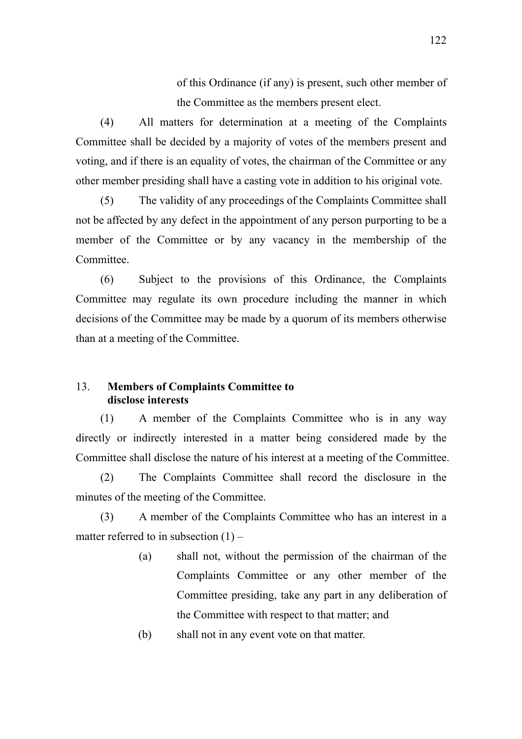of this Ordinance (if any) is present, such other member of the Committee as the members present elect.

(4) All matters for determination at a meeting of the Complaints Committee shall be decided by a majority of votes of the members present and voting, and if there is an equality of votes, the chairman of the Committee or any other member presiding shall have a casting vote in addition to his original vote.

(5) The validity of any proceedings of the Complaints Committee shall not be affected by any defect in the appointment of any person purporting to be a member of the Committee or by any vacancy in the membership of the Committee.

(6) Subject to the provisions of this Ordinance, the Complaints Committee may regulate its own procedure including the manner in which decisions of the Committee may be made by a quorum of its members otherwise than at a meeting of the Committee.

## 13. **Members of Complaints Committee to disclose interests**

(1) A member of the Complaints Committee who is in any way directly or indirectly interested in a matter being considered made by the Committee shall disclose the nature of his interest at a meeting of the Committee.

(2) The Complaints Committee shall record the disclosure in the minutes of the meeting of the Committee.

(3) A member of the Complaints Committee who has an interest in a matter referred to in subsection (1) –

(a) shall not, without the permission of the chairman of the Complaints Committee or any other member of the Committee presiding, take any part in any deliberation of the Committee with respect to that matter; and

(b) shall not in any event vote on that matter.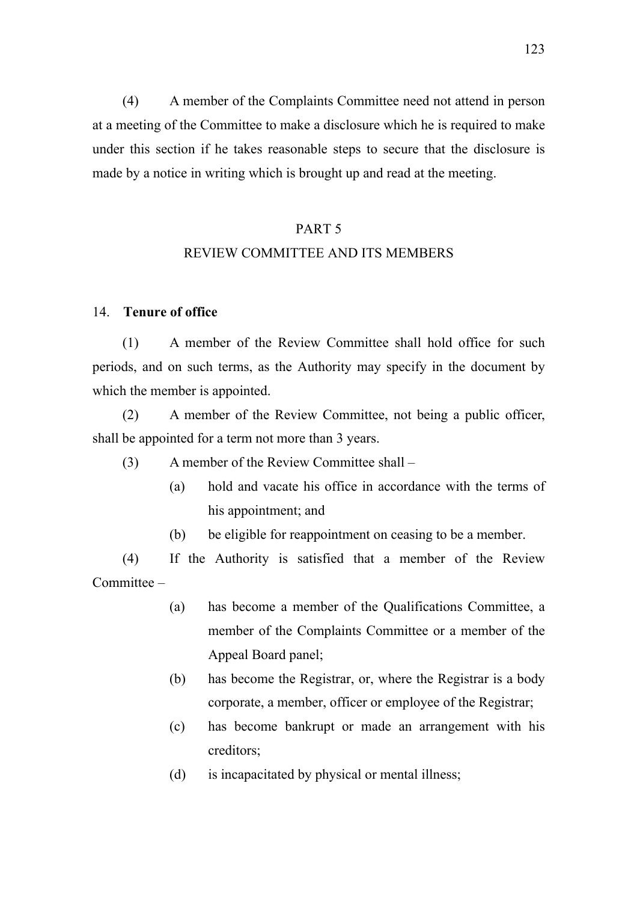(4) A member of the Complaints Committee need not attend in person at a meeting of the Committee to make a disclosure which he is required to make under this section if he takes reasonable steps to secure that the disclosure is made by a notice in writing which is brought up and read at the meeting.

## PART 5

## REVIEW COMMITTEE AND ITS MEMBERS

### 14. **Tenure of office**

(1) A member of the Review Committee shall hold office for such periods, and on such terms, as the Authority may specify in the document by which the member is appointed.

(2) A member of the Review Committee, not being a public officer, shall be appointed for a term not more than 3 years.

(3) A member of the Review Committee shall –

- (a) hold and vacate his office in accordance with the terms of his appointment; and
- (b) be eligible for reappointment on ceasing to be a member.

(4) If the Authority is satisfied that a member of the Review Committee –

- (a) has become a member of the Qualifications Committee, a member of the Complaints Committee or a member of the Appeal Board panel;
- (b) has become the Registrar, or, where the Registrar is a body corporate, a member, officer or employee of the Registrar;
- (c) has become bankrupt or made an arrangement with his creditors;
- (d) is incapacitated by physical or mental illness;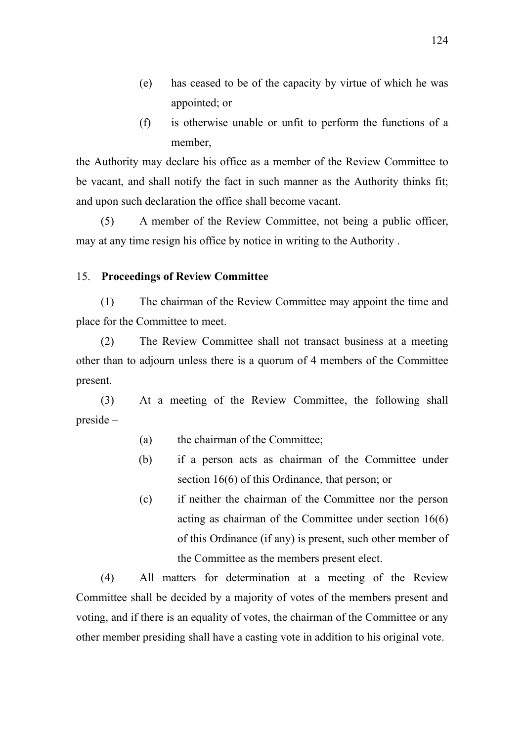(e) has ceased to be of the capacity by virtue of which he was appointed; or

(f) is otherwise unable or unfit to perform the functions of a member,

the Authority may declare his office as a member of the Review Committee to be vacant, and shall notify the fact in such manner as the Authority thinks fit; and upon such declaration the office shall become vacant.

(5) A member of the Review Committee, not being a public officer, may at any time resign his office by notice in writing to the Authority .

15. **Proceedings of Review Committee**

(1) The chairman of the Review Committee may appoint the time and place for the Committee to meet.

(2) The Review Committee shall not transact business at a meeting other than to adjourn unless there is a quorum of 4 members of the Committee present.

(3) At a meeting of the Review Committee, the following shall preside –

(a) the chairman of the Committee;

(b) if a person acts as chairman of the Committee under section 16(6) of this Ordinance, that person; or

(c) if neither the chairman of the Committee nor the person acting as chairman of the Committee under section 16(6) of this Ordinance (if any) is present, such other member of the Committee as the members present elect.

(4) All matters for determination at a meeting of the Review Committee shall be decided by a majority of votes of the members present and voting, and if there is an equality of votes, the chairman of the Committee or any other member presiding shall have a casting vote in addition to his original vote.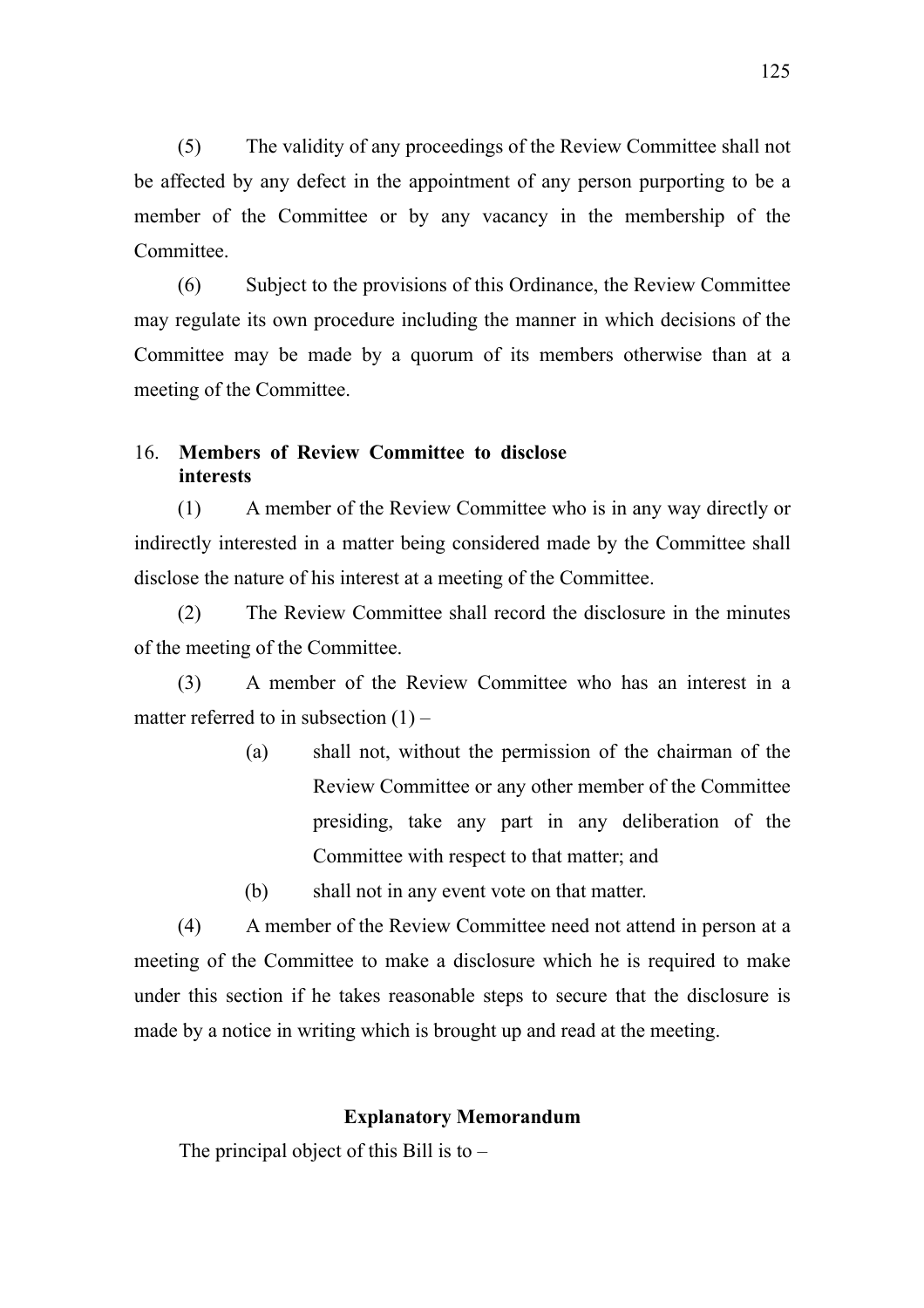(5) The validity of any proceedings of the Review Committee shall not be affected by any defect in the appointment of any person purporting to be a member of the Committee or by any vacancy in the membership of the Committee.

(6) Subject to the provisions of this Ordinance, the Review Committee may regulate its own procedure including the manner in which decisions of the Committee may be made by a quorum of its members otherwise than at a meeting of the Committee.

### 16. Members of Review Committee to disclose interests

(1) A member of the Review Committee who is in any way directly or indirectly interested in a matter being considered made by the Committee shall disclose the nature of his interest at a meeting of the Committee.

(2) The Review Committee shall record the disclosure in the minutes of the meeting of the Committee.

(3) A member of the Review Committee who has an interest in a matter referred to in subsection (1) –

- (a) shall not, without the permission of the chairman of the Review Committee or any other member of the Committee presiding, take any part in any deliberation of the Committee with respect to that matter; and
- (b) shall not in any event vote on that matter.

(4) A member of the Review Committee need not attend in person at a meeting of the Committee to make a disclosure which he is required to make under this section if he takes reasonable steps to secure that the disclosure is made by a notice in writing which is brought up and read at the meeting.

## Explanatory Memorandum

The principal object of this Bill is to –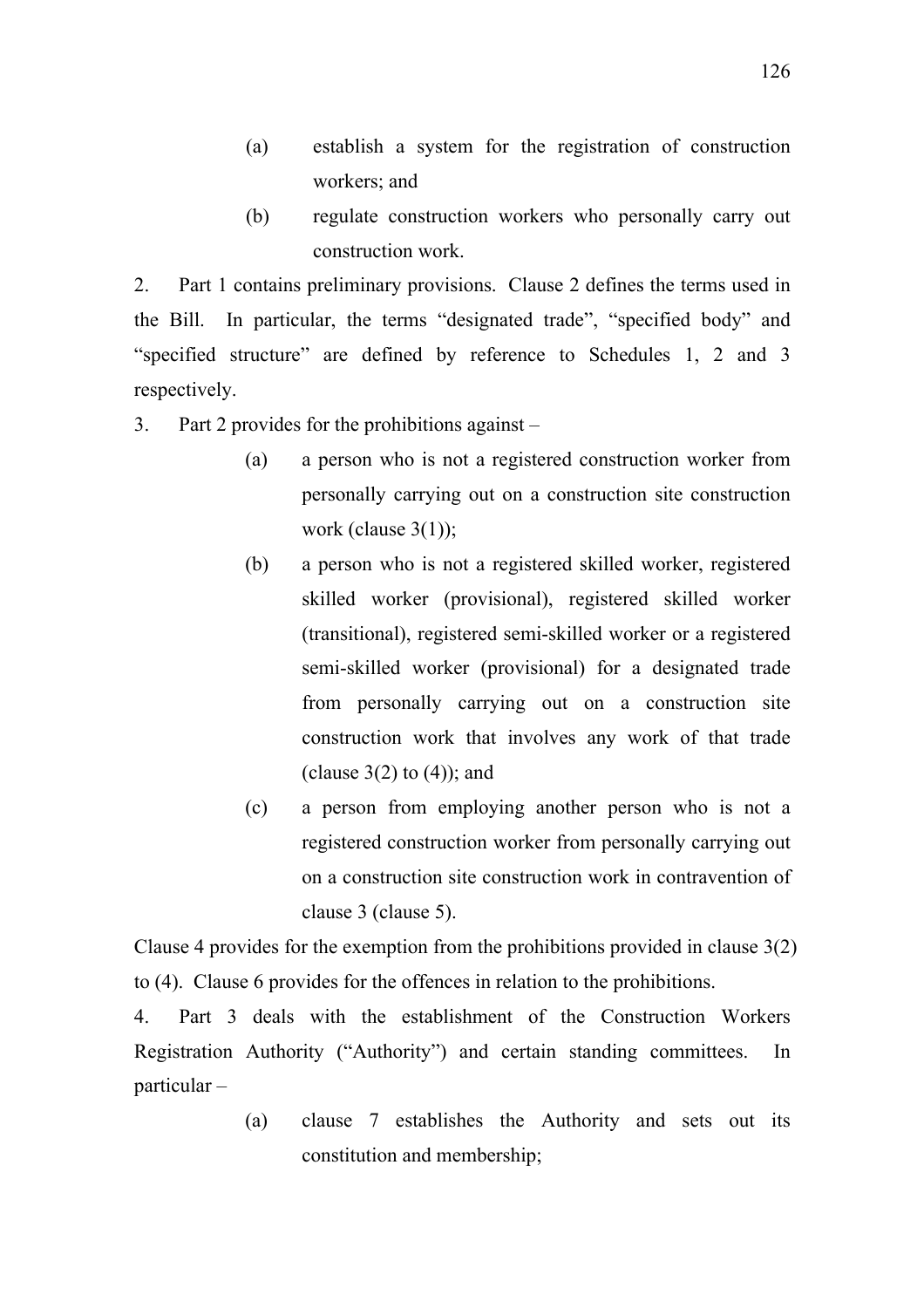(a) establish a system for the registration of construction workers; and

(b) regulate construction workers who personally carry out construction work.

2. Part 1 contains preliminary provisions. Clause 2 defines the terms used in the Bill. In particular, the terms "designated trade", "specified body" and "specified structure" are defined by reference to Schedules 1, 2 and 3 respectively.

3. Part 2 provides for the prohibitions against –

(a) a person who is not a registered construction worker from personally carrying out on a construction site construction work (clause 3(1));

(b) a person who is not a registered skilled worker, registered skilled worker (provisional), registered skilled worker (transitional), registered semi-skilled worker or a registered semi-skilled worker (provisional) for a designated trade from personally carrying out on a construction site construction work that involves any work of that trade (clause 3(2) to (4)); and

(c) a person from employing another person who is not a registered construction worker from personally carrying out on a construction site construction work in contravention of clause 3 (clause 5).

Clause 4 provides for the exemption from the prohibitions provided in clause 3(2) to (4). Clause 6 provides for the offences in relation to the prohibitions.

4. Part 3 deals with the establishment of the Construction Workers Registration Authority ("Authority") and certain standing committees. In particular –

(a) clause 7 establishes the Authority and sets out its constitution and membership;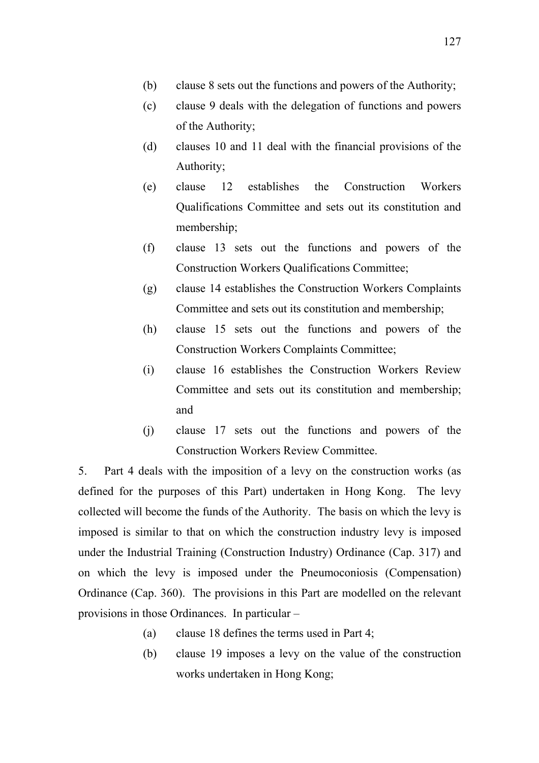(b) clause 8 sets out the functions and powers of the Authority;

(c) clause 9 deals with the delegation of functions and powers of the Authority;

(d) clauses 10 and 11 deal with the financial provisions of the Authority;

(e) clause 12 establishes the Construction Workers Qualifications Committee and sets out its constitution and membership;

(f) clause 13 sets out the functions and powers of the Construction Workers Qualifications Committee;

(g) clause 14 establishes the Construction Workers Complaints Committee and sets out its constitution and membership;

(h) clause 15 sets out the functions and powers of the Construction Workers Complaints Committee;

(i) clause 16 establishes the Construction Workers Review Committee and sets out its constitution and membership; and

(j) clause 17 sets out the functions and powers of the Construction Workers Review Committee.

5. Part 4 deals with the imposition of a levy on the construction works (as defined for the purposes of this Part) undertaken in Hong Kong. The levy collected will become the funds of the Authority. The basis on which the levy is imposed is similar to that on which the construction industry levy is imposed under the Industrial Training (Construction Industry) Ordinance (Cap. 317) and on which the levy is imposed under the Pneumoconiosis (Compensation) Ordinance (Cap. 360). The provisions in this Part are modelled on the relevant provisions in those Ordinances. In particular –

(a) clause 18 defines the terms used in Part 4;

(b) clause 19 imposes a levy on the value of the construction works undertaken in Hong Kong;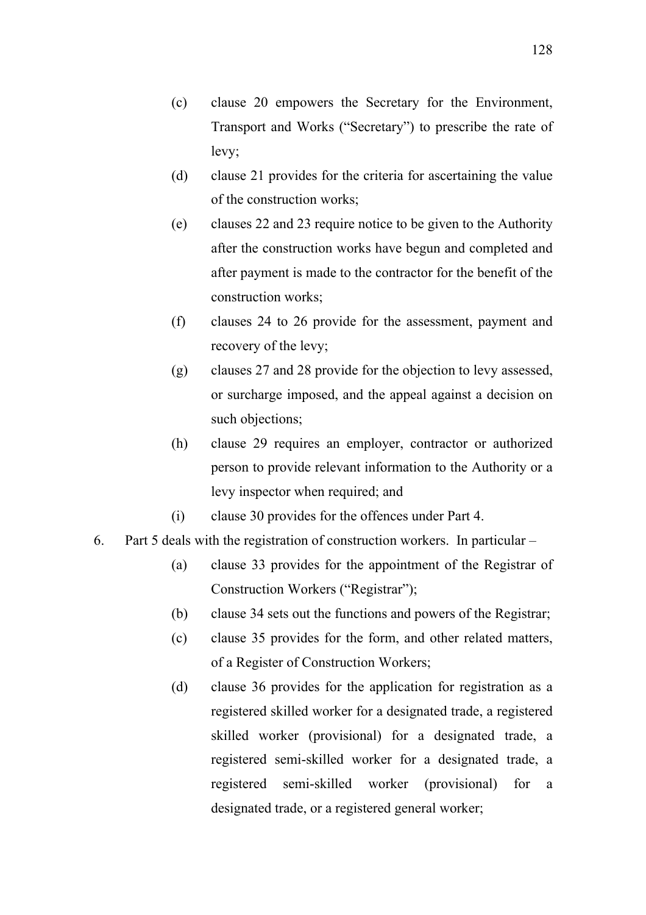(c) clause 20 empowers the Secretary for the Environment, Transport and Works ("Secretary") to prescribe the rate of levy;

(d) clause 21 provides for the criteria for ascertaining the value of the construction works;

(e) clauses 22 and 23 require notice to be given to the Authority after the construction works have begun and completed and after payment is made to the contractor for the benefit of the construction works;

(f) clauses 24 to 26 provide for the assessment, payment and recovery of the levy;

(g) clauses 27 and 28 provide for the objection to levy assessed, or surcharge imposed, and the appeal against a decision on such objections;

(h) clause 29 requires an employer, contractor or authorized person to provide relevant information to the Authority or a levy inspector when required; and

(i) clause 30 provides for the offences under Part 4.

6. Part 5 deals with the registration of construction workers. In particular –

(a) clause 33 provides for the appointment of the Registrar of Construction Workers ("Registrar");

(b) clause 34 sets out the functions and powers of the Registrar;

(c) clause 35 provides for the form, and other related matters, of a Register of Construction Workers;

(d) clause 36 provides for the application for registration as a registered skilled worker for a designated trade, a registered skilled worker (provisional) for a designated trade, a registered semi-skilled worker for a designated trade, a registered semi-skilled worker (provisional) for a designated trade, or a registered general worker;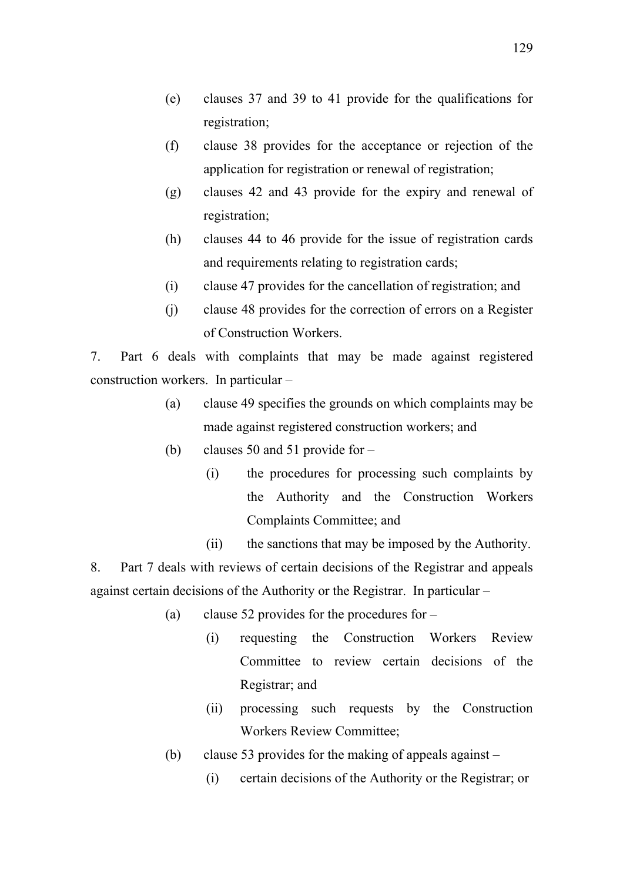(e) clauses 37 and 39 to 41 provide for the qualifications for registration;

(f) clause 38 provides for the acceptance or rejection of the application for registration or renewal of registration;

(g) clauses 42 and 43 provide for the expiry and renewal of registration;

(h) clauses 44 to 46 provide for the issue of registration cards and requirements relating to registration cards;

(i) clause 47 provides for the cancellation of registration; and

(j) clause 48 provides for the correction of errors on a Register of Construction Workers.

7. Part 6 deals with complaints that may be made against registered construction workers. In particular –

(a) clause 49 specifies the grounds on which complaints may be made against registered construction workers; and

(b) clauses 50 and 51 provide for –

  (i) the procedures for processing such complaints by the Authority and the Construction Workers Complaints Committee; and

  (ii) the sanctions that may be imposed by the Authority.

8. Part 7 deals with reviews of certain decisions of the Registrar and appeals against certain decisions of the Authority or the Registrar. In particular –

(a) clause 52 provides for the procedures for –

  (i) requesting the Construction Workers Review Committee to review certain decisions of the Registrar; and

  (ii) processing such requests by the Construction Workers Review Committee;

(b) clause 53 provides for the making of appeals against –

  (i) certain decisions of the Authority or the Registrar; or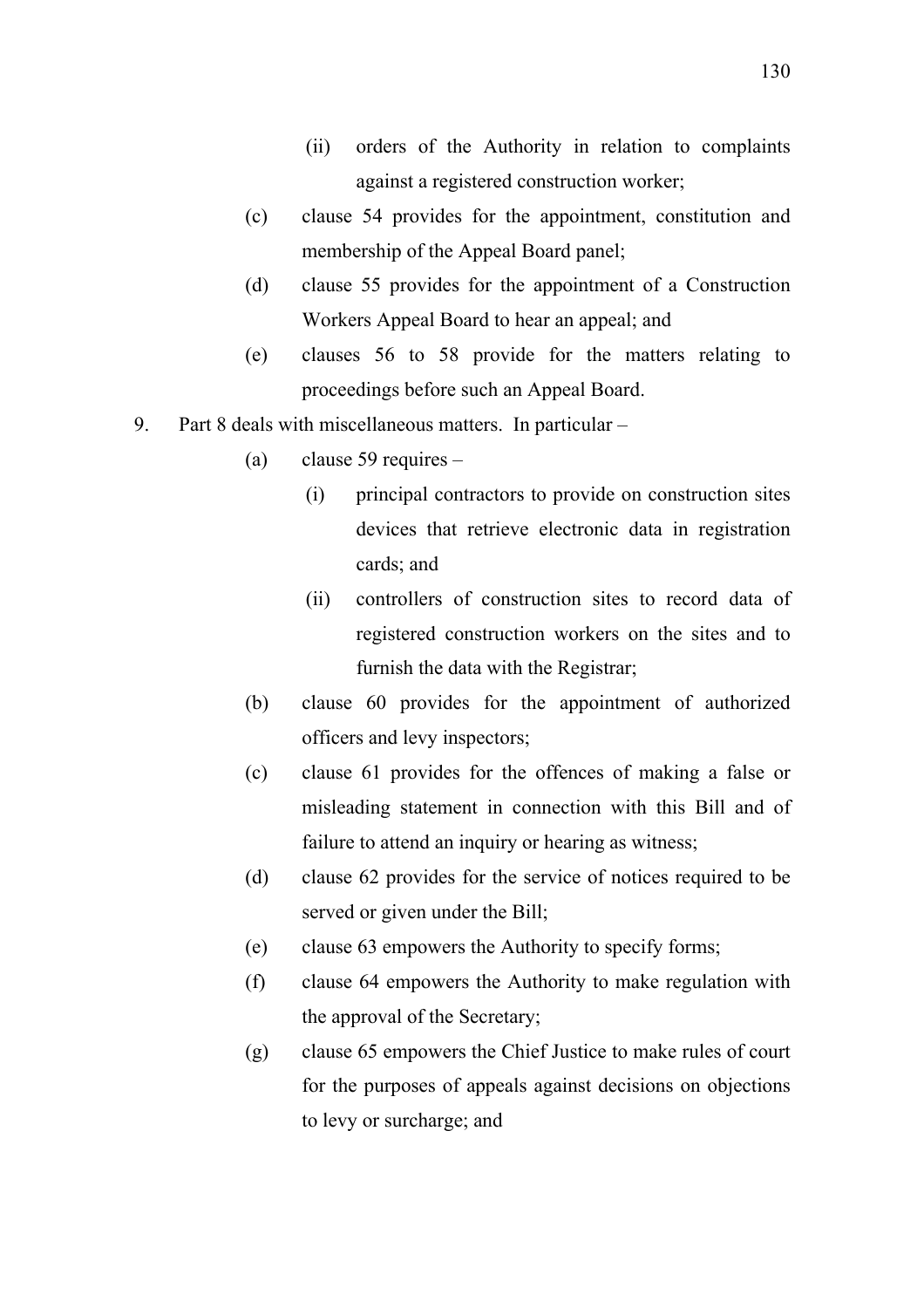- (ii) orders of the Authority in relation to complaints against a registered construction worker;
- (c) clause 54 provides for the appointment, constitution and membership of the Appeal Board panel;
- (d) clause 55 provides for the appointment of a Construction Workers Appeal Board to hear an appeal; and
- (e) clauses 56 to 58 provide for the matters relating to proceedings before such an Appeal Board.

9. Part 8 deals with miscellaneous matters. In particular –
   - (a) clause 59 requires –
     - (i) principal contractors to provide on construction sites devices that retrieve electronic data in registration cards; and
     - (ii) controllers of construction sites to record data of registered construction workers on the sites and to furnish the data with the Registrar;
   - (b) clause 60 provides for the appointment of authorized officers and levy inspectors;
   - (c) clause 61 provides for the offences of making a false or misleading statement in connection with this Bill and of failure to attend an inquiry or hearing as witness;
   - (d) clause 62 provides for the service of notices required to be served or given under the Bill;
   - (e) clause 63 empowers the Authority to specify forms;
   - (f) clause 64 empowers the Authority to make regulation with the approval of the Secretary;
   - (g) clause 65 empowers the Chief Justice to make rules of court for the purposes of appeals against decisions on objections to levy or surcharge; and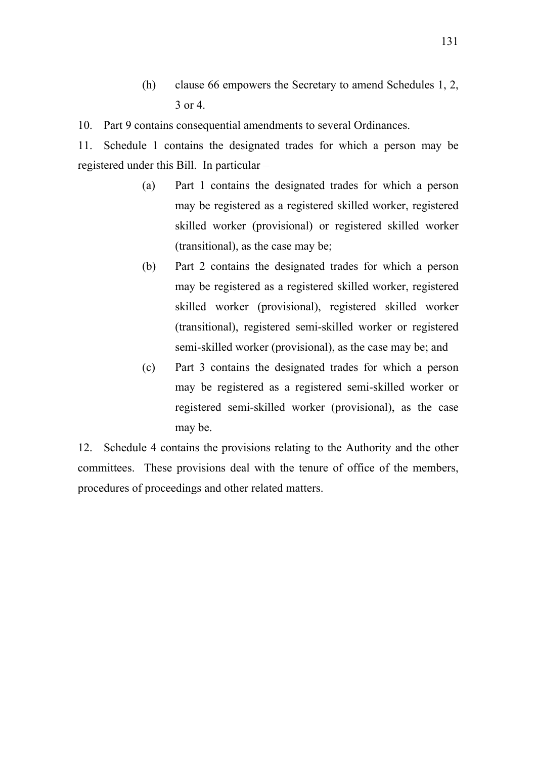(h) clause 66 empowers the Secretary to amend Schedules 1, 2, 3 or 4.

10. Part 9 contains consequential amendments to several Ordinances.

11. Schedule 1 contains the designated trades for which a person may be registered under this Bill. In particular –

(a) Part 1 contains the designated trades for which a person may be registered as a registered skilled worker, registered skilled worker (provisional) or registered skilled worker (transitional), as the case may be;

(b) Part 2 contains the designated trades for which a person may be registered as a registered skilled worker, registered skilled worker (provisional), registered skilled worker (transitional), registered semi-skilled worker or registered semi-skilled worker (provisional), as the case may be; and

(c) Part 3 contains the designated trades for which a person may be registered as a registered semi-skilled worker or registered semi-skilled worker (provisional), as the case may be.

12. Schedule 4 contains the provisions relating to the Authority and the other committees. These provisions deal with the tenure of office of the members, procedures of proceedings and other related matters.